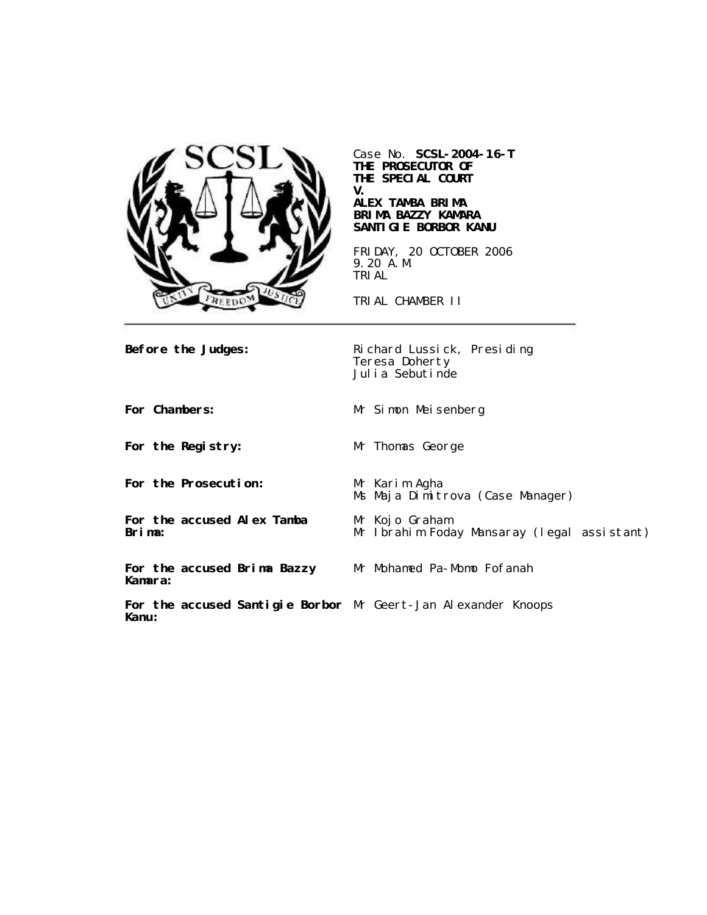Case No. **SCSL-2004-16-T**
**THE PROSECUTOR OF THE SPECIAL COURT**
**V.**
**ALEX TAMBA BRIMA**
**BRIMA BAZZY KAMARA**
**SANTIGIE BORBOR KANU**

FRIDAY, 20 OCTOBER 2006
9.20 A.M.
TRIAL

TRIAL CHAMBER II

| | |
|---|---|
| **Before the Judges:** | Richard Lussick, Presiding<br>Teresa Doherty<br>Julia Sebutinde |
| **For Chambers:** | Mr Simon Meisenberg |
| **For the Registry:** | Mr Thomas George |
| **For the Prosecution:** | Mr Karim Agha<br>Ms Maja Dimitrova (Case Manager) |
| **For the accused Alex Tamba Brima:** | Mr Kojo Graham<br>Mr Ibrahim Foday Mansaray (legal assistant) |
| **For the accused Brima Bazzy Kamara:** | Mr Mohamed Pa-Momo Fofanah |
| **For the accused Santigie Borbor Kanu:** | Mr Geert-Jan Alexander Knoops |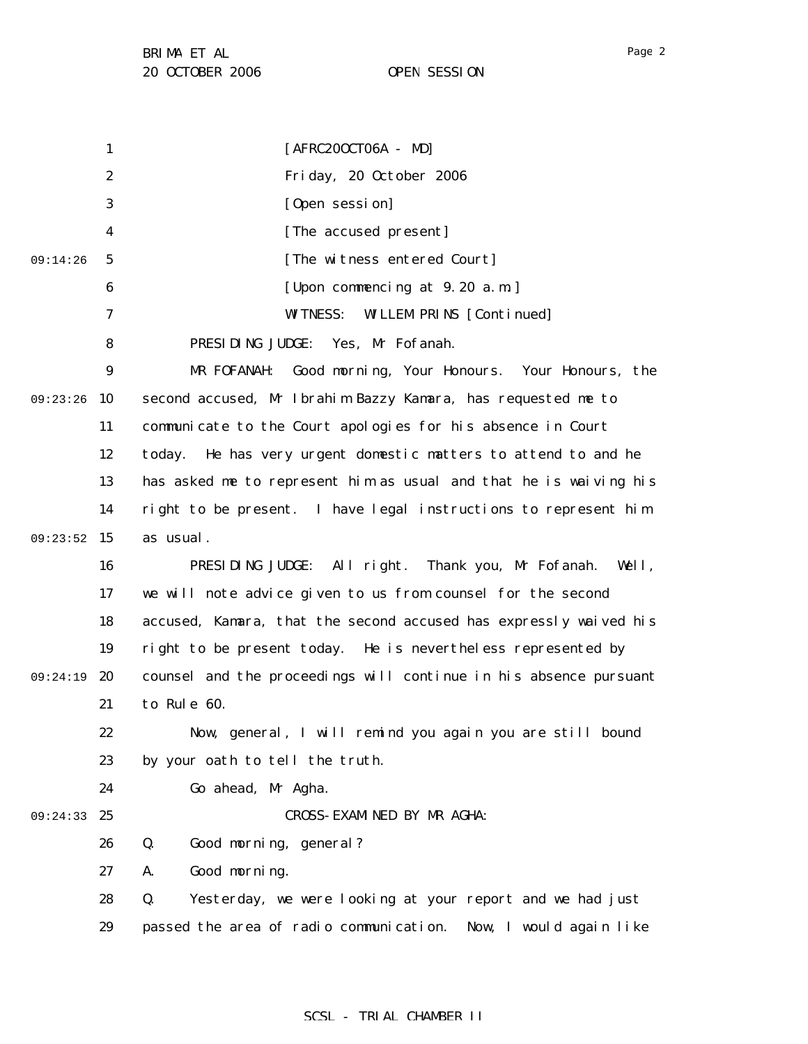[AFRC20OCT06A - MD]

Friday, 20 October 2006

[Open session]

[The accused present]

[The witness entered Court]

[Upon commencing at 9.20 a.m.]

WITNESS: WILLEM PRINS [Continued]

PRESIDING JUDGE: Yes, Mr Fofanah.

MR FOFANAH: Good morning, Your Honours. Your Honours, the second accused, Mr Ibrahim Bazzy Kamara, has requested me to communicate to the Court apologies for his absence in Court today. He has very urgent domestic matters to attend to and he has asked me to represent him as usual and that he is waiving his right to be present. I have legal instructions to represent him as usual.

PRESIDING JUDGE: All right. Thank you, Mr Fofanah. Well, we will note advice given to us from counsel for the second accused, Kamara, that the second accused has expressly waived his right to be present today. He is nevertheless represented by counsel and the proceedings will continue in his absence pursuant to Rule 60.

Now, general, I will remind you again you are still bound by your oath to tell the truth.

Go ahead, Mr Agha.

CROSS-EXAMINED BY MR AGHA:

Q. Good morning, general?

A. Good morning.

Q. Yesterday, we were looking at your report and we had just passed the area of radio communication. Now, I would again like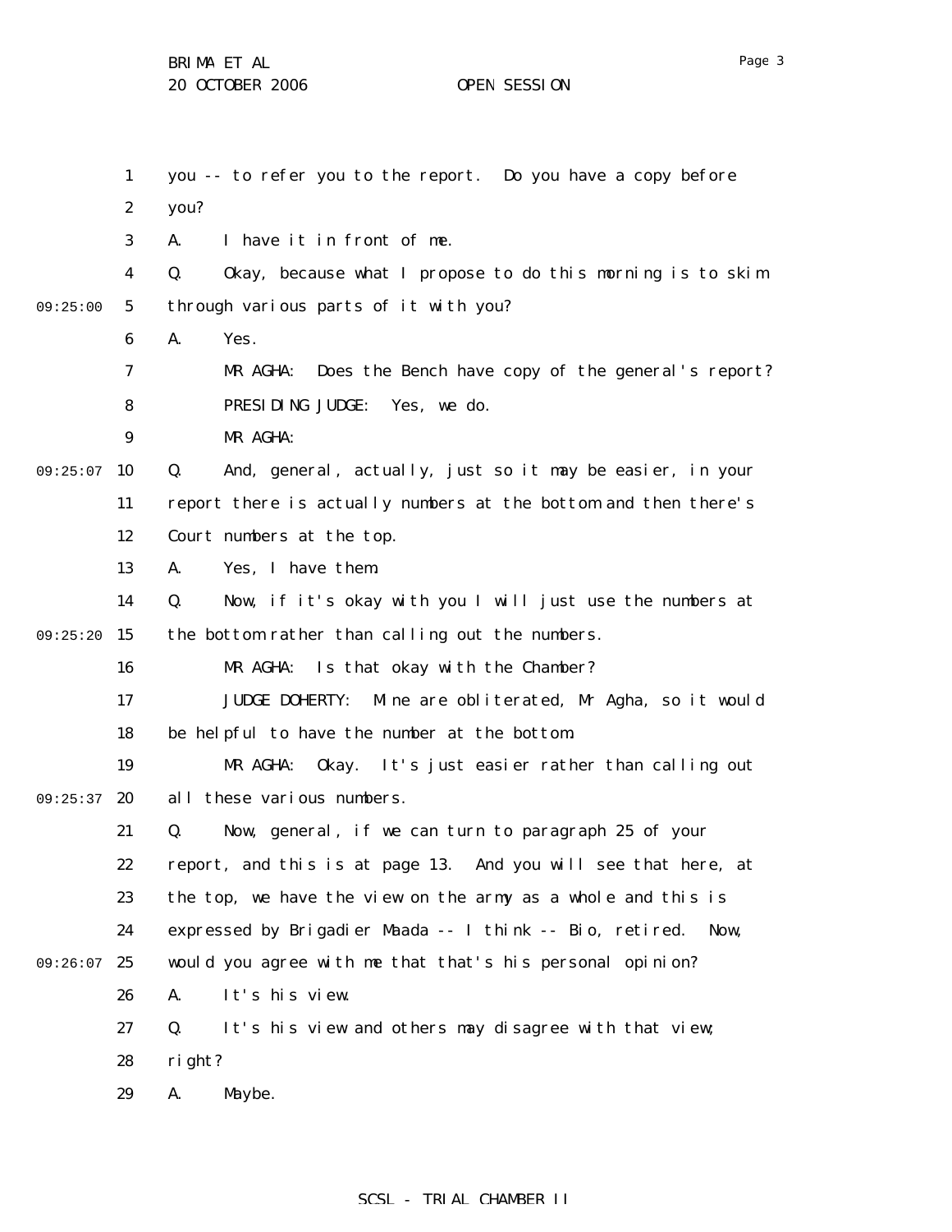you -- to refer you to the report. Do you have a copy before you?

A. I have it in front of me.

Q. Okay, because what I propose to do this morning is to skim through various parts of it with you?

A. Yes.

MR AGHA: Does the Bench have copy of the general's report?

PRESIDING JUDGE: Yes, we do.

MR AGHA:

Q. And, general, actually, just so it may be easier, in your report there is actually numbers at the bottom and then there's Court numbers at the top.

A. Yes, I have them.

Q. Now, if it's okay with you I will just use the numbers at the bottom rather than calling out the numbers.

MR AGHA: Is that okay with the Chamber?

JUDGE DOHERTY: Mine are obliterated, Mr Agha, so it would be helpful to have the number at the bottom.

MR AGHA: Okay. It's just easier rather than calling out all these various numbers.

Q. Now, general, if we can turn to paragraph 25 of your report, and this is at page 13. And you will see that here, at the top, we have the view on the army as a whole and this is expressed by Brigadier Maada -- I think -- Bio, retired. Now, would you agree with me that that's his personal opinion?

A. It's his view.

Q. It's his view and others may disagree with that view; right?

A. Maybe.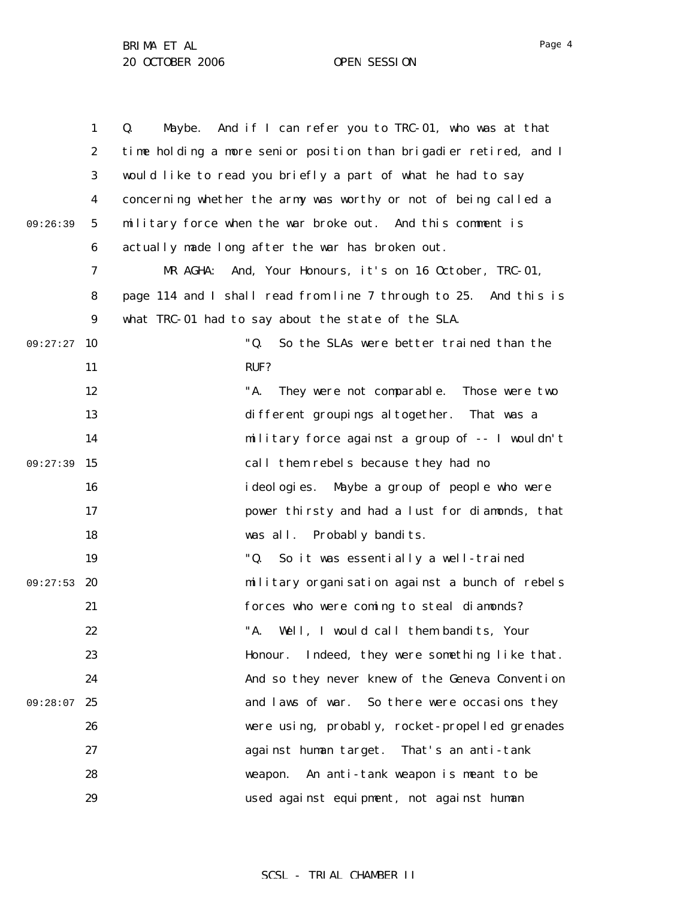Q. Maybe. And if I can refer you to TRC-01, who was at that time holding a more senior position than brigadier retired, and I would like to read you briefly a part of what he had to say concerning whether the army was worthy or not of being called a military force when the war broke out. And this comment is actually made long after the war has broken out.

MR AGHA: And, Your Honours, it's on 16 October, TRC-01, page 114 and I shall read from line 7 through to 25. And this is what TRC-01 had to say about the state of the SLA.

> "Q. So the SLAs were better trained than the RUF?
>
> "A. They were not comparable. Those were two different groupings altogether. That was a military force against a group of -- I wouldn't call them rebels because they had no ideologies. Maybe a group of people who were power thirsty and had a lust for diamonds, that was all. Probably bandits.
>
> "Q. So it was essentially a well-trained military organisation against a bunch of rebels forces who were coming to steal diamonds?
>
> "A. Well, I would call them bandits, Your Honour. Indeed, they were something like that. And so they never knew of the Geneva Convention and laws of war. So there were occasions they were using, probably, rocket-propelled grenades against human target. That's an anti-tank weapon. An anti-tank weapon is meant to be used against equipment, not against human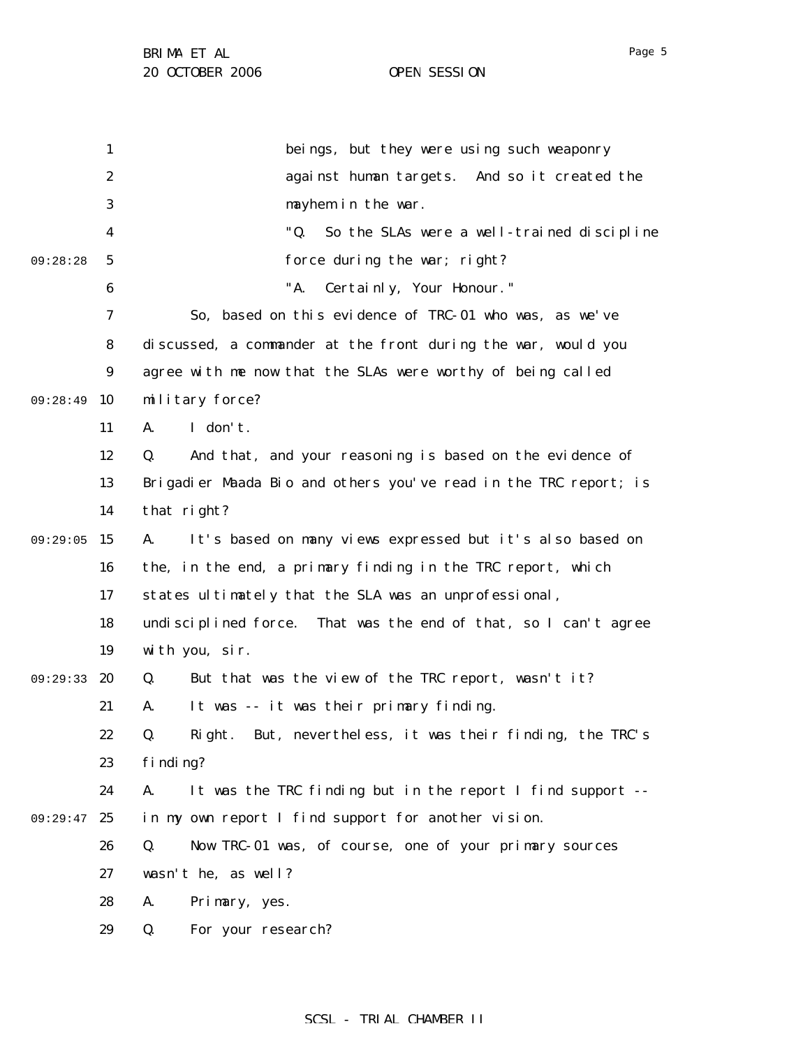beings, but they were using such weaponry against human targets. And so it created the mayhem in the war.

"Q. So the SLAs were a well-trained discipline force during the war; right?

"A. Certainly, Your Honour."

So, based on this evidence of TRC-01 who was, as we've discussed, a commander at the front during the war, would you agree with me now that the SLAs were worthy of being called military force?

A. I don't.

Q. And that, and your reasoning is based on the evidence of Brigadier Maada Bio and others you've read in the TRC report; is that right?

A. It's based on many views expressed but it's also based on the, in the end, a primary finding in the TRC report, which states ultimately that the SLA was an unprofessional, undisciplined force. That was the end of that, so I can't agree with you, sir.

Q. But that was the view of the TRC report, wasn't it?

A. It was -- it was their primary finding.

Q. Right. But, nevertheless, it was their finding, the TRC's finding?

A. It was the TRC finding but in the report I find support -- in my own report I find support for another vision.

Q. Now TRC-01 was, of course, one of your primary sources wasn't he, as well?

A. Primary, yes.

Q. For your research?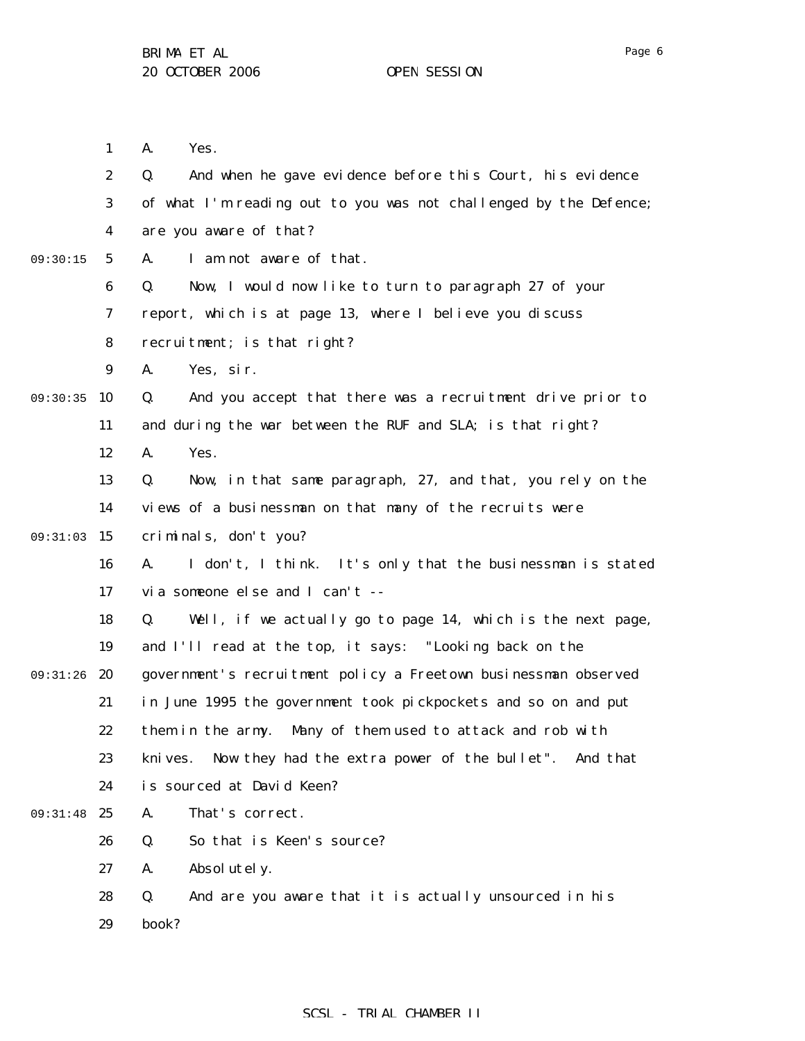A. Yes.

Q. And when he gave evidence before this Court, his evidence of what I'm reading out to you was not challenged by the Defence; are you aware of that?

A. I am not aware of that.

Q. Now, I would now like to turn to paragraph 27 of your report, which is at page 13, where I believe you discuss recruitment; is that right?

A. Yes, sir.

Q. And you accept that there was a recruitment drive prior to and during the war between the RUF and SLA; is that right?

A. Yes.

Q. Now, in that same paragraph, 27, and that, you rely on the views of a businessman on that many of the recruits were criminals, don't you?

A. I don't, I think. It's only that the businessman is stated via someone else and I can't --

Q. Well, if we actually go to page 14, which is the next page, and I'll read at the top, it says: "Looking back on the government's recruitment policy a Freetown businessman observed in June 1995 the government took pickpockets and so on and put them in the army. Many of them used to attack and rob with knives. Now they had the extra power of the bullet". And that is sourced at David Keen?

A. That's correct.

Q. So that is Keen's source?

A. Absolutely.

Q. And are you aware that it is actually unsourced in his book?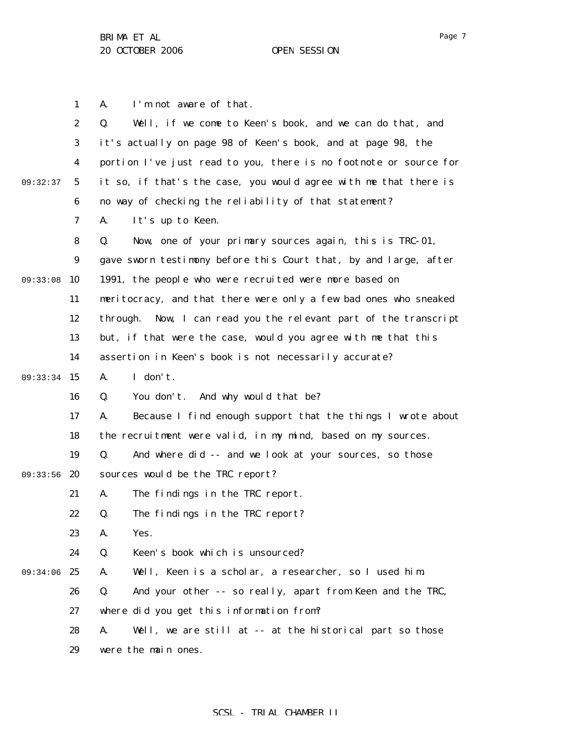A. I'm not aware of that.

Q. Well, if we come to Keen's book, and we can do that, and it's actually on page 98 of Keen's book, and at page 98, the portion I've just read to you, there is no footnote or source for it so, if that's the case, you would agree with me that there is no way of checking the reliability of that statement?

A. It's up to Keen.

Q. Now, one of your primary sources again, this is TRC-01, gave sworn testimony before this Court that, by and large, after 1991, the people who were recruited were more based on meritocracy, and that there were only a few bad ones who sneaked through. Now, I can read you the relevant part of the transcript but, if that were the case, would you agree with me that this assertion in Keen's book is not necessarily accurate?

A. I don't.

Q. You don't. And why would that be?

A. Because I find enough support that the things I wrote about the recruitment were valid, in my mind, based on my sources.

Q. And where did -- and we look at your sources, so those sources would be the TRC report?

A. The findings in the TRC report.

Q. The findings in the TRC report?

A. Yes.

Q. Keen's book which is unsourced?

A. Well, Keen is a scholar, a researcher, so I used him.

Q. And your other -- so really, apart from Keen and the TRC, where did you get this information from?

A. Well, we are still at -- at the historical part so those were the main ones.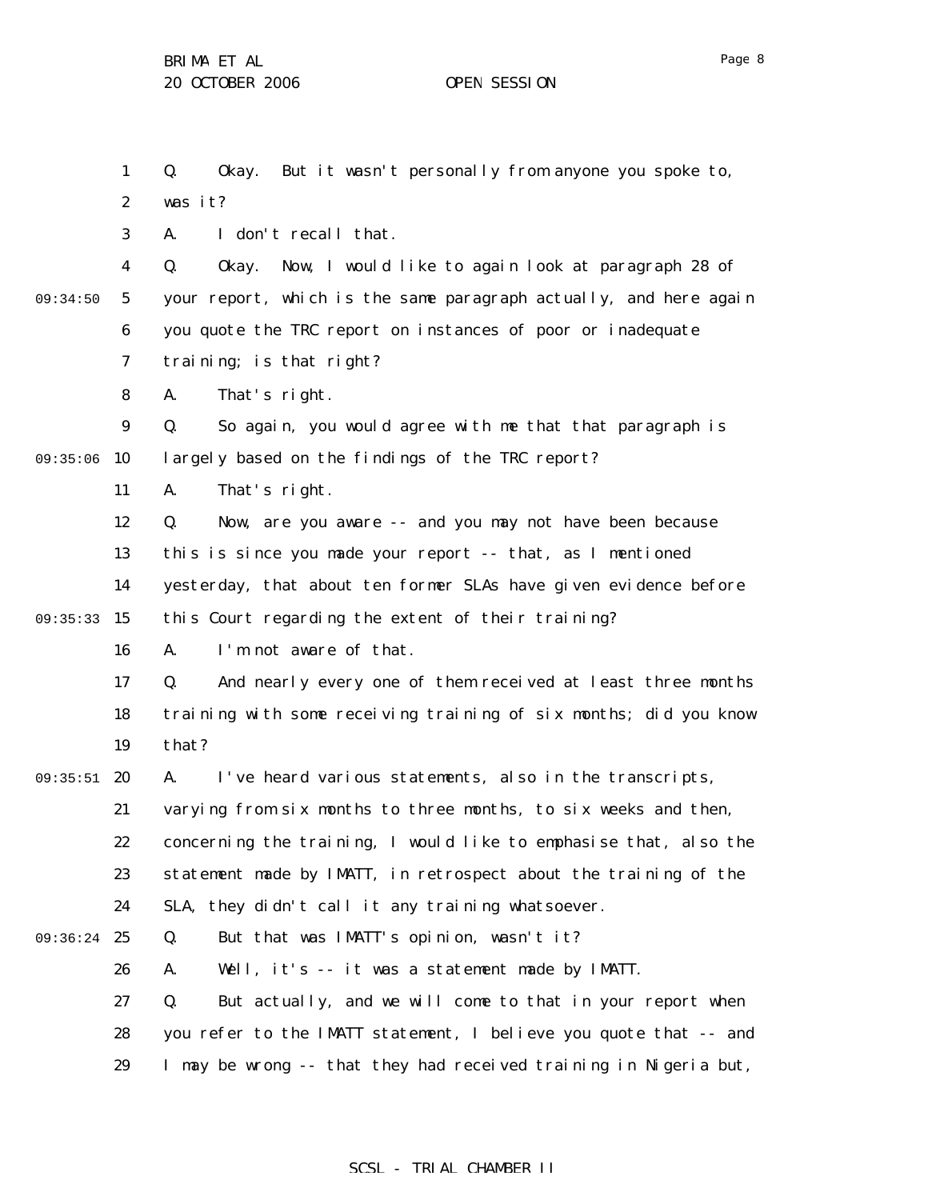1 Q. Okay. But it wasn't personally from anyone you spoke to,
2 was it?
3 A. I don't recall that.
4 Q. Okay. Now, I would like to again look at paragraph 28 of
09:34:50 5 your report, which is the same paragraph actually, and here again
6 you quote the TRC report on instances of poor or inadequate
7 training; is that right?
8 A. That's right.
9 Q. So again, you would agree with me that that paragraph is
09:35:06 10 largely based on the findings of the TRC report?
11 A. That's right.
12 Q. Now, are you aware -- and you may not have been because
13 this is since you made your report -- that, as I mentioned
14 yesterday, that about ten former SLAs have given evidence before
09:35:33 15 this Court regarding the extent of their training?
16 A. I'm not aware of that.
17 Q. And nearly every one of them received at least three months
18 training with some receiving training of six months; did you know
19 that?
09:35:51 20 A. I've heard various statements, also in the transcripts,
21 varying from six months to three months, to six weeks and then,
22 concerning the training, I would like to emphasise that, also the
23 statement made by IMATT, in retrospect about the training of the
24 SLA, they didn't call it any training whatsoever.
09:36:24 25 Q. But that was IMATT's opinion, wasn't it?
26 A. Well, it's -- it was a statement made by IMATT.
27 Q. But actually, and we will come to that in your report when
28 you refer to the IMATT statement, I believe you quote that -- and
29 I may be wrong -- that they had received training in Nigeria but,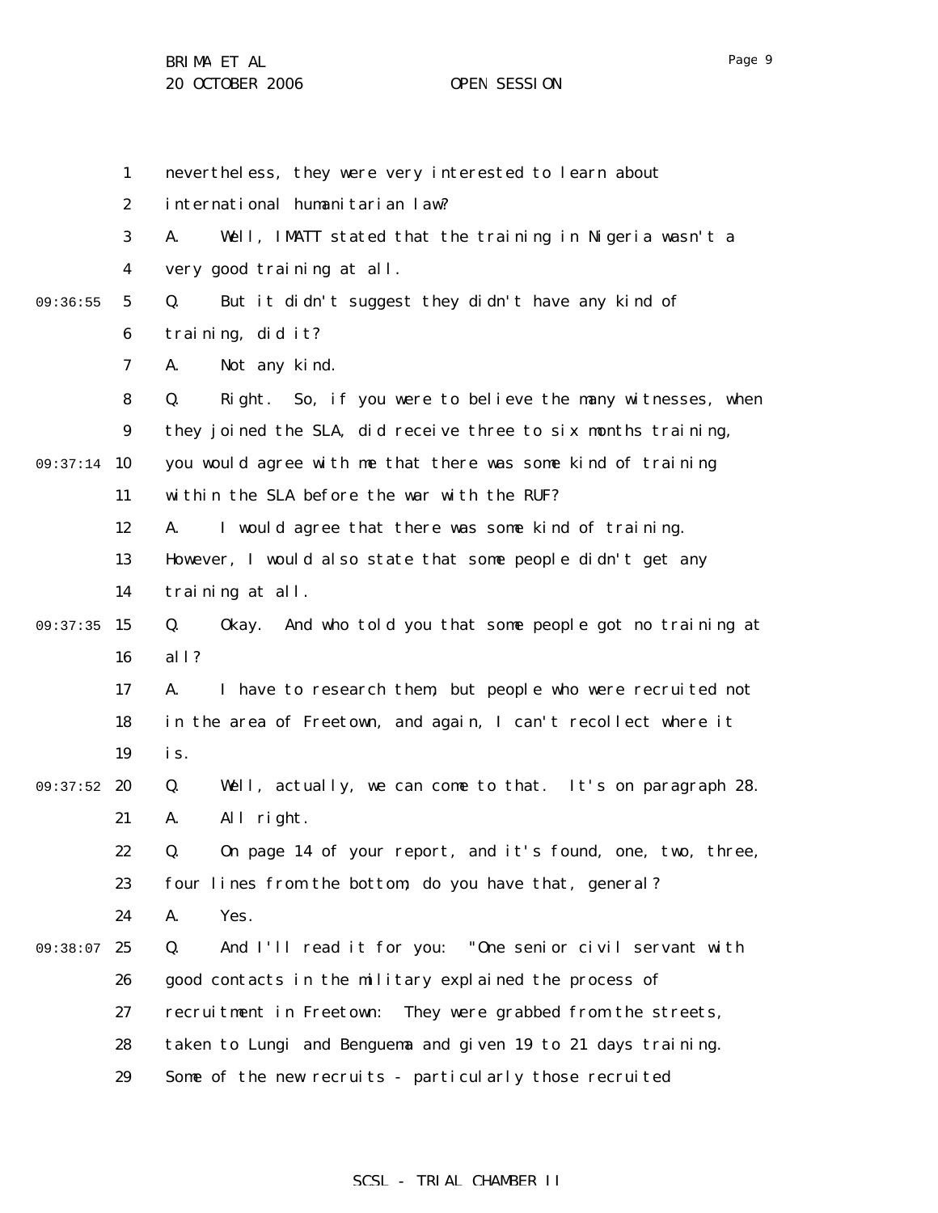nevertheless, they were very interested to learn about international humanitarian law?

A. Well, IMATT stated that the training in Nigeria wasn't a very good training at all.

Q. But it didn't suggest they didn't have any kind of training, did it?

A. Not any kind.

Q. Right. So, if you were to believe the many witnesses, when they joined the SLA, did receive three to six months training, you would agree with me that there was some kind of training within the SLA before the war with the RUF?

A. I would agree that there was some kind of training. However, I would also state that some people didn't get any training at all.

Q. Okay. And who told you that some people got no training at all?

A. I have to research them, but people who were recruited not in the area of Freetown, and again, I can't recollect where it is.

Q. Well, actually, we can come to that. It's on paragraph 28.

A. All right.

Q. On page 14 of your report, and it's found, one, two, three, four lines from the bottom, do you have that, general?

A. Yes.

Q. And I'll read it for you: "One senior civil servant with good contacts in the military explained the process of recruitment in Freetown: They were grabbed from the streets, taken to Lungi and Benguema and given 19 to 21 days training. Some of the new recruits - particularly those recruited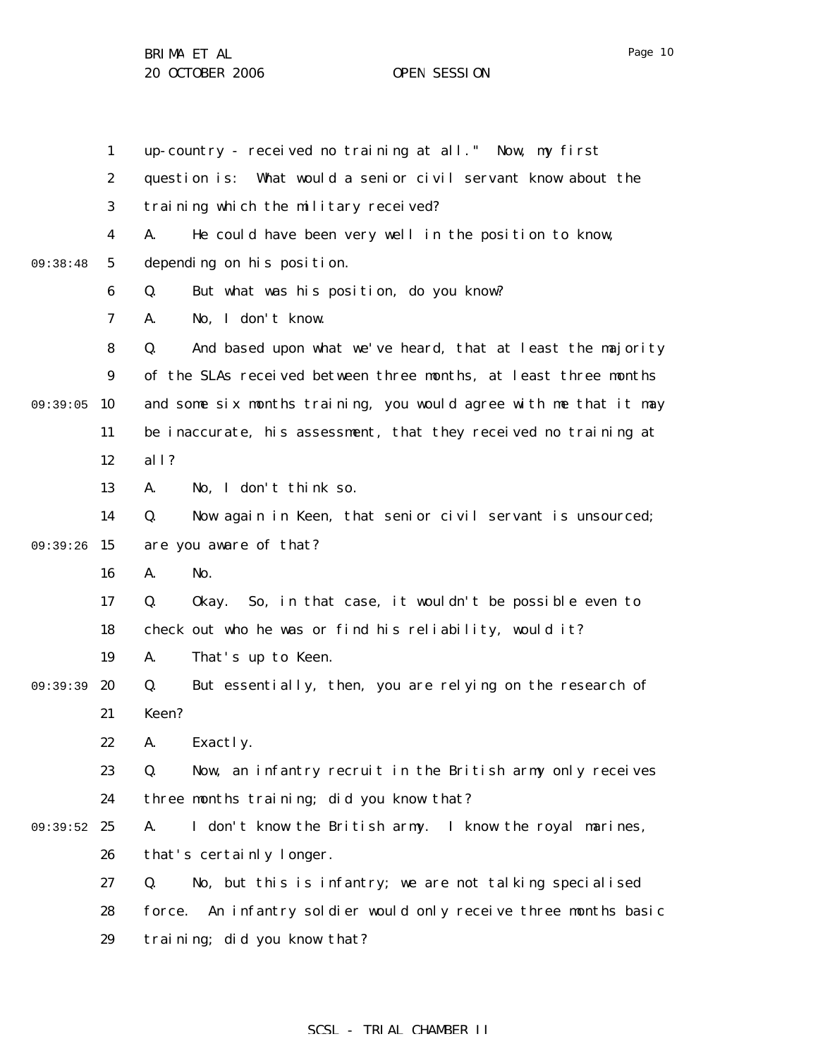up-country - received no training at all." Now, my first question is: What would a senior civil servant know about the training which the military received?

A. He could have been very well in the position to know, depending on his position.

Q. But what was his position, do you know?

A. No, I don't know.

Q. And based upon what we've heard, that at least the majority of the SLAs received between three months, at least three months and some six months training, you would agree with me that it may be inaccurate, his assessment, that they received no training at all?

A. No, I don't think so.

Q. Now again in Keen, that senior civil servant is unsourced; are you aware of that?

A. No.

Q. Okay. So, in that case, it wouldn't be possible even to check out who he was or find his reliability, would it?

A. That's up to Keen.

Q. But essentially, then, you are relying on the research of Keen?

A. Exactly.

Q. Now, an infantry recruit in the British army only receives three months training; did you know that?

A. I don't know the British army. I know the royal marines, that's certainly longer.

Q. No, but this is infantry; we are not talking specialised force. An infantry soldier would only receive three months basic training; did you know that?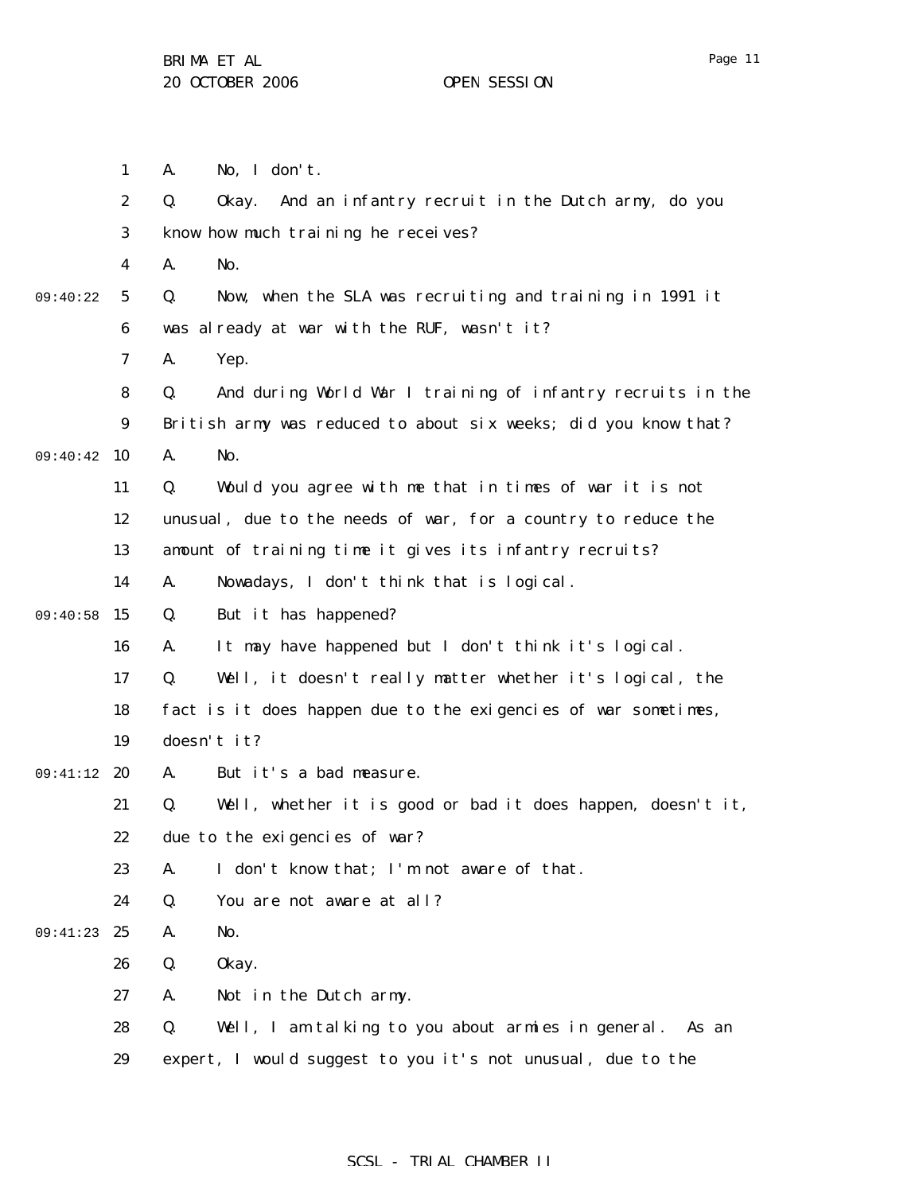A. No, I don't.

Q. Okay. And an infantry recruit in the Dutch army, do you know how much training he receives?

A. No.

Q. Now, when the SLA was recruiting and training in 1991 it was already at war with the RUF, wasn't it?

A. Yep.

Q. And during World War I training of infantry recruits in the British army was reduced to about six weeks; did you know that?

A. No.

Q. Would you agree with me that in times of war it is not unusual, due to the needs of war, for a country to reduce the amount of training time it gives its infantry recruits?

A. Nowadays, I don't think that is logical.

Q. But it has happened?

A. It may have happened but I don't think it's logical.

Q. Well, it doesn't really matter whether it's logical, the fact is it does happen due to the exigencies of war sometimes, doesn't it?

A. But it's a bad measure.

Q. Well, whether it is good or bad it does happen, doesn't it, due to the exigencies of war?

A. I don't know that; I'm not aware of that.

Q. You are not aware at all?

A. No.

Q. Okay.

A. Not in the Dutch army.

Q. Well, I am talking to you about armies in general. As an expert, I would suggest to you it's not unusual, due to the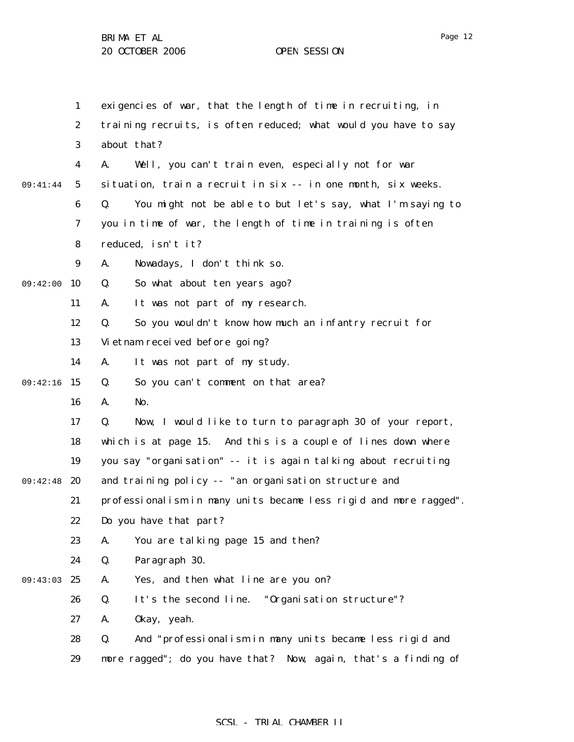exigencies of war, that the length of time in recruiting, in training recruits, is often reduced; what would you have to say about that?

A. Well, you can't train even, especially not for war situation, train a recruit in six -- in one month, six weeks.

Q. You might not be able to but let's say, what I'm saying to you in time of war, the length of time in training is often reduced, isn't it?

A. Nowadays, I don't think so.

Q. So what about ten years ago?

A. It was not part of my research.

Q. So you wouldn't know how much an infantry recruit for Vietnam received before going?

A. It was not part of my study.

Q. So you can't comment on that area?

A. No.

Q. Now, I would like to turn to paragraph 30 of your report, which is at page 15. And this is a couple of lines down where you say "organisation" -- it is again talking about recruiting and training policy -- "an organisation structure and professionalism in many units became less rigid and more ragged". Do you have that part?

A. You are talking page 15 and then?

Q. Paragraph 30.

A. Yes, and then what line are you on?

Q. It's the second line. "Organisation structure"?

A. Okay, yeah.

Q. And "professionalism in many units became less rigid and more ragged"; do you have that? Now, again, that's a finding of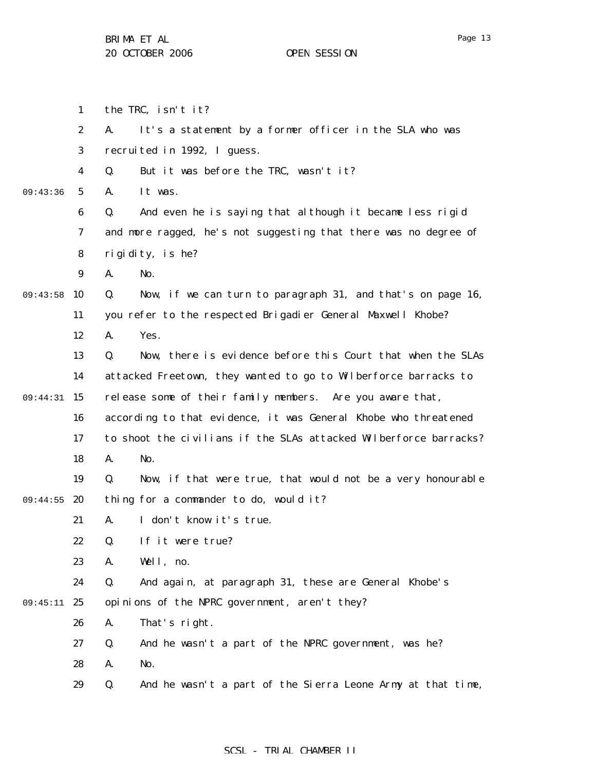the TRC, isn't it?

A. It's a statement by a former officer in the SLA who was recruited in 1992, I guess.

Q. But it was before the TRC, wasn't it?

A. It was.

Q. And even he is saying that although it became less rigid and more ragged, he's not suggesting that there was no degree of rigidity, is he?

A. No.

Q. Now, if we can turn to paragraph 31, and that's on page 16, you refer to the respected Brigadier General Maxwell Khobe?

A. Yes.

Q. Now, there is evidence before this Court that when the SLAs attacked Freetown, they wanted to go to Wilberforce barracks to release some of their family members. Are you aware that, according to that evidence, it was General Khobe who threatened to shoot the civilians if the SLAs attacked Wilberforce barracks?

A. No.

Q. Now, if that were true, that would not be a very honourable thing for a commander to do, would it?

A. I don't know it's true.

Q. If it were true?

A. Well, no.

Q. And again, at paragraph 31, these are General Khobe's opinions of the NPRC government, aren't they?

A. That's right.

Q. And he wasn't a part of the NPRC government, was he?

A. No.

Q. And he wasn't a part of the Sierra Leone Army at that time,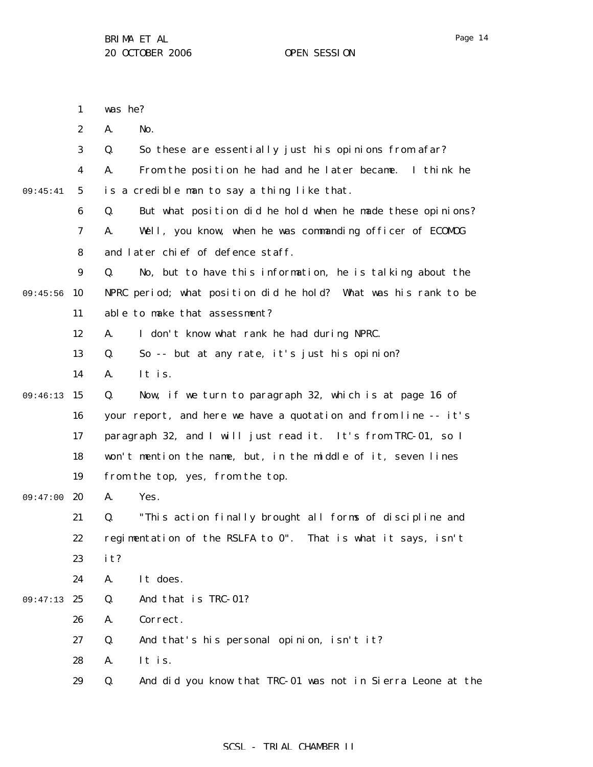was he?

A. No.

Q. So these are essentially just his opinions from afar?

A. From the position he had and he later became. I think he is a credible man to say a thing like that.

Q. But what position did he hold when he made these opinions?

A. Well, you know, when he was commanding officer of ECOMOG and later chief of defence staff.

Q. No, but to have this information, he is talking about the NPRC period; what position did he hold? What was his rank to be able to make that assessment?

A. I don't know what rank he had during NPRC.

Q. So -- but at any rate, it's just his opinion?

A. It is.

Q. Now, if we turn to paragraph 32, which is at page 16 of your report, and here we have a quotation and from line -- it's paragraph 32, and I will just read it. It's from TRC-01, so I won't mention the name, but, in the middle of it, seven lines from the top, yes, from the top.

A. Yes.

Q. "This action finally brought all forms of discipline and regimentation of the RSLFA to 0". That is what it says, isn't it?

A. It does.

Q. And that is TRC-01?

A. Correct.

Q. And that's his personal opinion, isn't it?

A. It is.

Q. And did you know that TRC-01 was not in Sierra Leone at the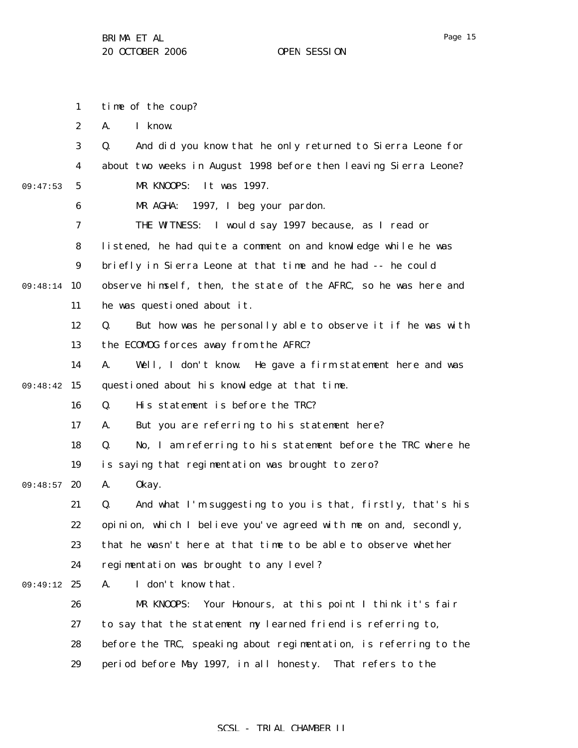time of the coup?

A. I know.

Q. And did you know that he only returned to Sierra Leone for about two weeks in August 1998 before then leaving Sierra Leone?

MR KNOOPS: It was 1997.

MR AGHA: 1997, I beg your pardon.

THE WITNESS: I would say 1997 because, as I read or listened, he had quite a comment on and knowledge while he was briefly in Sierra Leone at that time and he had -- he could observe himself, then, the state of the AFRC, so he was here and he was questioned about it.

Q. But how was he personally able to observe it if he was with the ECOMOG forces away from the AFRC?

A. Well, I don't know. He gave a firm statement here and was questioned about his knowledge at that time.

Q. His statement is before the TRC?

A. But you are referring to his statement here?

Q. No, I am referring to his statement before the TRC where he is saying that regimentation was brought to zero?

A. Okay.

Q. And what I'm suggesting to you is that, firstly, that's his opinion, which I believe you've agreed with me on and, secondly, that he wasn't here at that time to be able to observe whether regimentation was brought to any level?

A. I don't know that.

MR KNOOPS: Your Honours, at this point I think it's fair to say that the statement my learned friend is referring to, before the TRC, speaking about regimentation, is referring to the period before May 1997, in all honesty. That refers to the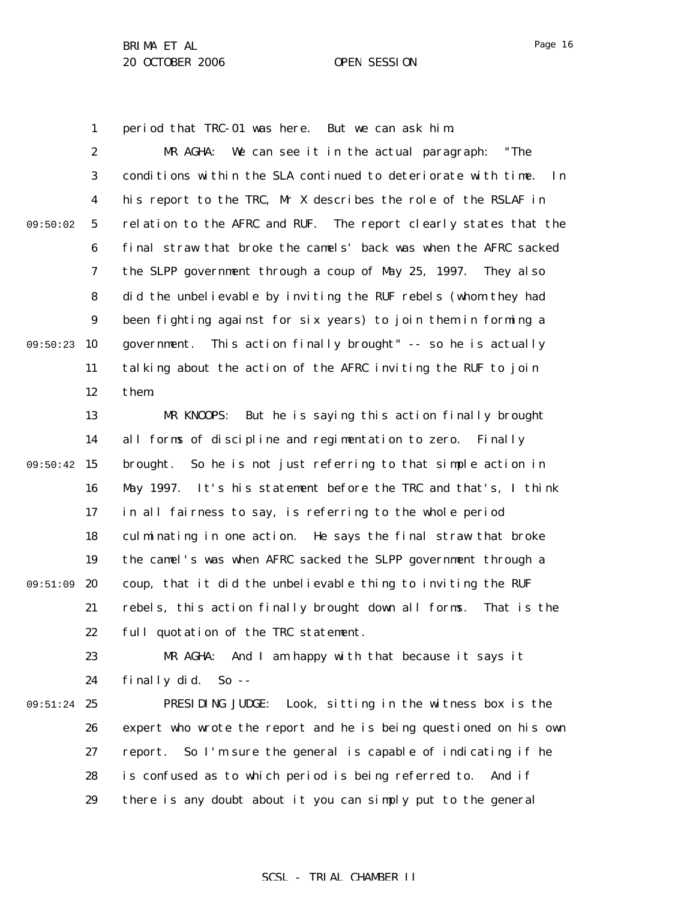period that TRC-01 was here. But we can ask him.

MR AGHA: We can see it in the actual paragraph: "The conditions within the SLA continued to deteriorate with time. In his report to the TRC, Mr X describes the role of the RSLAF in relation to the AFRC and RUF. The report clearly states that the final straw that broke the camels' back was when the AFRC sacked the SLPP government through a coup of May 25, 1997. They also did the unbelievable by inviting the RUF rebels (whom they had been fighting against for six years) to join them in forming a government. This action finally brought" -- so he is actually talking about the action of the AFRC inviting the RUF to join them.

MR KNOOPS: But he is saying this action finally brought all forms of discipline and regimentation to zero. Finally brought. So he is not just referring to that simple action in May 1997. It's his statement before the TRC and that's, I think in all fairness to say, is referring to the whole period culminating in one action. He says the final straw that broke the camel's was when AFRC sacked the SLPP government through a coup, that it did the unbelievable thing to inviting the RUF rebels, this action finally brought down all forms. That is the full quotation of the TRC statement.

MR AGHA: And I am happy with that because it says it finally did. So --

PRESIDING JUDGE: Look, sitting in the witness box is the expert who wrote the report and he is being questioned on his own report. So I'm sure the general is capable of indicating if he is confused as to which period is being referred to. And if there is any doubt about it you can simply put to the general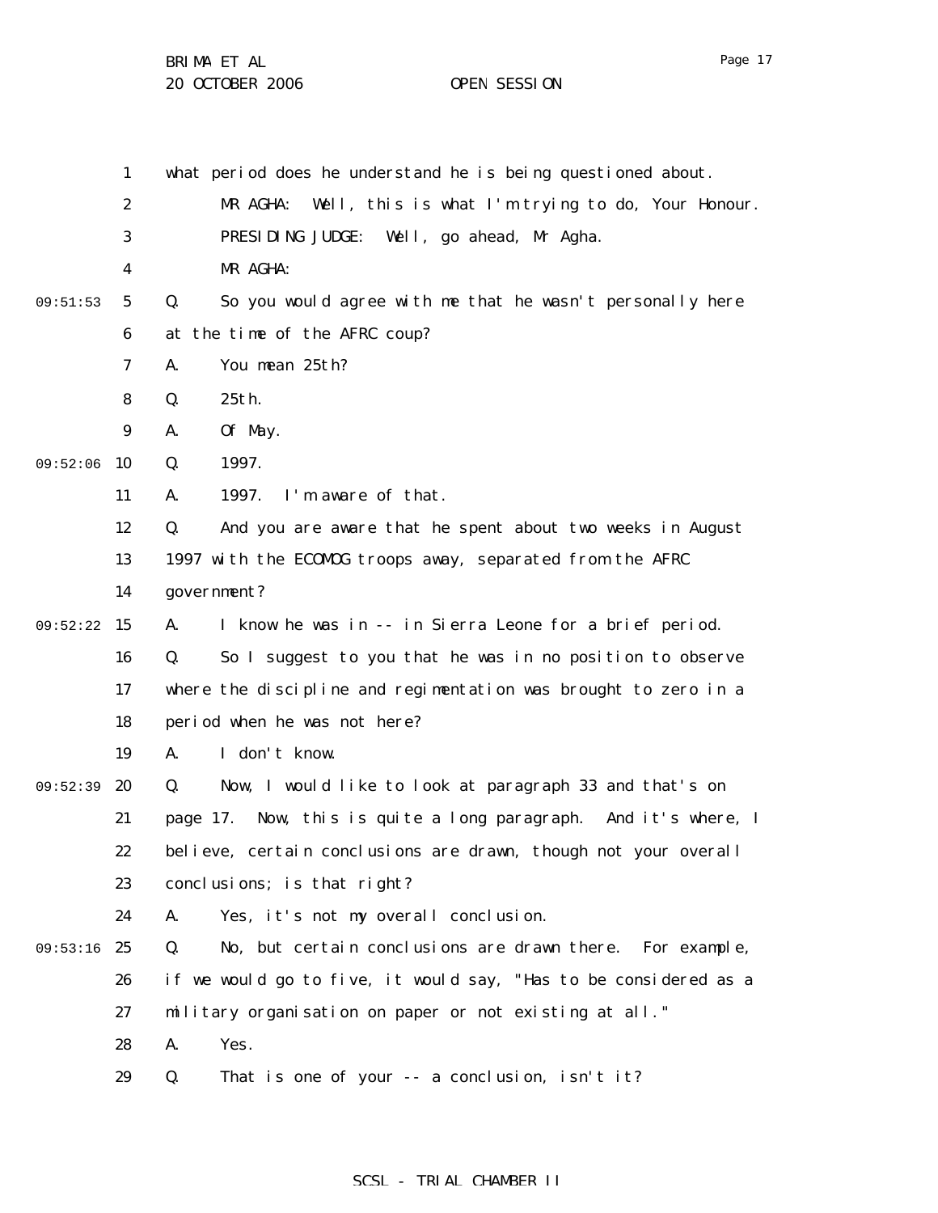what period does he understand he is being questioned about.

MR AGHA: Well, this is what I'm trying to do, Your Honour.

PRESIDING JUDGE: Well, go ahead, Mr Agha.

MR AGHA:

Q. So you would agree with me that he wasn't personally here at the time of the AFRC coup?

A. You mean 25th?

Q. 25th.

A. Of May.

Q. 1997.

A. 1997. I'm aware of that.

Q. And you are aware that he spent about two weeks in August 1997 with the ECOMOG troops away, separated from the AFRC government?

A. I know he was in -- in Sierra Leone for a brief period.

Q. So I suggest to you that he was in no position to observe where the discipline and regimentation was brought to zero in a period when he was not here?

A. I don't know.

Q. Now, I would like to look at paragraph 33 and that's on page 17. Now, this is quite a long paragraph. And it's where, I believe, certain conclusions are drawn, though not your overall conclusions; is that right?

A. Yes, it's not my overall conclusion.

Q. No, but certain conclusions are drawn there. For example, if we would go to five, it would say, "Has to be considered as a military organisation on paper or not existing at all."

A. Yes.

Q. That is one of your -- a conclusion, isn't it?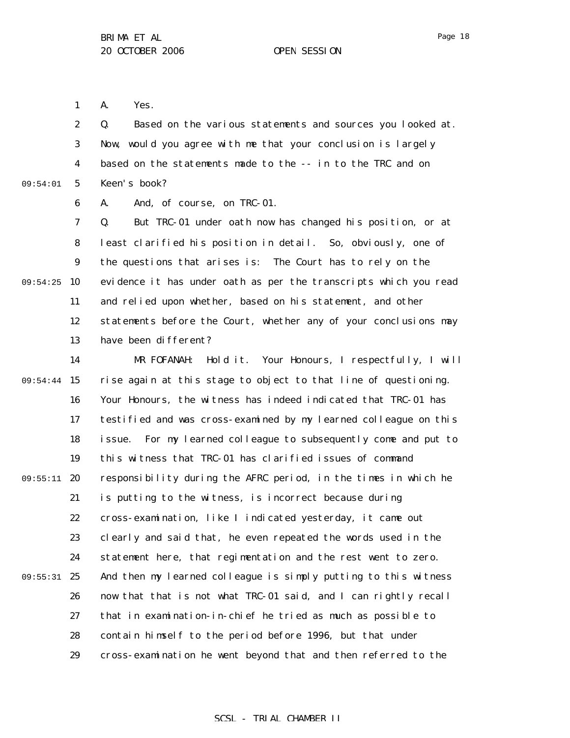A. Yes.

Q. Based on the various statements and sources you looked at. Now, would you agree with me that your conclusion is largely based on the statements made to the -- in to the TRC and on Keen's book?

A. And, of course, on TRC-01.

Q. But TRC-01 under oath now has changed his position, or at least clarified his position in detail. So, obviously, one of the questions that arises is: The Court has to rely on the evidence it has under oath as per the transcripts which you read and relied upon whether, based on his statement, and other statements before the Court, whether any of your conclusions may have been different?

MR FOFANAH: Hold it. Your Honours, I respectfully, I will rise again at this stage to object to that line of questioning. Your Honours, the witness has indeed indicated that TRC-01 has testified and was cross-examined by my learned colleague on this issue. For my learned colleague to subsequently come and put to this witness that TRC-01 has clarified issues of command responsibility during the AFRC period, in the times in which he is putting to the witness, is incorrect because during cross-examination, like I indicated yesterday, it came out clearly and said that, he even repeated the words used in the statement here, that regimentation and the rest went to zero. And then my learned colleague is simply putting to this witness now that that is not what TRC-01 said, and I can rightly recall that in examination-in-chief he tried as much as possible to contain himself to the period before 1996, but that under cross-examination he went beyond that and then referred to the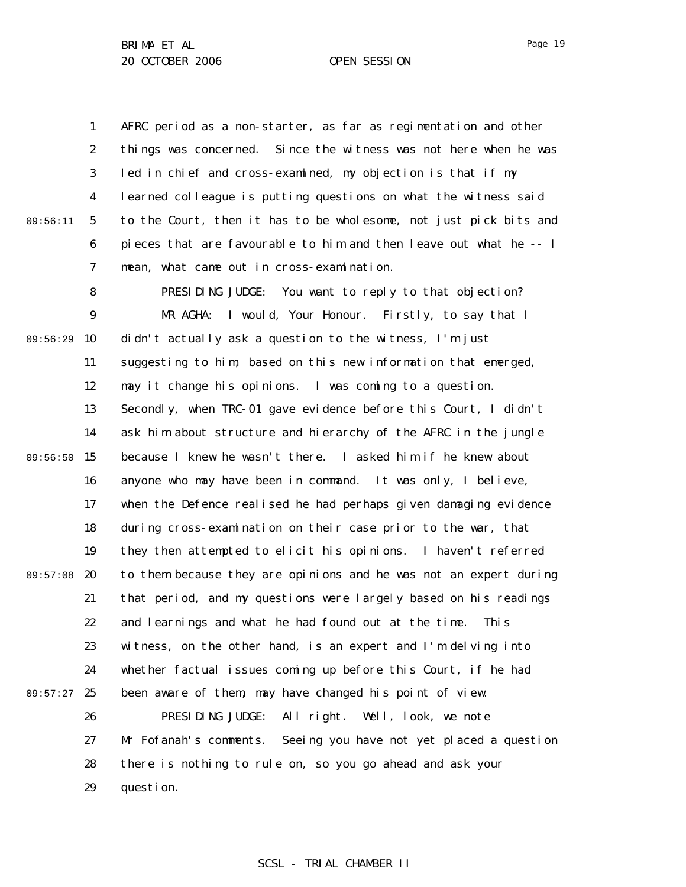AFRC period as a non-starter, as far as regimentation and other things was concerned. Since the witness was not here when he was led in chief and cross-examined, my objection is that if my learned colleague is putting questions on what the witness said to the Court, then it has to be wholesome, not just pick bits and pieces that are favourable to him and then leave out what he -- I mean, what came out in cross-examination.

PRESIDING JUDGE: You want to reply to that objection?

MR AGHA: I would, Your Honour. Firstly, to say that I didn't actually ask a question to the witness, I'm just suggesting to him, based on this new information that emerged, may it change his opinions. I was coming to a question. Secondly, when TRC-01 gave evidence before this Court, I didn't ask him about structure and hierarchy of the AFRC in the jungle because I knew he wasn't there. I asked him if he knew about anyone who may have been in command. It was only, I believe, when the Defence realised he had perhaps given damaging evidence during cross-examination on their case prior to the war, that they then attempted to elicit his opinions. I haven't referred to them because they are opinions and he was not an expert during that period, and my questions were largely based on his readings and learnings and what he had found out at the time. This witness, on the other hand, is an expert and I'm delving into whether factual issues coming up before this Court, if he had been aware of them, may have changed his point of view.

PRESIDING JUDGE: All right. Well, look, we note Mr Fofanah's comments. Seeing you have not yet placed a question there is nothing to rule on, so you go ahead and ask your question.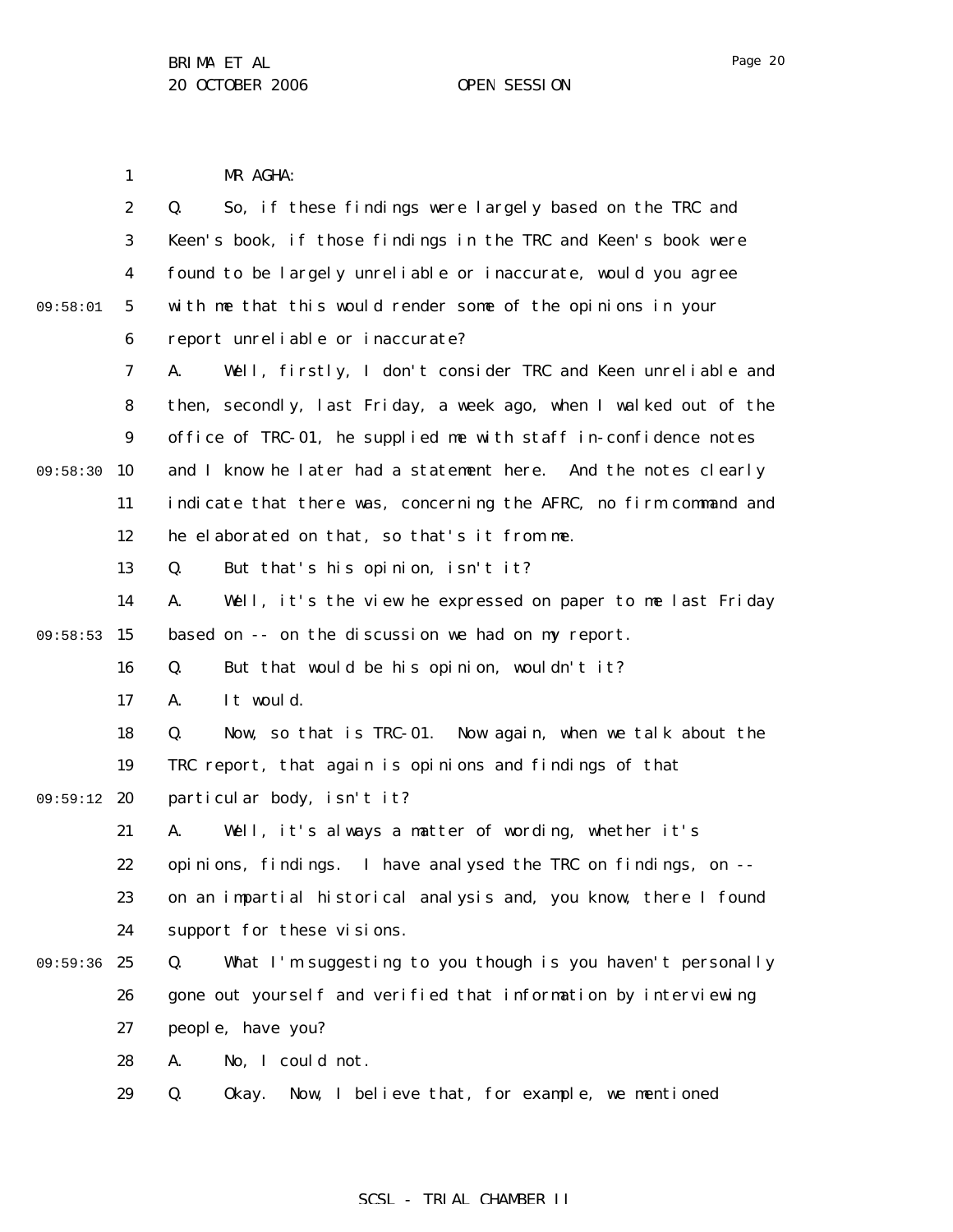MR AGHA:

Q. So, if these findings were largely based on the TRC and Keen's book, if those findings in the TRC and Keen's book were found to be largely unreliable or inaccurate, would you agree with me that this would render some of the opinions in your report unreliable or inaccurate?

A. Well, firstly, I don't consider TRC and Keen unreliable and then, secondly, last Friday, a week ago, when I walked out of the office of TRC-01, he supplied me with staff in-confidence notes and I know he later had a statement here. And the notes clearly indicate that there was, concerning the AFRC, no firm command and he elaborated on that, so that's it from me.

Q. But that's his opinion, isn't it?

A. Well, it's the view he expressed on paper to me last Friday based on -- on the discussion we had on my report.

Q. But that would be his opinion, wouldn't it?

A. It would.

Q. Now, so that is TRC-01. Now again, when we talk about the TRC report, that again is opinions and findings of that particular body, isn't it?

A. Well, it's always a matter of wording, whether it's opinions, findings. I have analysed the TRC on findings, on -- on an impartial historical analysis and, you know, there I found support for these visions.

Q. What I'm suggesting to you though is you haven't personally gone out yourself and verified that information by interviewing people, have you?

A. No, I could not.

Q. Okay. Now, I believe that, for example, we mentioned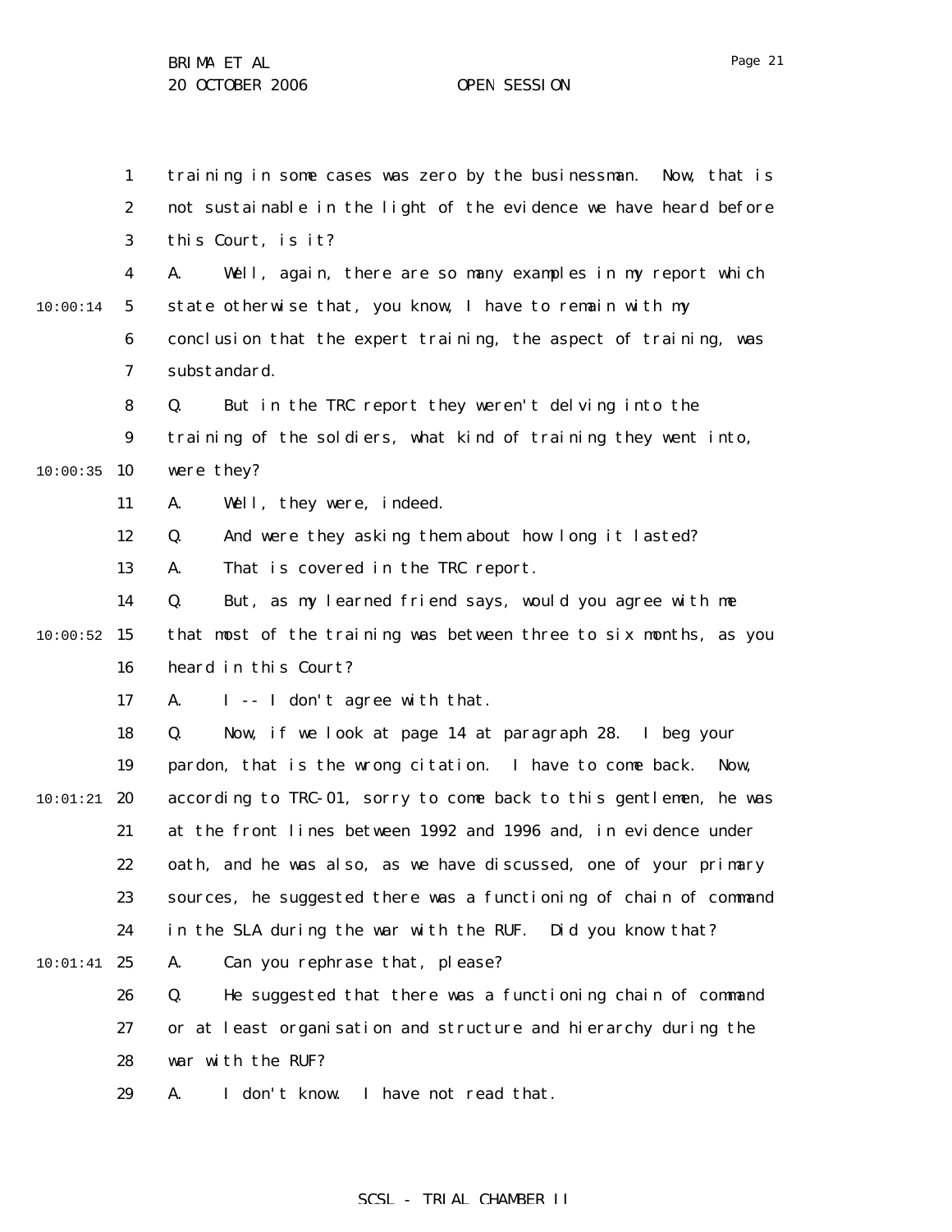training in some cases was zero by the businessman. Now, that is not sustainable in the light of the evidence we have heard before this Court, is it?

A. Well, again, there are so many examples in my report which state otherwise that, you know, I have to remain with my conclusion that the expert training, the aspect of training, was substandard.

Q. But in the TRC report they weren't delving into the training of the soldiers, what kind of training they went into, were they?

A. Well, they were, indeed.

Q. And were they asking them about how long it lasted?

A. That is covered in the TRC report.

Q. But, as my learned friend says, would you agree with me that most of the training was between three to six months, as you heard in this Court?

A. I -- I don't agree with that.

Q. Now, if we look at page 14 at paragraph 28. I beg your pardon, that is the wrong citation. I have to come back. Now, according to TRC-01, sorry to come back to this gentlemen, he was at the front lines between 1992 and 1996 and, in evidence under oath, and he was also, as we have discussed, one of your primary sources, he suggested there was a functioning of chain of command in the SLA during the war with the RUF. Did you know that?

A. Can you rephrase that, please?

Q. He suggested that there was a functioning chain of command or at least organisation and structure and hierarchy during the war with the RUF?

A. I don't know. I have not read that.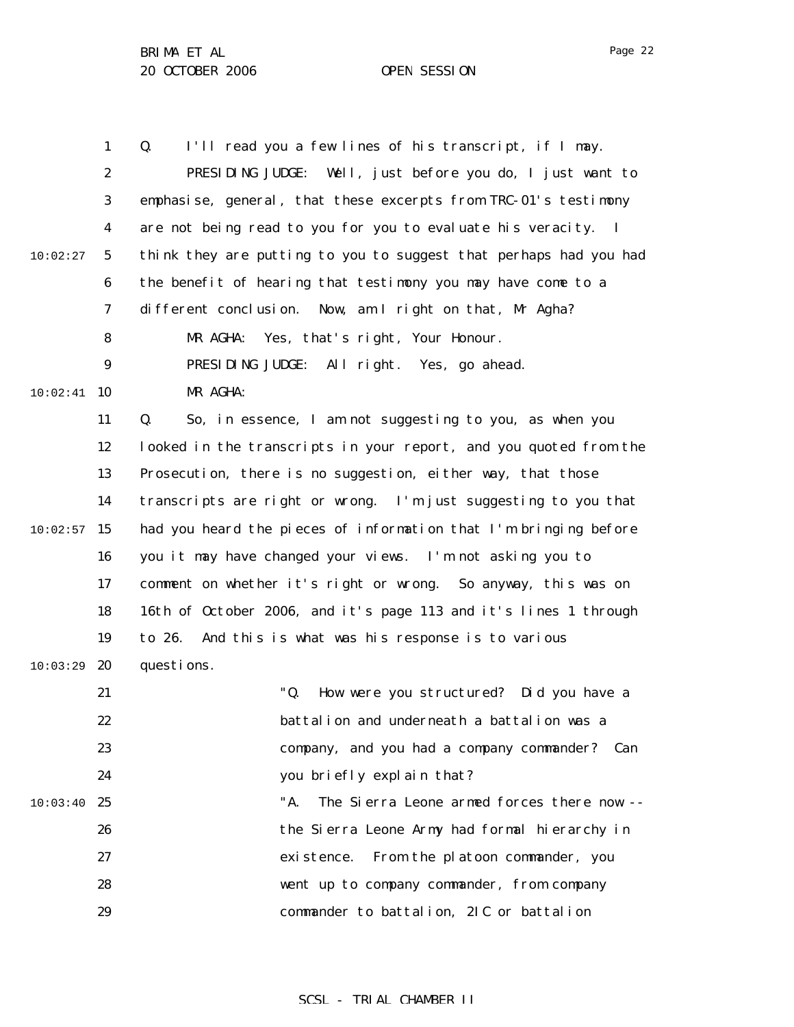Q. I'll read you a few lines of his transcript, if I may.

PRESIDING JUDGE: Well, just before you do, I just want to emphasise, general, that these excerpts from TRC-01's testimony are not being read to you for you to evaluate his veracity. I think they are putting to you to suggest that perhaps had you had the benefit of hearing that testimony you may have come to a different conclusion. Now, am I right on that, Mr Agha?

MR AGHA: Yes, that's right, Your Honour.

PRESIDING JUDGE: All right. Yes, go ahead.

MR AGHA:

Q. So, in essence, I am not suggesting to you, as when you looked in the transcripts in your report, and you quoted from the Prosecution, there is no suggestion, either way, that those transcripts are right or wrong. I'm just suggesting to you that had you heard the pieces of information that I'm bringing before you it may have changed your views. I'm not asking you to comment on whether it's right or wrong. So anyway, this was on 16th of October 2006, and it's page 113 and it's lines 1 through to 26. And this is what was his response is to various questions.

> "Q. How were you structured? Did you have a battalion and underneath a battalion was a company, and you had a company commander? Can you briefly explain that?
>
> "A. The Sierra Leone armed forces there now -- the Sierra Leone Army had formal hierarchy in existence. From the platoon commander, you went up to company commander, from company commander to battalion, 2IC or battalion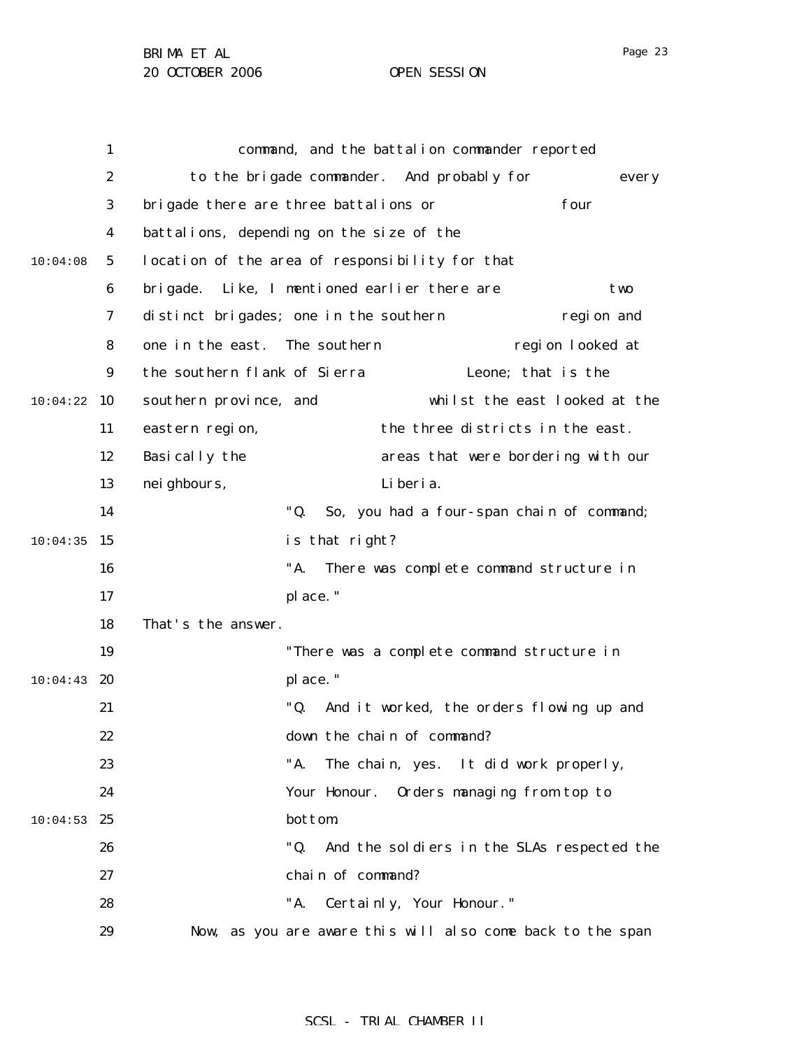command, and the battalion commander reported to the brigade commander. And probably for every brigade there are three battalions or four battalions, depending on the size of the location of the area of responsibility for that brigade. Like, I mentioned earlier there are two distinct brigades; one in the southern region and one in the east. The southern region looked at the southern flank of Sierra Leone; that is the southern province, and whilst the east looked at the eastern region, the three districts in the east. Basically the areas that were bordering with our neighbours, Liberia.

"Q. So, you had a four-span chain of command; is that right?

"A. There was complete command structure in place."

That's the answer.

"There was a complete command structure in place."

"Q. And it worked, the orders flowing up and down the chain of command?

"A. The chain, yes. It did work properly, Your Honour. Orders managing from top to bottom.

"Q. And the soldiers in the SLAs respected the chain of command?

"A. Certainly, Your Honour."

Now, as you are aware this will also come back to the span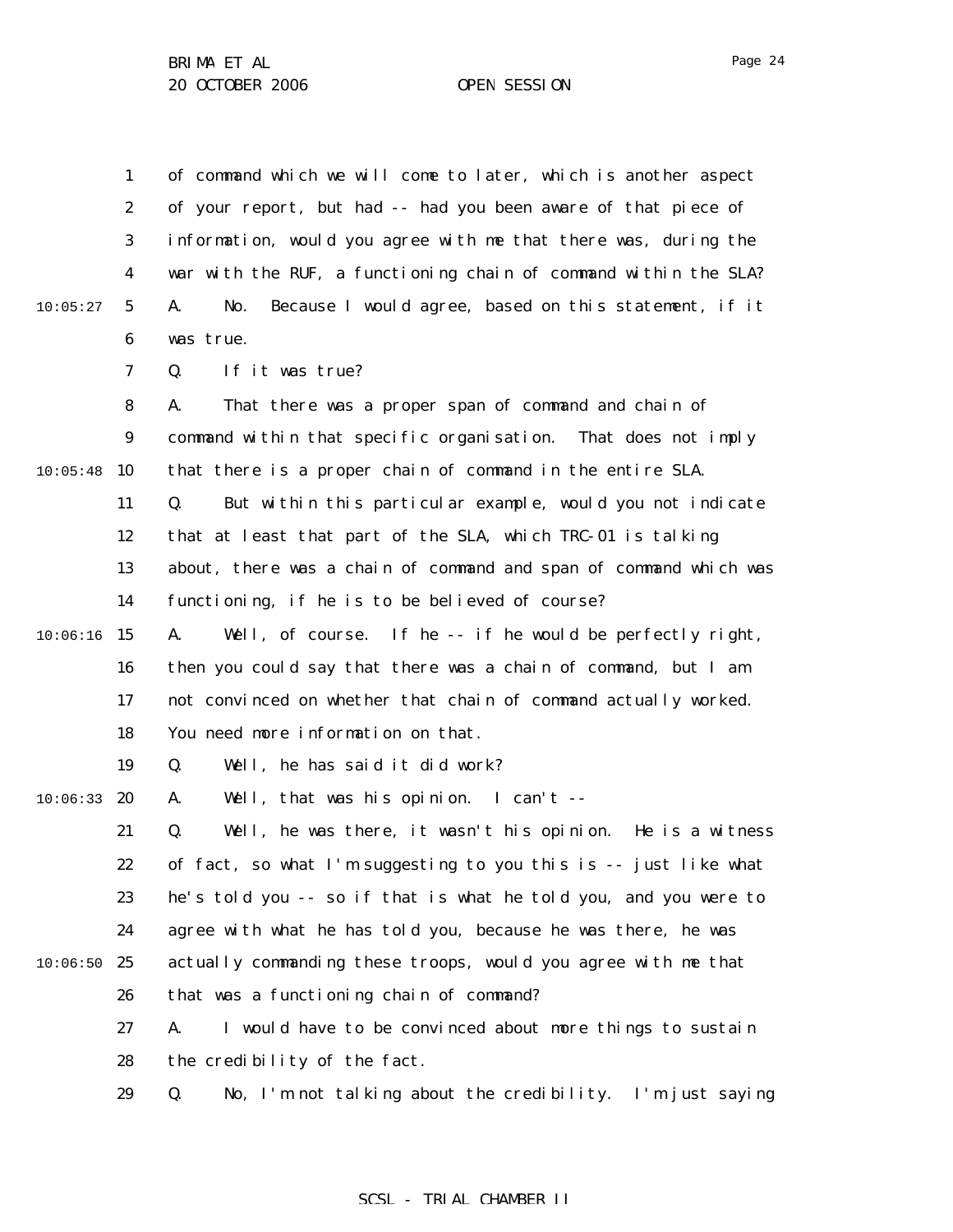of command which we will come to later, which is another aspect of your report, but had -- had you been aware of that piece of information, would you agree with me that there was, during the war with the RUF, a functioning chain of command within the SLA?

A. No. Because I would agree, based on this statement, if it was true.

Q. If it was true?

A. That there was a proper span of command and chain of command within that specific organisation. That does not imply that there is a proper chain of command in the entire SLA.

Q. But within this particular example, would you not indicate that at least that part of the SLA, which TRC-01 is talking about, there was a chain of command and span of command which was functioning, if he is to be believed of course?

A. Well, of course. If he -- if he would be perfectly right, then you could say that there was a chain of command, but I am not convinced on whether that chain of command actually worked. You need more information on that.

Q. Well, he has said it did work?

A. Well, that was his opinion. I can't --

Q. Well, he was there, it wasn't his opinion. He is a witness of fact, so what I'm suggesting to you this is -- just like what he's told you -- so if that is what he told you, and you were to agree with what he has told you, because he was there, he was actually commanding these troops, would you agree with me that that was a functioning chain of command?

A. I would have to be convinced about more things to sustain the credibility of the fact.

Q. No, I'm not talking about the credibility. I'm just saying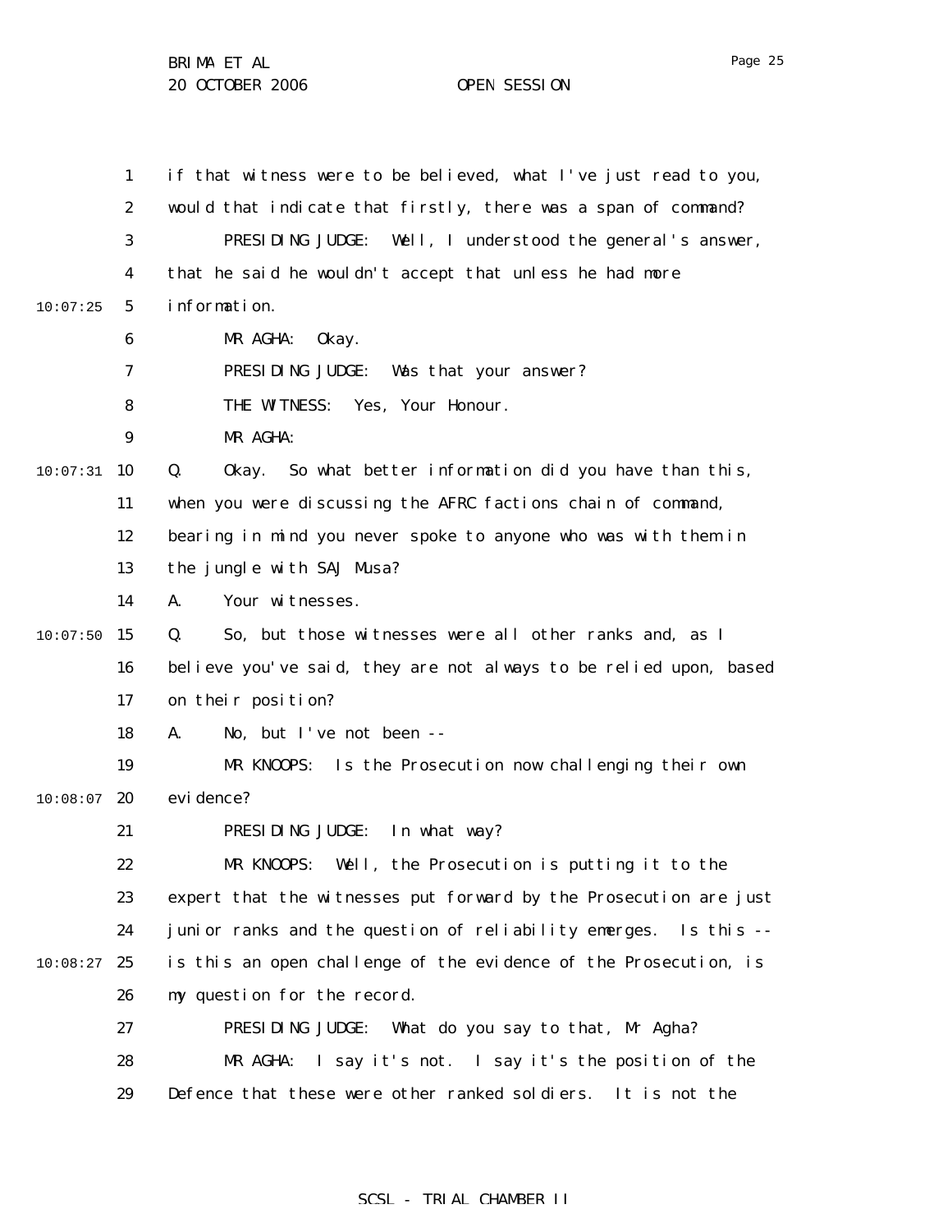if that witness were to be believed, what I've just read to you, would that indicate that firstly, there was a span of command?

PRESIDING JUDGE: Well, I understood the general's answer, that he said he wouldn't accept that unless he had more information.

MR AGHA: Okay.

PRESIDING JUDGE: Was that your answer?

THE WITNESS: Yes, Your Honour.

MR AGHA:

Q. Okay. So what better information did you have than this, when you were discussing the AFRC factions chain of command, bearing in mind you never spoke to anyone who was with them in the jungle with SAJ Musa?

A. Your witnesses.

Q. So, but those witnesses were all other ranks and, as I believe you've said, they are not always to be relied upon, based on their position?

A. No, but I've not been --

MR KNOOPS: Is the Prosecution now challenging their own evidence?

PRESIDING JUDGE: In what way?

MR KNOOPS: Well, the Prosecution is putting it to the expert that the witnesses put forward by the Prosecution are just junior ranks and the question of reliability emerges. Is this -- is this an open challenge of the evidence of the Prosecution, is my question for the record.

PRESIDING JUDGE: What do you say to that, Mr Agha?

MR AGHA: I say it's not. I say it's the position of the Defence that these were other ranked soldiers. It is not the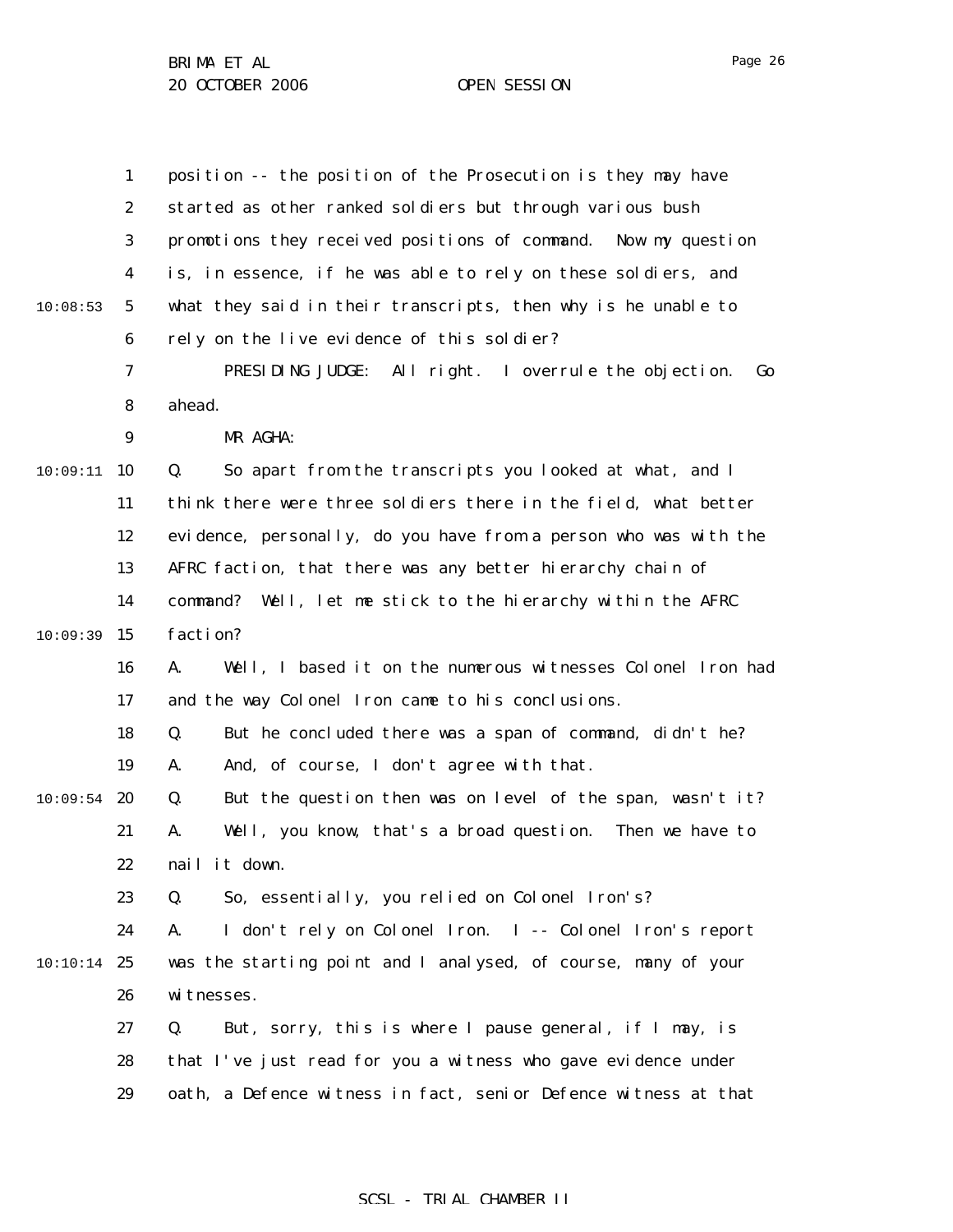position -- the position of the Prosecution is they may have started as other ranked soldiers but through various bush promotions they received positions of command. Now my question is, in essence, if he was able to rely on these soldiers, and what they said in their transcripts, then why is he unable to rely on the live evidence of this soldier?

PRESIDING JUDGE: All right. I overrule the objection. Go ahead.

MR AGHA:

Q. So apart from the transcripts you looked at what, and I think there were three soldiers there in the field, what better evidence, personally, do you have from a person who was with the AFRC faction, that there was any better hierarchy chain of command? Well, let me stick to the hierarchy within the AFRC faction?

A. Well, I based it on the numerous witnesses Colonel Iron had and the way Colonel Iron came to his conclusions.

Q. But he concluded there was a span of command, didn't he?

A. And, of course, I don't agree with that.

Q. But the question then was on level of the span, wasn't it?

A. Well, you know, that's a broad question. Then we have to nail it down.

Q. So, essentially, you relied on Colonel Iron's?

A. I don't rely on Colonel Iron. I -- Colonel Iron's report was the starting point and I analysed, of course, many of your witnesses.

Q. But, sorry, this is where I pause general, if I may, is that I've just read for you a witness who gave evidence under oath, a Defence witness in fact, senior Defence witness at that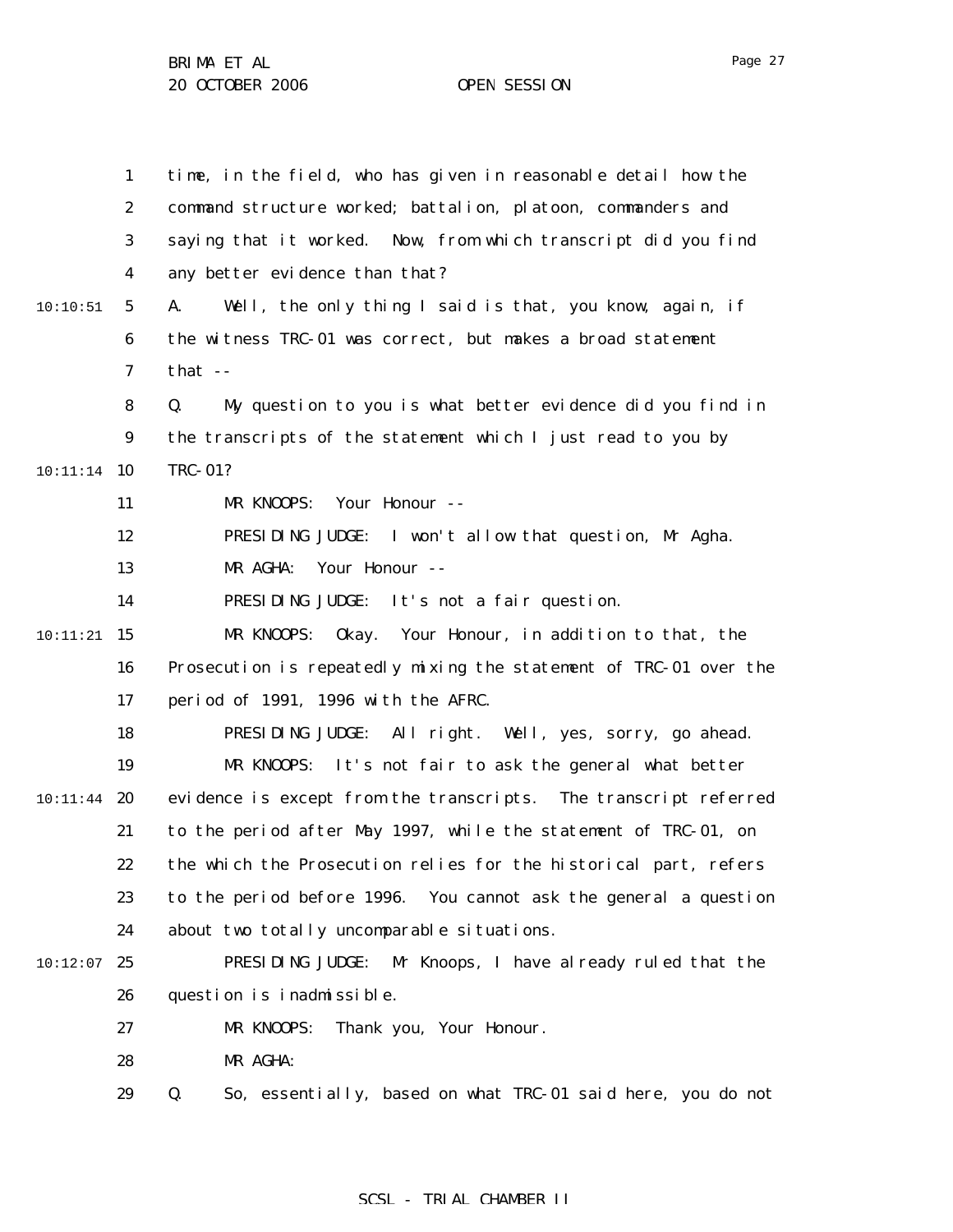time, in the field, who has given in reasonable detail how the command structure worked; battalion, platoon, commanders and saying that it worked. Now, from which transcript did you find any better evidence than that?

A. Well, the only thing I said is that, you know, again, if the witness TRC-01 was correct, but makes a broad statement that --

Q. My question to you is what better evidence did you find in the transcripts of the statement which I just read to you by TRC-01?

MR KNOOPS: Your Honour --

PRESIDING JUDGE: I won't allow that question, Mr Agha.

MR AGHA: Your Honour --

PRESIDING JUDGE: It's not a fair question.

MR KNOOPS: Okay. Your Honour, in addition to that, the Prosecution is repeatedly mixing the statement of TRC-01 over the period of 1991, 1996 with the AFRC.

PRESIDING JUDGE: All right. Well, yes, sorry, go ahead.

MR KNOOPS: It's not fair to ask the general what better evidence is except from the transcripts. The transcript referred to the period after May 1997, while the statement of TRC-01, on the which the Prosecution relies for the historical part, refers to the period before 1996. You cannot ask the general a question about two totally uncomparable situations.

PRESIDING JUDGE: Mr Knoops, I have already ruled that the question is inadmissible.

MR KNOOPS: Thank you, Your Honour.

MR AGHA:

Q. So, essentially, based on what TRC-01 said here, you do not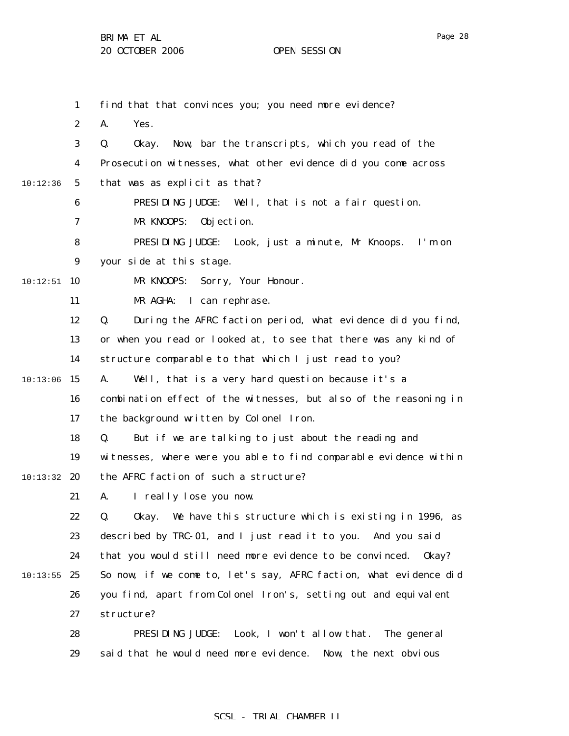find that that convinces you; you need more evidence?

A. Yes.

Q. Okay. Now, bar the transcripts, which you read of the Prosecution witnesses, what other evidence did you come across that was as explicit as that?

PRESIDING JUDGE: Well, that is not a fair question.

MR KNOOPS: Objection.

PRESIDING JUDGE: Look, just a minute, Mr Knoops. I'm on your side at this stage.

MR KNOOPS: Sorry, Your Honour.

MR AGHA: I can rephrase.

Q. During the AFRC faction period, what evidence did you find, or when you read or looked at, to see that there was any kind of structure comparable to that which I just read to you?

A. Well, that is a very hard question because it's a combination effect of the witnesses, but also of the reasoning in the background written by Colonel Iron.

Q. But if we are talking to just about the reading and witnesses, where were you able to find comparable evidence within the AFRC faction of such a structure?

A. I really lose you now.

Q. Okay. We have this structure which is existing in 1996, as described by TRC-01, and I just read it to you. And you said that you would still need more evidence to be convinced. Okay? So now, if we come to, let's say, AFRC faction, what evidence did you find, apart from Colonel Iron's, setting out and equivalent structure?

PRESIDING JUDGE: Look, I won't allow that. The general said that he would need more evidence. Now, the next obvious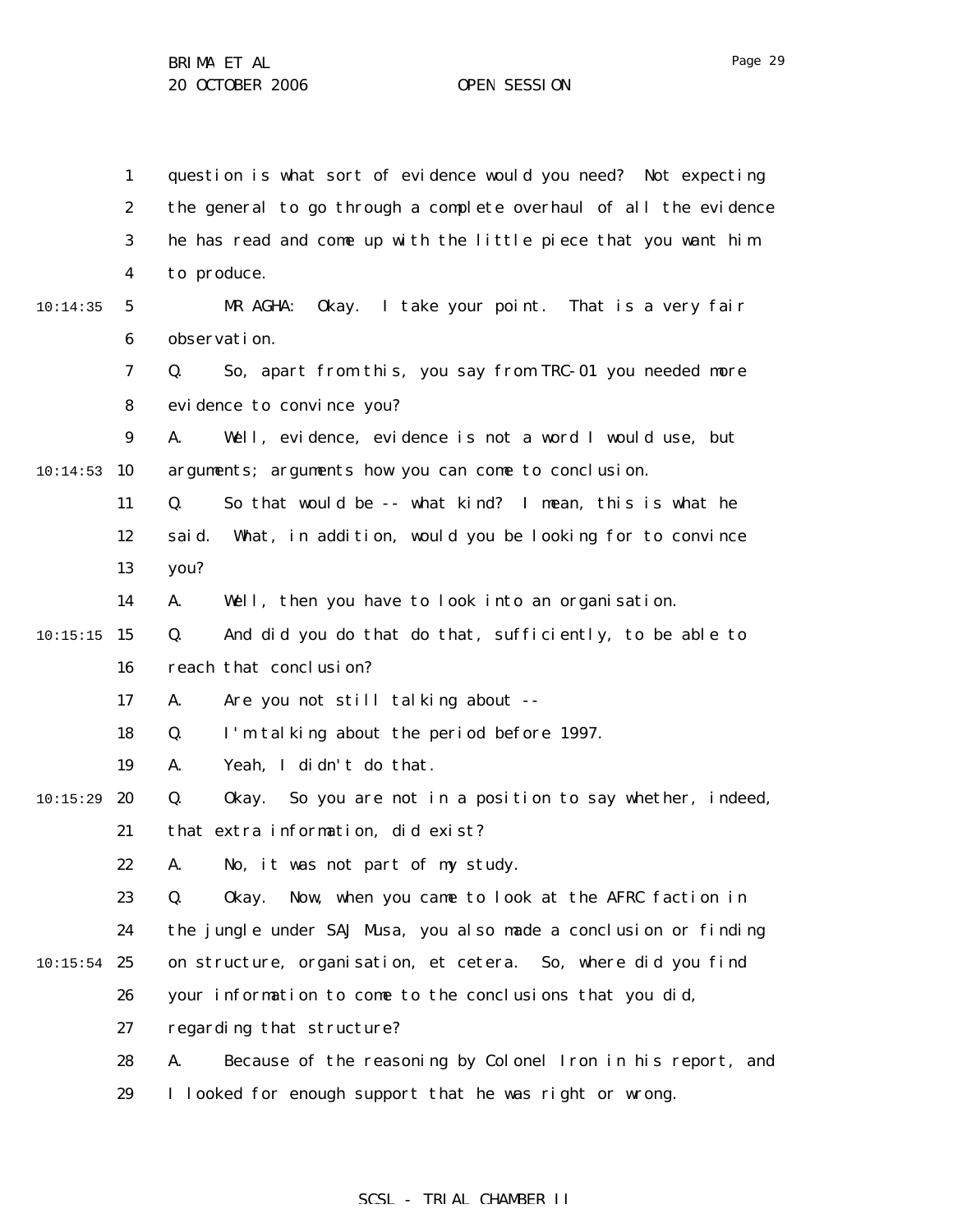question is what sort of evidence would you need? Not expecting the general to go through a complete overhaul of all the evidence he has read and come up with the little piece that you want him to produce.

MR AGHA: Okay. I take your point. That is a very fair observation.

Q. So, apart from this, you say from TRC-01 you needed more evidence to convince you?

A. Well, evidence, evidence is not a word I would use, but arguments; arguments how you can come to conclusion.

Q. So that would be -- what kind? I mean, this is what he said. What, in addition, would you be looking for to convince you?

A. Well, then you have to look into an organisation.

Q. And did you do that do that, sufficiently, to be able to reach that conclusion?

A. Are you not still talking about --

Q. I'm talking about the period before 1997.

A. Yeah, I didn't do that.

Q. Okay. So you are not in a position to say whether, indeed, that extra information, did exist?

A. No, it was not part of my study.

Q. Okay. Now, when you came to look at the AFRC faction in the jungle under SAJ Musa, you also made a conclusion or finding on structure, organisation, et cetera. So, where did you find your information to come to the conclusions that you did, regarding that structure?

A. Because of the reasoning by Colonel Iron in his report, and I looked for enough support that he was right or wrong.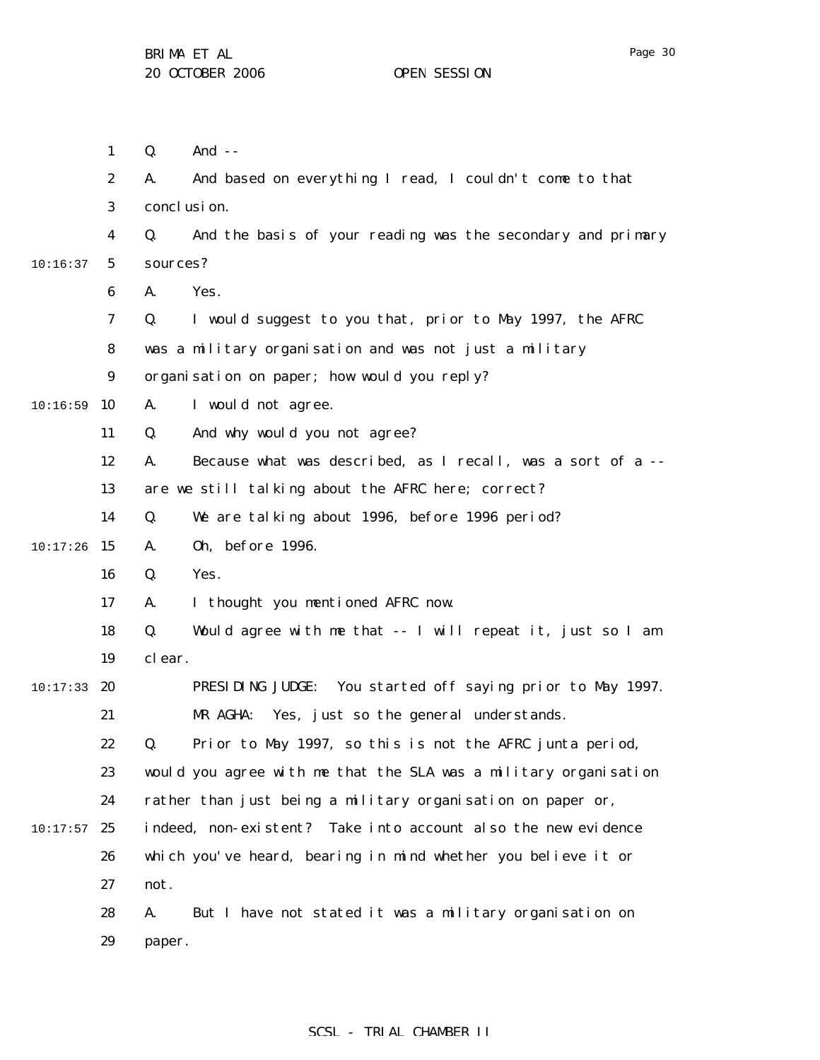Q. And --

A. And based on everything I read, I couldn't come to that conclusion.

Q. And the basis of your reading was the secondary and primary sources?

A. Yes.

Q. I would suggest to you that, prior to May 1997, the AFRC was a military organisation and was not just a military organisation on paper; how would you reply?

A. I would not agree.

Q. And why would you not agree?

A. Because what was described, as I recall, was a sort of a -- are we still talking about the AFRC here; correct?

Q. We are talking about 1996, before 1996 period?

A. Oh, before 1996.

Q. Yes.

A. I thought you mentioned AFRC now.

Q. Would agree with me that -- I will repeat it, just so I am clear.

PRESIDING JUDGE: You started off saying prior to May 1997.

MR AGHA: Yes, just so the general understands.

Q. Prior to May 1997, so this is not the AFRC junta period, would you agree with me that the SLA was a military organisation rather than just being a military organisation on paper or, indeed, non-existent? Take into account also the new evidence which you've heard, bearing in mind whether you believe it or not.

A. But I have not stated it was a military organisation on paper.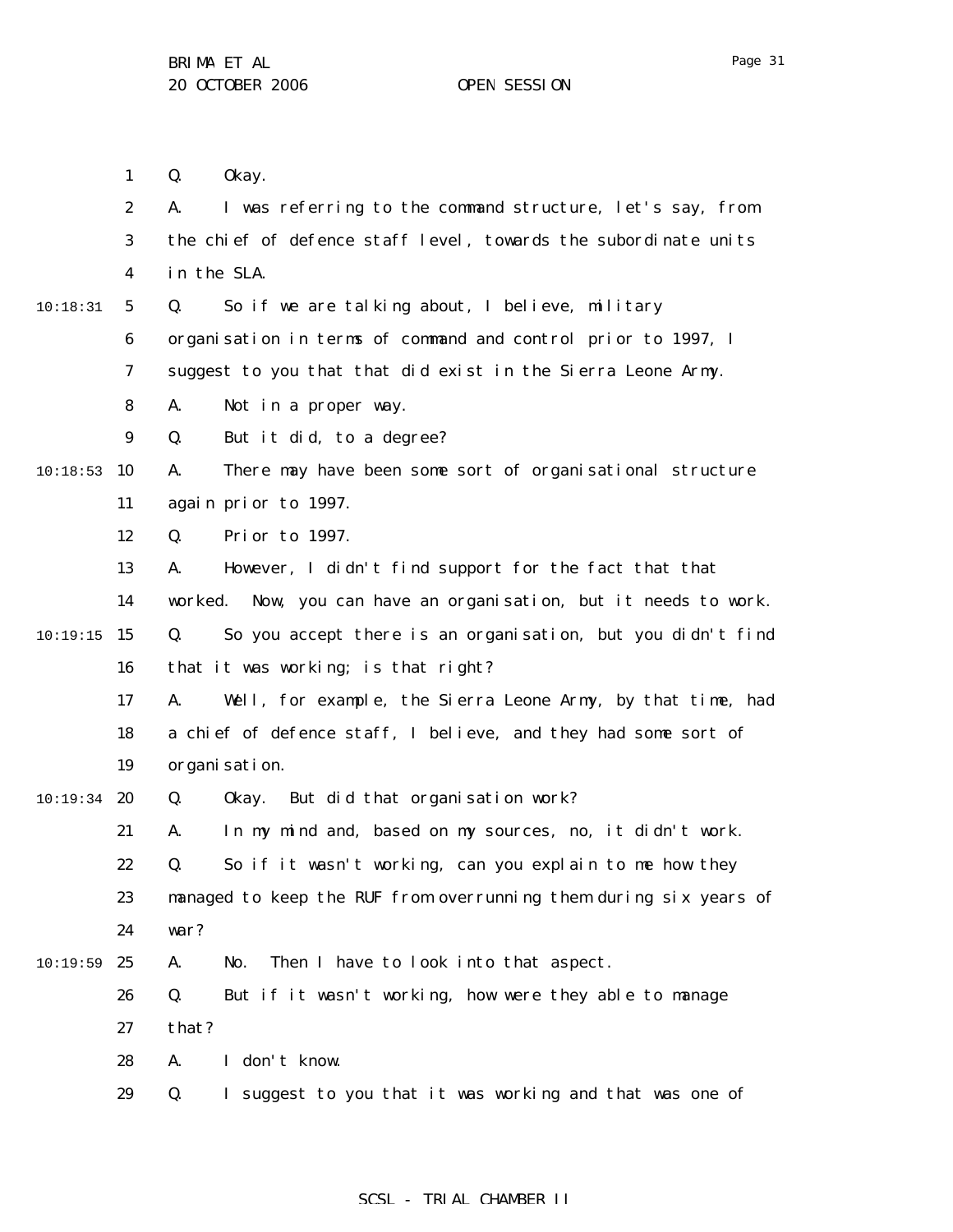Q. Okay.

A. I was referring to the command structure, let's say, from the chief of defence staff level, towards the subordinate units in the SLA.

Q. So if we are talking about, I believe, military organisation in terms of command and control prior to 1997, I suggest to you that that did exist in the Sierra Leone Army.

A. Not in a proper way.

Q. But it did, to a degree?

A. There may have been some sort of organisational structure again prior to 1997.

Q. Prior to 1997.

A. However, I didn't find support for the fact that that worked. Now, you can have an organisation, but it needs to work.

Q. So you accept there is an organisation, but you didn't find that it was working; is that right?

A. Well, for example, the Sierra Leone Army, by that time, had a chief of defence staff, I believe, and they had some sort of organisation.

Q. Okay. But did that organisation work?

A. In my mind and, based on my sources, no, it didn't work.

Q. So if it wasn't working, can you explain to me how they managed to keep the RUF from overrunning them during six years of war?

A. No. Then I have to look into that aspect.

Q. But if it wasn't working, how were they able to manage that?

A. I don't know.

Q. I suggest to you that it was working and that was one of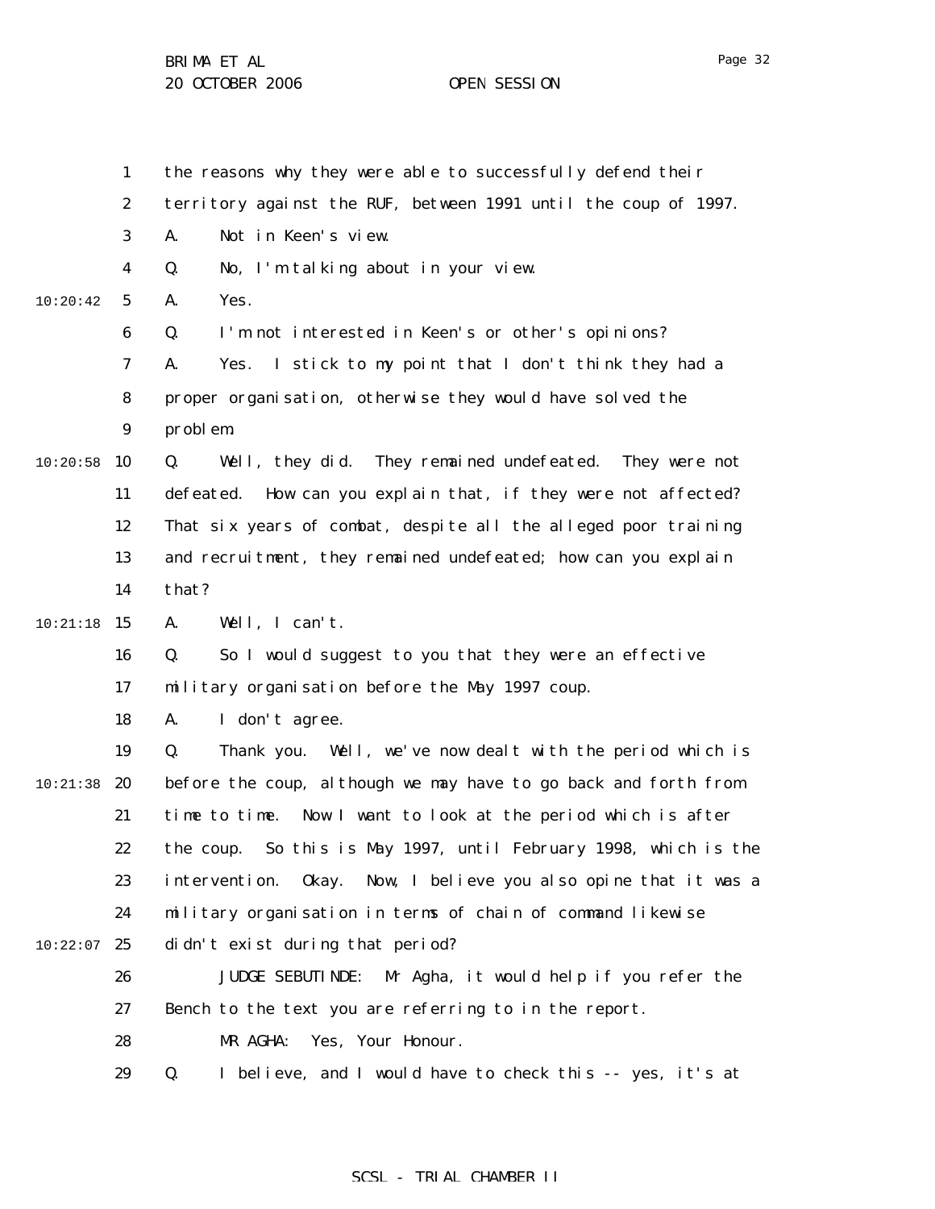the reasons why they were able to successfully defend their territory against the RUF, between 1991 until the coup of 1997.

A. Not in Keen's view.

Q. No, I'm talking about in your view.

A. Yes.

Q. I'm not interested in Keen's or other's opinions?

A. Yes. I stick to my point that I don't think they had a proper organisation, otherwise they would have solved the problem.

Q. Well, they did. They remained undefeated. They were not defeated. How can you explain that, if they were not affected? That six years of combat, despite all the alleged poor training and recruitment, they remained undefeated; how can you explain that?

A. Well, I can't.

Q. So I would suggest to you that they were an effective military organisation before the May 1997 coup.

A. I don't agree.

Q. Thank you. Well, we've now dealt with the period which is before the coup, although we may have to go back and forth from time to time. Now I want to look at the period which is after the coup. So this is May 1997, until February 1998, which is the intervention. Okay. Now, I believe you also opine that it was a military organisation in terms of chain of command likewise didn't exist during that period?

JUDGE SEBUTINDE: Mr Agha, it would help if you refer the Bench to the text you are referring to in the report.

MR AGHA: Yes, Your Honour.

Q. I believe, and I would have to check this -- yes, it's at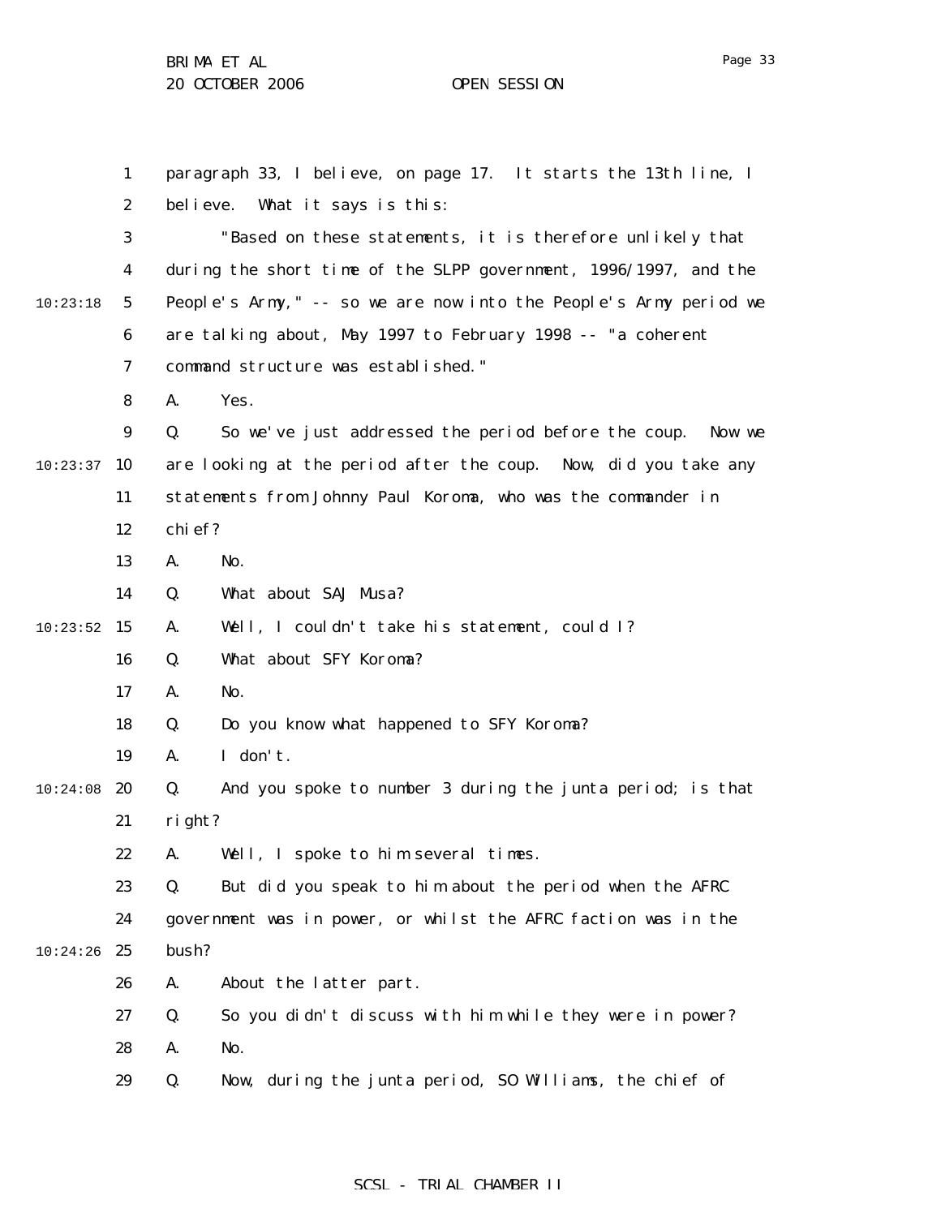paragraph 33, I believe, on page 17. It starts the 13th line, I believe. What it says is this:

"Based on these statements, it is therefore unlikely that during the short time of the SLPP government, 1996/1997, and the People's Army," -- so we are now into the People's Army period we are talking about, May 1997 to February 1998 -- "a coherent command structure was established."

A. Yes.

Q. So we've just addressed the period before the coup. Now we are looking at the period after the coup. Now, did you take any statements from Johnny Paul Koroma, who was the commander in chief?

A. No.

Q. What about SAJ Musa?

A. Well, I couldn't take his statement, could I?

Q. What about SFY Koroma?

A. No.

Q. Do you know what happened to SFY Koroma?

A. I don't.

Q. And you spoke to number 3 during the junta period; is that right?

A. Well, I spoke to him several times.

Q. But did you speak to him about the period when the AFRC government was in power, or whilst the AFRC faction was in the bush?

A. About the latter part.

Q. So you didn't discuss with him while they were in power?

A. No.

Q. Now, during the junta period, SO Williams, the chief of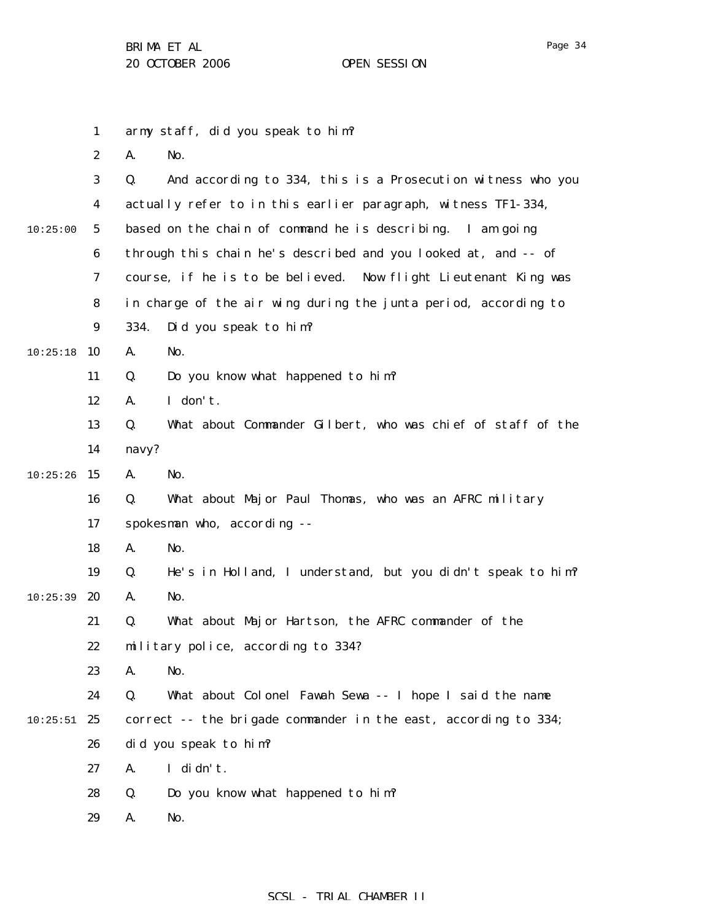army staff, did you speak to him?

A. No.

Q. And according to 334, this is a Prosecution witness who you actually refer to in this earlier paragraph, witness TF1-334, based on the chain of command he is describing. I am going through this chain he's described and you looked at, and -- of course, if he is to be believed. Now flight Lieutenant King was in charge of the air wing during the junta period, according to 334. Did you speak to him?

A. No.

Q. Do you know what happened to him?

A. I don't.

Q. What about Commander Gilbert, who was chief of staff of the navy?

A. No.

Q. What about Major Paul Thomas, who was an AFRC military spokesman who, according --

A. No.

Q. He's in Holland, I understand, but you didn't speak to him?

A. No.

Q. What about Major Hartson, the AFRC commander of the military police, according to 334?

A. No.

Q. What about Colonel Fawah Sewa -- I hope I said the name correct -- the brigade commander in the east, according to 334; did you speak to him?

A. I didn't.

Q. Do you know what happened to him?

A. No.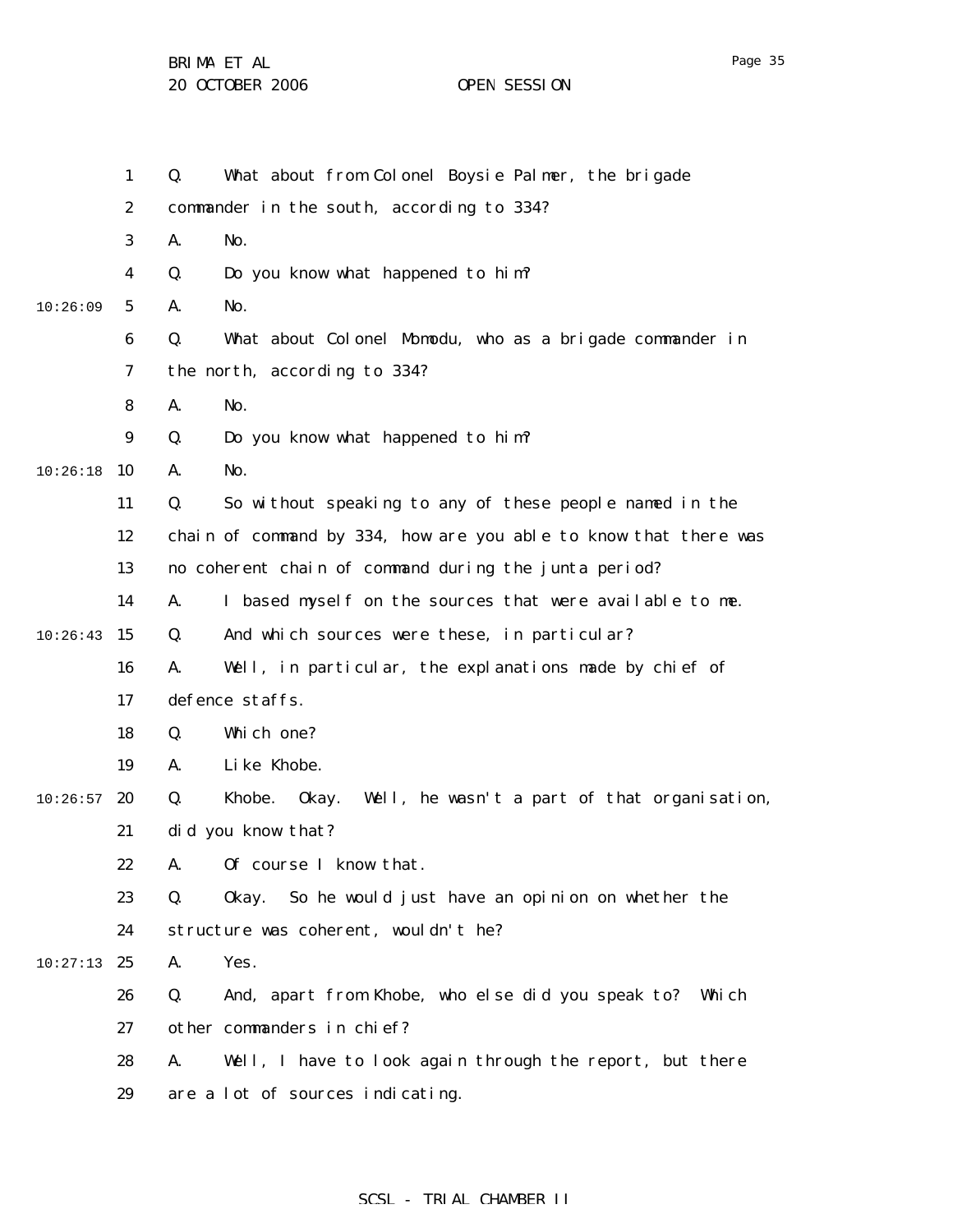Q. What about from Colonel Boysie Palmer, the brigade commander in the south, according to 334?

A. No.

Q. Do you know what happened to him?

A. No.

Q. What about Colonel Momodu, who as a brigade commander in the north, according to 334?

A. No.

Q. Do you know what happened to him?

A. No.

Q. So without speaking to any of these people named in the chain of command by 334, how are you able to know that there was no coherent chain of command during the junta period?

A. I based myself on the sources that were available to me.

Q. And which sources were these, in particular?

A. Well, in particular, the explanations made by chief of defence staffs.

Q. Which one?

A. Like Khobe.

Q. Khobe. Okay. Well, he wasn't a part of that organisation, did you know that?

A. Of course I know that.

Q. Okay. So he would just have an opinion on whether the structure was coherent, wouldn't he?

A. Yes.

Q. And, apart from Khobe, who else did you speak to? Which other commanders in chief?

A. Well, I have to look again through the report, but there are a lot of sources indicating.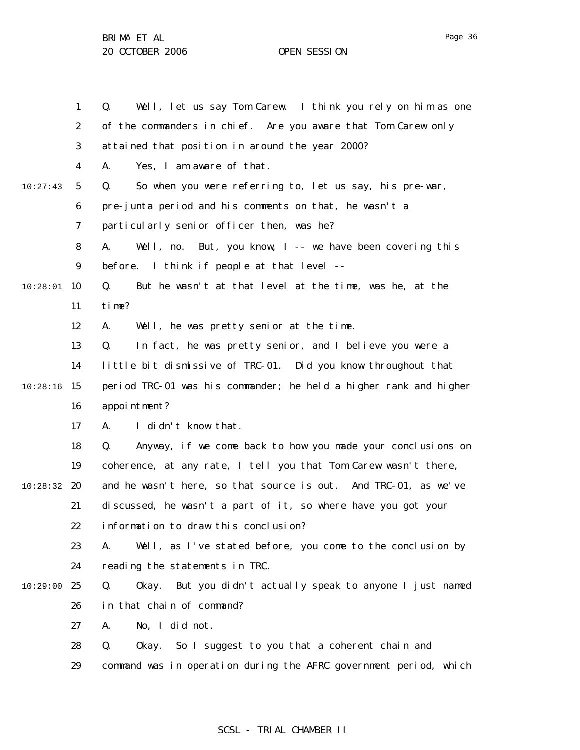Q. Well, let us say Tom Carew. I think you rely on him as one of the commanders in chief. Are you aware that Tom Carew only attained that position in around the year 2000?

A. Yes, I am aware of that.

Q. So when you were referring to, let us say, his pre-war, pre-junta period and his comments on that, he wasn't a particularly senior officer then, was he?

A. Well, no. But, you know, I -- we have been covering this before. I think if people at that level --

Q. But he wasn't at that level at the time, was he, at the time?

A. Well, he was pretty senior at the time.

Q. In fact, he was pretty senior, and I believe you were a little bit dismissive of TRC-01. Did you know throughout that period TRC-01 was his commander; he held a higher rank and higher appointment?

A. I didn't know that.

Q. Anyway, if we come back to how you made your conclusions on coherence, at any rate, I tell you that Tom Carew wasn't there, and he wasn't here, so that source is out. And TRC-01, as we've discussed, he wasn't a part of it, so where have you got your information to draw this conclusion?

A. Well, as I've stated before, you come to the conclusion by reading the statements in TRC.

Q. Okay. But you didn't actually speak to anyone I just named in that chain of command?

A. No, I did not.

Q. Okay. So I suggest to you that a coherent chain and command was in operation during the AFRC government period, which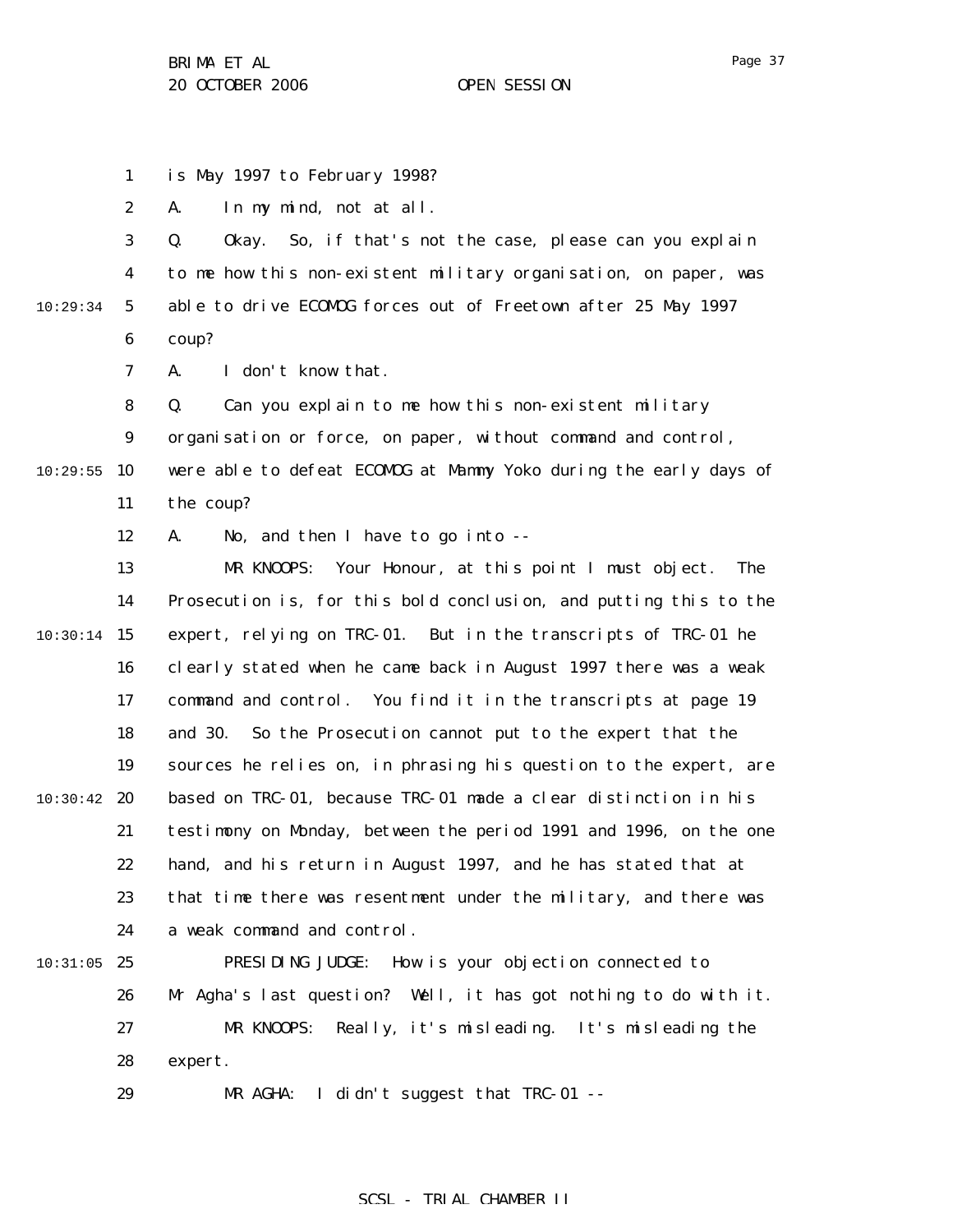is May 1997 to February 1998?

A. In my mind, not at all.

Q. Okay. So, if that's not the case, please can you explain to me how this non-existent military organisation, on paper, was able to drive ECOMOG forces out of Freetown after 25 May 1997 coup?

A. I don't know that.

Q. Can you explain to me how this non-existent military organisation or force, on paper, without command and control, were able to defeat ECOMOG at Mammy Yoko during the early days of the coup?

A. No, and then I have to go into --

MR KNOOPS: Your Honour, at this point I must object. The Prosecution is, for this bold conclusion, and putting this to the expert, relying on TRC-01. But in the transcripts of TRC-01 he clearly stated when he came back in August 1997 there was a weak command and control. You find it in the transcripts at page 19 and 30. So the Prosecution cannot put to the expert that the sources he relies on, in phrasing his question to the expert, are based on TRC-01, because TRC-01 made a clear distinction in his testimony on Monday, between the period 1991 and 1996, on the one hand, and his return in August 1997, and he has stated that at that time there was resentment under the military, and there was a weak command and control.

PRESIDING JUDGE: How is your objection connected to Mr Agha's last question? Well, it has got nothing to do with it.

MR KNOOPS: Really, it's misleading. It's misleading the expert.

MR AGHA: I didn't suggest that TRC-01 --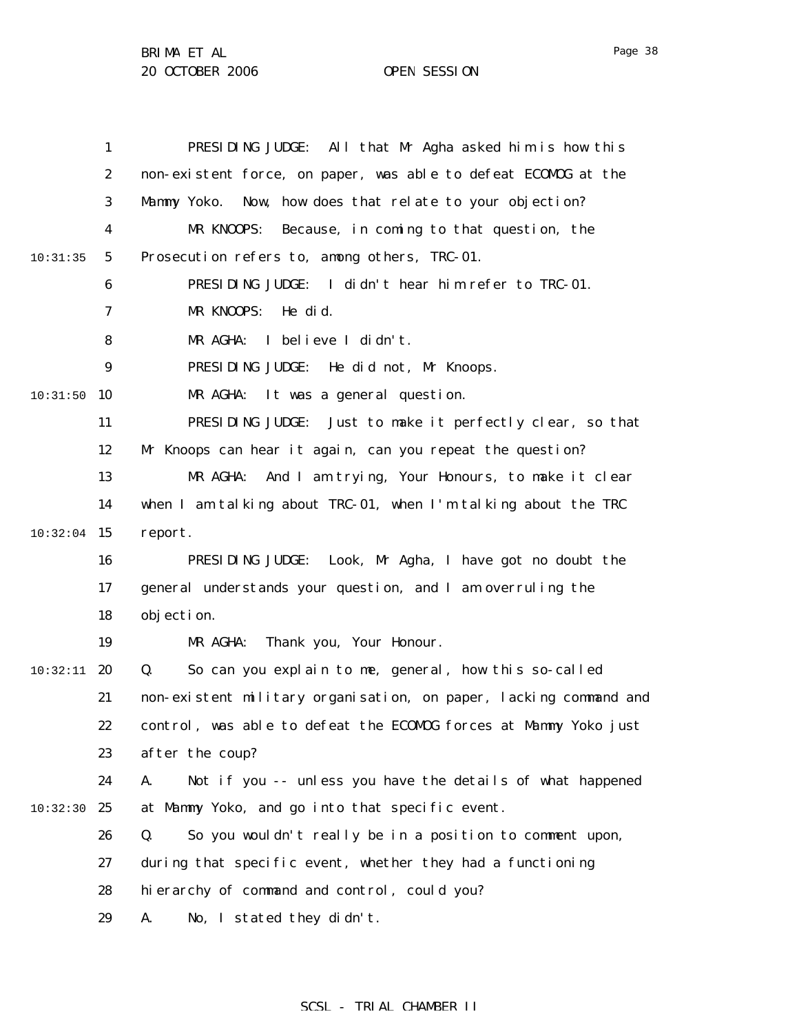PRESIDING JUDGE: All that Mr Agha asked him is how this non-existent force, on paper, was able to defeat ECOMOG at the Mammy Yoko. Now, how does that relate to your objection?

MR KNOOPS: Because, in coming to that question, the Prosecution refers to, among others, TRC-01.

PRESIDING JUDGE: I didn't hear him refer to TRC-01.

MR KNOOPS: He did.

MR AGHA: I believe I didn't.

PRESIDING JUDGE: He did not, Mr Knoops.

MR AGHA: It was a general question.

PRESIDING JUDGE: Just to make it perfectly clear, so that Mr Knoops can hear it again, can you repeat the question?

MR AGHA: And I am trying, Your Honours, to make it clear when I am talking about TRC-01, when I'm talking about the TRC report.

PRESIDING JUDGE: Look, Mr Agha, I have got no doubt the general understands your question, and I am overruling the objection.

MR AGHA: Thank you, Your Honour.

Q. So can you explain to me, general, how this so-called non-existent military organisation, on paper, lacking command and control, was able to defeat the ECOMOG forces at Mammy Yoko just after the coup?

A. Not if you -- unless you have the details of what happened at Mammy Yoko, and go into that specific event.

Q. So you wouldn't really be in a position to comment upon, during that specific event, whether they had a functioning hierarchy of command and control, could you?

A. No, I stated they didn't.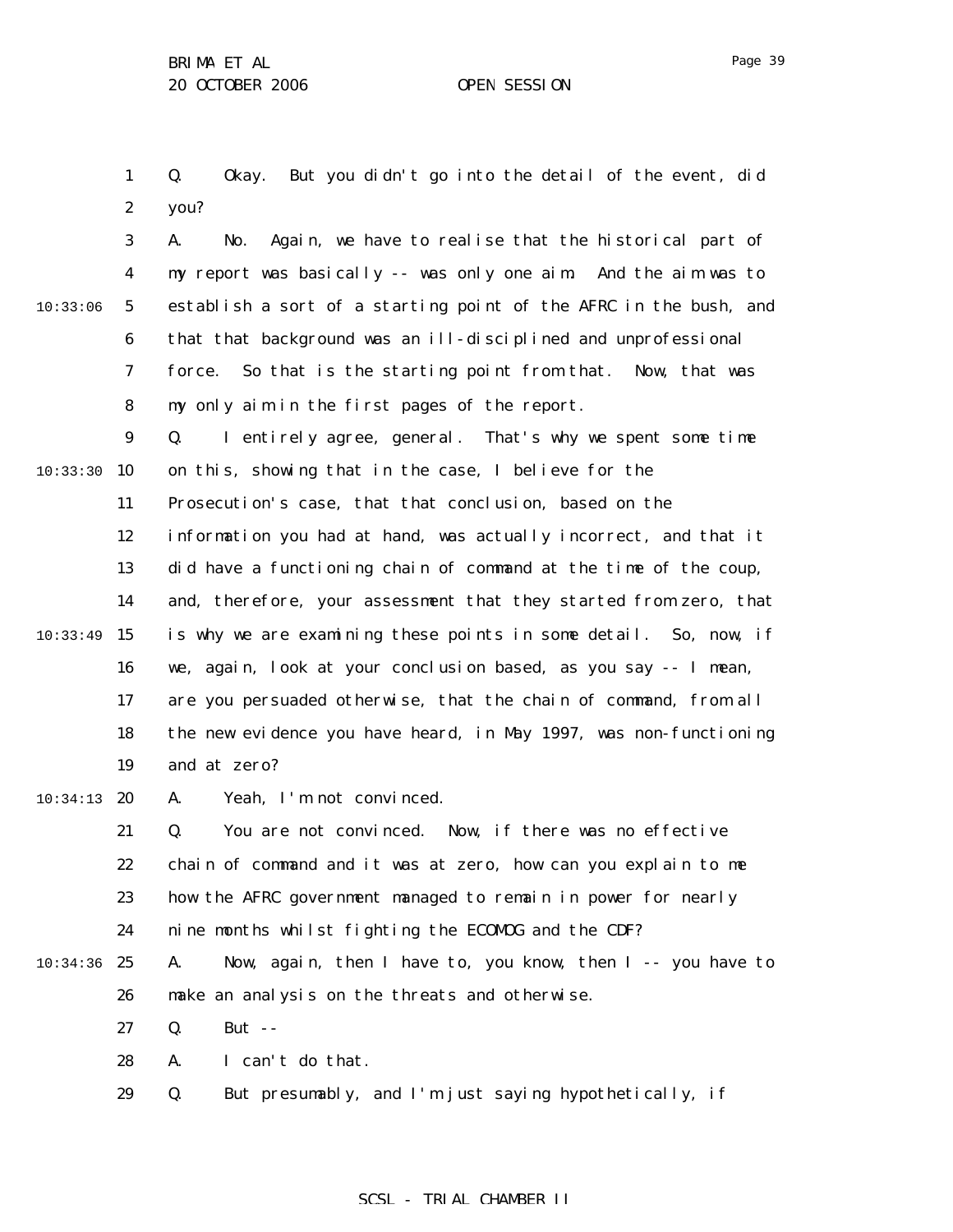Q. Okay. But you didn't go into the detail of the event, did you?

A. No. Again, we have to realise that the historical part of my report was basically -- was only one aim. And the aim was to establish a sort of a starting point of the AFRC in the bush, and that that background was an ill-disciplined and unprofessional force. So that is the starting point from that. Now, that was my only aim in the first pages of the report.

Q. I entirely agree, general. That's why we spent some time on this, showing that in the case, I believe for the Prosecution's case, that that conclusion, based on the information you had at hand, was actually incorrect, and that it did have a functioning chain of command at the time of the coup, and, therefore, your assessment that they started from zero, that is why we are examining these points in some detail. So, now, if we, again, look at your conclusion based, as you say -- I mean, are you persuaded otherwise, that the chain of command, from all the new evidence you have heard, in May 1997, was non-functioning and at zero?

A. Yeah, I'm not convinced.

Q. You are not convinced. Now, if there was no effective chain of command and it was at zero, how can you explain to me how the AFRC government managed to remain in power for nearly nine months whilst fighting the ECOMOG and the CDF?

A. Now, again, then I have to, you know, then I -- you have to make an analysis on the threats and otherwise.

Q. But --

A. I can't do that.

Q. But presumably, and I'm just saying hypothetically, if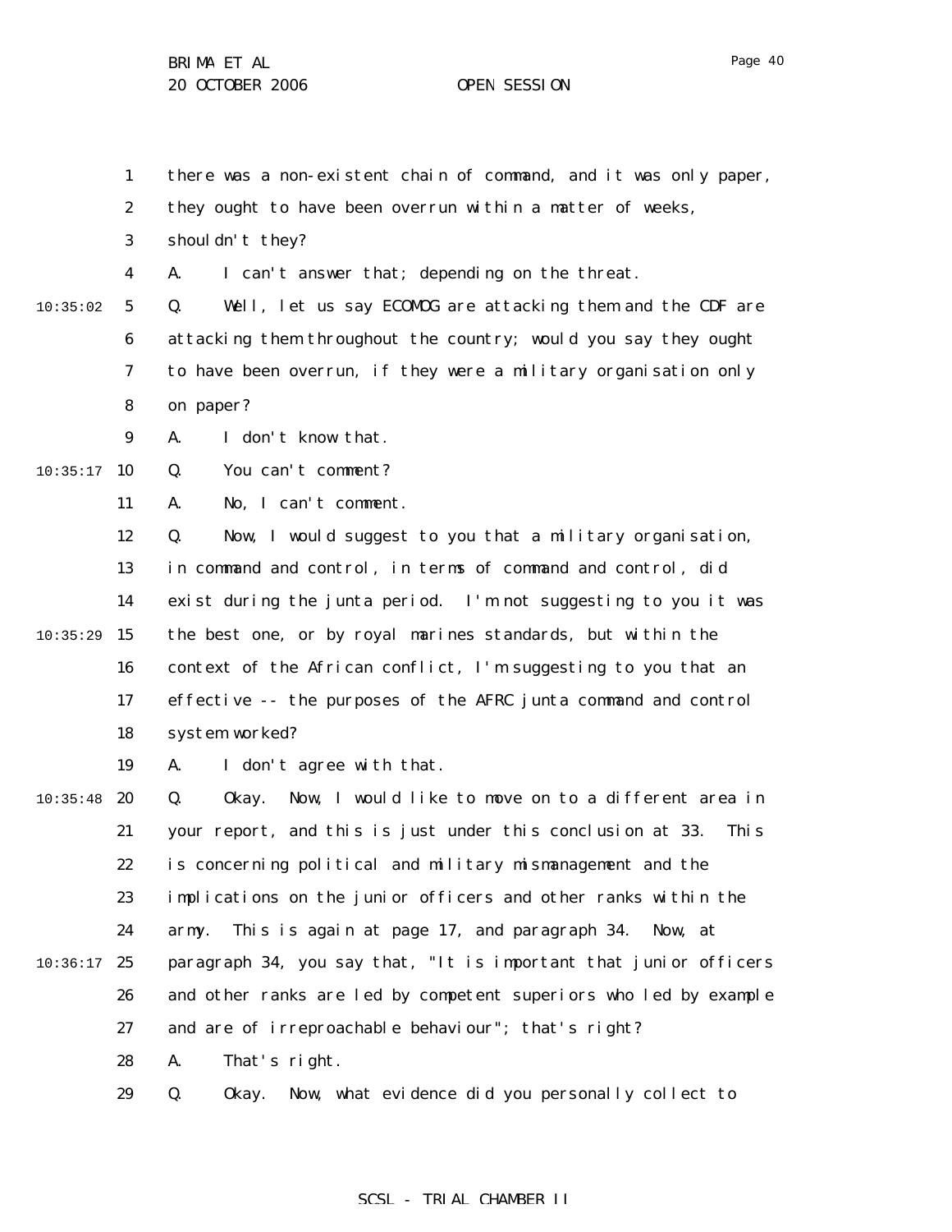there was a non-existent chain of command, and it was only paper, they ought to have been overrun within a matter of weeks, shouldn't they?

A. I can't answer that; depending on the threat.

Q. Well, let us say ECOMOG are attacking them and the CDF are attacking them throughout the country; would you say they ought to have been overrun, if they were a military organisation only on paper?

A. I don't know that.

Q. You can't comment?

A. No, I can't comment.

Q. Now, I would suggest to you that a military organisation, in command and control, in terms of command and control, did exist during the junta period. I'm not suggesting to you it was the best one, or by royal marines standards, but within the context of the African conflict, I'm suggesting to you that an effective -- the purposes of the AFRC junta command and control system worked?

A. I don't agree with that.

Q. Okay. Now, I would like to move on to a different area in your report, and this is just under this conclusion at 33. This is concerning political and military mismanagement and the implications on the junior officers and other ranks within the army. This is again at page 17, and paragraph 34. Now, at paragraph 34, you say that, "It is important that junior officers and other ranks are led by competent superiors who led by example and are of irreproachable behaviour"; that's right?

A. That's right.

Q. Okay. Now, what evidence did you personally collect to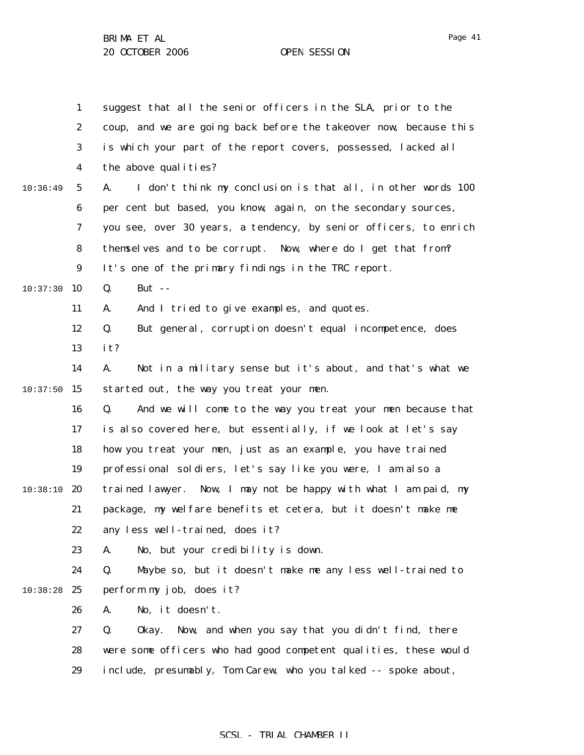suggest that all the senior officers in the SLA, prior to the coup, and we are going back before the takeover now, because this is which your part of the report covers, possessed, lacked all the above qualities?

A. I don't think my conclusion is that all, in other words 100 per cent but based, you know, again, on the secondary sources, you see, over 30 years, a tendency, by senior officers, to enrich themselves and to be corrupt. Now, where do I get that from? It's one of the primary findings in the TRC report.

Q. But --

A. And I tried to give examples, and quotes.

Q. But general, corruption doesn't equal incompetence, does it?

A. Not in a military sense but it's about, and that's what we started out, the way you treat your men.

Q. And we will come to the way you treat your men because that is also covered here, but essentially, if we look at let's say how you treat your men, just as an example, you have trained professional soldiers, let's say like you were, I am also a trained lawyer. Now, I may not be happy with what I am paid, my package, my welfare benefits et cetera, but it doesn't make me any less well-trained, does it?

A. No, but your credibility is down.

Q. Maybe so, but it doesn't make me any less well-trained to perform my job, does it?

A. No, it doesn't.

Q. Okay. Now, and when you say that you didn't find, there were some officers who had good competent qualities, these would include, presumably, Tom Carew, who you talked -- spoke about,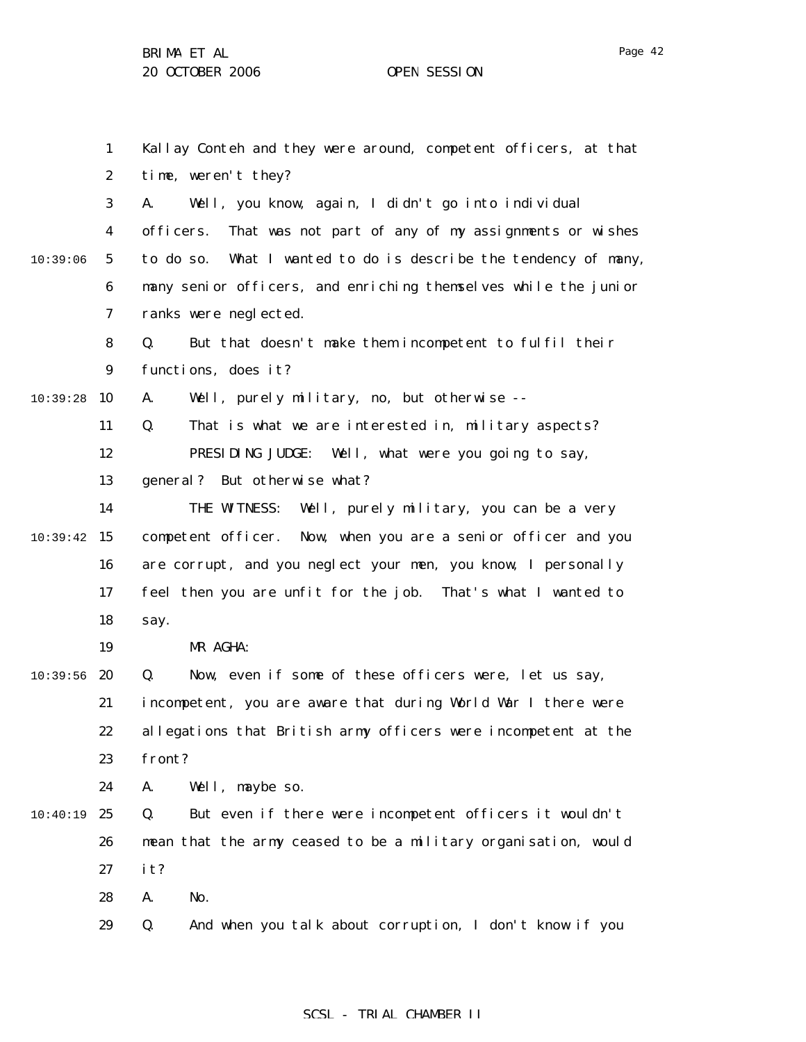Kallay Conteh and they were around, competent officers, at that time, weren't they?

A. Well, you know, again, I didn't go into individual officers. That was not part of any of my assignments or wishes to do so. What I wanted to do is describe the tendency of many, many senior officers, and enriching themselves while the junior ranks were neglected.

Q. But that doesn't make them incompetent to fulfil their functions, does it?

A. Well, purely military, no, but otherwise --

Q. That is what we are interested in, military aspects?

PRESIDING JUDGE: Well, what were you going to say, general? But otherwise what?

THE WITNESS: Well, purely military, you can be a very competent officer. Now, when you are a senior officer and you are corrupt, and you neglect your men, you know, I personally feel then you are unfit for the job. That's what I wanted to say.

MR AGHA:

Q. Now, even if some of these officers were, let us say, incompetent, you are aware that during World War I there were allegations that British army officers were incompetent at the front?

A. Well, maybe so.

Q. But even if there were incompetent officers it wouldn't mean that the army ceased to be a military organisation, would it?

A. No.

Q. And when you talk about corruption, I don't know if you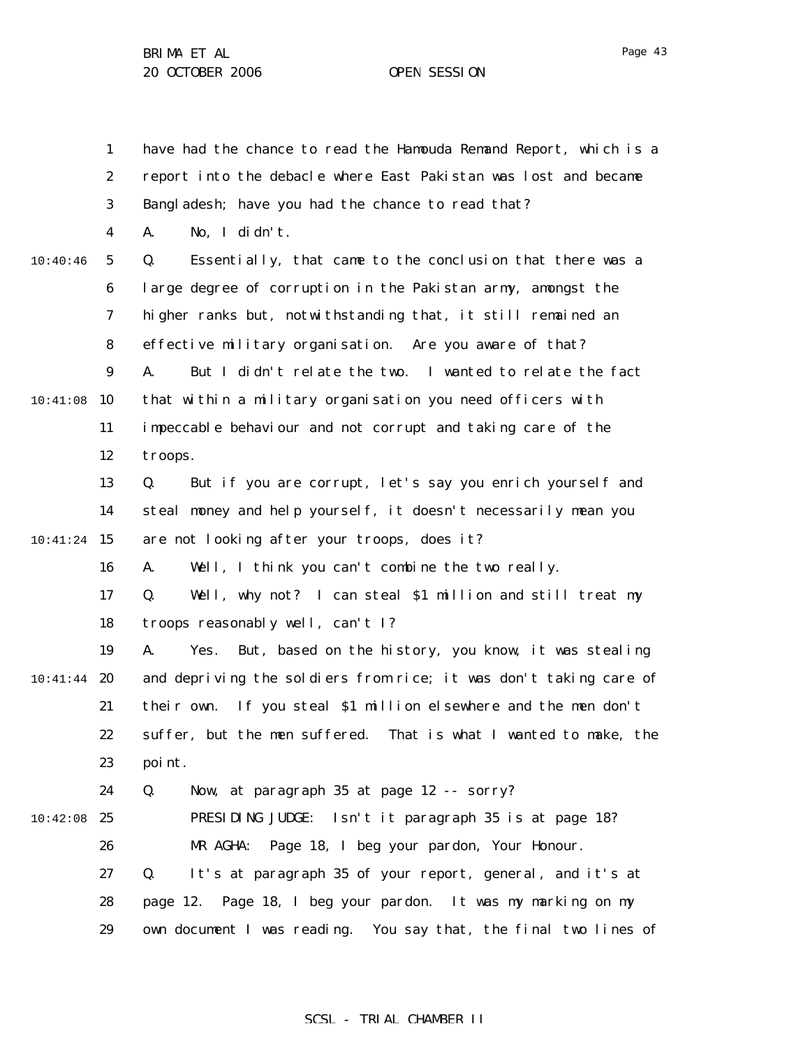have had the chance to read the Hamouda Remand Report, which is a report into the debacle where East Pakistan was lost and became Bangladesh; have you had the chance to read that?

A. No, I didn't.

Q. Essentially, that came to the conclusion that there was a large degree of corruption in the Pakistan army, amongst the higher ranks but, notwithstanding that, it still remained an effective military organisation. Are you aware of that?

A. But I didn't relate the two. I wanted to relate the fact that within a military organisation you need officers with impeccable behaviour and not corrupt and taking care of the troops.

Q. But if you are corrupt, let's say you enrich yourself and steal money and help yourself, it doesn't necessarily mean you are not looking after your troops, does it?

A. Well, I think you can't combine the two really.

Q. Well, why not? I can steal $1 million and still treat my troops reasonably well, can't I?

A. Yes. But, based on the history, you know, it was stealing and depriving the soldiers from rice; it was don't taking care of their own. If you steal $1 million elsewhere and the men don't suffer, but the men suffered. That is what I wanted to make, the point.

Q. Now, at paragraph 35 at page 12 -- sorry?

PRESIDING JUDGE: Isn't it paragraph 35 is at page 18?

MR AGHA: Page 18, I beg your pardon, Your Honour.

Q. It's at paragraph 35 of your report, general, and it's at page 12. Page 18, I beg your pardon. It was my marking on my own document I was reading. You say that, the final two lines of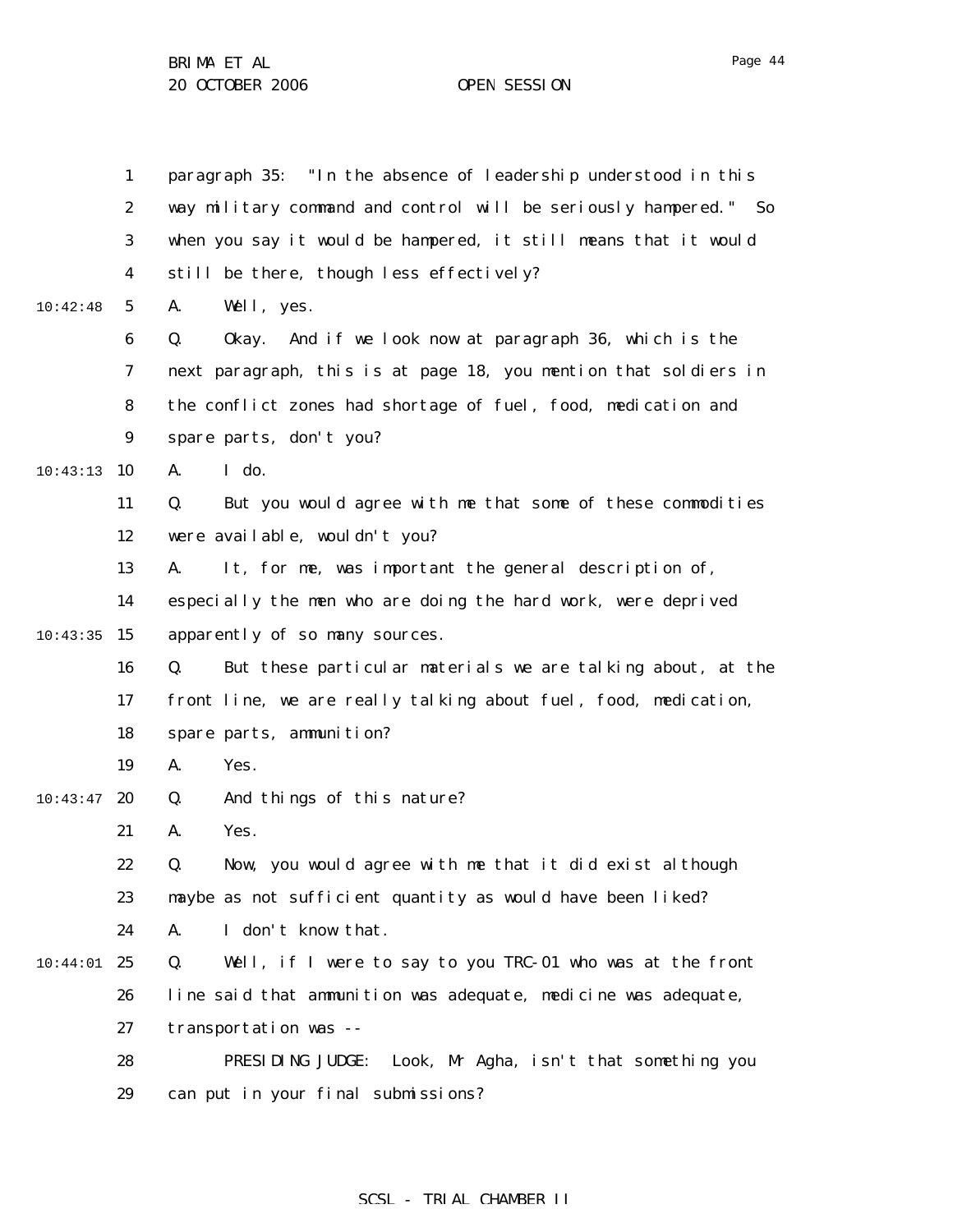paragraph 35: "In the absence of leadership understood in this way military command and control will be seriously hampered." So when you say it would be hampered, it still means that it would still be there, though less effectively?

A. Well, yes.

Q. Okay. And if we look now at paragraph 36, which is the next paragraph, this is at page 18, you mention that soldiers in the conflict zones had shortage of fuel, food, medication and spare parts, don't you?

A. I do.

Q. But you would agree with me that some of these commodities were available, wouldn't you?

A. It, for me, was important the general description of, especially the men who are doing the hard work, were deprived apparently of so many sources.

Q. But these particular materials we are talking about, at the front line, we are really talking about fuel, food, medication, spare parts, ammunition?

A. Yes.

Q. And things of this nature?

A. Yes.

Q. Now, you would agree with me that it did exist although maybe as not sufficient quantity as would have been liked?

A. I don't know that.

Q. Well, if I were to say to you TRC-01 who was at the front line said that ammunition was adequate, medicine was adequate, transportation was --

PRESIDING JUDGE: Look, Mr Agha, isn't that something you can put in your final submissions?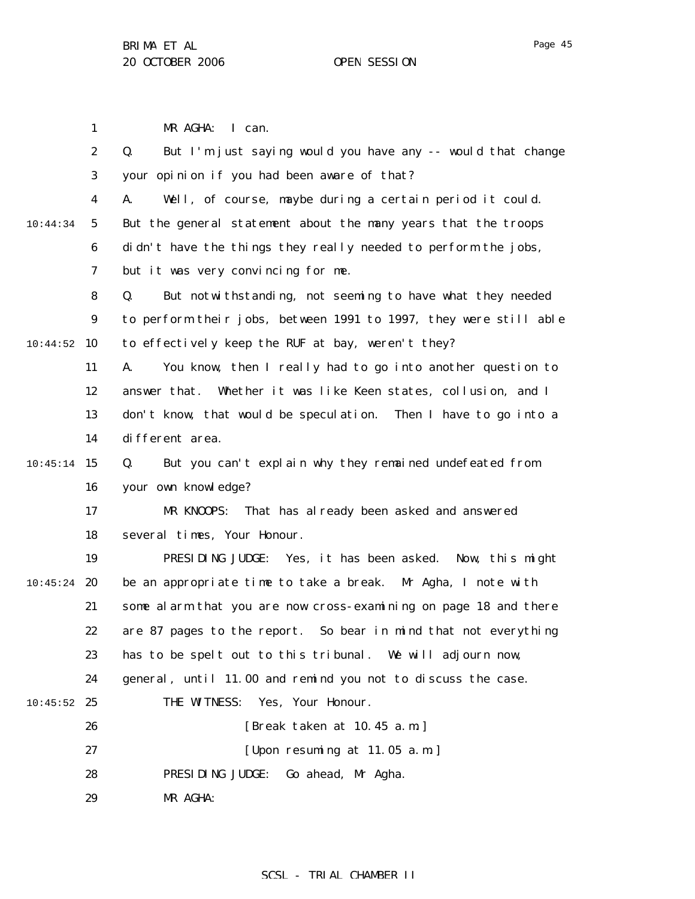MR AGHA: I can.

Q. But I'm just saying would you have any -- would that change your opinion if you had been aware of that?

A. Well, of course, maybe during a certain period it could. But the general statement about the many years that the troops didn't have the things they really needed to perform the jobs, but it was very convincing for me.

Q. But notwithstanding, not seeming to have what they needed to perform their jobs, between 1991 to 1997, they were still able to effectively keep the RUF at bay, weren't they?

A. You know, then I really had to go into another question to answer that. Whether it was like Keen states, collusion, and I don't know, that would be speculation. Then I have to go into a different area.

Q. But you can't explain why they remained undefeated from your own knowledge?

MR KNOOPS: That has already been asked and answered several times, Your Honour.

PRESIDING JUDGE: Yes, it has been asked. Now, this might be an appropriate time to take a break. Mr Agha, I note with some alarm that you are now cross-examining on page 18 and there are 87 pages to the report. So bear in mind that not everything has to be spelt out to this tribunal. We will adjourn now, general, until 11.00 and remind you not to discuss the case.

THE WITNESS: Yes, Your Honour.

[Break taken at 10.45 a.m.]

[Upon resuming at 11.05 a.m.]

PRESIDING JUDGE: Go ahead, Mr Agha.

MR AGHA: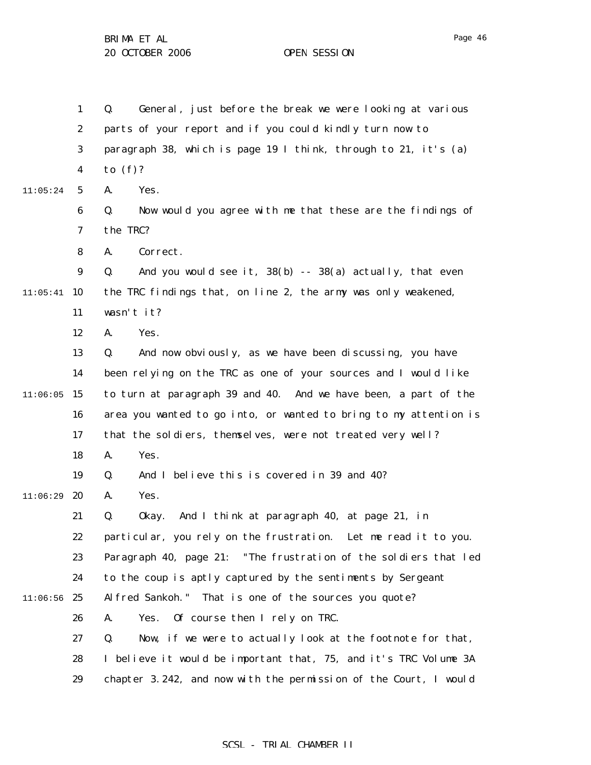Q. General, just before the break we were looking at various parts of your report and if you could kindly turn now to paragraph 38, which is page 19 I think, through to 21, it's (a) to (f)?

A. Yes.

Q. Now would you agree with me that these are the findings of the TRC?

A. Correct.

Q. And you would see it, 38(b) -- 38(a) actually, that even the TRC findings that, on line 2, the army was only weakened, wasn't it?

A. Yes.

Q. And now obviously, as we have been discussing, you have been relying on the TRC as one of your sources and I would like to turn at paragraph 39 and 40. And we have been, a part of the area you wanted to go into, or wanted to bring to my attention is that the soldiers, themselves, were not treated very well?

A. Yes.

Q. And I believe this is covered in 39 and 40?

A. Yes.

Q. Okay. And I think at paragraph 40, at page 21, in particular, you rely on the frustration. Let me read it to you. Paragraph 40, page 21: "The frustration of the soldiers that led to the coup is aptly captured by the sentiments by Sergeant Alfred Sankoh." That is one of the sources you quote?

A. Yes. Of course then I rely on TRC.

Q. Now, if we were to actually look at the footnote for that, I believe it would be important that, 75, and it's TRC Volume 3A chapter 3.242, and now with the permission of the Court, I would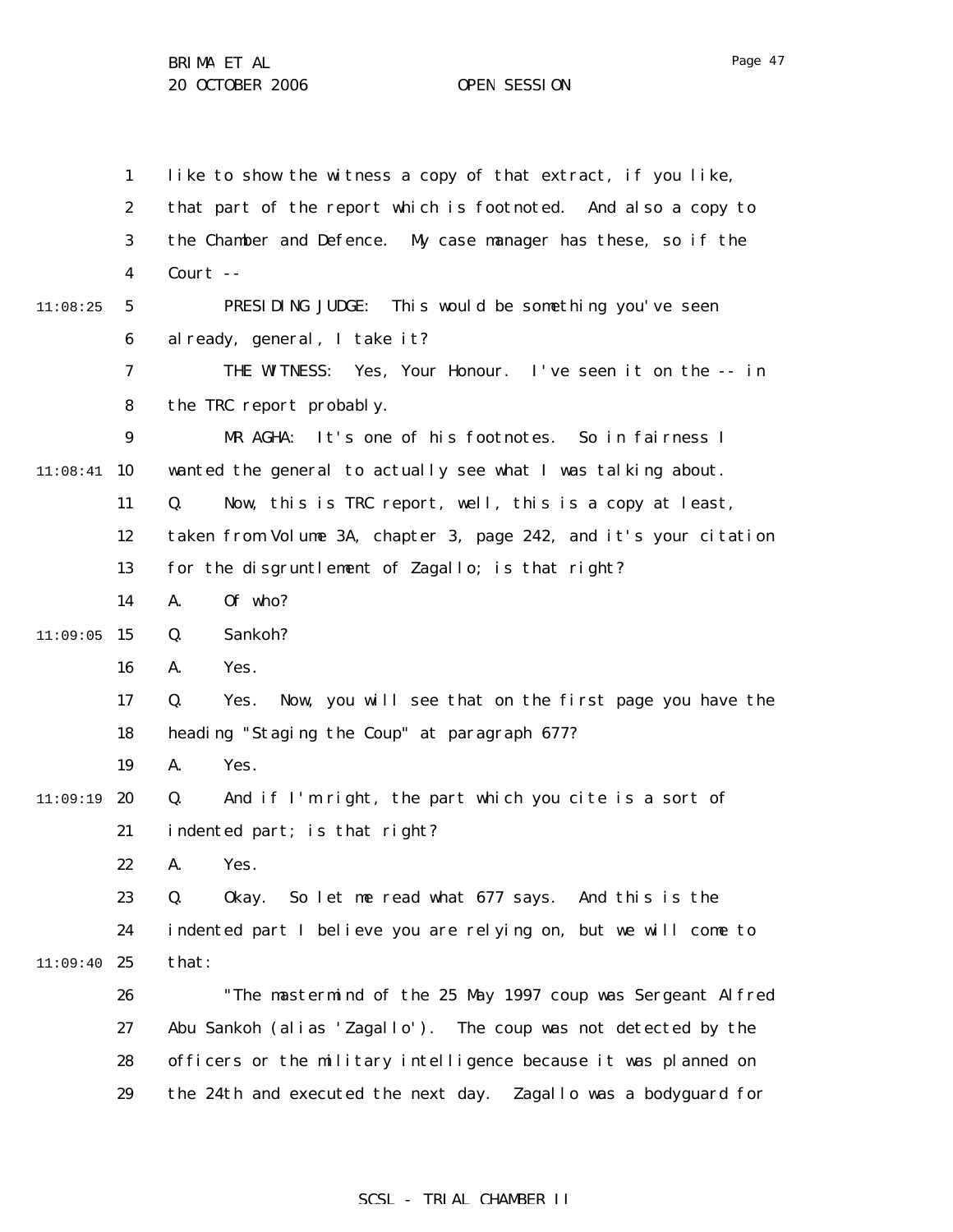like to show the witness a copy of that extract, if you like, that part of the report which is footnoted. And also a copy to the Chamber and Defence. My case manager has these, so if the Court --

PRESIDING JUDGE: This would be something you've seen already, general, I take it?

THE WITNESS: Yes, Your Honour. I've seen it on the -- in the TRC report probably.

MR AGHA: It's one of his footnotes. So in fairness I wanted the general to actually see what I was talking about.

Q. Now, this is TRC report, well, this is a copy at least, taken from Volume 3A, chapter 3, page 242, and it's your citation for the disgruntlement of Zagallo; is that right?

A. Of who?

Q. Sankoh?

A. Yes.

Q. Yes. Now, you will see that on the first page you have the heading "Staging the Coup" at paragraph 677?

A. Yes.

Q. And if I'm right, the part which you cite is a sort of indented part; is that right?

A. Yes.

Q. Okay. So let me read what 677 says. And this is the indented part I believe you are relying on, but we will come to that:

"The mastermind of the 25 May 1997 coup was Sergeant Alfred Abu Sankoh (alias 'Zagallo'). The coup was not detected by the officers or the military intelligence because it was planned on the 24th and executed the next day. Zagallo was a bodyguard for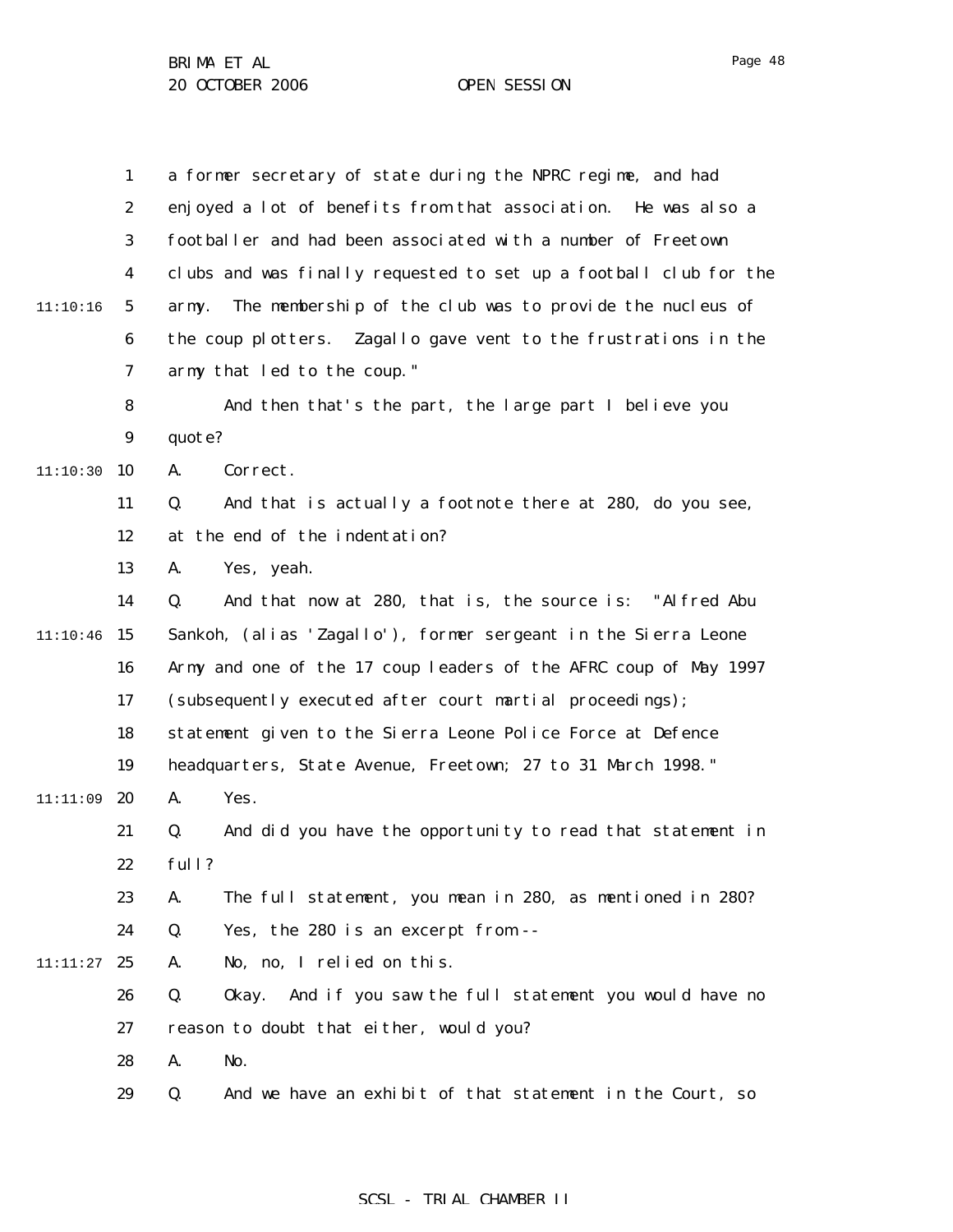a former secretary of state during the NPRC regime, and had enjoyed a lot of benefits from that association. He was also a footballer and had been associated with a number of Freetown clubs and was finally requested to set up a football club for the army. The membership of the club was to provide the nucleus of the coup plotters. Zagallo gave vent to the frustrations in the army that led to the coup."

And then that's the part, the large part I believe you quote?

A. Correct.

Q. And that is actually a footnote there at 280, do you see, at the end of the indentation?

A. Yes, yeah.

Q. And that now at 280, that is, the source is: "Alfred Abu Sankoh, (alias 'Zagallo'), former sergeant in the Sierra Leone Army and one of the 17 coup leaders of the AFRC coup of May 1997 (subsequently executed after court martial proceedings); statement given to the Sierra Leone Police Force at Defence headquarters, State Avenue, Freetown; 27 to 31 March 1998."

A. Yes.

Q. And did you have the opportunity to read that statement in full?

A. The full statement, you mean in 280, as mentioned in 280?

Q. Yes, the 280 is an excerpt from --

A. No, no, I relied on this.

Q. Okay. And if you saw the full statement you would have no reason to doubt that either, would you?

A. No.

Q. And we have an exhibit of that statement in the Court, so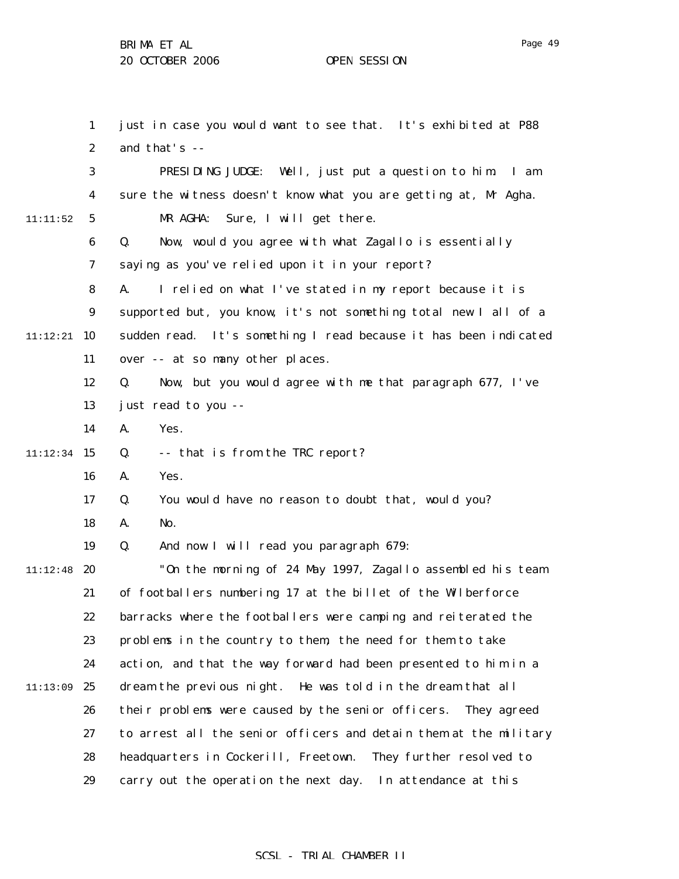just in case you would want to see that. It's exhibited at P88 and that's --

PRESIDING JUDGE: Well, just put a question to him. I am sure the witness doesn't know what you are getting at, Mr Agha.

MR AGHA: Sure, I will get there.

Q. Now, would you agree with what Zagallo is essentially saying as you've relied upon it in your report?

A. I relied on what I've stated in my report because it is supported but, you know, it's not something total new I all of a sudden read. It's something I read because it has been indicated over -- at so many other places.

Q. Now, but you would agree with me that paragraph 677, I've just read to you --

A. Yes.

Q. -- that is from the TRC report?

A. Yes.

Q. You would have no reason to doubt that, would you?

A. No.

Q. And now I will read you paragraph 679:

"On the morning of 24 May 1997, Zagallo assembled his team of footballers numbering 17 at the billet of the Wilberforce barracks where the footballers were camping and reiterated the problems in the country to them, the need for them to take action, and that the way forward had been presented to him in a dream the previous night. He was told in the dream that all their problems were caused by the senior officers. They agreed to arrest all the senior officers and detain them at the military headquarters in Cockerill, Freetown. They further resolved to carry out the operation the next day. In attendance at this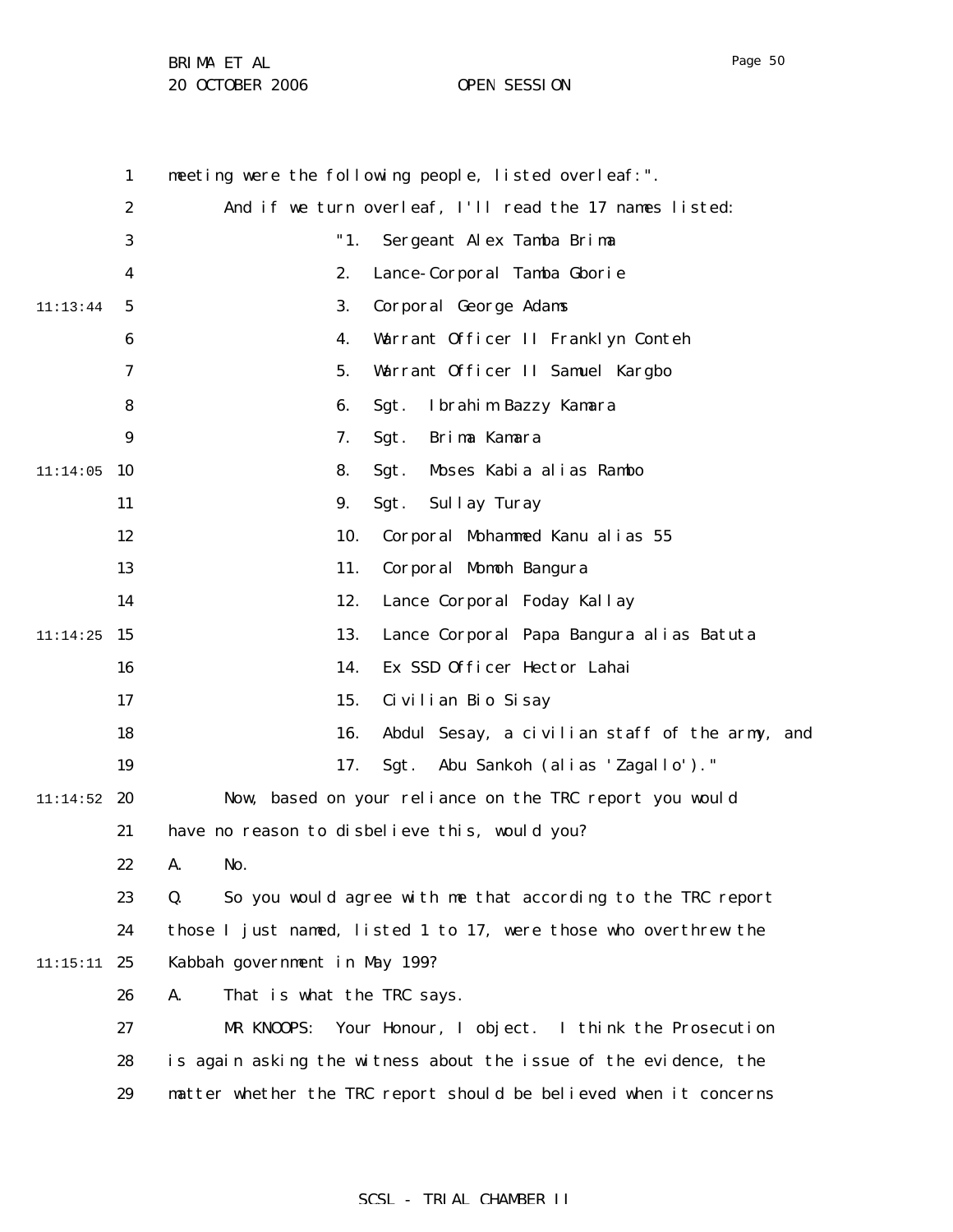meeting were the following people, listed overleaf:".

And if we turn overleaf, I'll read the 17 names listed:

"1. Sergeant Alex Tamba Brima
2. Lance-Corporal Tamba Gborie
3. Corporal George Adams
4. Warrant Officer II Franklyn Conteh
5. Warrant Officer II Samuel Kargbo
6. Sgt. Ibrahim Bazzy Kamara
7. Sgt. Brima Kamara
8. Sgt. Moses Kabia alias Rambo
9. Sgt. Sullay Turay
10. Corporal Mohammed Kanu alias 55
11. Corporal Momoh Bangura
12. Lance Corporal Foday Kallay
13. Lance Corporal Papa Bangura alias Batuta
14. Ex SSD Officer Hector Lahai
15. Civilian Bio Sisay
16. Abdul Sesay, a civilian staff of the army, and
17. Sgt. Abu Sankoh (alias 'Zagallo')."

Now, based on your reliance on the TRC report you would have no reason to disbelieve this, would you?

A. No.

Q. So you would agree with me that according to the TRC report those I just named, listed 1 to 17, were those who overthrew the Kabbah government in May 199?

A. That is what the TRC says.

MR KNOOPS: Your Honour, I object. I think the Prosecution is again asking the witness about the issue of the evidence, the matter whether the TRC report should be believed when it concerns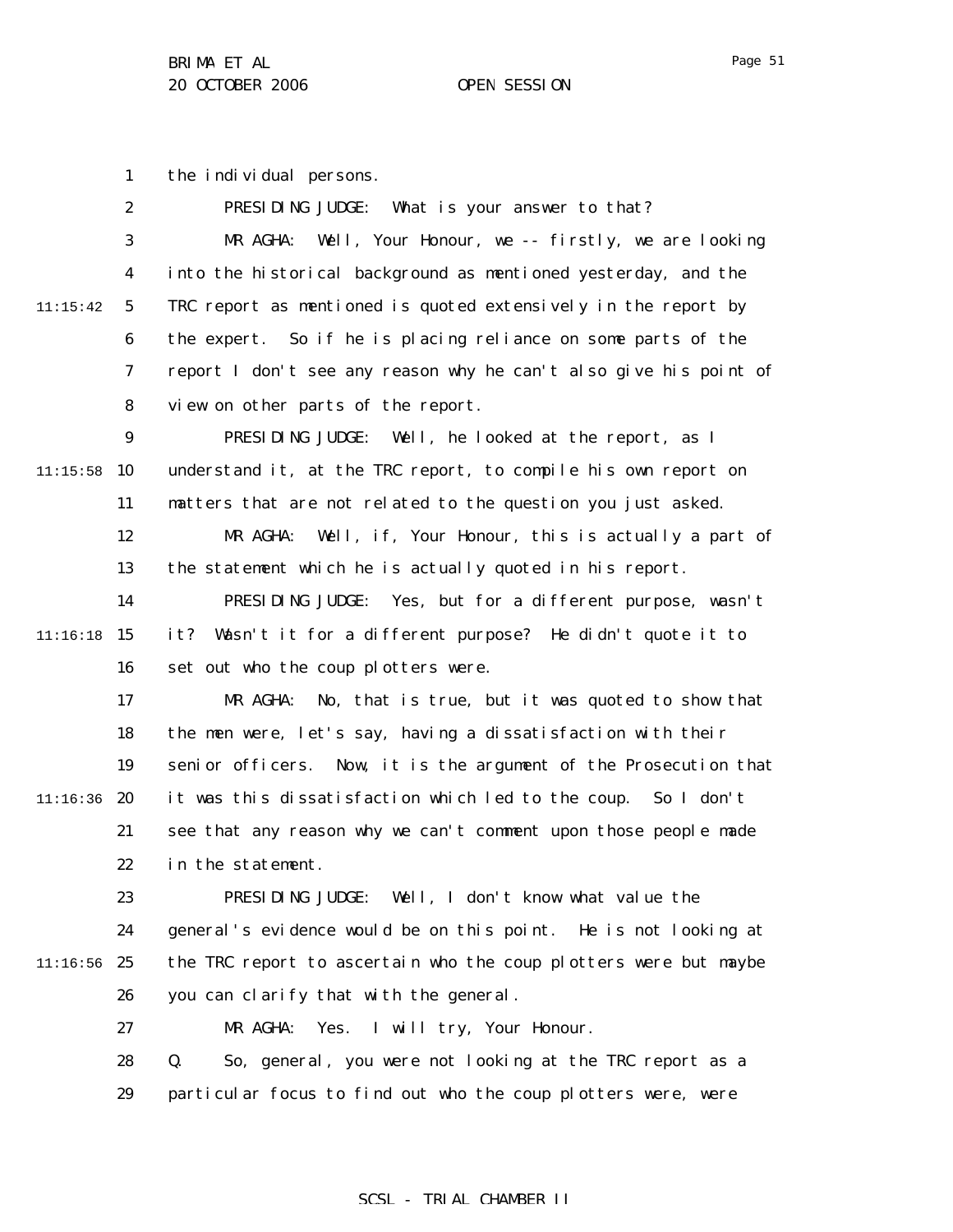the individual persons.

PRESIDING JUDGE: What is your answer to that?

MR AGHA: Well, Your Honour, we -- firstly, we are looking into the historical background as mentioned yesterday, and the TRC report as mentioned is quoted extensively in the report by the expert. So if he is placing reliance on some parts of the report I don't see any reason why he can't also give his point of view on other parts of the report.

PRESIDING JUDGE: Well, he looked at the report, as I understand it, at the TRC report, to compile his own report on matters that are not related to the question you just asked.

MR AGHA: Well, if, Your Honour, this is actually a part of the statement which he is actually quoted in his report.

PRESIDING JUDGE: Yes, but for a different purpose, wasn't it? Wasn't it for a different purpose? He didn't quote it to set out who the coup plotters were.

MR AGHA: No, that is true, but it was quoted to show that the men were, let's say, having a dissatisfaction with their senior officers. Now, it is the argument of the Prosecution that it was this dissatisfaction which led to the coup. So I don't see that any reason why we can't comment upon those people made in the statement.

PRESIDING JUDGE: Well, I don't know what value the general's evidence would be on this point. He is not looking at the TRC report to ascertain who the coup plotters were but maybe you can clarify that with the general.

MR AGHA: Yes. I will try, Your Honour.

Q. So, general, you were not looking at the TRC report as a particular focus to find out who the coup plotters were, were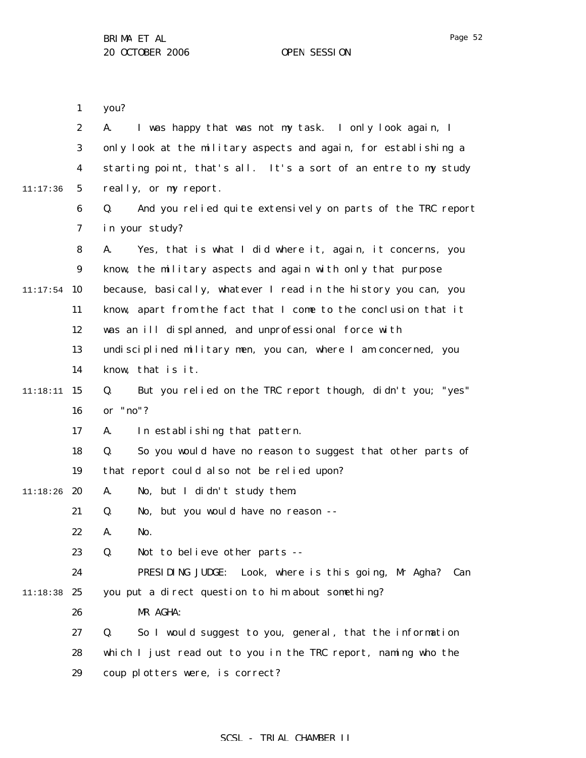you?

A. I was happy that was not my task. I only look again, I only look at the military aspects and again, for establishing a starting point, that's all. It's a sort of an entre to my study really, or my report.

Q. And you relied quite extensively on parts of the TRC report in your study?

A. Yes, that is what I did where it, again, it concerns, you know, the military aspects and again with only that purpose because, basically, whatever I read in the history you can, you know, apart from the fact that I come to the conclusion that it was an ill displanned, and unprofessional force with undisciplined military men, you can, where I am concerned, you know, that is it.

Q. But you relied on the TRC report though, didn't you; "yes" or "no"?

A. In establishing that pattern.

Q. So you would have no reason to suggest that other parts of that report could also not be relied upon?

A. No, but I didn't study them.

Q. No, but you would have no reason --

A. No.

Q. Not to believe other parts --

PRESIDING JUDGE: Look, where is this going, Mr Agha? Can you put a direct question to him about something?

MR AGHA:

Q. So I would suggest to you, general, that the information which I just read out to you in the TRC report, naming who the coup plotters were, is correct?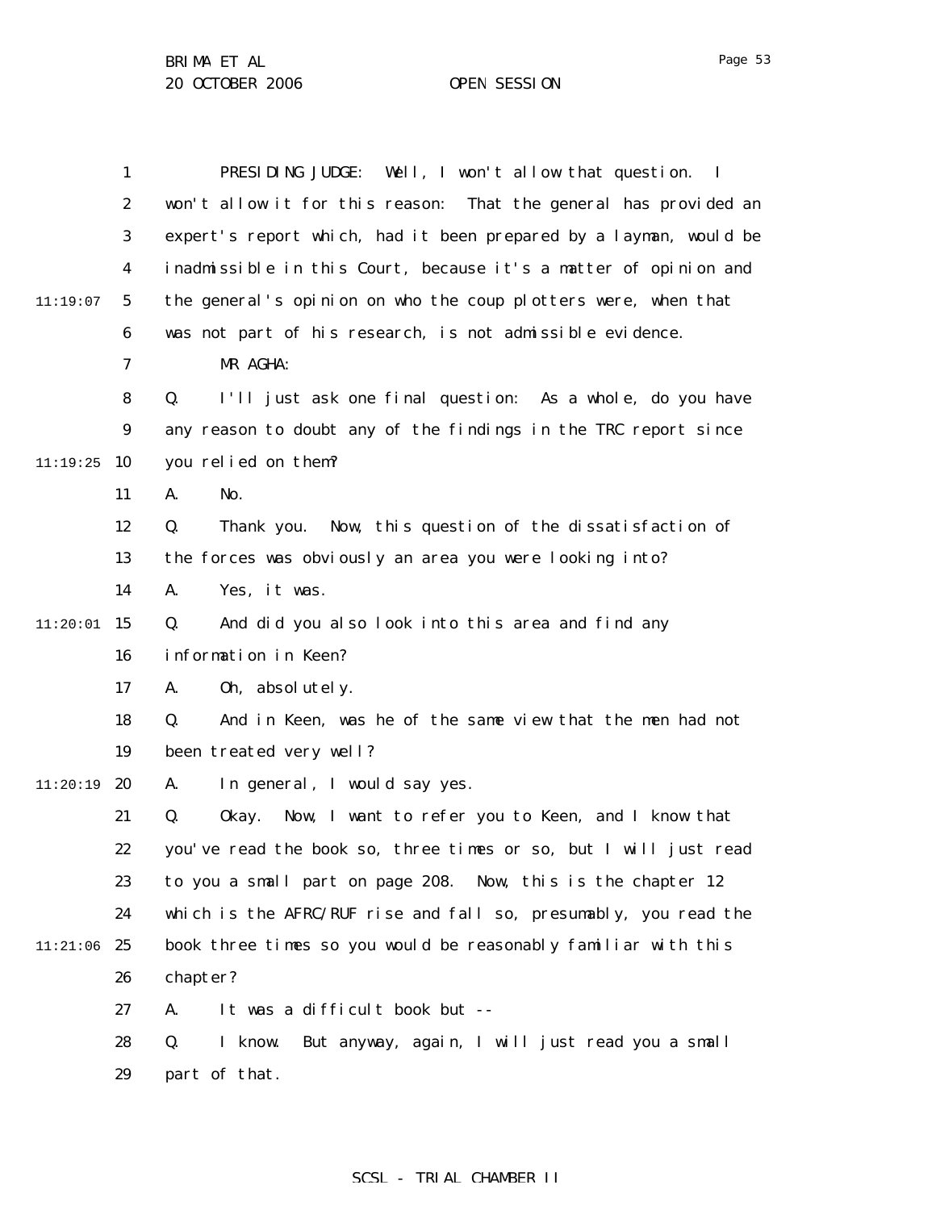PRESIDING JUDGE: Well, I won't allow that question. I won't allow it for this reason: That the general has provided an expert's report which, had it been prepared by a layman, would be inadmissible in this Court, because it's a matter of opinion and the general's opinion on who the coup plotters were, when that was not part of his research, is not admissible evidence.

MR AGHA:

Q. I'll just ask one final question: As a whole, do you have any reason to doubt any of the findings in the TRC report since you relied on them?

A. No.

Q. Thank you. Now, this question of the dissatisfaction of the forces was obviously an area you were looking into?

A. Yes, it was.

Q. And did you also look into this area and find any information in Keen?

A. Oh, absolutely.

Q. And in Keen, was he of the same view that the men had not been treated very well?

A. In general, I would say yes.

Q. Okay. Now, I want to refer you to Keen, and I know that you've read the book so, three times or so, but I will just read to you a small part on page 208. Now, this is the chapter 12 which is the AFRC/RUF rise and fall so, presumably, you read the book three times so you would be reasonably familiar with this chapter?

A. It was a difficult book but --

Q. I know. But anyway, again, I will just read you a small part of that.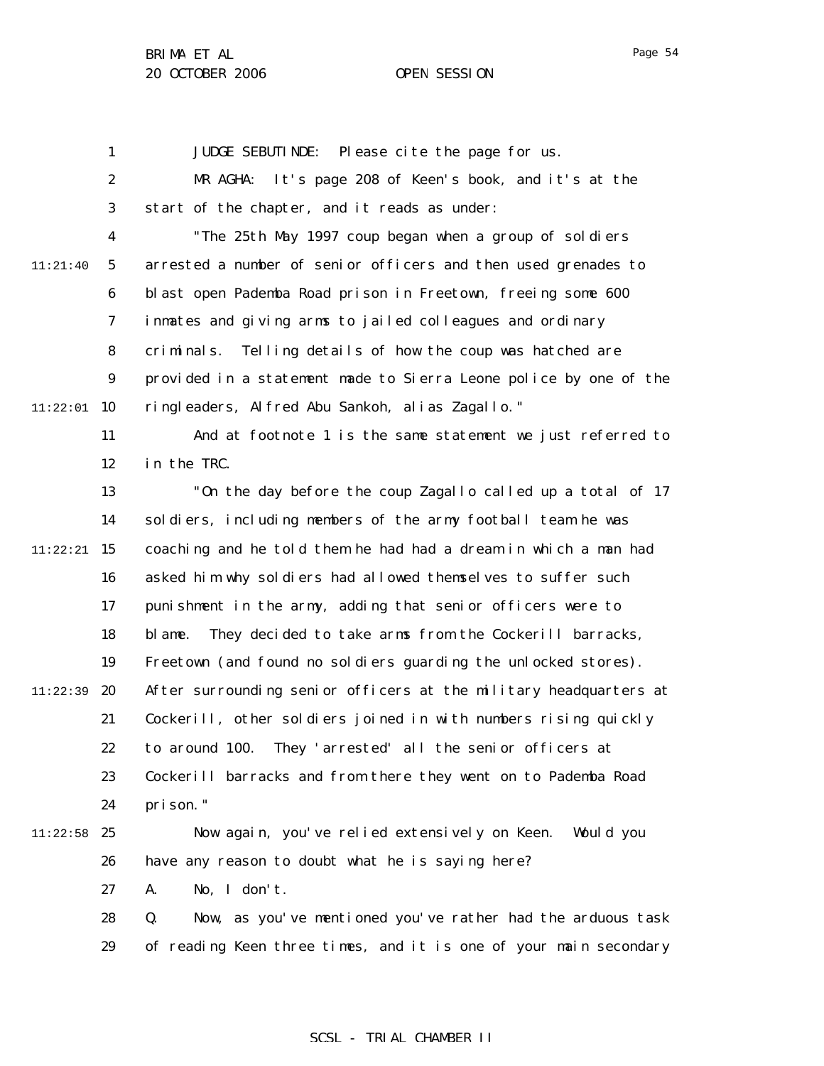JUDGE SEBUTINDE: Please cite the page for us.

MR AGHA: It's page 208 of Keen's book, and it's at the start of the chapter, and it reads as under:

"The 25th May 1997 coup began when a group of soldiers arrested a number of senior officers and then used grenades to blast open Pademba Road prison in Freetown, freeing some 600 inmates and giving arms to jailed colleagues and ordinary criminals. Telling details of how the coup was hatched are provided in a statement made to Sierra Leone police by one of the ringleaders, Alfred Abu Sankoh, alias Zagallo."

And at footnote 1 is the same statement we just referred to in the TRC.

"On the day before the coup Zagallo called up a total of 17 soldiers, including members of the army football team he was coaching and he told them he had had a dream in which a man had asked him why soldiers had allowed themselves to suffer such punishment in the army, adding that senior officers were to blame. They decided to take arms from the Cockerill barracks, Freetown (and found no soldiers guarding the unlocked stores). After surrounding senior officers at the military headquarters at Cockerill, other soldiers joined in with numbers rising quickly to around 100. They 'arrested' all the senior officers at Cockerill barracks and from there they went on to Pademba Road prison."

Now again, you've relied extensively on Keen. Would you have any reason to doubt what he is saying here?

A. No, I don't.

Q. Now, as you've mentioned you've rather had the arduous task of reading Keen three times, and it is one of your main secondary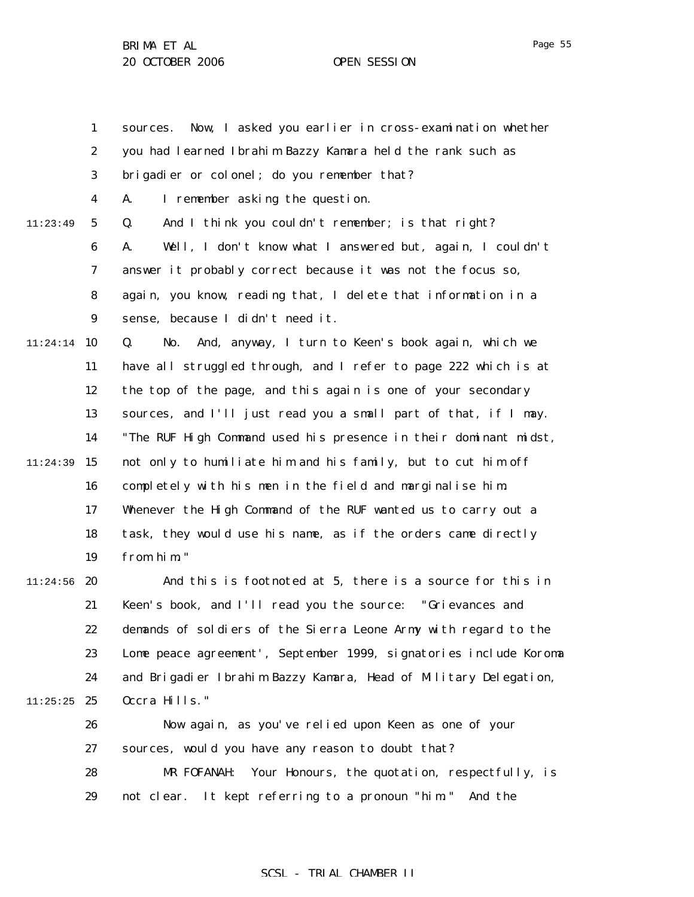sources. Now, I asked you earlier in cross-examination whether you had learned Ibrahim Bazzy Kamara held the rank such as brigadier or colonel; do you remember that?

A. I remember asking the question.

Q. And I think you couldn't remember; is that right?

A. Well, I don't know what I answered but, again, I couldn't answer it probably correct because it was not the focus so, again, you know, reading that, I delete that information in a sense, because I didn't need it.

Q. No. And, anyway, I turn to Keen's book again, which we have all struggled through, and I refer to page 222 which is at the top of the page, and this again is one of your secondary sources, and I'll just read you a small part of that, if I may. "The RUF High Command used his presence in their dominant midst, not only to humiliate him and his family, but to cut him off completely with his men in the field and marginalise him. Whenever the High Command of the RUF wanted us to carry out a task, they would use his name, as if the orders came directly from him."

And this is footnoted at 5, there is a source for this in Keen's book, and I'll read you the source: "Grievances and demands of soldiers of the Sierra Leone Army with regard to the Lome peace agreement', September 1999, signatories include Koroma and Brigadier Ibrahim Bazzy Kamara, Head of Military Delegation, Occra Hills."

Now again, as you've relied upon Keen as one of your sources, would you have any reason to doubt that?

MR FOFANAH: Your Honours, the quotation, respectfully, is not clear. It kept referring to a pronoun "him." And the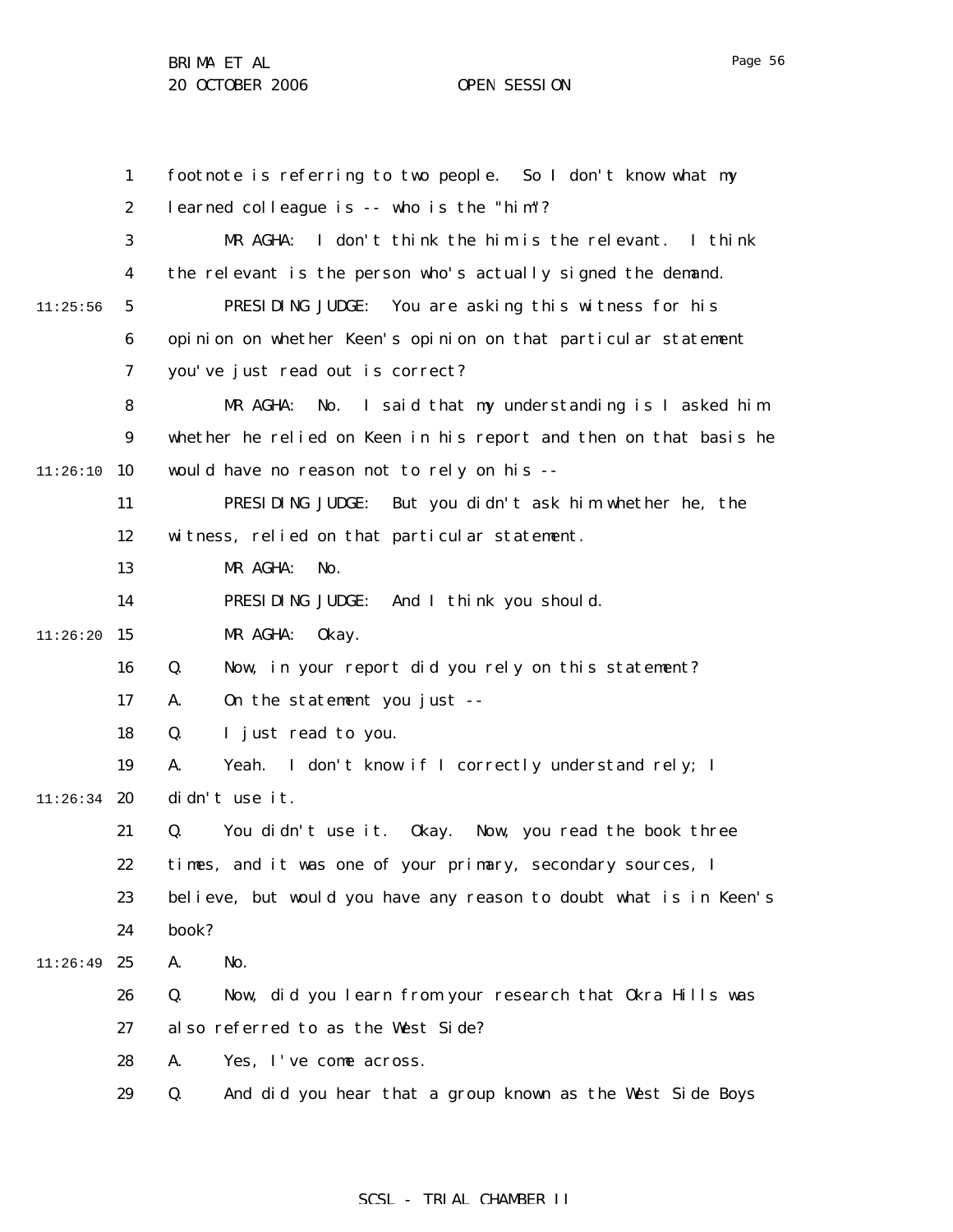footnote is referring to two people. So I don't know what my learned colleague is -- who is the "him"?

MR AGHA: I don't think the him is the relevant. I think the relevant is the person who's actually signed the demand.

PRESIDING JUDGE: You are asking this witness for his opinion on whether Keen's opinion on that particular statement you've just read out is correct?

MR AGHA: No. I said that my understanding is I asked him whether he relied on Keen in his report and then on that basis he would have no reason not to rely on his --

PRESIDING JUDGE: But you didn't ask him whether he, the witness, relied on that particular statement.

MR AGHA: No.

PRESIDING JUDGE: And I think you should.

MR AGHA: Okay.

Q. Now, in your report did you rely on this statement?

A. On the statement you just --

Q. I just read to you.

A. Yeah. I don't know if I correctly understand rely; I didn't use it.

Q. You didn't use it. Okay. Now, you read the book three times, and it was one of your primary, secondary sources, I believe, but would you have any reason to doubt what is in Keen's book?

A. No.

Q. Now, did you learn from your research that Okra Hills was also referred to as the West Side?

A. Yes, I've come across.

Q. And did you hear that a group known as the West Side Boys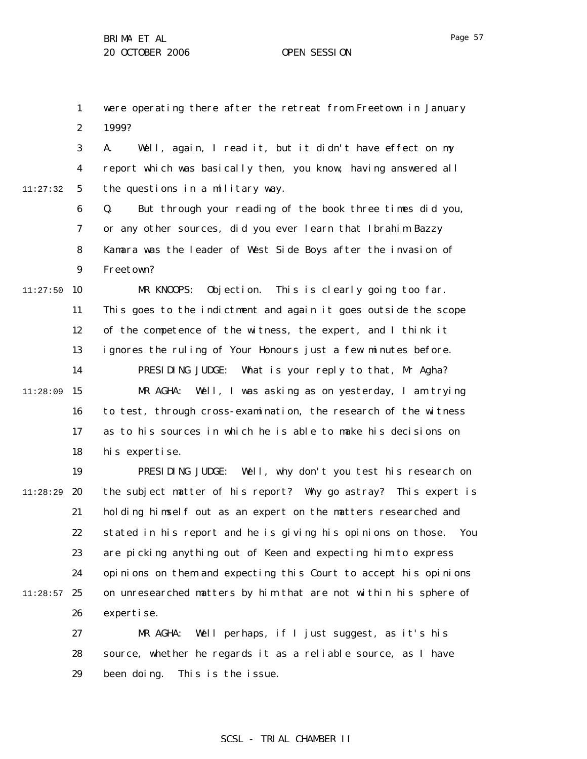were operating there after the retreat from Freetown in January 1999?

A. Well, again, I read it, but it didn't have effect on my report which was basically then, you know, having answered all the questions in a military way.

Q. But through your reading of the book three times did you, or any other sources, did you ever learn that Ibrahim Bazzy Kamara was the leader of West Side Boys after the invasion of Freetown?

MR KNOOPS: Objection. This is clearly going too far. This goes to the indictment and again it goes outside the scope of the competence of the witness, the expert, and I think it ignores the ruling of Your Honours just a few minutes before.

PRESIDING JUDGE: What is your reply to that, Mr Agha?

MR AGHA: Well, I was asking as on yesterday, I am trying to test, through cross-examination, the research of the witness as to his sources in which he is able to make his decisions on his expertise.

PRESIDING JUDGE: Well, why don't you test his research on the subject matter of his report? Why go astray? This expert is holding himself out as an expert on the matters researched and stated in his report and he is giving his opinions on those. You are picking anything out of Keen and expecting him to express opinions on them and expecting this Court to accept his opinions on unresearched matters by him that are not within his sphere of expertise.

MR AGHA: Well perhaps, if I just suggest, as it's his source, whether he regards it as a reliable source, as I have been doing. This is the issue.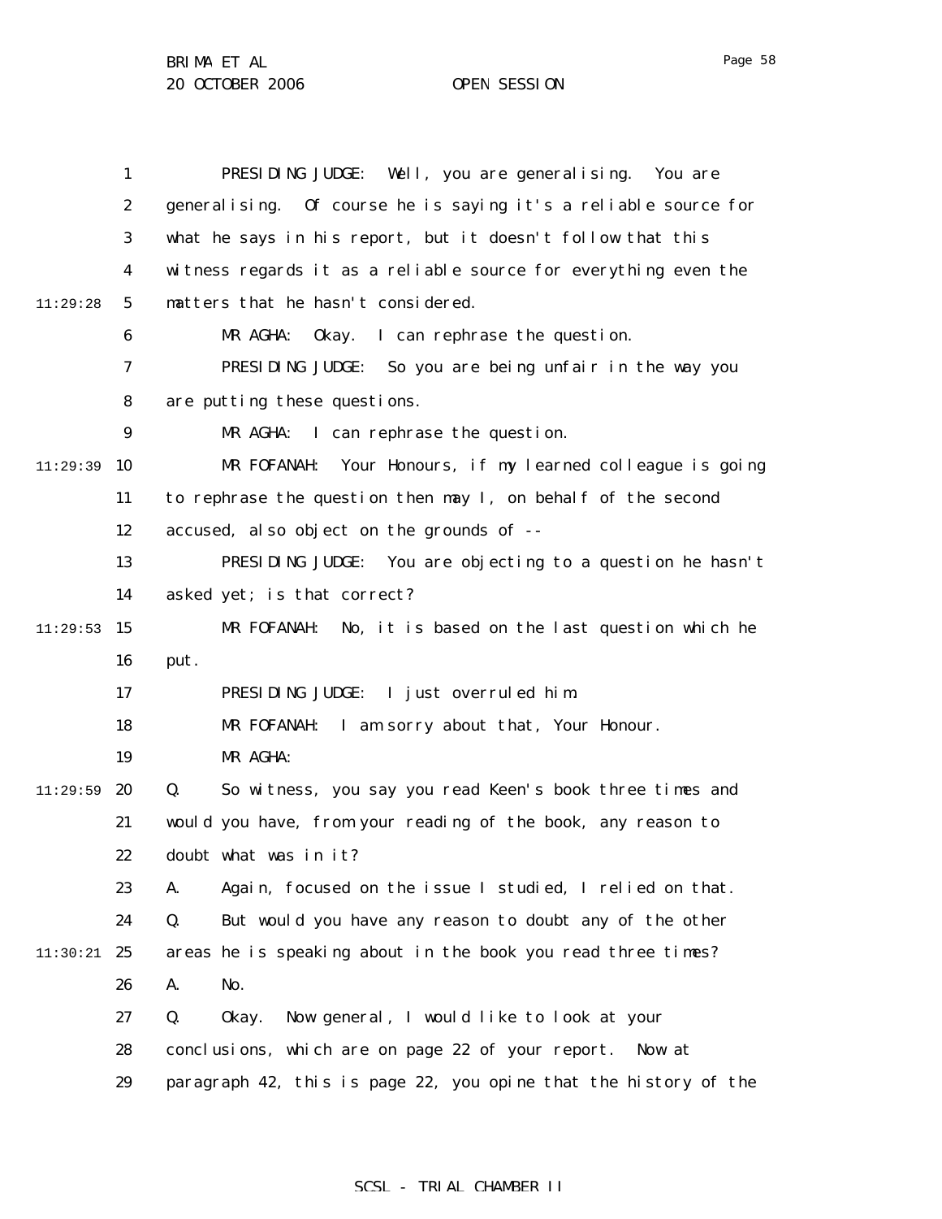PRESIDING JUDGE: Well, you are generalising. You are generalising. Of course he is saying it's a reliable source for what he says in his report, but it doesn't follow that this witness regards it as a reliable source for everything even the matters that he hasn't considered.

MR AGHA: Okay. I can rephrase the question.

PRESIDING JUDGE: So you are being unfair in the way you are putting these questions.

MR AGHA: I can rephrase the question.

MR FOFANAH: Your Honours, if my learned colleague is going to rephrase the question then may I, on behalf of the second accused, also object on the grounds of --

PRESIDING JUDGE: You are objecting to a question he hasn't asked yet; is that correct?

MR FOFANAH: No, it is based on the last question which he put.

PRESIDING JUDGE: I just overruled him.

MR FOFANAH: I am sorry about that, Your Honour.

MR AGHA:

Q. So witness, you say you read Keen's book three times and would you have, from your reading of the book, any reason to doubt what was in it?

A. Again, focused on the issue I studied, I relied on that.

Q. But would you have any reason to doubt any of the other areas he is speaking about in the book you read three times?

A. No.

Q. Okay. Now general, I would like to look at your conclusions, which are on page 22 of your report. Now at paragraph 42, this is page 22, you opine that the history of the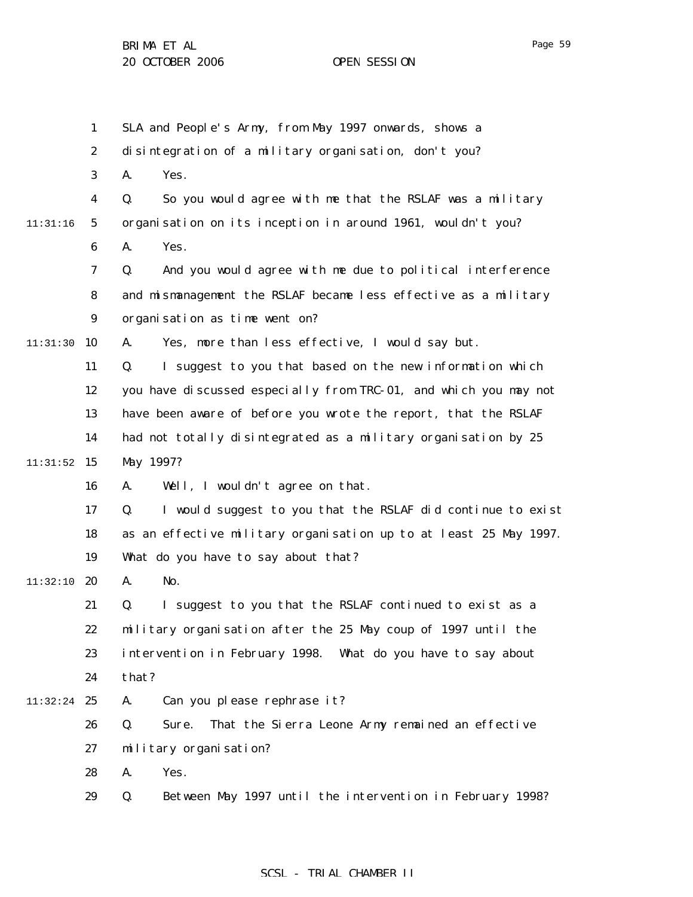SLA and People's Army, from May 1997 onwards, shows a disintegration of a military organisation, don't you?

A. Yes.

Q. So you would agree with me that the RSLAF was a military organisation on its inception in around 1961, wouldn't you?

A. Yes.

Q. And you would agree with me due to political interference and mismanagement the RSLAF became less effective as a military organisation as time went on?

A. Yes, more than less effective, I would say but.

Q. I suggest to you that based on the new information which you have discussed especially from TRC-01, and which you may not have been aware of before you wrote the report, that the RSLAF had not totally disintegrated as a military organisation by 25 May 1997?

A. Well, I wouldn't agree on that.

Q. I would suggest to you that the RSLAF did continue to exist as an effective military organisation up to at least 25 May 1997. What do you have to say about that?

A. No.

Q. I suggest to you that the RSLAF continued to exist as a military organisation after the 25 May coup of 1997 until the intervention in February 1998. What do you have to say about that?

A. Can you please rephrase it?

Q. Sure. That the Sierra Leone Army remained an effective military organisation?

A. Yes.

Q. Between May 1997 until the intervention in February 1998?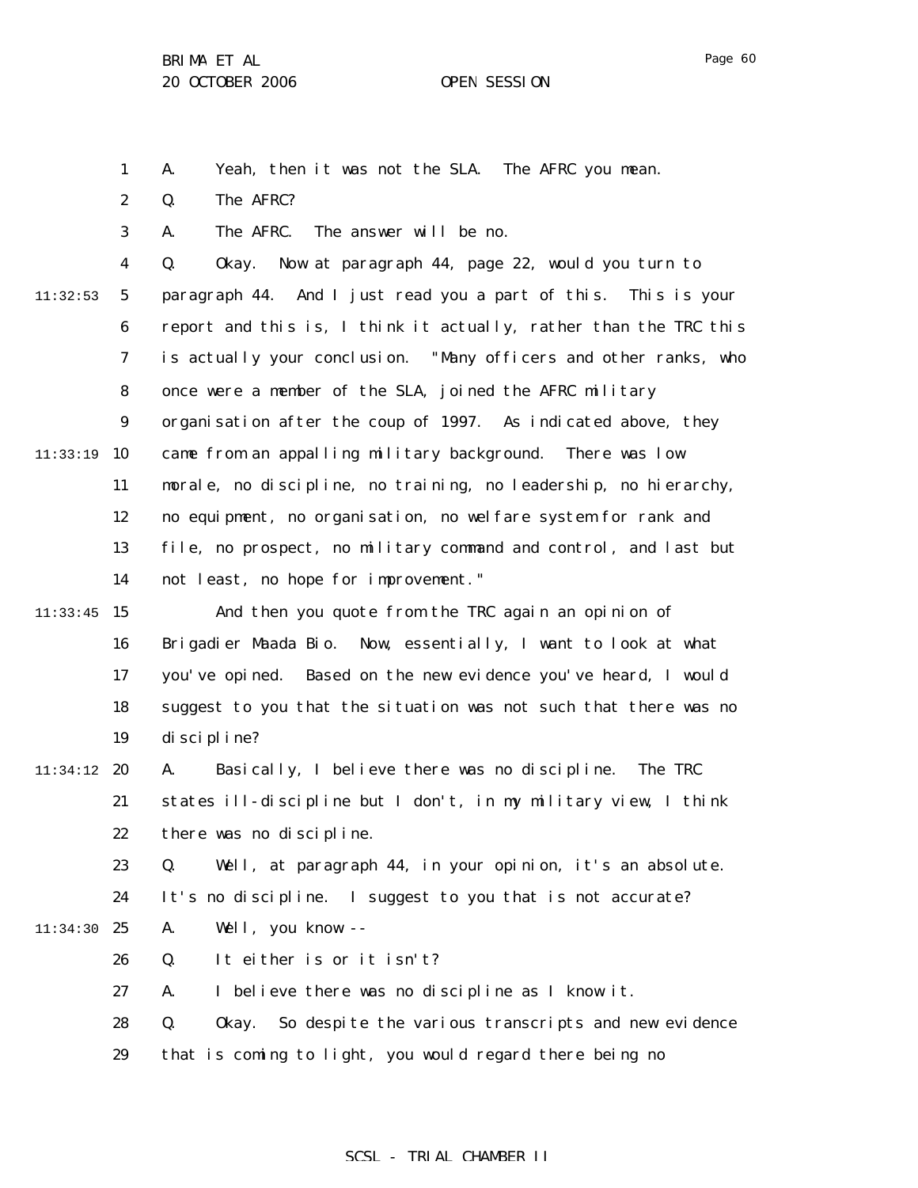1 A. Yeah, then it was not the SLA. The AFRC you mean.

2 Q. The AFRC?

3 A. The AFRC. The answer will be no.

4 Q. Okay. Now at paragraph 44, page 22, would you turn to

11:32:53 5 paragraph 44. And I just read you a part of this. This is your

6 report and this is, I think it actually, rather than the TRC this

7 is actually your conclusion. "Many officers and other ranks, who

8 once were a member of the SLA, joined the AFRC military

9 organisation after the coup of 1997. As indicated above, they

11:33:19 10 came from an appalling military background. There was low

11 morale, no discipline, no training, no leadership, no hierarchy,

12 no equipment, no organisation, no welfare system for rank and

13 file, no prospect, no military command and control, and last but

14 not least, no hope for improvement."

11:33:45 15 And then you quote from the TRC again an opinion of

16 Brigadier Maada Bio. Now, essentially, I want to look at what

17 you've opined. Based on the new evidence you've heard, I would

18 suggest to you that the situation was not such that there was no

19 discipline?

11:34:12 20 A. Basically, I believe there was no discipline. The TRC

21 states ill-discipline but I don't, in my military view, I think

22 there was no discipline.

23 Q. Well, at paragraph 44, in your opinion, it's an absolute.

24 It's no discipline. I suggest to you that is not accurate?

11:34:30 25 A. Well, you know --

26 Q. It either is or it isn't?

27 A. I believe there was no discipline as I know it.

28 Q. Okay. So despite the various transcripts and new evidence

29 that is coming to light, you would regard there being no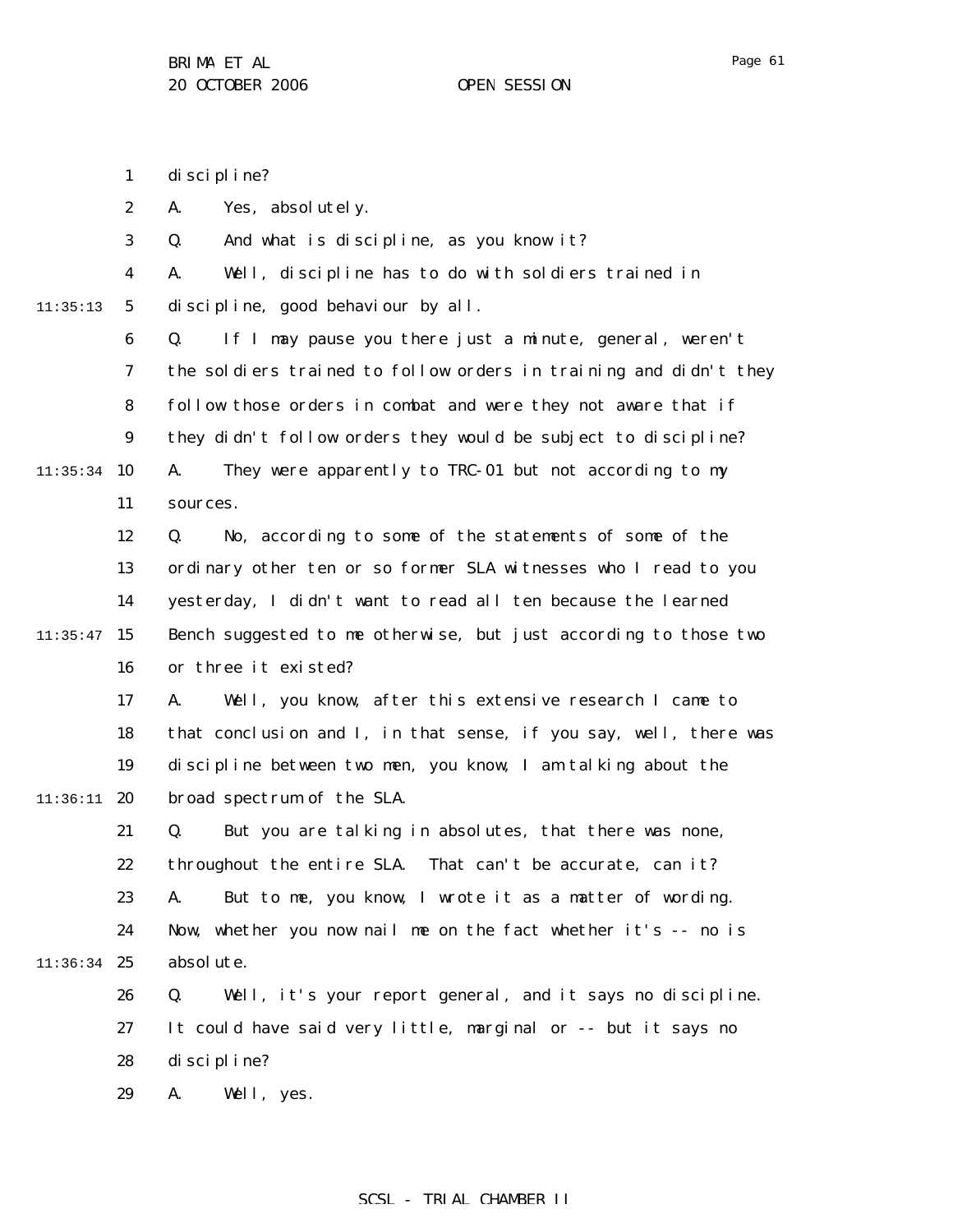discipline?

A. Yes, absolutely.

Q. And what is discipline, as you know it?

A. Well, discipline has to do with soldiers trained in discipline, good behaviour by all.

Q. If I may pause you there just a minute, general, weren't the soldiers trained to follow orders in training and didn't they follow those orders in combat and were they not aware that if they didn't follow orders they would be subject to discipline?

A. They were apparently to TRC-01 but not according to my sources.

Q. No, according to some of the statements of some of the ordinary other ten or so former SLA witnesses who I read to you yesterday, I didn't want to read all ten because the learned Bench suggested to me otherwise, but just according to those two or three it existed?

A. Well, you know, after this extensive research I came to that conclusion and I, in that sense, if you say, well, there was discipline between two men, you know, I am talking about the broad spectrum of the SLA.

Q. But you are talking in absolutes, that there was none, throughout the entire SLA. That can't be accurate, can it?

A. But to me, you know, I wrote it as a matter of wording. Now, whether you now nail me on the fact whether it's -- no is absolute.

Q. Well, it's your report general, and it says no discipline. It could have said very little, marginal or -- but it says no discipline?

A. Well, yes.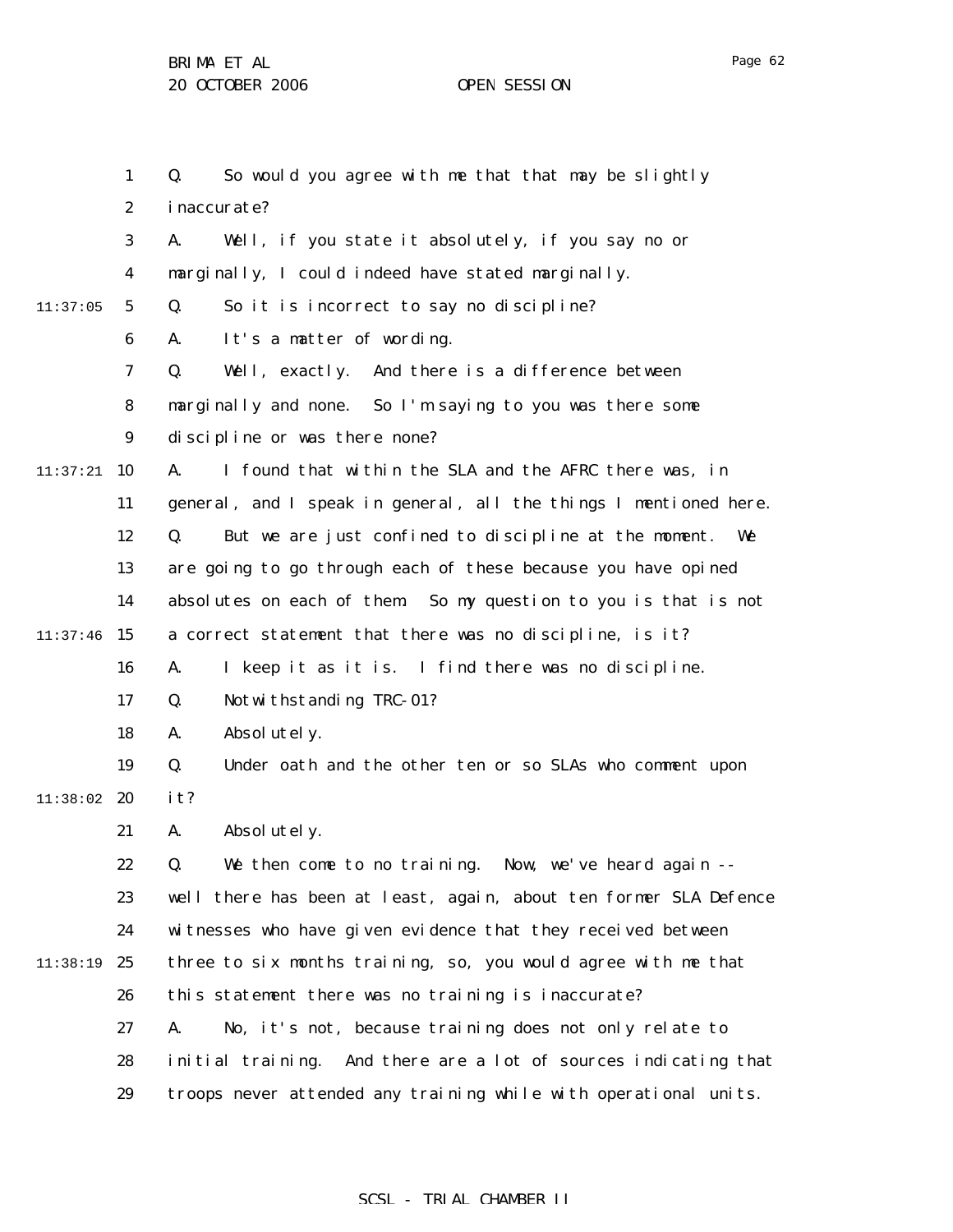Q. So would you agree with me that that may be slightly inaccurate?

A. Well, if you state it absolutely, if you say no or marginally, I could indeed have stated marginally.

Q. So it is incorrect to say no discipline?

A. It's a matter of wording.

Q. Well, exactly. And there is a difference between marginally and none. So I'm saying to you was there some discipline or was there none?

A. I found that within the SLA and the AFRC there was, in general, and I speak in general, all the things I mentioned here.

Q. But we are just confined to discipline at the moment. We are going to go through each of these because you have opined absolutes on each of them. So my question to you is that is not a correct statement that there was no discipline, is it?

A. I keep it as it is. I find there was no discipline.

Q. Notwithstanding TRC-01?

A. Absolutely.

Q. Under oath and the other ten or so SLAs who comment upon it?

A. Absolutely.

Q. We then come to no training. Now, we've heard again -- well there has been at least, again, about ten former SLA Defence witnesses who have given evidence that they received between three to six months training, so, you would agree with me that this statement there was no training is inaccurate?

A. No, it's not, because training does not only relate to initial training. And there are a lot of sources indicating that troops never attended any training while with operational units.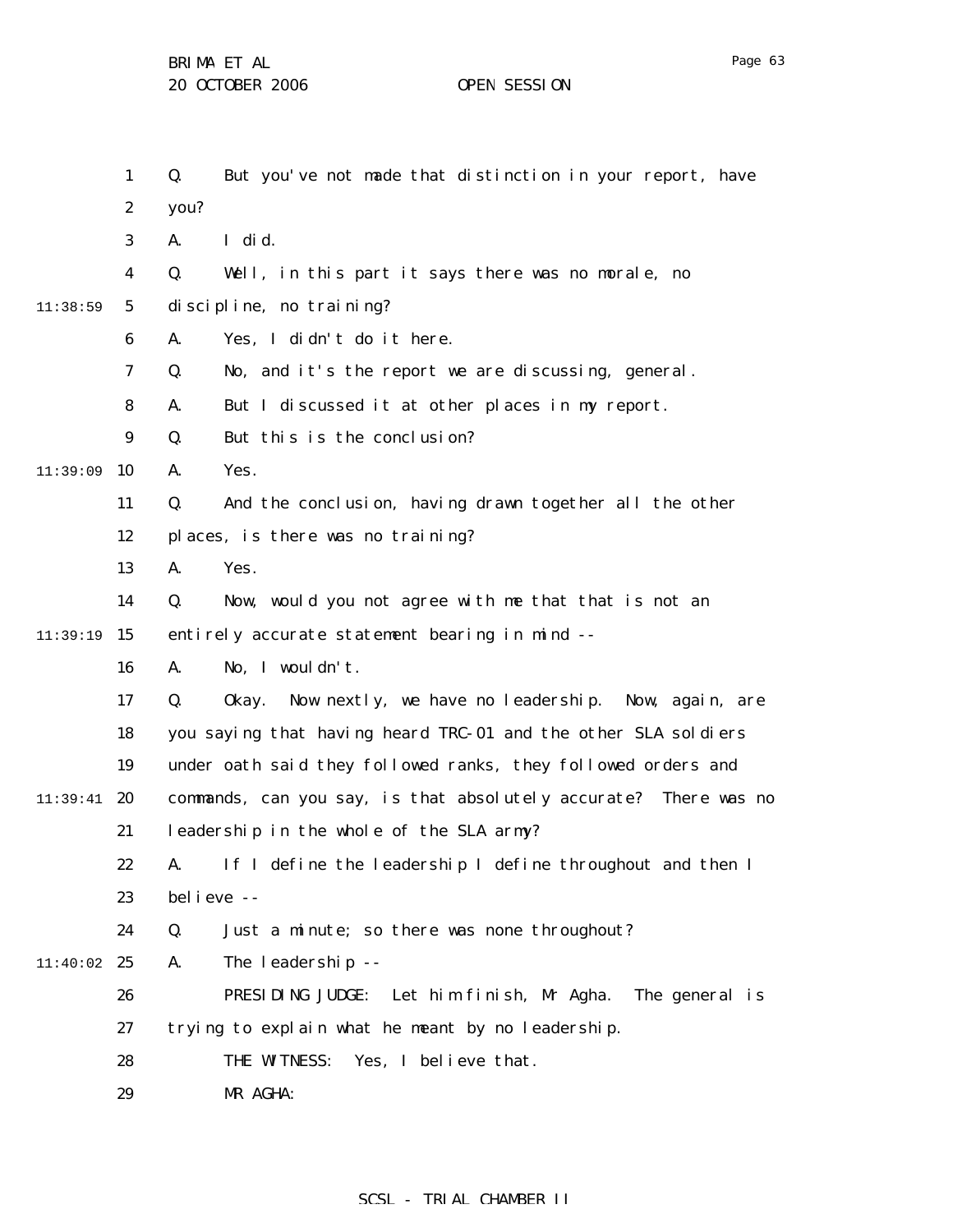Q. But you've not made that distinction in your report, have you?

A. I did.

Q. Well, in this part it says there was no morale, no discipline, no training?

A. Yes, I didn't do it here.

Q. No, and it's the report we are discussing, general.

A. But I discussed it at other places in my report.

Q. But this is the conclusion?

A. Yes.

Q. And the conclusion, having drawn together all the other places, is there was no training?

A. Yes.

Q. Now, would you not agree with me that that is not an entirely accurate statement bearing in mind --

A. No, I wouldn't.

Q. Okay. Now nextly, we have no leadership. Now, again, are you saying that having heard TRC-01 and the other SLA soldiers under oath said they followed ranks, they followed orders and commands, can you say, is that absolutely accurate? There was no leadership in the whole of the SLA army?

A. If I define the leadership I define throughout and then I believe --

Q. Just a minute; so there was none throughout?

A. The leadership --

PRESIDING JUDGE: Let him finish, Mr Agha. The general is trying to explain what he meant by no leadership.

THE WITNESS: Yes, I believe that.

MR AGHA: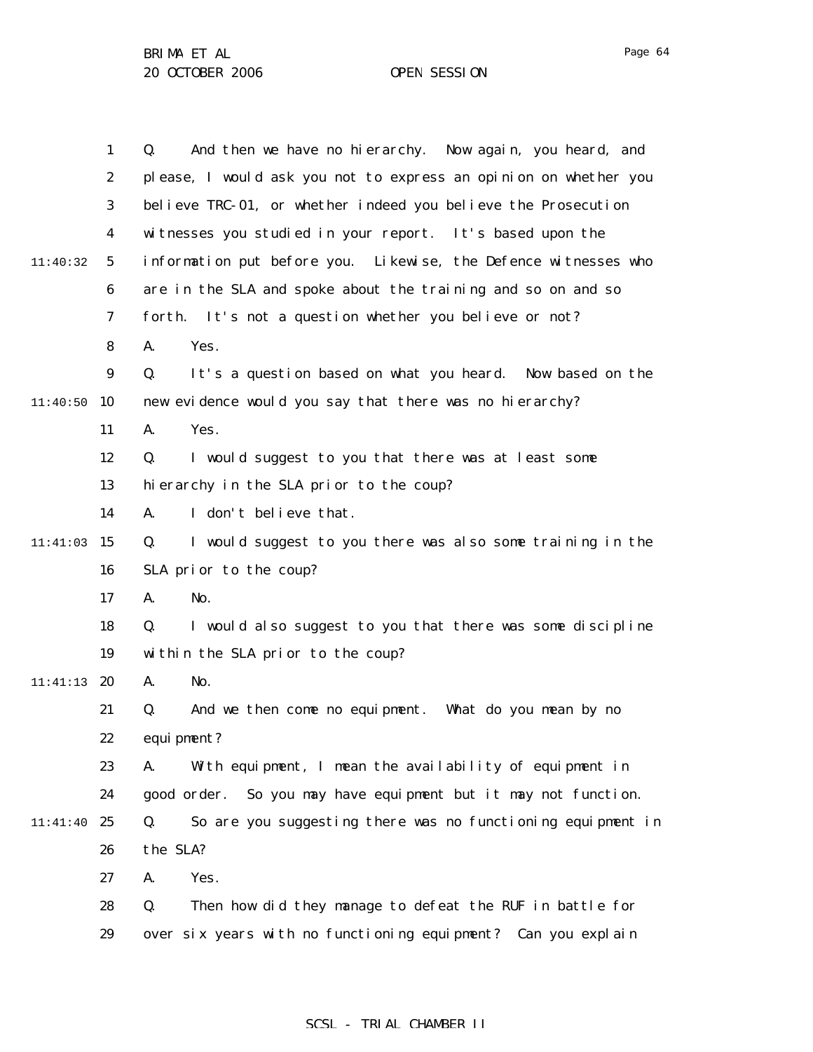Q. And then we have no hierarchy. Now again, you heard, and please, I would ask you not to express an opinion on whether you believe TRC-01, or whether indeed you believe the Prosecution witnesses you studied in your report. It's based upon the information put before you. Likewise, the Defence witnesses who are in the SLA and spoke about the training and so on and so forth. It's not a question whether you believe or not?

A. Yes.

Q. It's a question based on what you heard. Now based on the new evidence would you say that there was no hierarchy?

A. Yes.

Q. I would suggest to you that there was at least some hierarchy in the SLA prior to the coup?

A. I don't believe that.

Q. I would suggest to you there was also some training in the SLA prior to the coup?

A. No.

Q. I would also suggest to you that there was some discipline within the SLA prior to the coup?

A. No.

Q. And we then come no equipment. What do you mean by no equipment?

A. With equipment, I mean the availability of equipment in good order. So you may have equipment but it may not function.

Q. So are you suggesting there was no functioning equipment in the SLA?

A. Yes.

Q. Then how did they manage to defeat the RUF in battle for over six years with no functioning equipment? Can you explain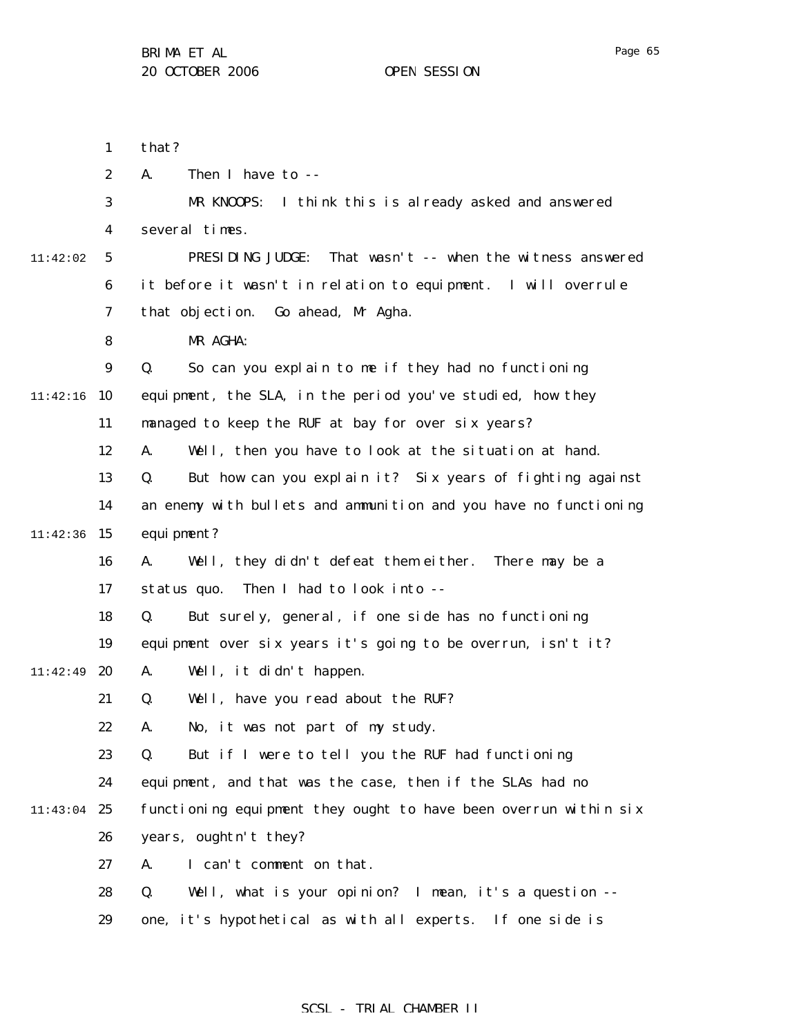that?

A. Then I have to --

MR KNOOPS: I think this is already asked and answered several times.

PRESIDING JUDGE: That wasn't -- when the witness answered it before it wasn't in relation to equipment. I will overrule that objection. Go ahead, Mr Agha.

MR AGHA:

Q. So can you explain to me if they had no functioning equipment, the SLA, in the period you've studied, how they managed to keep the RUF at bay for over six years?

A. Well, then you have to look at the situation at hand.

Q. But how can you explain it? Six years of fighting against an enemy with bullets and ammunition and you have no functioning equipment?

A. Well, they didn't defeat them either. There may be a status quo. Then I had to look into --

Q. But surely, general, if one side has no functioning equipment over six years it's going to be overrun, isn't it?

A. Well, it didn't happen.

Q. Well, have you read about the RUF?

A. No, it was not part of my study.

Q. But if I were to tell you the RUF had functioning equipment, and that was the case, then if the SLAs had no functioning equipment they ought to have been overrun within six years, oughtn't they?

A. I can't comment on that.

Q. Well, what is your opinion? I mean, it's a question -- one, it's hypothetical as with all experts. If one side is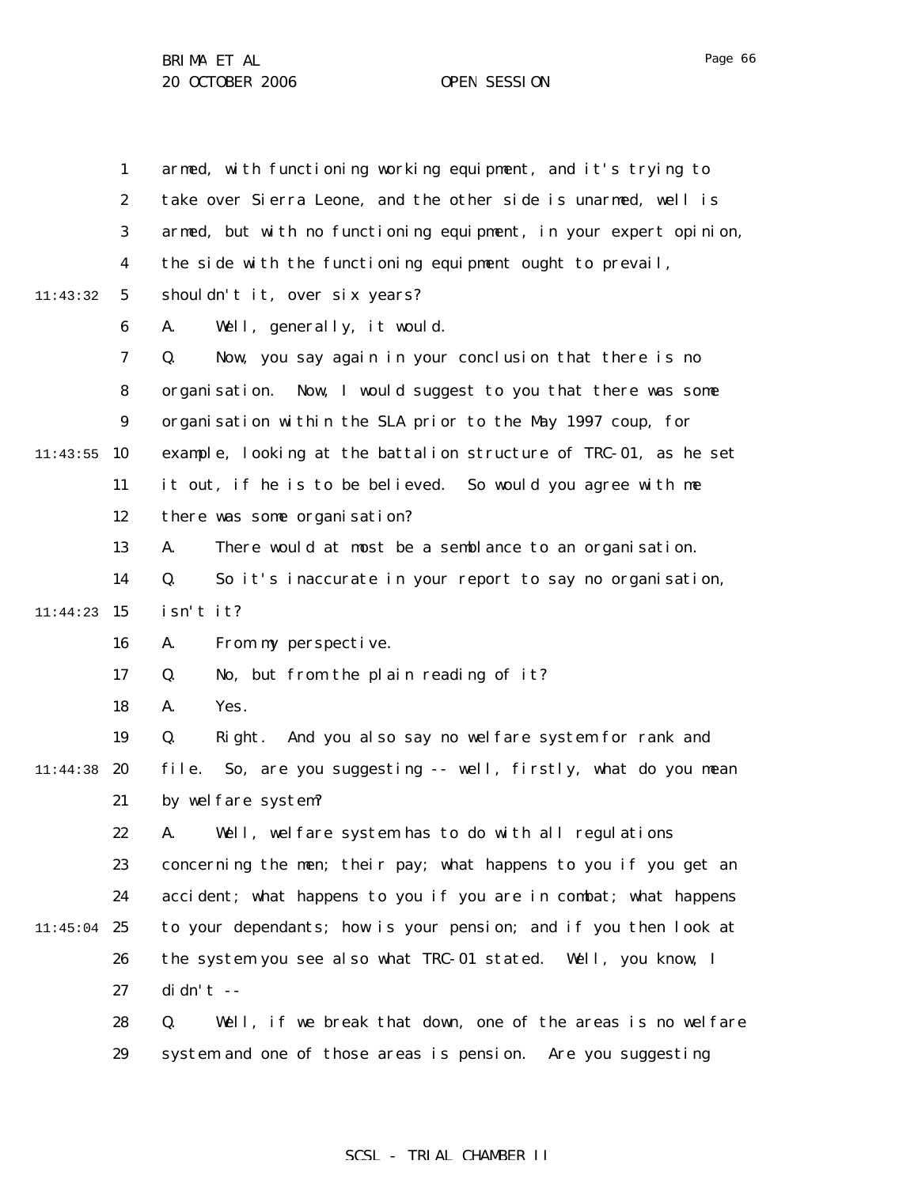armed, with functioning working equipment, and it's trying to take over Sierra Leone, and the other side is unarmed, well is armed, but with no functioning equipment, in your expert opinion, the side with the functioning equipment ought to prevail, shouldn't it, over six years?

A. Well, generally, it would.

Q. Now, you say again in your conclusion that there is no organisation. Now, I would suggest to you that there was some organisation within the SLA prior to the May 1997 coup, for example, looking at the battalion structure of TRC-01, as he set it out, if he is to be believed. So would you agree with me there was some organisation?

A. There would at most be a semblance to an organisation.

Q. So it's inaccurate in your report to say no organisation, isn't it?

A. From my perspective.

Q. No, but from the plain reading of it?

A. Yes.

Q. Right. And you also say no welfare system for rank and file. So, are you suggesting -- well, firstly, what do you mean by welfare system?

A. Well, welfare system has to do with all regulations concerning the men; their pay; what happens to you if you get an accident; what happens to you if you are in combat; what happens to your dependants; how is your pension; and if you then look at the system you see also what TRC-01 stated. Well, you know, I didn't --

Q. Well, if we break that down, one of the areas is no welfare system and one of those areas is pension. Are you suggesting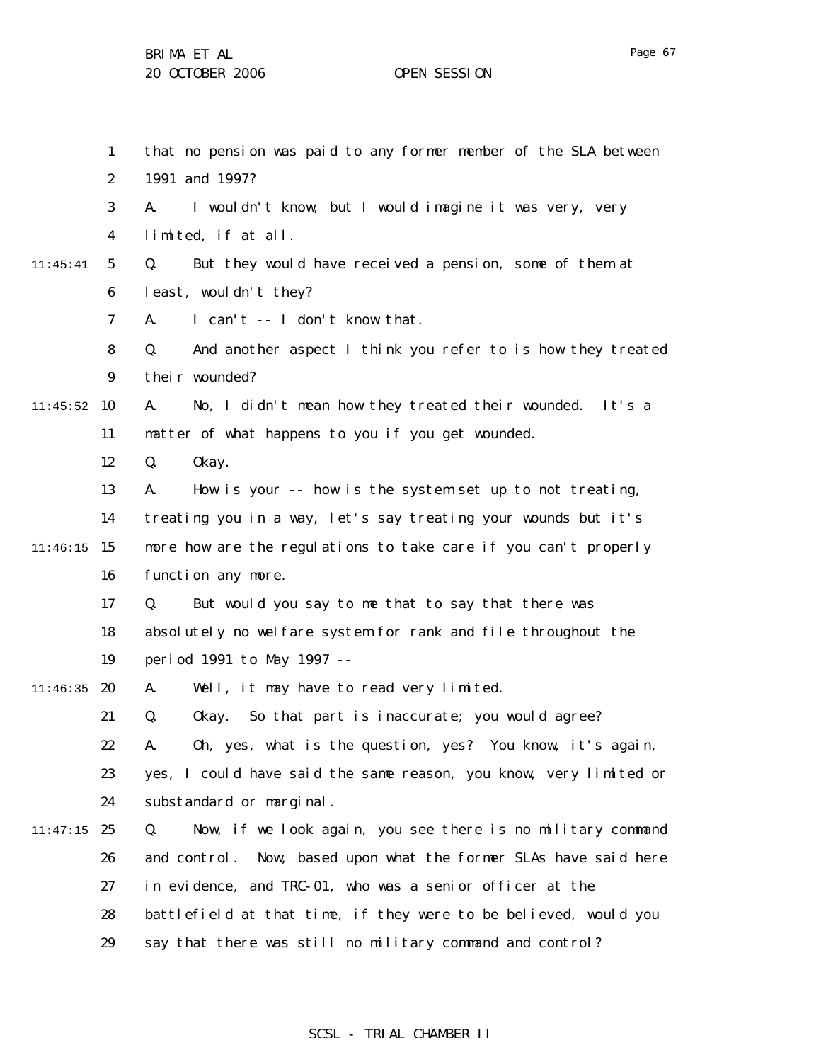that no pension was paid to any former member of the SLA between 1991 and 1997?

A. I wouldn't know, but I would imagine it was very, very limited, if at all.

Q. But they would have received a pension, some of them at least, wouldn't they?

A. I can't -- I don't know that.

Q. And another aspect I think you refer to is how they treated their wounded?

A. No, I didn't mean how they treated their wounded. It's a matter of what happens to you if you get wounded.

Q. Okay.

A. How is your -- how is the system set up to not treating, treating you in a way, let's say treating your wounds but it's more how are the regulations to take care if you can't properly function any more.

Q. But would you say to me that to say that there was absolutely no welfare system for rank and file throughout the period 1991 to May 1997 --

A. Well, it may have to read very limited.

Q. Okay. So that part is inaccurate; you would agree?

A. Oh, yes, what is the question, yes? You know, it's again, yes, I could have said the same reason, you know, very limited or substandard or marginal.

Q. Now, if we look again, you see there is no military command and control. Now, based upon what the former SLAs have said here in evidence, and TRC-01, who was a senior officer at the battlefield at that time, if they were to be believed, would you say that there was still no military command and control?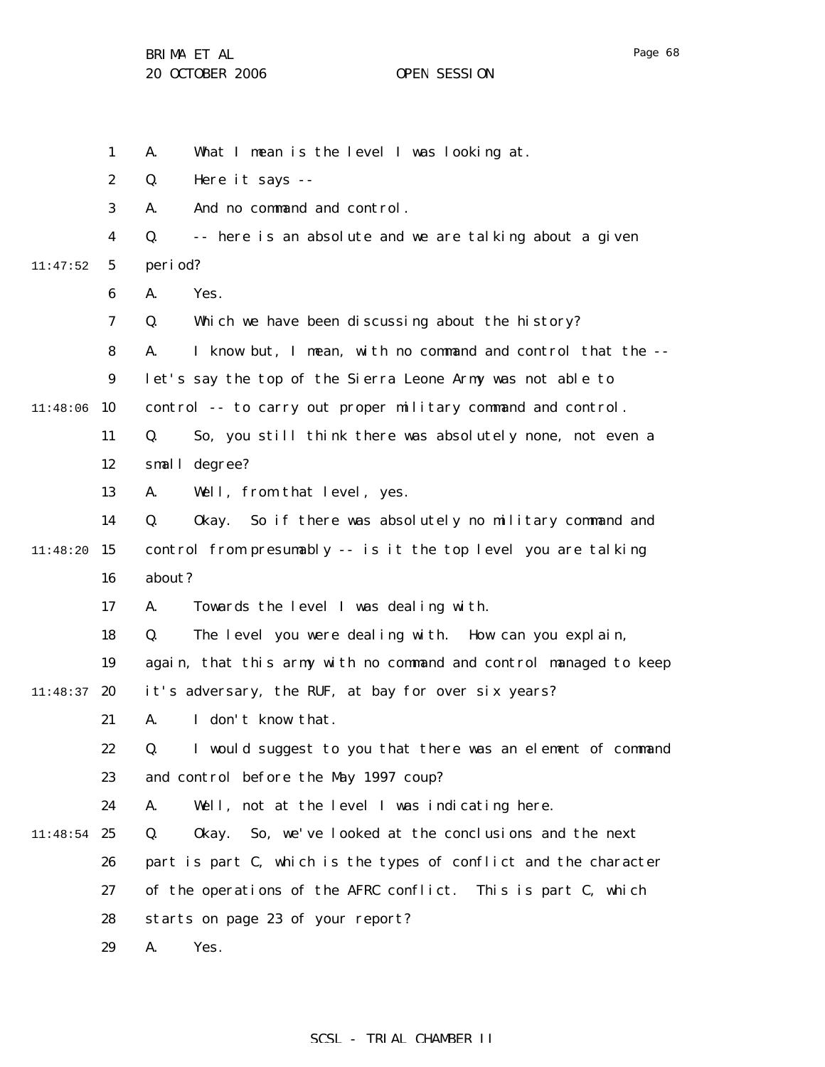A. What I mean is the level I was looking at.

Q. Here it says --

A. And no command and control.

Q. -- here is an absolute and we are talking about a given period?

A. Yes.

Q. Which we have been discussing about the history?

A. I know but, I mean, with no command and control that the -- let's say the top of the Sierra Leone Army was not able to control -- to carry out proper military command and control.

Q. So, you still think there was absolutely none, not even a small degree?

A. Well, from that level, yes.

Q. Okay. So if there was absolutely no military command and control from presumably -- is it the top level you are talking about?

A. Towards the level I was dealing with.

Q. The level you were dealing with. How can you explain, again, that this army with no command and control managed to keep it's adversary, the RUF, at bay for over six years?

A. I don't know that.

Q. I would suggest to you that there was an element of command and control before the May 1997 coup?

A. Well, not at the level I was indicating here.

Q. Okay. So, we've looked at the conclusions and the next part is part C, which is the types of conflict and the character of the operations of the AFRC conflict. This is part C, which starts on page 23 of your report?

A. Yes.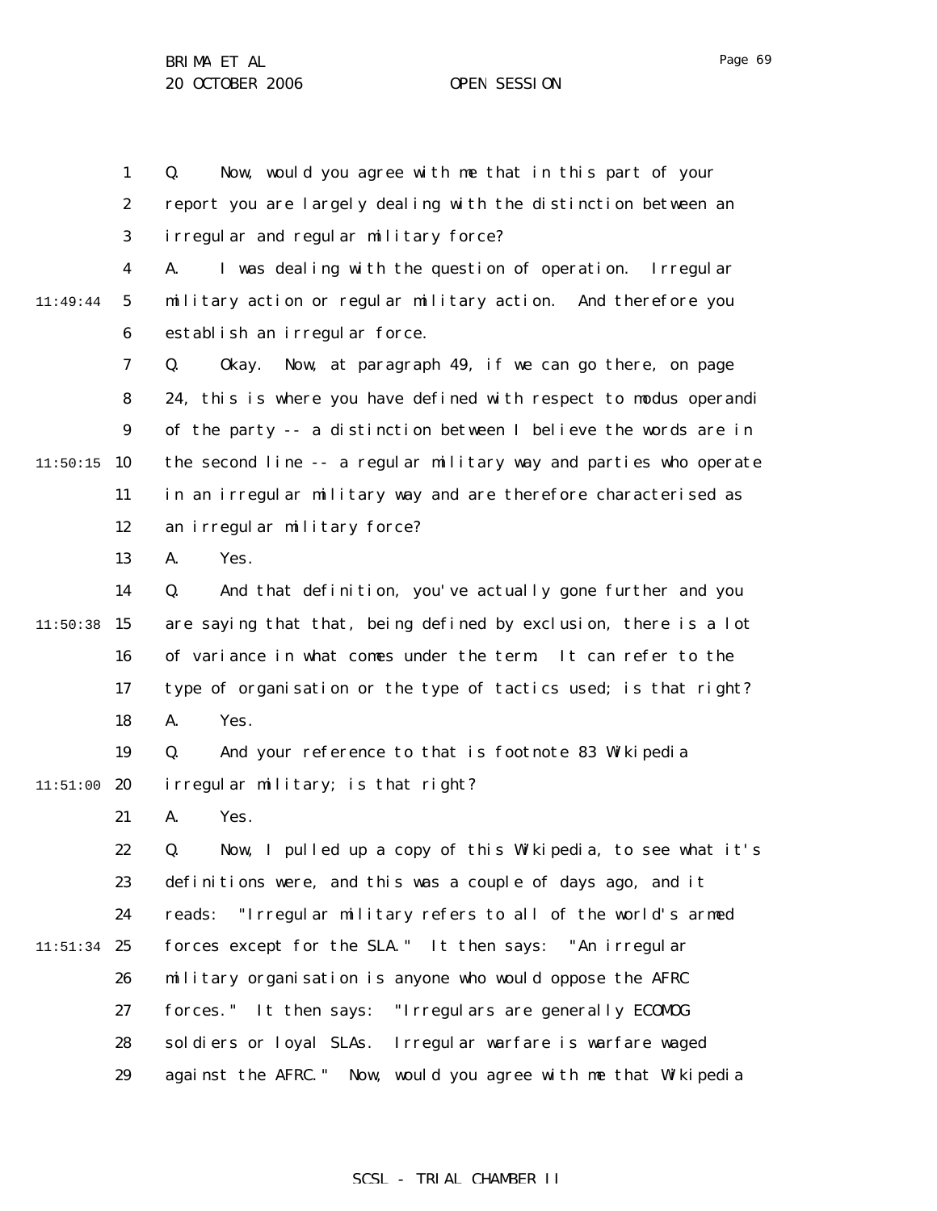1 Q. Now, would you agree with me that in this part of your
2 report you are largely dealing with the distinction between an
3 irregular and regular military force?
4 A. I was dealing with the question of operation. Irregular
11:49:44 5 military action or regular military action. And therefore you
6 establish an irregular force.
7 Q. Okay. Now, at paragraph 49, if we can go there, on page
8 24, this is where you have defined with respect to modus operandi
9 of the party -- a distinction between I believe the words are in
11:50:15 10 the second line -- a regular military way and parties who operate
11 in an irregular military way and are therefore characterised as
12 an irregular military force?
13 A. Yes.
14 Q. And that definition, you've actually gone further and you
11:50:38 15 are saying that that, being defined by exclusion, there is a lot
16 of variance in what comes under the term. It can refer to the
17 type of organisation or the type of tactics used; is that right?
18 A. Yes.
19 Q. And your reference to that is footnote 83 Wikipedia
11:51:00 20 irregular military; is that right?
21 A. Yes.
22 Q. Now, I pulled up a copy of this Wikipedia, to see what it's
23 definitions were, and this was a couple of days ago, and it
24 reads: "Irregular military refers to all of the world's armed
11:51:34 25 forces except for the SLA." It then says: "An irregular
26 military organisation is anyone who would oppose the AFRC
27 forces." It then says: "Irregulars are generally ECOMOG
28 soldiers or loyal SLAs. Irregular warfare is warfare waged
29 against the AFRC." Now, would you agree with me that Wikipedia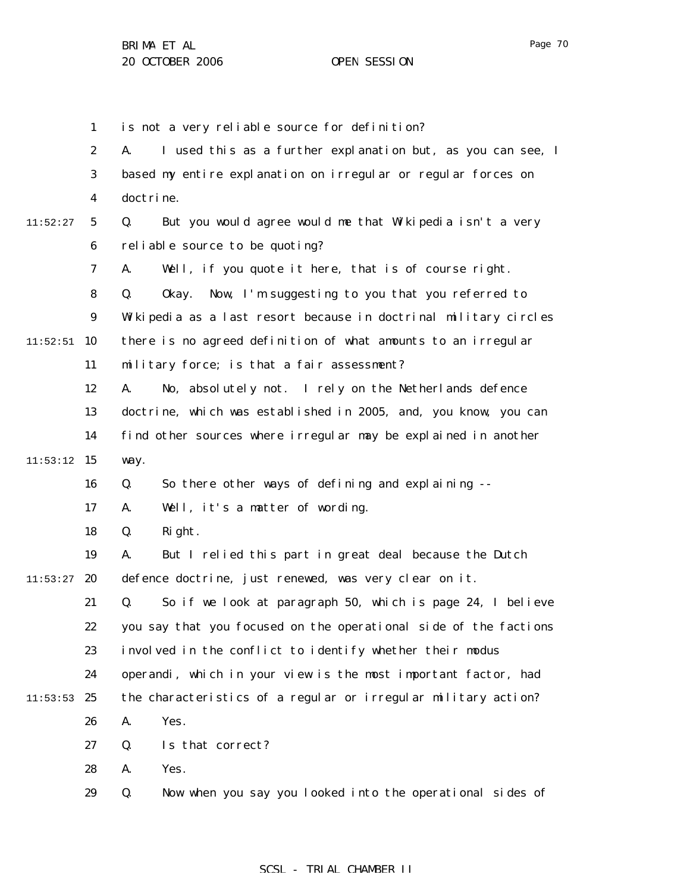is not a very reliable source for definition?

A. I used this as a further explanation but, as you can see, I based my entire explanation on irregular or regular forces on doctrine.

Q. But you would agree would me that Wikipedia isn't a very reliable source to be quoting?

A. Well, if you quote it here, that is of course right.

Q. Okay. Now, I'm suggesting to you that you referred to Wikipedia as a last resort because in doctrinal military circles there is no agreed definition of what amounts to an irregular military force; is that a fair assessment?

A. No, absolutely not. I rely on the Netherlands defence doctrine, which was established in 2005, and, you know, you can find other sources where irregular may be explained in another way.

Q. So there other ways of defining and explaining --

A. Well, it's a matter of wording.

Q. Right.

A. But I relied this part in great deal because the Dutch defence doctrine, just renewed, was very clear on it.

Q. So if we look at paragraph 50, which is page 24, I believe you say that you focused on the operational side of the factions involved in the conflict to identify whether their modus operandi, which in your view is the most important factor, had the characteristics of a regular or irregular military action?

A. Yes.

Q. Is that correct?

A. Yes.

Q. Now when you say you looked into the operational sides of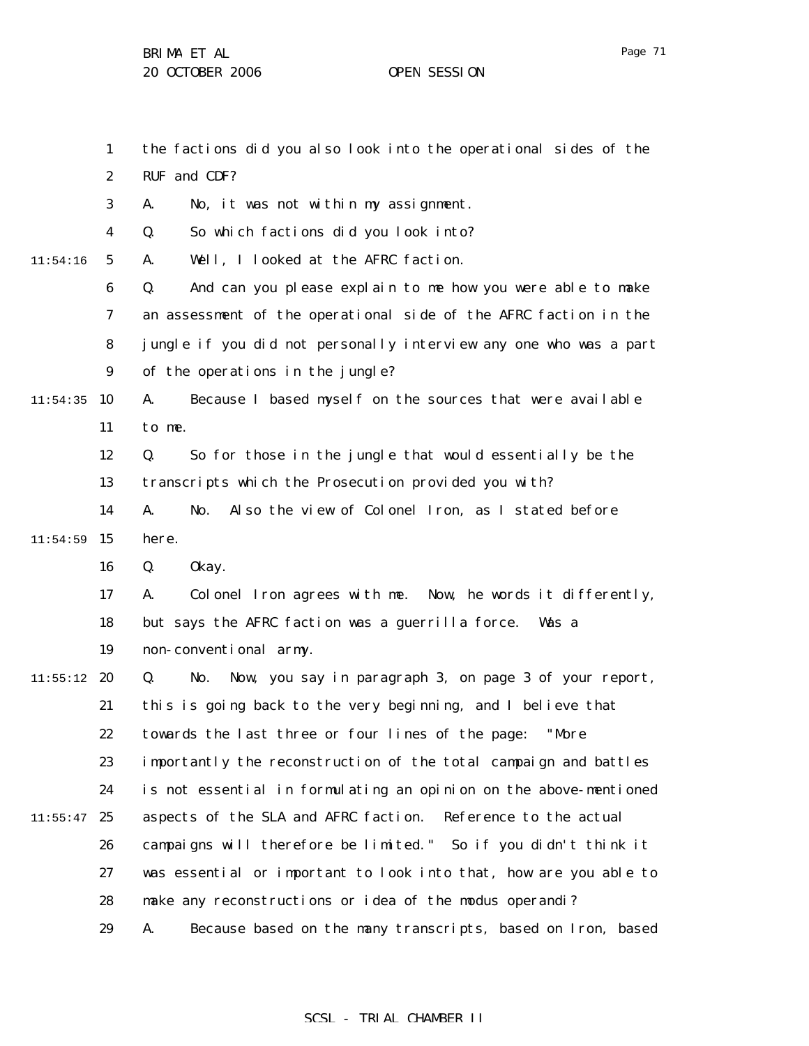the factions did you also look into the operational sides of the RUF and CDF?

A. No, it was not within my assignment.

Q. So which factions did you look into?

A. Well, I looked at the AFRC faction.

Q. And can you please explain to me how you were able to make an assessment of the operational side of the AFRC faction in the jungle if you did not personally interview any one who was a part of the operations in the jungle?

A. Because I based myself on the sources that were available to me.

Q. So for those in the jungle that would essentially be the transcripts which the Prosecution provided you with?

A. No. Also the view of Colonel Iron, as I stated before here.

Q. Okay.

A. Colonel Iron agrees with me. Now, he words it differently, but says the AFRC faction was a guerrilla force. Was a non-conventional army.

Q. No. Now, you say in paragraph 3, on page 3 of your report, this is going back to the very beginning, and I believe that towards the last three or four lines of the page: "More importantly the reconstruction of the total campaign and battles is not essential in formulating an opinion on the above-mentioned aspects of the SLA and AFRC faction. Reference to the actual campaigns will therefore be limited." So if you didn't think it was essential or important to look into that, how are you able to make any reconstructions or idea of the modus operandi?

A. Because based on the many transcripts, based on Iron, based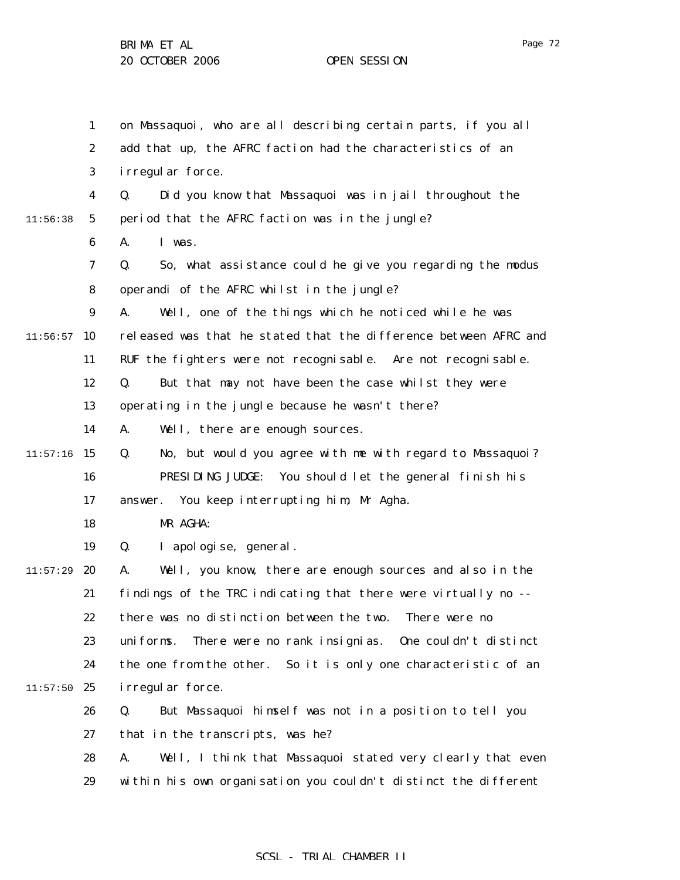on Massaquoi, who are all describing certain parts, if you all add that up, the AFRC faction had the characteristics of an irregular force.

Q. Did you know that Massaquoi was in jail throughout the period that the AFRC faction was in the jungle?

A. I was.

Q. So, what assistance could he give you regarding the modus operandi of the AFRC whilst in the jungle?

A. Well, one of the things which he noticed while he was released was that he stated that the difference between AFRC and RUF the fighters were not recognisable. Are not recognisable.

Q. But that may not have been the case whilst they were operating in the jungle because he wasn't there?

A. Well, there are enough sources.

Q. No, but would you agree with me with regard to Massaquoi?

PRESIDING JUDGE: You should let the general finish his answer. You keep interrupting him, Mr Agha.

MR AGHA:

Q. I apologise, general.

A. Well, you know, there are enough sources and also in the findings of the TRC indicating that there were virtually no -- there was no distinction between the two. There were no uniforms. There were no rank insignias. One couldn't distinct the one from the other. So it is only one characteristic of an irregular force.

Q. But Massaquoi himself was not in a position to tell you that in the transcripts, was he?

A. Well, I think that Massaquoi stated very clearly that even within his own organisation you couldn't distinct the different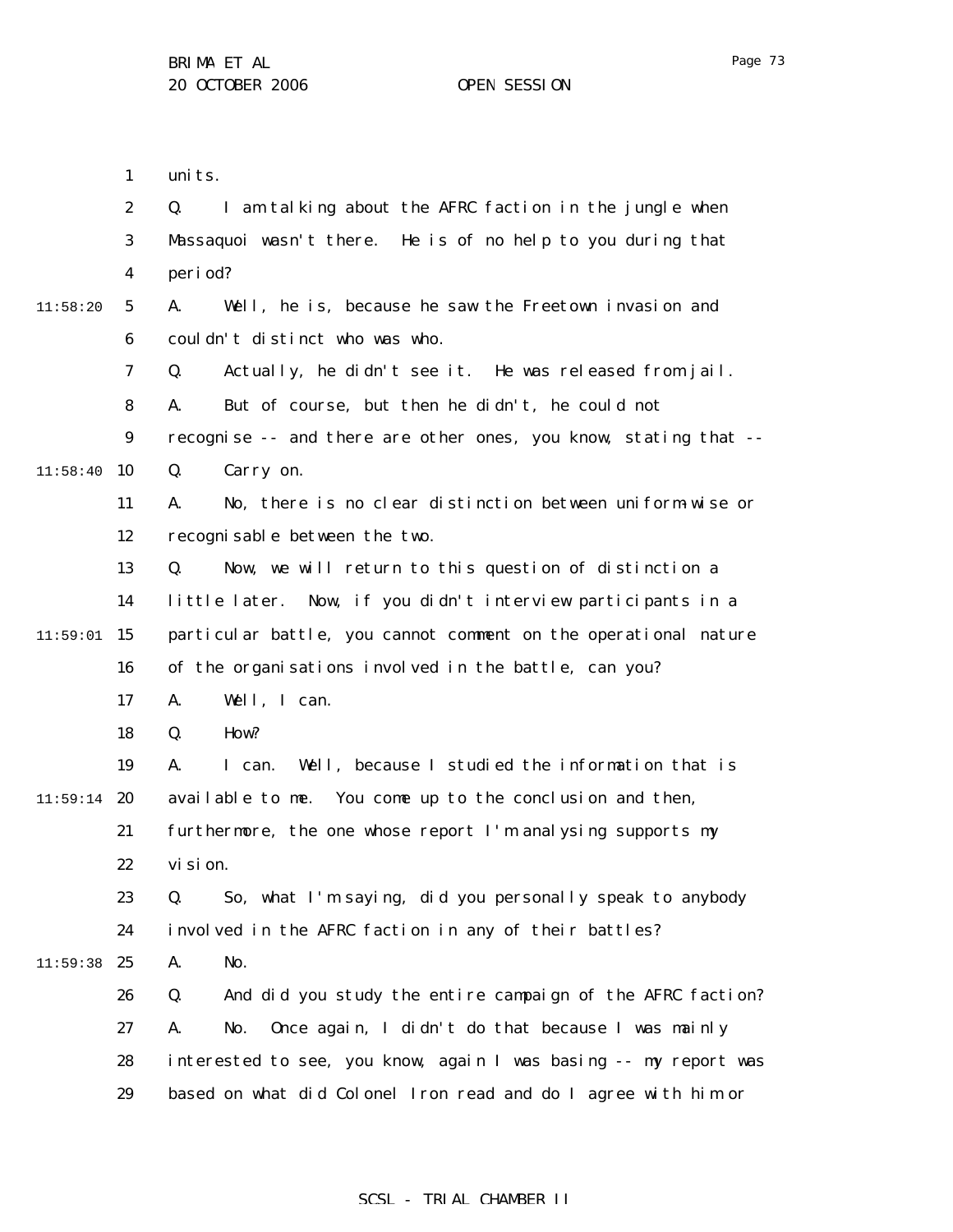units.

Q. I am talking about the AFRC faction in the jungle when Massaquoi wasn't there. He is of no help to you during that period?

A. Well, he is, because he saw the Freetown invasion and couldn't distinct who was who.

Q. Actually, he didn't see it. He was released from jail.

A. But of course, but then he didn't, he could not recognise -- and there are other ones, you know, stating that --

Q. Carry on.

A. No, there is no clear distinction between uniform-wise or recognisable between the two.

Q. Now, we will return to this question of distinction a little later. Now, if you didn't interview participants in a particular battle, you cannot comment on the operational nature of the organisations involved in the battle, can you?

A. Well, I can.

Q. How?

A. I can. Well, because I studied the information that is available to me. You come up to the conclusion and then, furthermore, the one whose report I'm analysing supports my vision.

Q. So, what I'm saying, did you personally speak to anybody involved in the AFRC faction in any of their battles?

A. No.

Q. And did you study the entire campaign of the AFRC faction?

A. No. Once again, I didn't do that because I was mainly interested to see, you know, again I was basing -- my report was based on what did Colonel Iron read and do I agree with him or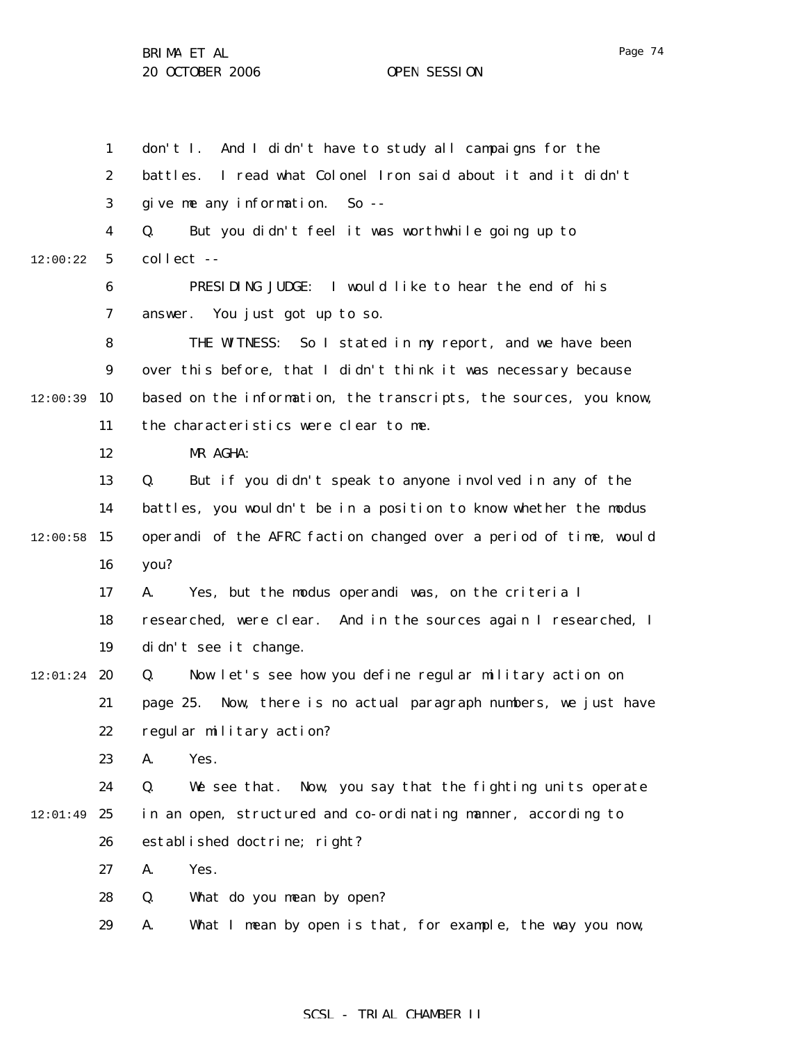don't I. And I didn't have to study all campaigns for the battles. I read what Colonel Iron said about it and it didn't give me any information. So --

Q. But you didn't feel it was worthwhile going up to collect --

PRESIDING JUDGE: I would like to hear the end of his answer. You just got up to so.

THE WITNESS: So I stated in my report, and we have been over this before, that I didn't think it was necessary because based on the information, the transcripts, the sources, you know, the characteristics were clear to me.

MR AGHA:

Q. But if you didn't speak to anyone involved in any of the battles, you wouldn't be in a position to know whether the modus operandi of the AFRC faction changed over a period of time, would you?

A. Yes, but the modus operandi was, on the criteria I researched, were clear. And in the sources again I researched, I didn't see it change.

Q. Now let's see how you define regular military action on page 25. Now, there is no actual paragraph numbers, we just have regular military action?

A. Yes.

Q. We see that. Now, you say that the fighting units operate in an open, structured and co-ordinating manner, according to established doctrine; right?

A. Yes.

Q. What do you mean by open?

A. What I mean by open is that, for example, the way you now,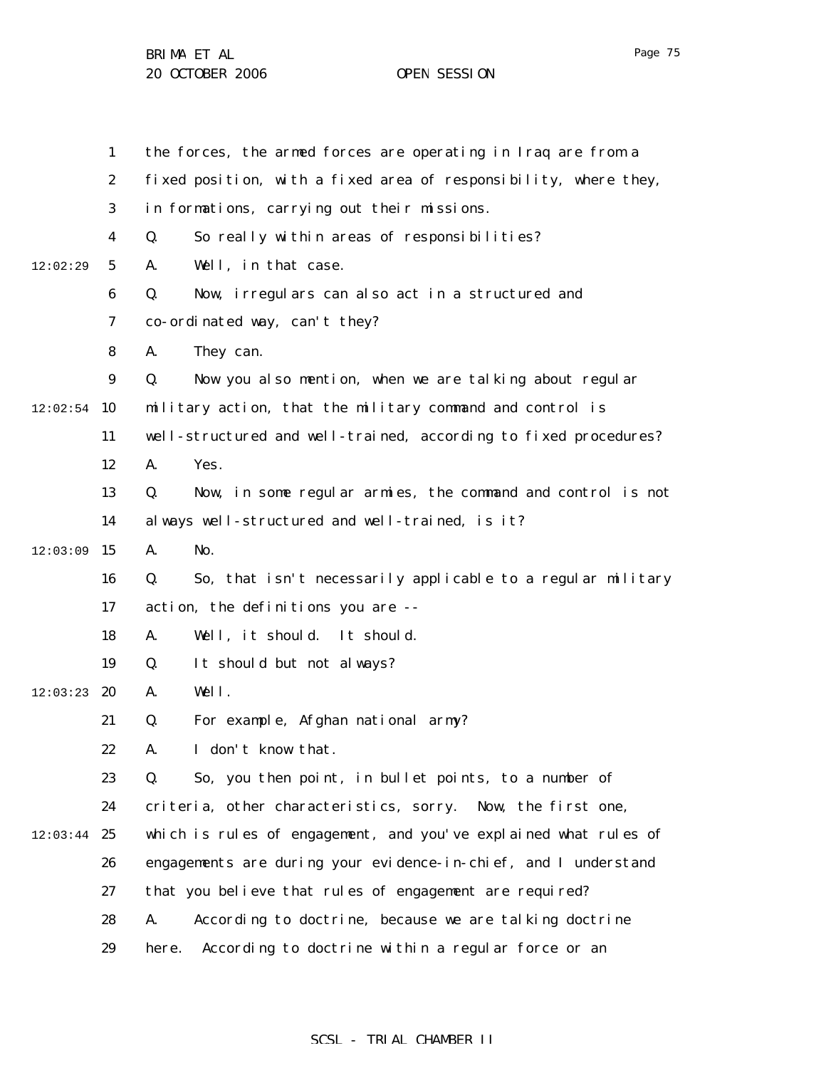the forces, the armed forces are operating in Iraq are from a fixed position, with a fixed area of responsibility, where they, in formations, carrying out their missions.

Q. So really within areas of responsibilities?

A. Well, in that case.

Q. Now, irregulars can also act in a structured and co-ordinated way, can't they?

A. They can.

Q. Now you also mention, when we are talking about regular military action, that the military command and control is well-structured and well-trained, according to fixed procedures?

A. Yes.

Q. Now, in some regular armies, the command and control is not always well-structured and well-trained, is it?

A. No.

Q. So, that isn't necessarily applicable to a regular military action, the definitions you are --

A. Well, it should. It should.

Q. It should but not always?

A. Well.

Q. For example, Afghan national army?

A. I don't know that.

Q. So, you then point, in bullet points, to a number of criteria, other characteristics, sorry. Now, the first one, which is rules of engagement, and you've explained what rules of engagements are during your evidence-in-chief, and I understand that you believe that rules of engagement are required?

A. According to doctrine, because we are talking doctrine here. According to doctrine within a regular force or an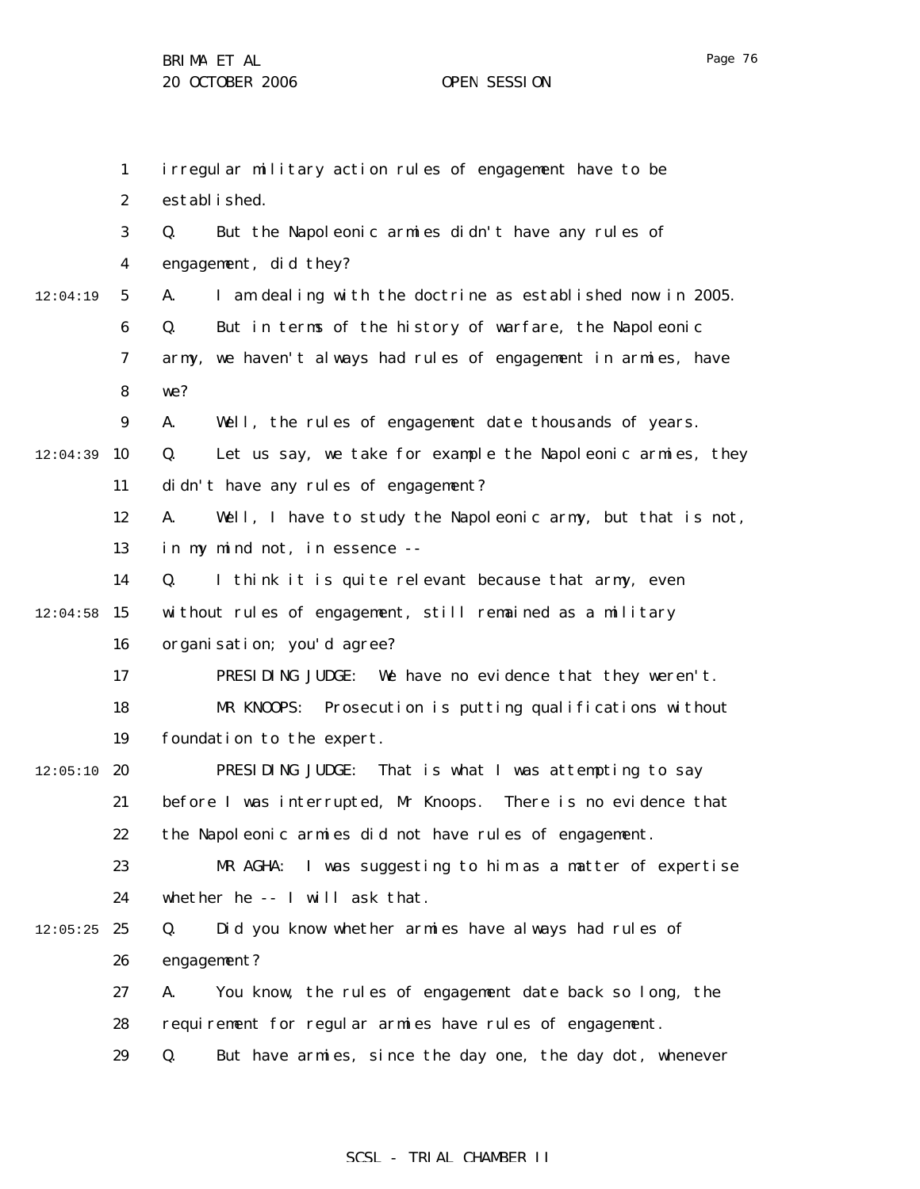irregular military action rules of engagement have to be established.

Q. But the Napoleonic armies didn't have any rules of engagement, did they?

A. I am dealing with the doctrine as established now in 2005.

Q. But in terms of the history of warfare, the Napoleonic army, we haven't always had rules of engagement in armies, have we?

A. Well, the rules of engagement date thousands of years.

Q. Let us say, we take for example the Napoleonic armies, they didn't have any rules of engagement?

A. Well, I have to study the Napoleonic army, but that is not, in my mind not, in essence --

Q. I think it is quite relevant because that army, even without rules of engagement, still remained as a military organisation; you'd agree?

PRESIDING JUDGE: We have no evidence that they weren't.

MR KNOOPS: Prosecution is putting qualifications without foundation to the expert.

PRESIDING JUDGE: That is what I was attempting to say before I was interrupted, Mr Knoops. There is no evidence that the Napoleonic armies did not have rules of engagement.

MR AGHA: I was suggesting to him as a matter of expertise whether he -- I will ask that.

Q. Did you know whether armies have always had rules of engagement?

A. You know, the rules of engagement date back so long, the requirement for regular armies have rules of engagement.

Q. But have armies, since the day one, the day dot, whenever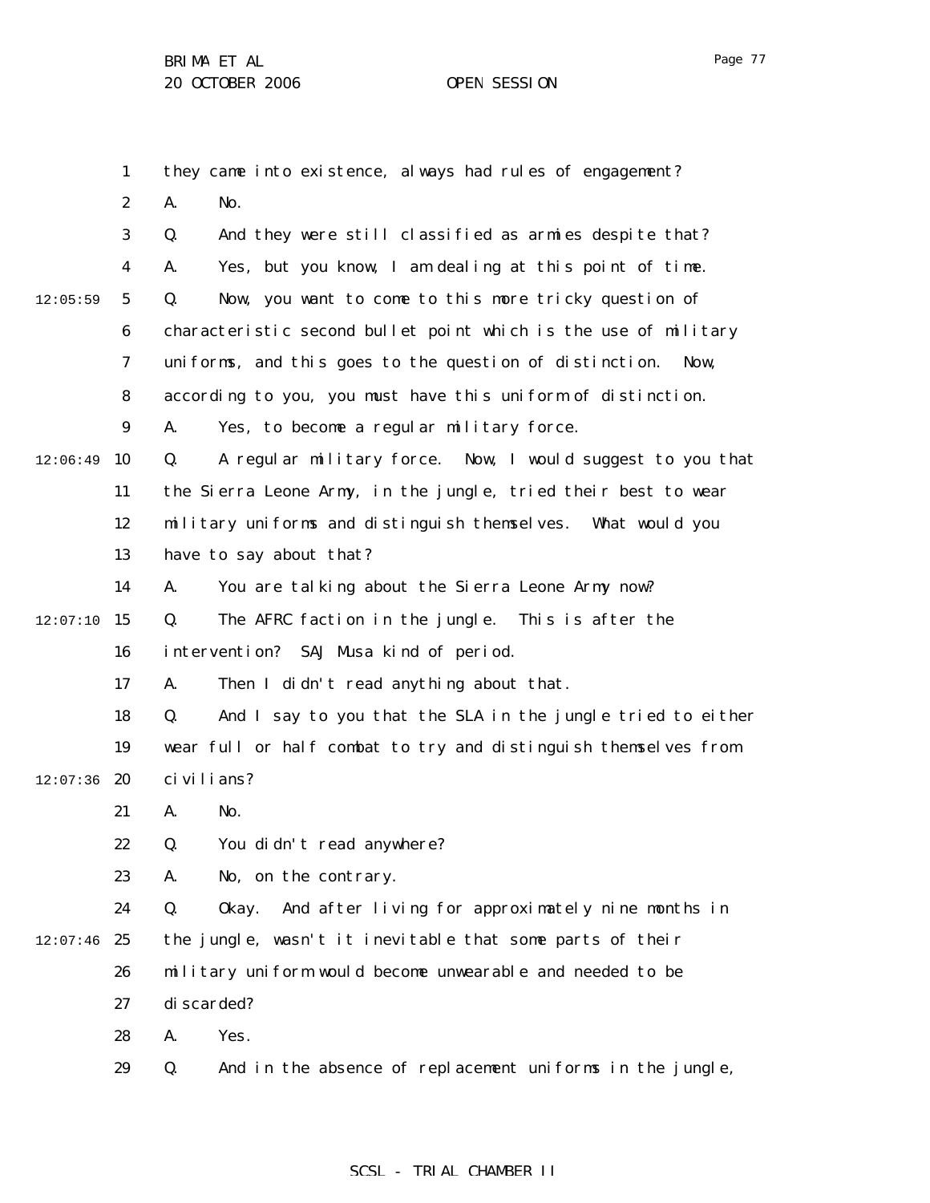they came into existence, always had rules of engagement?

A. No.

Q. And they were still classified as armies despite that?

A. Yes, but you know, I am dealing at this point of time.

Q. Now, you want to come to this more tricky question of characteristic second bullet point which is the use of military uniforms, and this goes to the question of distinction. Now, according to you, you must have this uniform of distinction.

A. Yes, to become a regular military force.

Q. A regular military force. Now, I would suggest to you that the Sierra Leone Army, in the jungle, tried their best to wear military uniforms and distinguish themselves. What would you have to say about that?

A. You are talking about the Sierra Leone Army now?

Q. The AFRC faction in the jungle. This is after the intervention? SAJ Musa kind of period.

A. Then I didn't read anything about that.

Q. And I say to you that the SLA in the jungle tried to either wear full or half combat to try and distinguish themselves from civilians?

A. No.

Q. You didn't read anywhere?

A. No, on the contrary.

Q. Okay. And after living for approximately nine months in the jungle, wasn't it inevitable that some parts of their military uniform would become unwearable and needed to be discarded?

A. Yes.

Q. And in the absence of replacement uniforms in the jungle,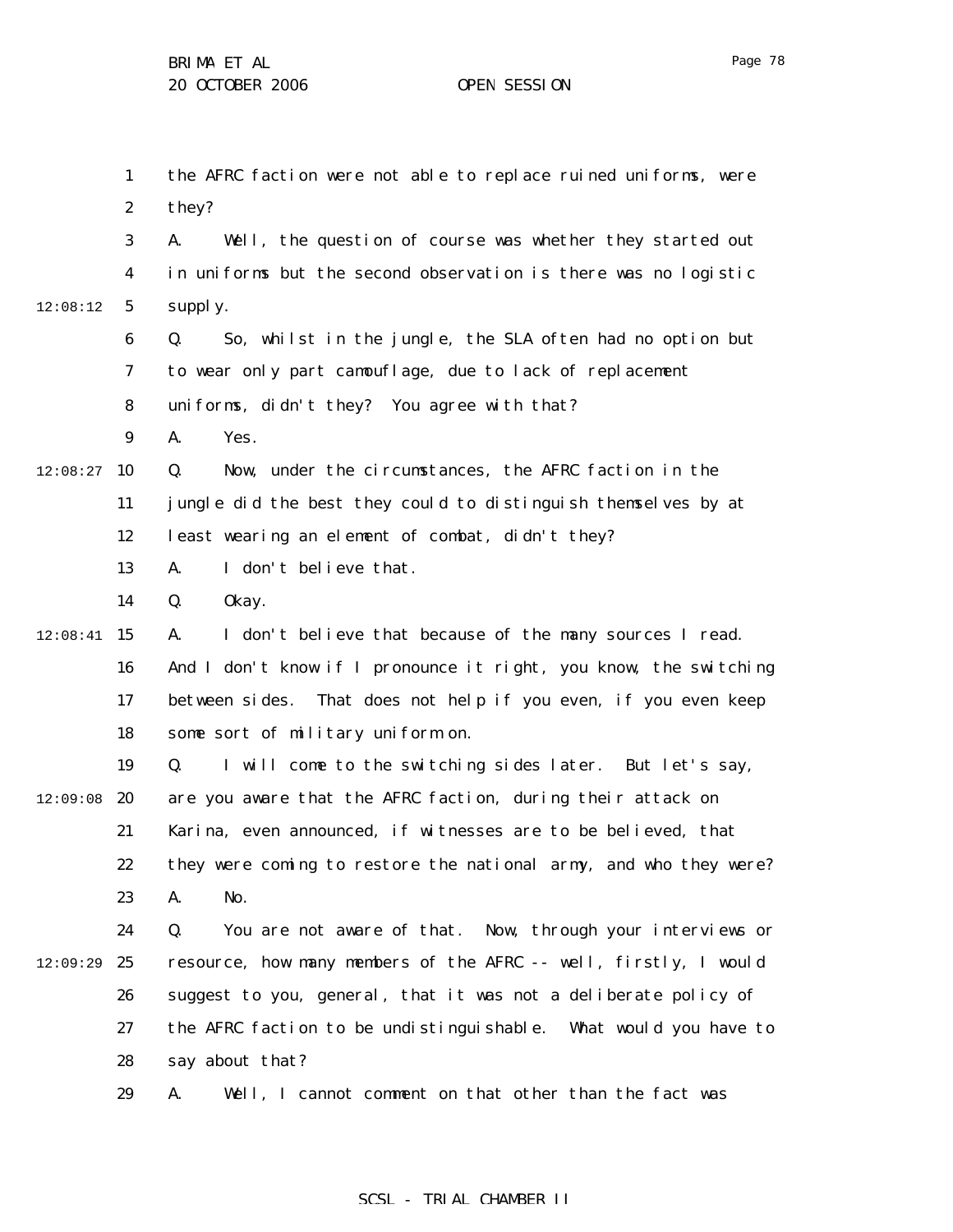the AFRC faction were not able to replace ruined uniforms, were they?

A. Well, the question of course was whether they started out in uniforms but the second observation is there was no logistic supply.

Q. So, whilst in the jungle, the SLA often had no option but to wear only part camouflage, due to lack of replacement uniforms, didn't they? You agree with that?

A. Yes.

Q. Now, under the circumstances, the AFRC faction in the jungle did the best they could to distinguish themselves by at least wearing an element of combat, didn't they?

A. I don't believe that.

Q. Okay.

A. I don't believe that because of the many sources I read. And I don't know if I pronounce it right, you know, the switching between sides. That does not help if you even, if you even keep some sort of military uniform on.

Q. I will come to the switching sides later. But let's say, are you aware that the AFRC faction, during their attack on Karina, even announced, if witnesses are to be believed, that they were coming to restore the national army, and who they were?

A. No.

Q. You are not aware of that. Now, through your interviews or resource, how many members of the AFRC -- well, firstly, I would suggest to you, general, that it was not a deliberate policy of the AFRC faction to be undistinguishable. What would you have to say about that?

A. Well, I cannot comment on that other than the fact was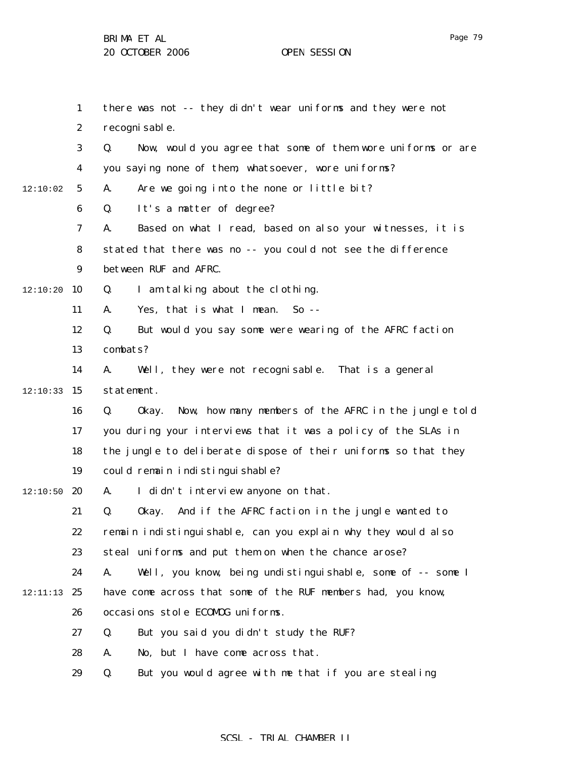there was not -- they didn't wear uniforms and they were not recognisable.

Q. Now, would you agree that some of them wore uniforms or are you saying none of them, whatsoever, wore uniforms?

A. Are we going into the none or little bit?

Q. It's a matter of degree?

A. Based on what I read, based on also your witnesses, it is stated that there was no -- you could not see the difference between RUF and AFRC.

Q. I am talking about the clothing.

A. Yes, that is what I mean. So --

Q. But would you say some were wearing of the AFRC faction combats?

A. Well, they were not recognisable. That is a general statement.

Q. Okay. Now, how many members of the AFRC in the jungle told you during your interviews that it was a policy of the SLAs in the jungle to deliberate dispose of their uniforms so that they could remain indistinguishable?

A. I didn't interview anyone on that.

Q. Okay. And if the AFRC faction in the jungle wanted to remain indistinguishable, can you explain why they would also steal uniforms and put them on when the chance arose?

A. Well, you know, being undistinguishable, some of -- some I have come across that some of the RUF members had, you know, occasions stole ECOMOG uniforms.

Q. But you said you didn't study the RUF?

A. No, but I have come across that.

Q. But you would agree with me that if you are stealing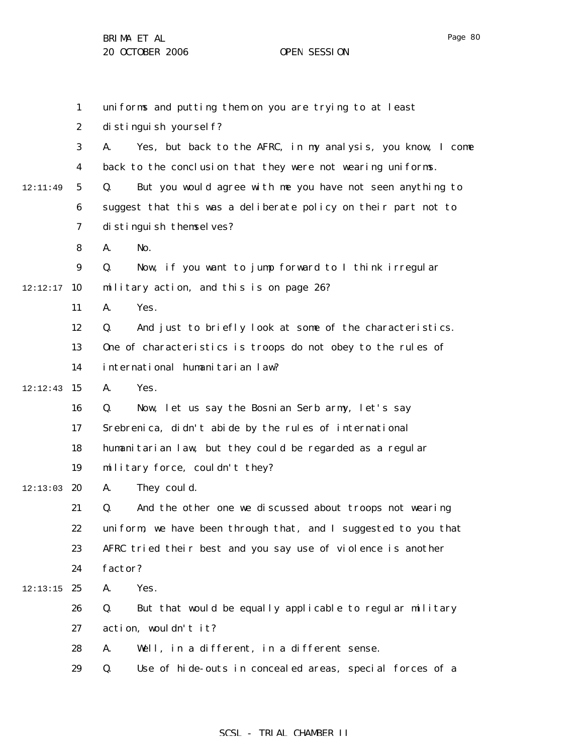uniforms and putting them on you are trying to at least distinguish yourself?

A. Yes, but back to the AFRC, in my analysis, you know, I come back to the conclusion that they were not wearing uniforms.

Q. But you would agree with me you have not seen anything to suggest that this was a deliberate policy on their part not to distinguish themselves?

A. No.

Q. Now, if you want to jump forward to I think irregular military action, and this is on page 26?

A. Yes.

Q. And just to briefly look at some of the characteristics. One of characteristics is troops do not obey to the rules of international humanitarian law?

A. Yes.

Q. Now, let us say the Bosnian Serb army, let's say Srebrenica, didn't abide by the rules of international humanitarian law, but they could be regarded as a regular military force, couldn't they?

A. They could.

Q. And the other one we discussed about troops not wearing uniform, we have been through that, and I suggested to you that AFRC tried their best and you say use of violence is another factor?

A. Yes.

Q. But that would be equally applicable to regular military action, wouldn't it?

A. Well, in a different, in a different sense.

Q. Use of hide-outs in concealed areas, special forces of a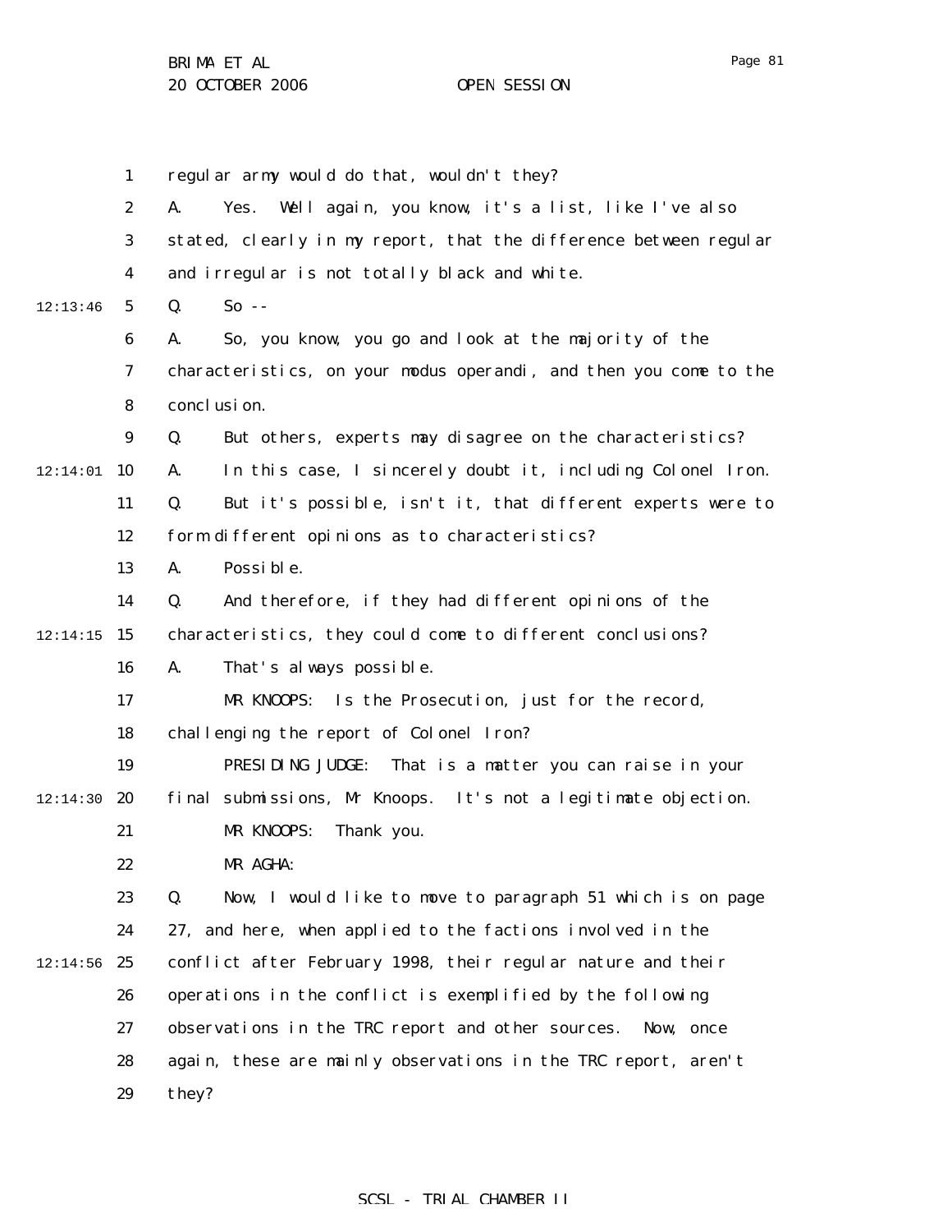regular army would do that, wouldn't they?

A. Yes. Well again, you know, it's a list, like I've also stated, clearly in my report, that the difference between regular and irregular is not totally black and white.

Q. So --

A. So, you know, you go and look at the majority of the characteristics, on your modus operandi, and then you come to the conclusion.

Q. But others, experts may disagree on the characteristics?

A. In this case, I sincerely doubt it, including Colonel Iron.

Q. But it's possible, isn't it, that different experts were to form different opinions as to characteristics?

A. Possible.

Q. And therefore, if they had different opinions of the characteristics, they could come to different conclusions?

A. That's always possible.

MR KNOOPS: Is the Prosecution, just for the record, challenging the report of Colonel Iron?

PRESIDING JUDGE: That is a matter you can raise in your final submissions, Mr Knoops. It's not a legitimate objection.

MR KNOOPS: Thank you.

MR AGHA:

Q. Now, I would like to move to paragraph 51 which is on page 27, and here, when applied to the factions involved in the conflict after February 1998, their regular nature and their operations in the conflict is exemplified by the following observations in the TRC report and other sources. Now, once again, these are mainly observations in the TRC report, aren't they?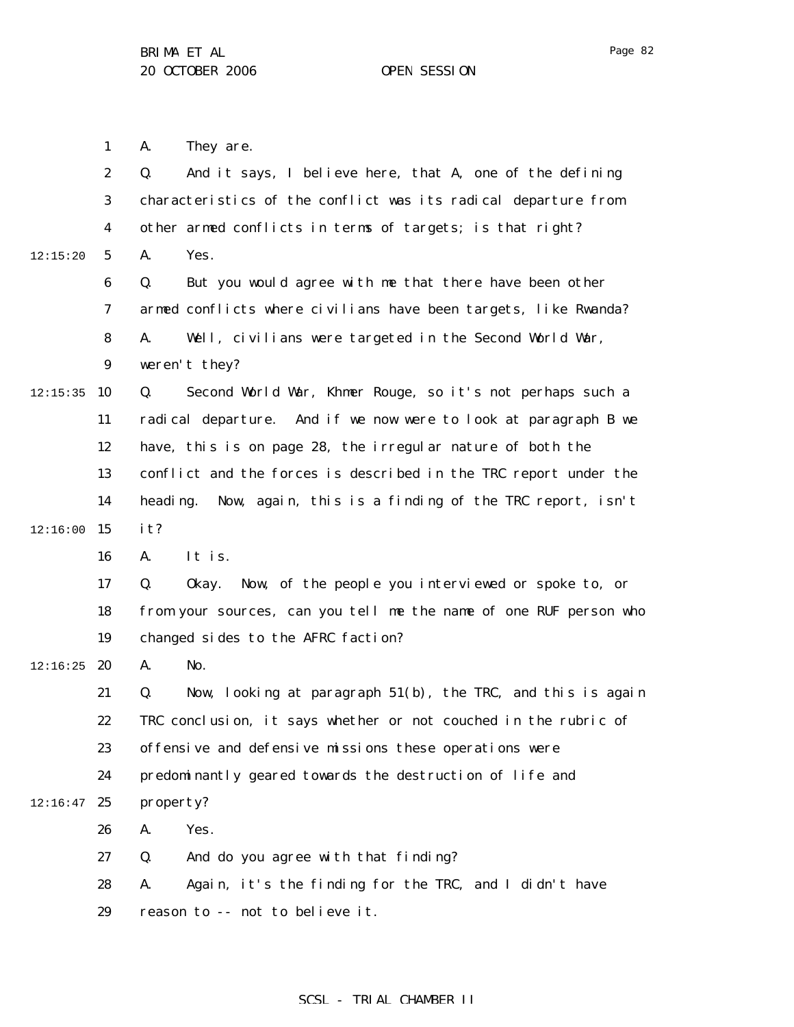A. They are.

Q. And it says, I believe here, that A, one of the defining characteristics of the conflict was its radical departure from other armed conflicts in terms of targets; is that right?

A. Yes.

Q. But you would agree with me that there have been other armed conflicts where civilians have been targets, like Rwanda?

A. Well, civilians were targeted in the Second World War, weren't they?

Q. Second World War, Khmer Rouge, so it's not perhaps such a radical departure. And if we now were to look at paragraph B we have, this is on page 28, the irregular nature of both the conflict and the forces is described in the TRC report under the heading. Now, again, this is a finding of the TRC report, isn't it?

A. It is.

Q. Okay. Now, of the people you interviewed or spoke to, or from your sources, can you tell me the name of one RUF person who changed sides to the AFRC faction?

A. No.

Q. Now, looking at paragraph 51(b), the TRC, and this is again TRC conclusion, it says whether or not couched in the rubric of offensive and defensive missions these operations were predominantly geared towards the destruction of life and property?

A. Yes.

Q. And do you agree with that finding?

A. Again, it's the finding for the TRC, and I didn't have reason to -- not to believe it.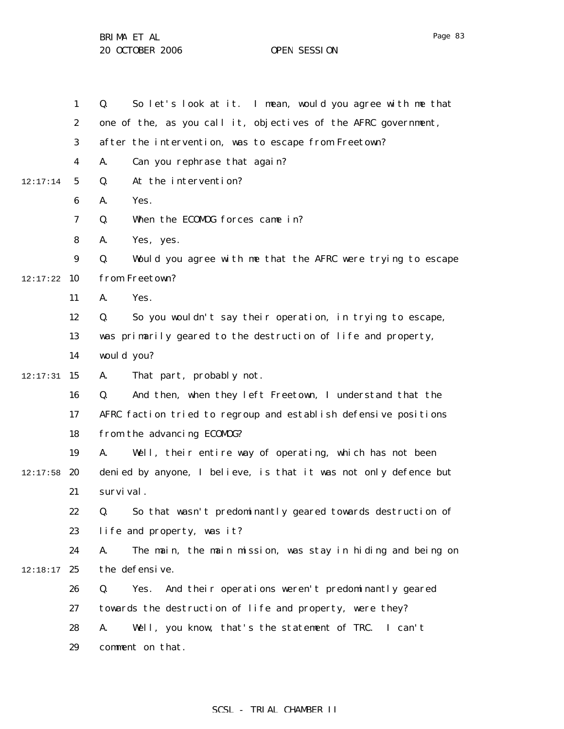Q. So let's look at it. I mean, would you agree with me that one of the, as you call it, objectives of the AFRC government, after the intervention, was to escape from Freetown?

A. Can you rephrase that again?

Q. At the intervention?

A. Yes.

Q. When the ECOMOG forces came in?

A. Yes, yes.

Q. Would you agree with me that the AFRC were trying to escape from Freetown?

A. Yes.

Q. So you wouldn't say their operation, in trying to escape, was primarily geared to the destruction of life and property, would you?

A. That part, probably not.

Q. And then, when they left Freetown, I understand that the AFRC faction tried to regroup and establish defensive positions from the advancing ECOMOG?

A. Well, their entire way of operating, which has not been denied by anyone, I believe, is that it was not only defence but survival.

Q. So that wasn't predominantly geared towards destruction of life and property, was it?

A. The main, the main mission, was stay in hiding and being on the defensive.

Q. Yes. And their operations weren't predominantly geared towards the destruction of life and property, were they?

A. Well, you know, that's the statement of TRC. I can't comment on that.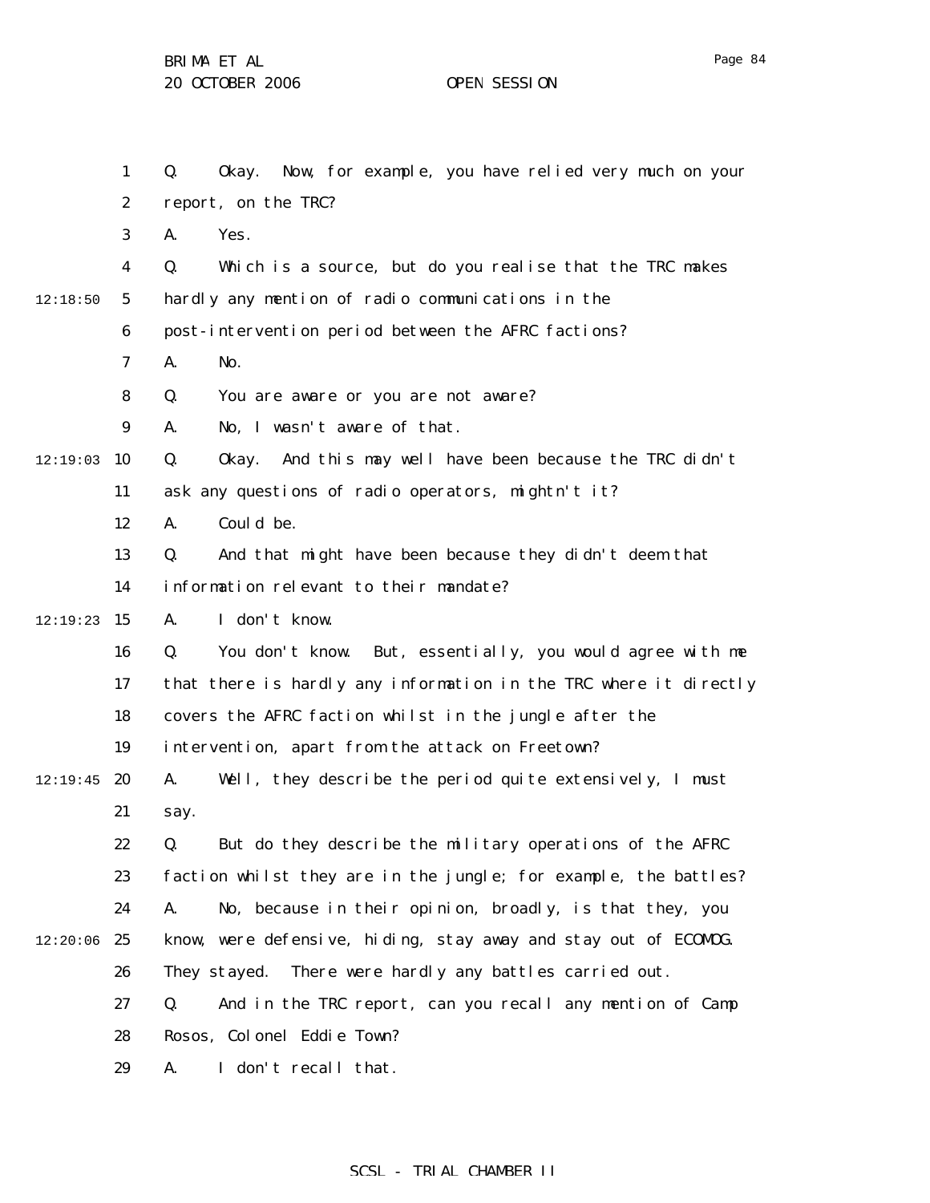1 Q. Okay. Now, for example, you have relied very much on your
2 report, on the TRC?
3 A. Yes.
4 Q. Which is a source, but do you realise that the TRC makes
12:18:50 5 hardly any mention of radio communications in the
6 post-intervention period between the AFRC factions?
7 A. No.
8 Q. You are aware or you are not aware?
9 A. No, I wasn't aware of that.
12:19:03 10 Q. Okay. And this may well have been because the TRC didn't
11 ask any questions of radio operators, mightn't it?
12 A. Could be.
13 Q. And that might have been because they didn't deem that
14 information relevant to their mandate?
12:19:23 15 A. I don't know.
16 Q. You don't know. But, essentially, you would agree with me
17 that there is hardly any information in the TRC where it directly
18 covers the AFRC faction whilst in the jungle after the
19 intervention, apart from the attack on Freetown?
12:19:45 20 A. Well, they describe the period quite extensively, I must
21 say.
22 Q. But do they describe the military operations of the AFRC
23 faction whilst they are in the jungle; for example, the battles?
24 A. No, because in their opinion, broadly, is that they, you
12:20:06 25 know, were defensive, hiding, stay away and stay out of ECOMOG.
26 They stayed. There were hardly any battles carried out.
27 Q. And in the TRC report, can you recall any mention of Camp
28 Rosos, Colonel Eddie Town?
29 A. I don't recall that.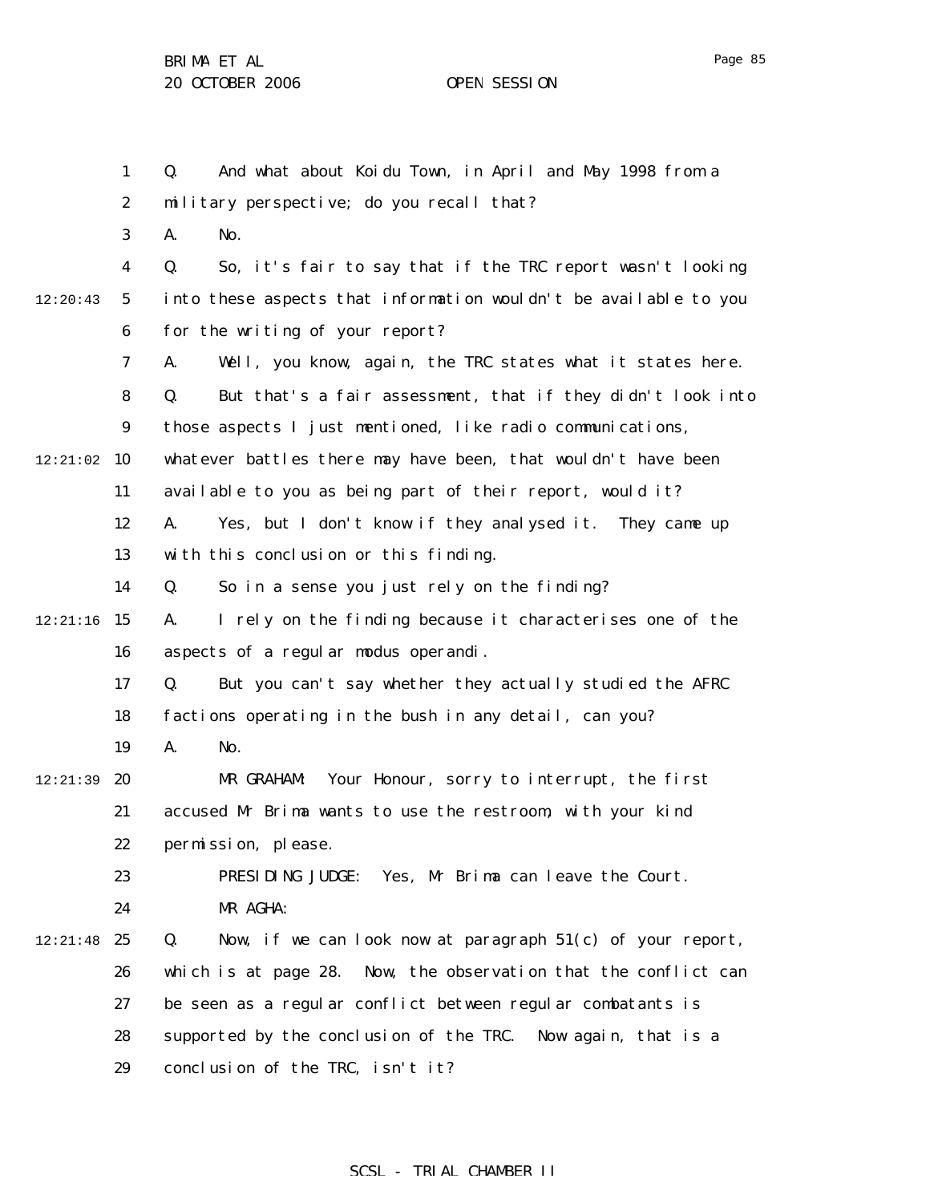Q. And what about Koidu Town, in April and May 1998 from a military perspective; do you recall that?

A. No.

Q. So, it's fair to say that if the TRC report wasn't looking into these aspects that information wouldn't be available to you for the writing of your report?

A. Well, you know, again, the TRC states what it states here.

Q. But that's a fair assessment, that if they didn't look into those aspects I just mentioned, like radio communications, whatever battles there may have been, that wouldn't have been available to you as being part of their report, would it?

A. Yes, but I don't know if they analysed it. They came up with this conclusion or this finding.

Q. So in a sense you just rely on the finding?

A. I rely on the finding because it characterises one of the aspects of a regular modus operandi.

Q. But you can't say whether they actually studied the AFRC factions operating in the bush in any detail, can you?

A. No.

MR GRAHAM: Your Honour, sorry to interrupt, the first accused Mr Brima wants to use the restroom, with your kind permission, please.

PRESIDING JUDGE: Yes, Mr Brima can leave the Court.

MR AGHA:

Q. Now, if we can look now at paragraph 51(c) of your report, which is at page 28. Now, the observation that the conflict can be seen as a regular conflict between regular combatants is supported by the conclusion of the TRC. Now again, that is a conclusion of the TRC, isn't it?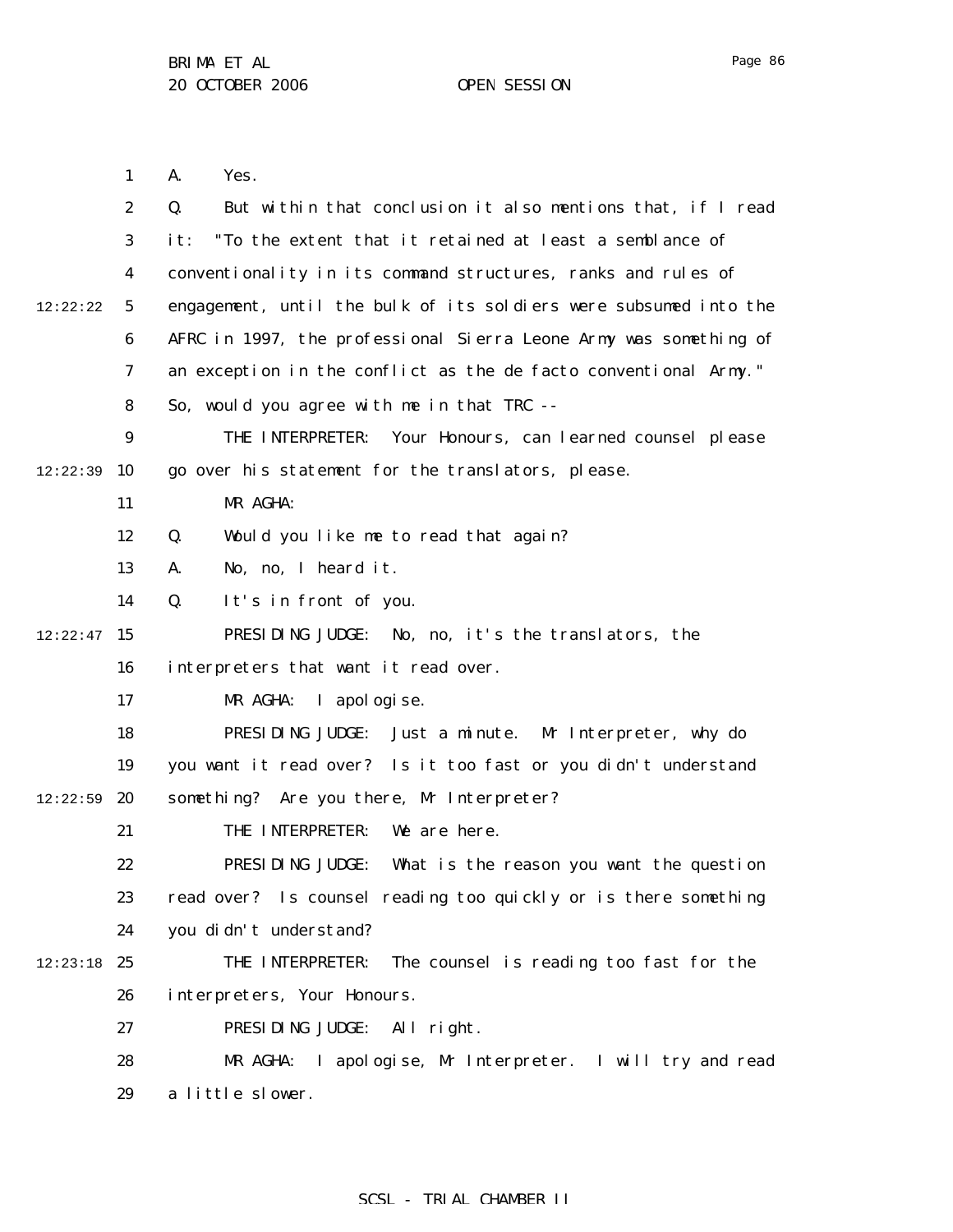A. Yes.

Q. But within that conclusion it also mentions that, if I read it: "To the extent that it retained at least a semblance of conventionality in its command structures, ranks and rules of engagement, until the bulk of its soldiers were subsumed into the AFRC in 1997, the professional Sierra Leone Army was something of an exception in the conflict as the de facto conventional Army." So, would you agree with me in that TRC --

THE INTERPRETER: Your Honours, can learned counsel please go over his statement for the translators, please.

MR AGHA:

Q. Would you like me to read that again?

A. No, no, I heard it.

Q. It's in front of you.

PRESIDING JUDGE: No, no, it's the translators, the interpreters that want it read over.

MR AGHA: I apologise.

PRESIDING JUDGE: Just a minute. Mr Interpreter, why do you want it read over? Is it too fast or you didn't understand something? Are you there, Mr Interpreter?

THE INTERPRETER: We are here.

PRESIDING JUDGE: What is the reason you want the question read over? Is counsel reading too quickly or is there something you didn't understand?

THE INTERPRETER: The counsel is reading too fast for the interpreters, Your Honours.

PRESIDING JUDGE: All right.

MR AGHA: I apologise, Mr Interpreter. I will try and read a little slower.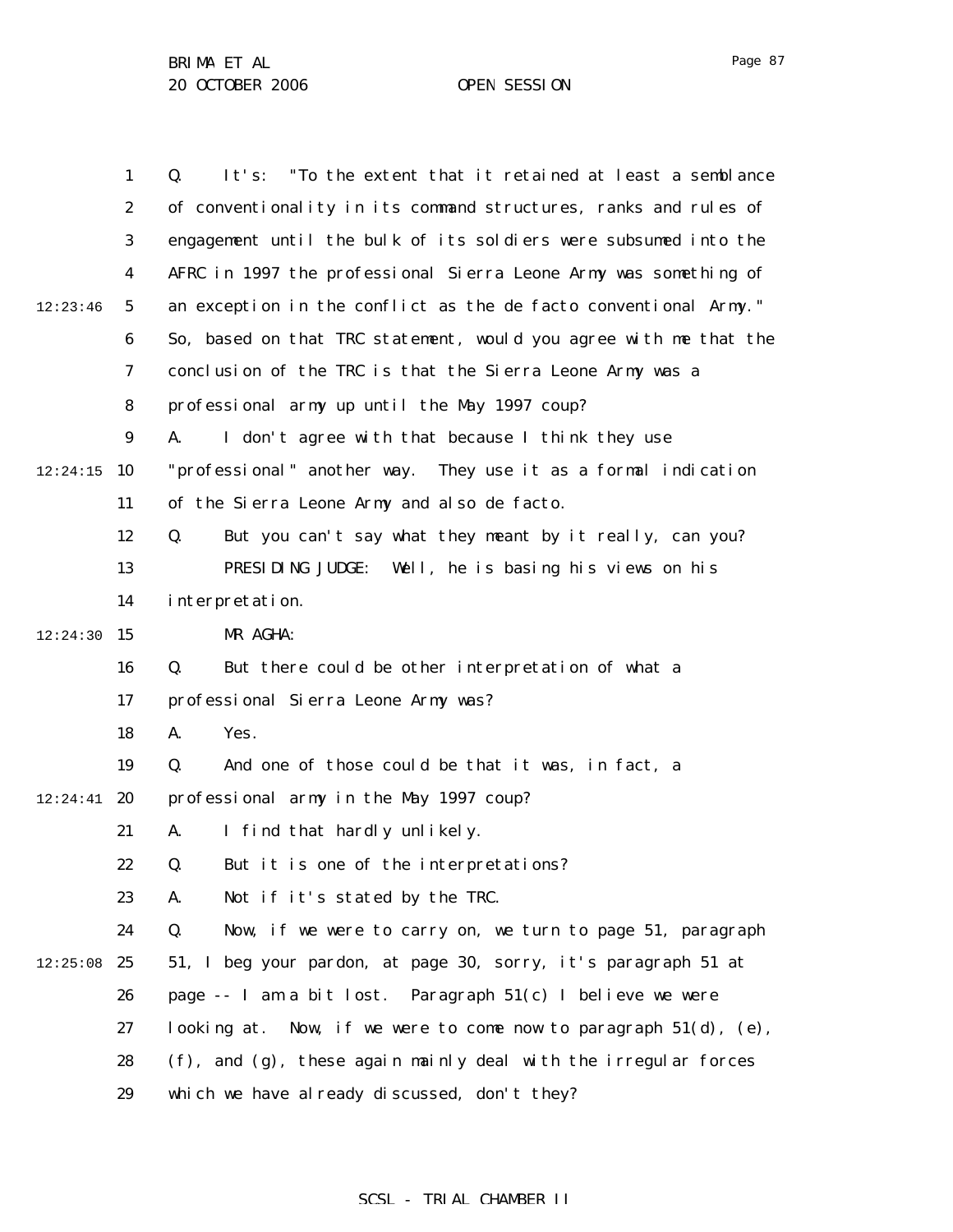Q. It's: "To the extent that it retained at least a semblance of conventionality in its command structures, ranks and rules of engagement until the bulk of its soldiers were subsumed into the AFRC in 1997 the professional Sierra Leone Army was something of an exception in the conflict as the de facto conventional Army." So, based on that TRC statement, would you agree with me that the conclusion of the TRC is that the Sierra Leone Army was a professional army up until the May 1997 coup?

A. I don't agree with that because I think they use "professional" another way. They use it as a formal indication of the Sierra Leone Army and also de facto.

Q. But you can't say what they meant by it really, can you?

PRESIDING JUDGE: Well, he is basing his views on his interpretation.

MR AGHA:

Q. But there could be other interpretation of what a professional Sierra Leone Army was?

A. Yes.

Q. And one of those could be that it was, in fact, a professional army in the May 1997 coup?

A. I find that hardly unlikely.

Q. But it is one of the interpretations?

A. Not if it's stated by the TRC.

Q. Now, if we were to carry on, we turn to page 51, paragraph 51, I beg your pardon, at page 30, sorry, it's paragraph 51 at page -- I am a bit lost. Paragraph 51(c) I believe we were looking at. Now, if we were to come now to paragraph 51(d), (e), (f), and (g), these again mainly deal with the irregular forces which we have already discussed, don't they?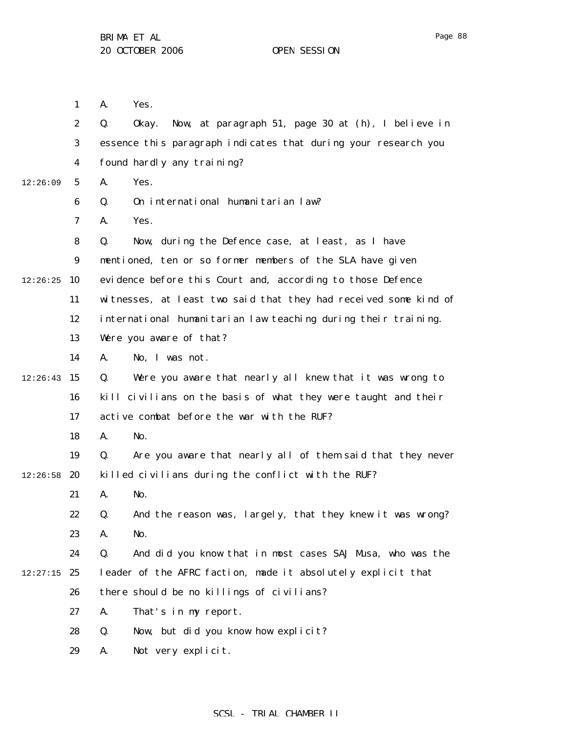A. Yes.

Q. Okay. Now, at paragraph 51, page 30 at (h), I believe in essence this paragraph indicates that during your research you found hardly any training?

A. Yes.

Q. On international humanitarian law?

A. Yes.

Q. Now, during the Defence case, at least, as I have mentioned, ten or so former members of the SLA have given evidence before this Court and, according to those Defence witnesses, at least two said that they had received some kind of international humanitarian law teaching during their training. Were you aware of that?

A. No, I was not.

Q. Were you aware that nearly all knew that it was wrong to kill civilians on the basis of what they were taught and their active combat before the war with the RUF?

A. No.

Q. Are you aware that nearly all of them said that they never killed civilians during the conflict with the RUF?

A. No.

Q. And the reason was, largely, that they knew it was wrong?

A. No.

Q. And did you know that in most cases SAJ Musa, who was the leader of the AFRC faction, made it absolutely explicit that there should be no killings of civilians?

A. That's in my report.

Q. Now, but did you know how explicit?

A. Not very explicit.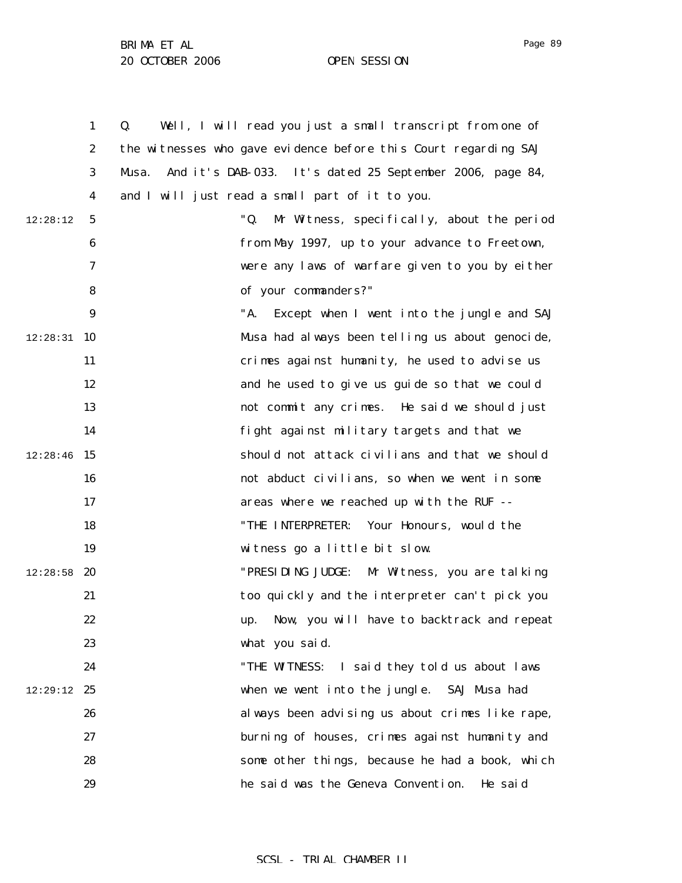Q. Well, I will read you just a small transcript from one of the witnesses who gave evidence before this Court regarding SAJ Musa. And it's DAB-033. It's dated 25 September 2006, page 84, and I will just read a small part of it to you.

> "Q. Mr Witness, specifically, about the period from May 1997, up to your advance to Freetown, were any laws of warfare given to you by either of your commanders?"
>
> "A. Except when I went into the jungle and SAJ Musa had always been telling us about genocide, crimes against humanity, he used to advise us and he used to give us guide so that we could not commit any crimes. He said we should just fight against military targets and that we should not attack civilians and that we should not abduct civilians, so when we went in some areas where we reached up with the RUF --
>
> "THE INTERPRETER: Your Honours, would the witness go a little bit slow.
>
> "PRESIDING JUDGE: Mr Witness, you are talking too quickly and the interpreter can't pick you up. Now, you will have to backtrack and repeat what you said.
>
> "THE WITNESS: I said they told us about laws when we went into the jungle. SAJ Musa had always been advising us about crimes like rape, burning of houses, crimes against humanity and some other things, because he had a book, which he said was the Geneva Convention. He said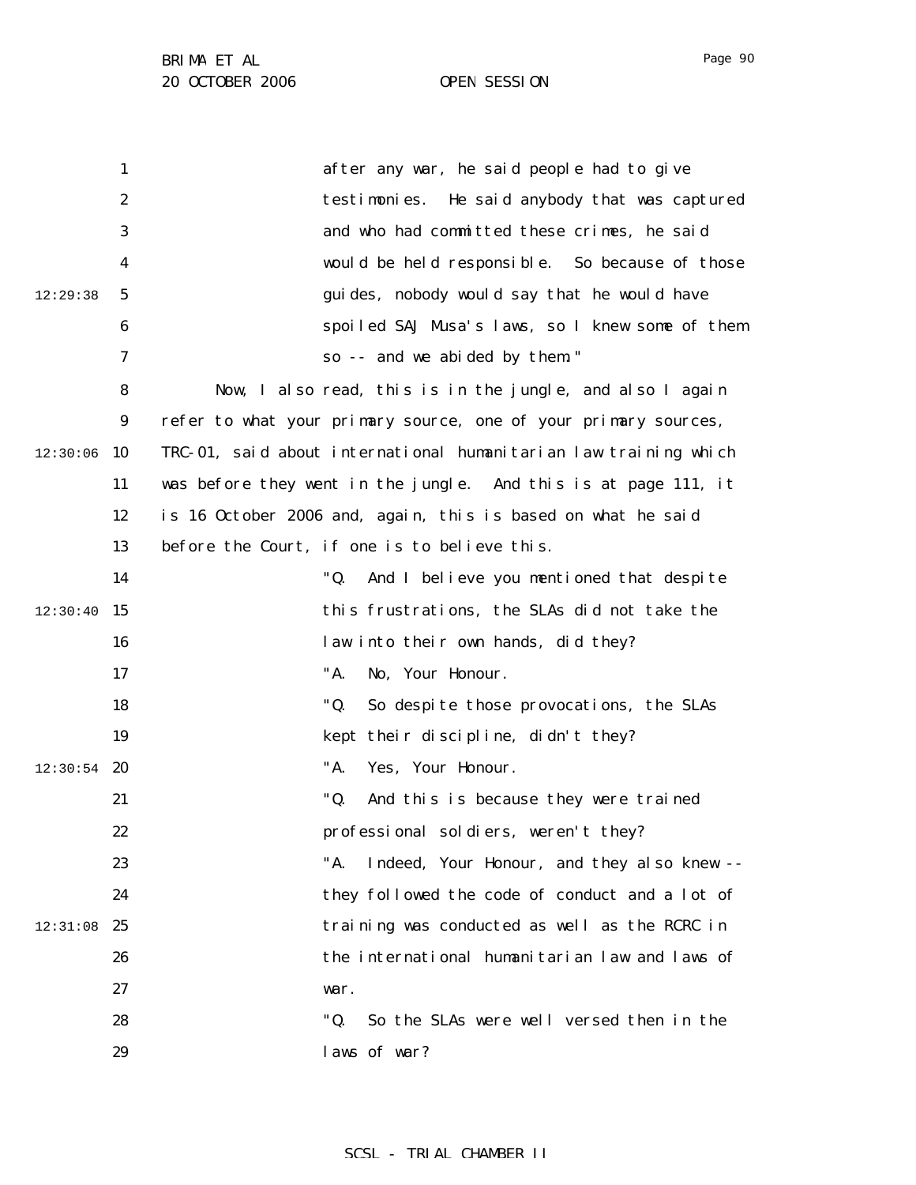after any war, he said people had to give testimonies. He said anybody that was captured and who had committed these crimes, he said would be held responsible. So because of those guides, nobody would say that he would have spoiled SAJ Musa's laws, so I knew some of them so -- and we abided by them."

Now, I also read, this is in the jungle, and also I again refer to what your primary source, one of your primary sources, TRC-01, said about international humanitarian law training which was before they went in the jungle. And this is at page 111, it is 16 October 2006 and, again, this is based on what he said before the Court, if one is to believe this.

"Q. And I believe you mentioned that despite this frustrations, the SLAs did not take the law into their own hands, did they?

"A. No, Your Honour.

"Q. So despite those provocations, the SLAs kept their discipline, didn't they?

"A. Yes, Your Honour.

"Q. And this is because they were trained professional soldiers, weren't they?

"A. Indeed, Your Honour, and they also knew -- they followed the code of conduct and a lot of training was conducted as well as the RCRC in the international humanitarian law and laws of war.

"Q. So the SLAs were well versed then in the laws of war?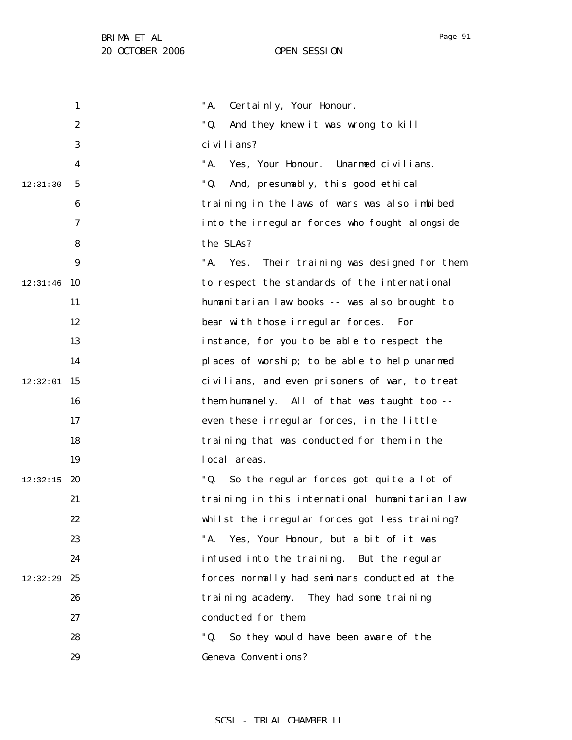"A. Certainly, Your Honour.

"Q. And they knew it was wrong to kill civilians?

"A. Yes, Your Honour. Unarmed civilians.

"Q. And, presumably, this good ethical training in the laws of wars was also imbibed into the irregular forces who fought alongside the SLAs?

"A. Yes. Their training was designed for them to respect the standards of the international humanitarian law books -- was also brought to bear with those irregular forces. For instance, for you to be able to respect the places of worship; to be able to help unarmed civilians, and even prisoners of war, to treat them humanely. All of that was taught too -- even these irregular forces, in the little training that was conducted for them in the local areas.

"Q. So the regular forces got quite a lot of training in this international humanitarian law whilst the irregular forces got less training?

"A. Yes, Your Honour, but a bit of it was infused into the training. But the regular forces normally had seminars conducted at the training academy. They had some training conducted for them.

"Q. So they would have been aware of the Geneva Conventions?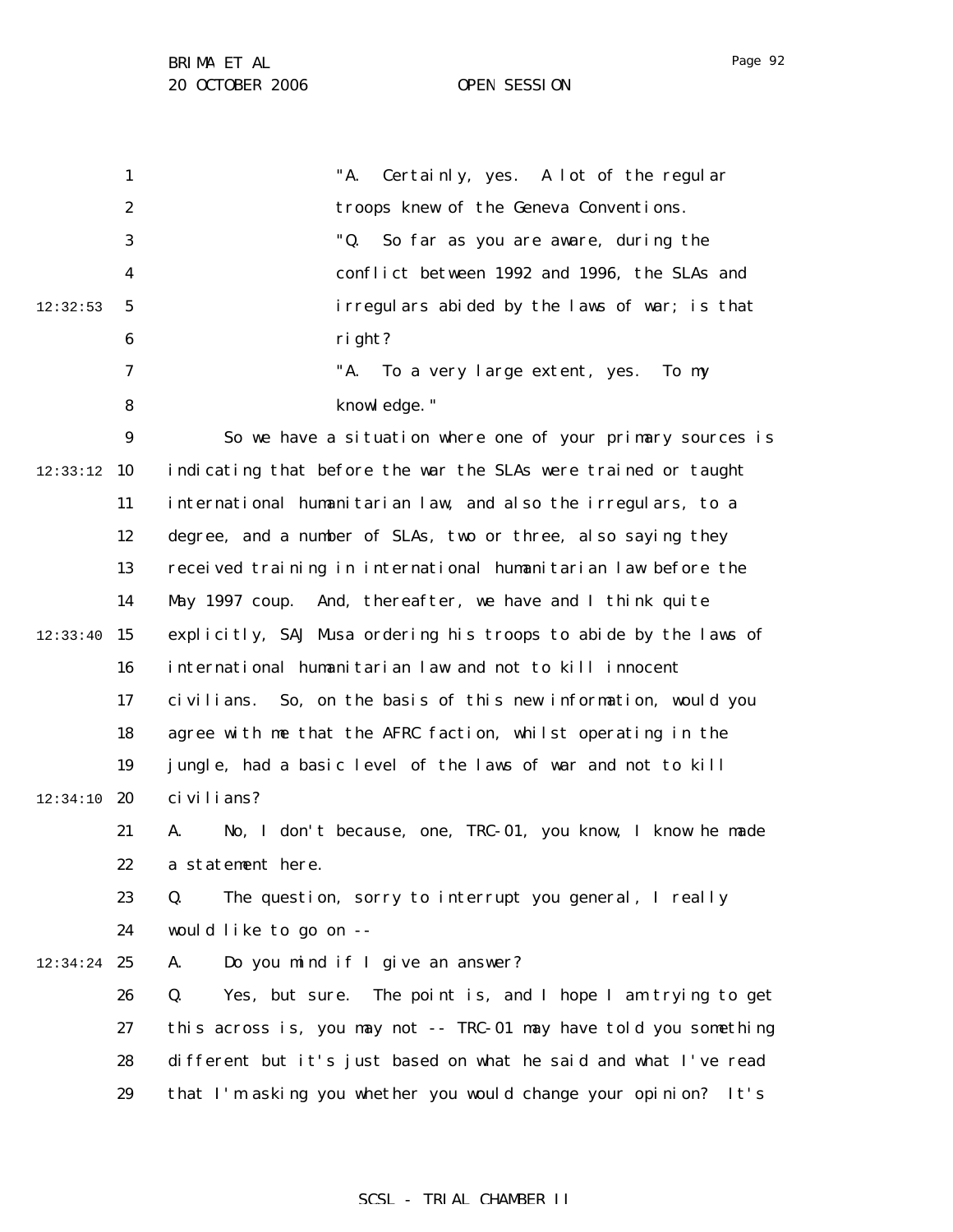"A. Certainly, yes. A lot of the regular troops knew of the Geneva Conventions.

"Q. So far as you are aware, during the conflict between 1992 and 1996, the SLAs and irregulars abided by the laws of war; is that right?

"A. To a very large extent, yes. To my knowledge."

So we have a situation where one of your primary sources is indicating that before the war the SLAs were trained or taught international humanitarian law, and also the irregulars, to a degree, and a number of SLAs, two or three, also saying they received training in international humanitarian law before the May 1997 coup. And, thereafter, we have and I think quite explicitly, SAJ Musa ordering his troops to abide by the laws of international humanitarian law and not to kill innocent civilians. So, on the basis of this new information, would you agree with me that the AFRC faction, whilst operating in the jungle, had a basic level of the laws of war and not to kill civilians?

A. No, I don't because, one, TRC-01, you know, I know he made a statement here.

Q. The question, sorry to interrupt you general, I really would like to go on --

A. Do you mind if I give an answer?

Q. Yes, but sure. The point is, and I hope I am trying to get this across is, you may not -- TRC-01 may have told you something different but it's just based on what he said and what I've read that I'm asking you whether you would change your opinion? It's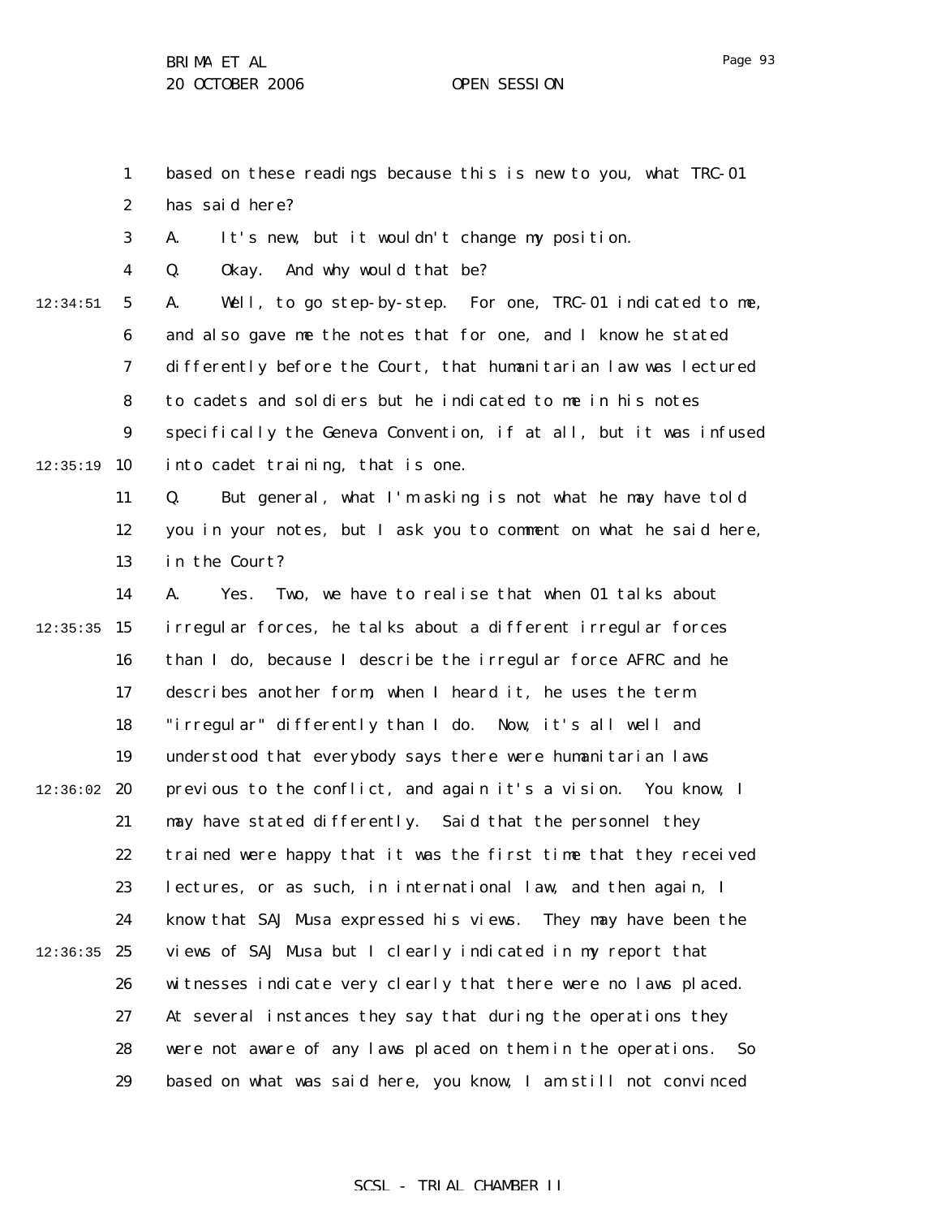based on these readings because this is new to you, what TRC-01 has said here?

A. It's new, but it wouldn't change my position.

Q. Okay. And why would that be?

A. Well, to go step-by-step. For one, TRC-01 indicated to me, and also gave me the notes that for one, and I know he stated differently before the Court, that humanitarian law was lectured to cadets and soldiers but he indicated to me in his notes specifically the Geneva Convention, if at all, but it was infused into cadet training, that is one.

Q. But general, what I'm asking is not what he may have told you in your notes, but I ask you to comment on what he said here, in the Court?

A. Yes. Two, we have to realise that when 01 talks about irregular forces, he talks about a different irregular forces than I do, because I describe the irregular force AFRC and he describes another form, when I heard it, he uses the term "irregular" differently than I do. Now, it's all well and understood that everybody says there were humanitarian laws previous to the conflict, and again it's a vision. You know, I may have stated differently. Said that the personnel they trained were happy that it was the first time that they received lectures, or as such, in international law, and then again, I know that SAJ Musa expressed his views. They may have been the views of SAJ Musa but I clearly indicated in my report that witnesses indicate very clearly that there were no laws placed. At several instances they say that during the operations they were not aware of any laws placed on them in the operations. So based on what was said here, you know, I am still not convinced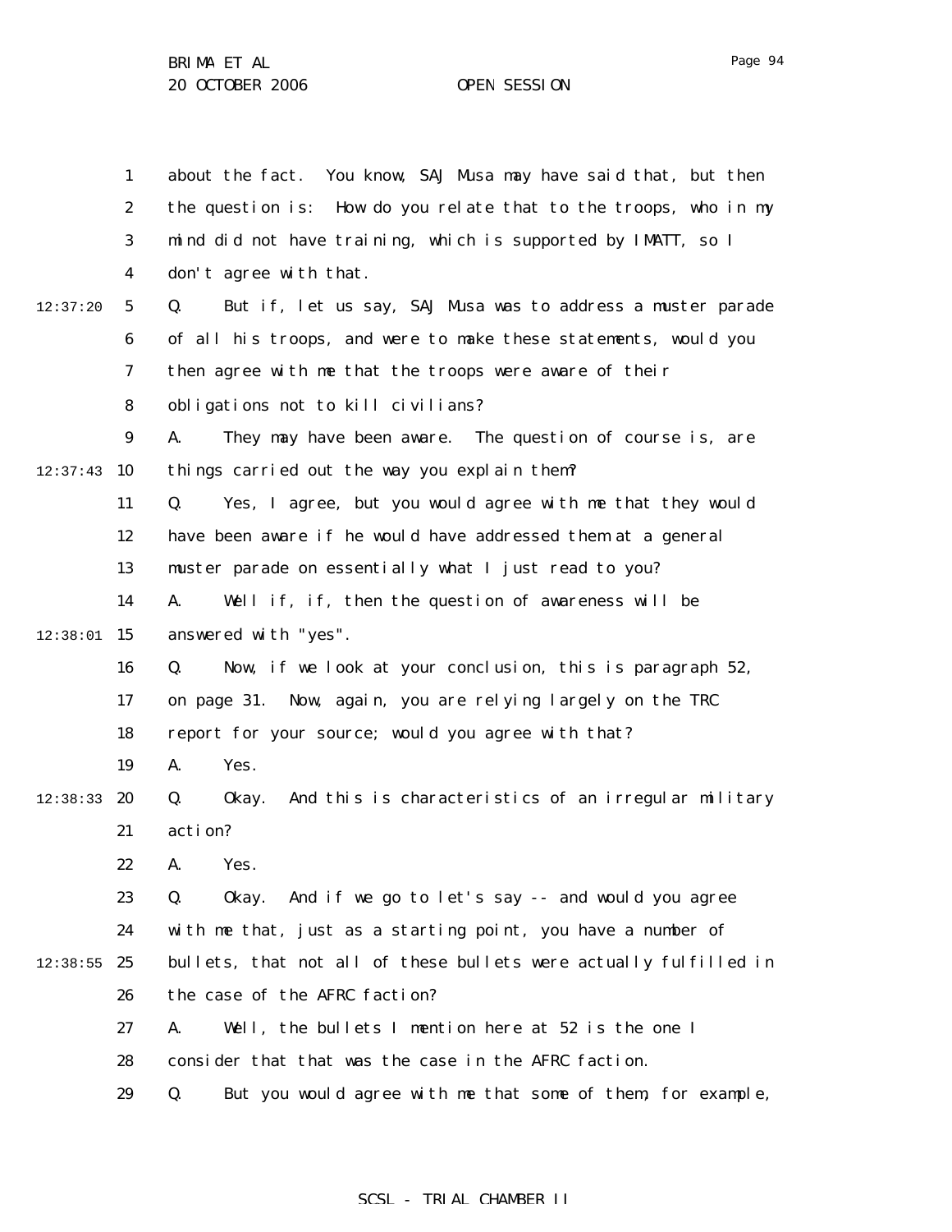about the fact. You know, SAJ Musa may have said that, but then the question is: How do you relate that to the troops, who in my mind did not have training, which is supported by IMATT, so I don't agree with that.

Q. But if, let us say, SAJ Musa was to address a muster parade of all his troops, and were to make these statements, would you then agree with me that the troops were aware of their obligations not to kill civilians?

A. They may have been aware. The question of course is, are things carried out the way you explain them?

Q. Yes, I agree, but you would agree with me that they would have been aware if he would have addressed them at a general muster parade on essentially what I just read to you?

A. Well if, if, then the question of awareness will be answered with "yes".

Q. Now, if we look at your conclusion, this is paragraph 52, on page 31. Now, again, you are relying largely on the TRC report for your source; would you agree with that?

A. Yes.

Q. Okay. And this is characteristics of an irregular military action?

A. Yes.

Q. Okay. And if we go to let's say -- and would you agree with me that, just as a starting point, you have a number of bullets, that not all of these bullets were actually fulfilled in the case of the AFRC faction?

A. Well, the bullets I mention here at 52 is the one I consider that that was the case in the AFRC faction.

Q. But you would agree with me that some of them, for example,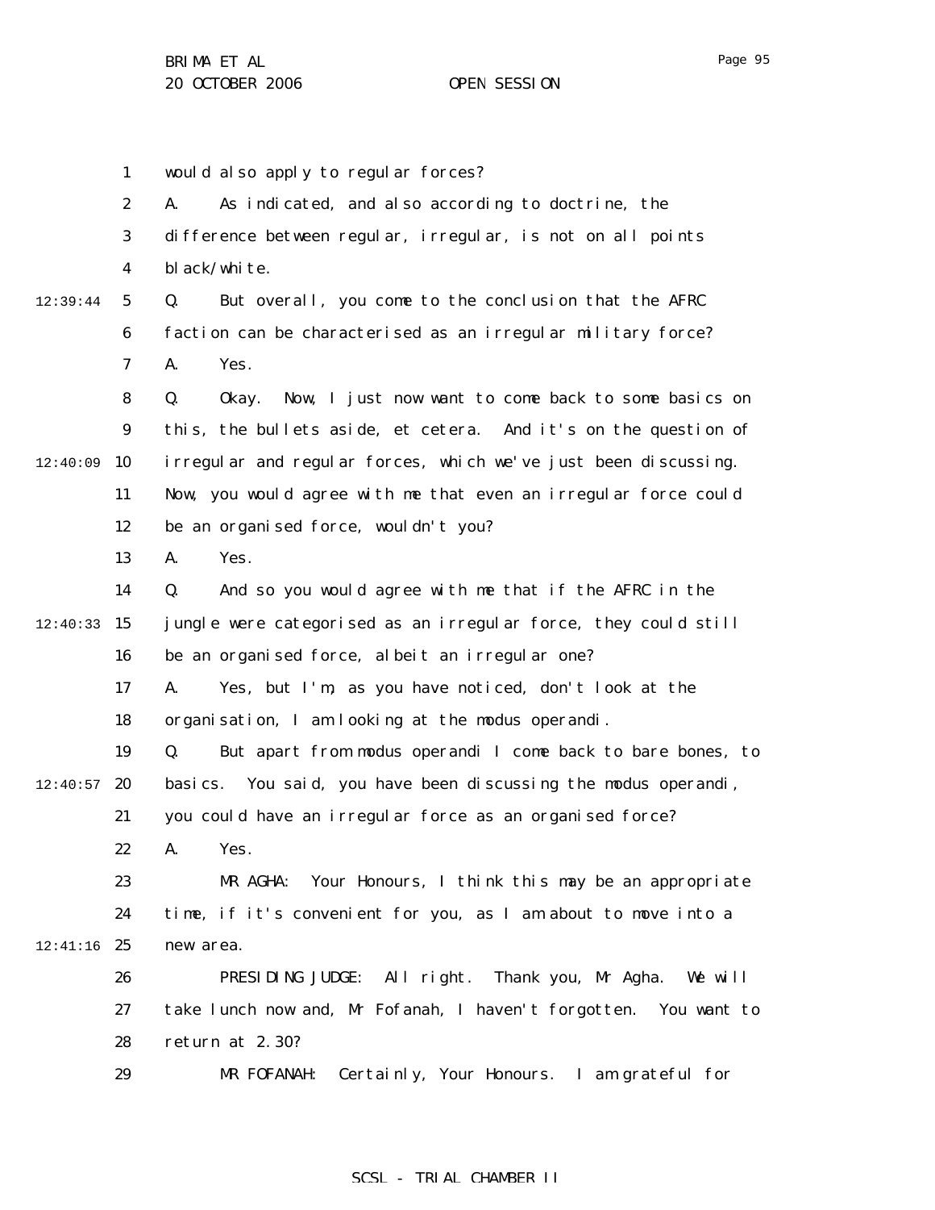would also apply to regular forces?

A. As indicated, and also according to doctrine, the difference between regular, irregular, is not on all points black/white.

Q. But overall, you come to the conclusion that the AFRC faction can be characterised as an irregular military force?

A. Yes.

Q. Okay. Now, I just now want to come back to some basics on this, the bullets aside, et cetera. And it's on the question of irregular and regular forces, which we've just been discussing. Now, you would agree with me that even an irregular force could be an organised force, wouldn't you?

A. Yes.

Q. And so you would agree with me that if the AFRC in the jungle were categorised as an irregular force, they could still be an organised force, albeit an irregular one?

A. Yes, but I'm, as you have noticed, don't look at the organisation, I am looking at the modus operandi.

Q. But apart from modus operandi I come back to bare bones, to basics. You said, you have been discussing the modus operandi, you could have an irregular force as an organised force?

A. Yes.

MR AGHA: Your Honours, I think this may be an appropriate time, if it's convenient for you, as I am about to move into a new area.

PRESIDING JUDGE: All right. Thank you, Mr Agha. We will take lunch now and, Mr Fofanah, I haven't forgotten. You want to return at 2.30?

MR FOFANAH: Certainly, Your Honours. I am grateful for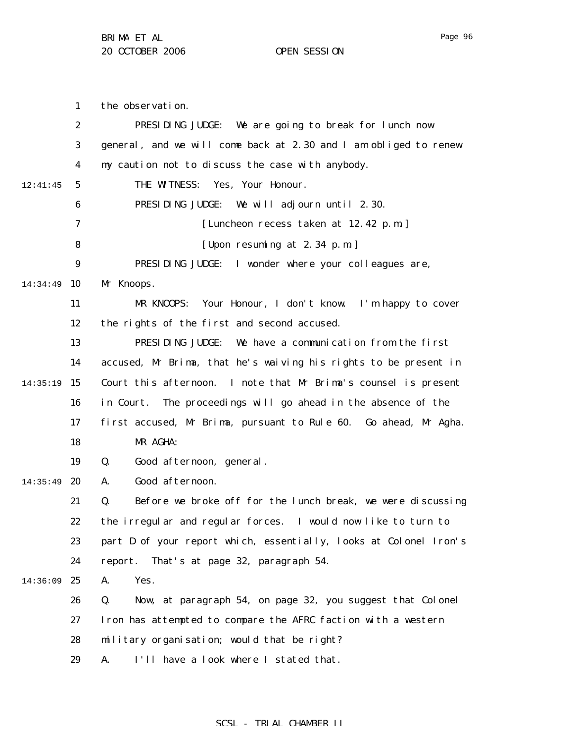the observation.

PRESIDING JUDGE: We are going to break for lunch now general, and we will come back at 2.30 and I am obliged to renew my caution not to discuss the case with anybody.

THE WITNESS: Yes, Your Honour.

PRESIDING JUDGE: We will adjourn until 2.30.

[Luncheon recess taken at 12.42 p.m.]

[Upon resuming at 2.34 p.m.]

PRESIDING JUDGE: I wonder where your colleagues are, Mr Knoops.

MR KNOOPS: Your Honour, I don't know. I'm happy to cover the rights of the first and second accused.

PRESIDING JUDGE: We have a communication from the first accused, Mr Brima, that he's waiving his rights to be present in Court this afternoon. I note that Mr Brima's counsel is present in Court. The proceedings will go ahead in the absence of the first accused, Mr Brima, pursuant to Rule 60. Go ahead, Mr Agha.

MR AGHA:

Q. Good afternoon, general.

A. Good afternoon.

Q. Before we broke off for the lunch break, we were discussing the irregular and regular forces. I would now like to turn to part D of your report which, essentially, looks at Colonel Iron's report. That's at page 32, paragraph 54.

A. Yes.

Q. Now, at paragraph 54, on page 32, you suggest that Colonel Iron has attempted to compare the AFRC faction with a western military organisation; would that be right?

A. I'll have a look where I stated that.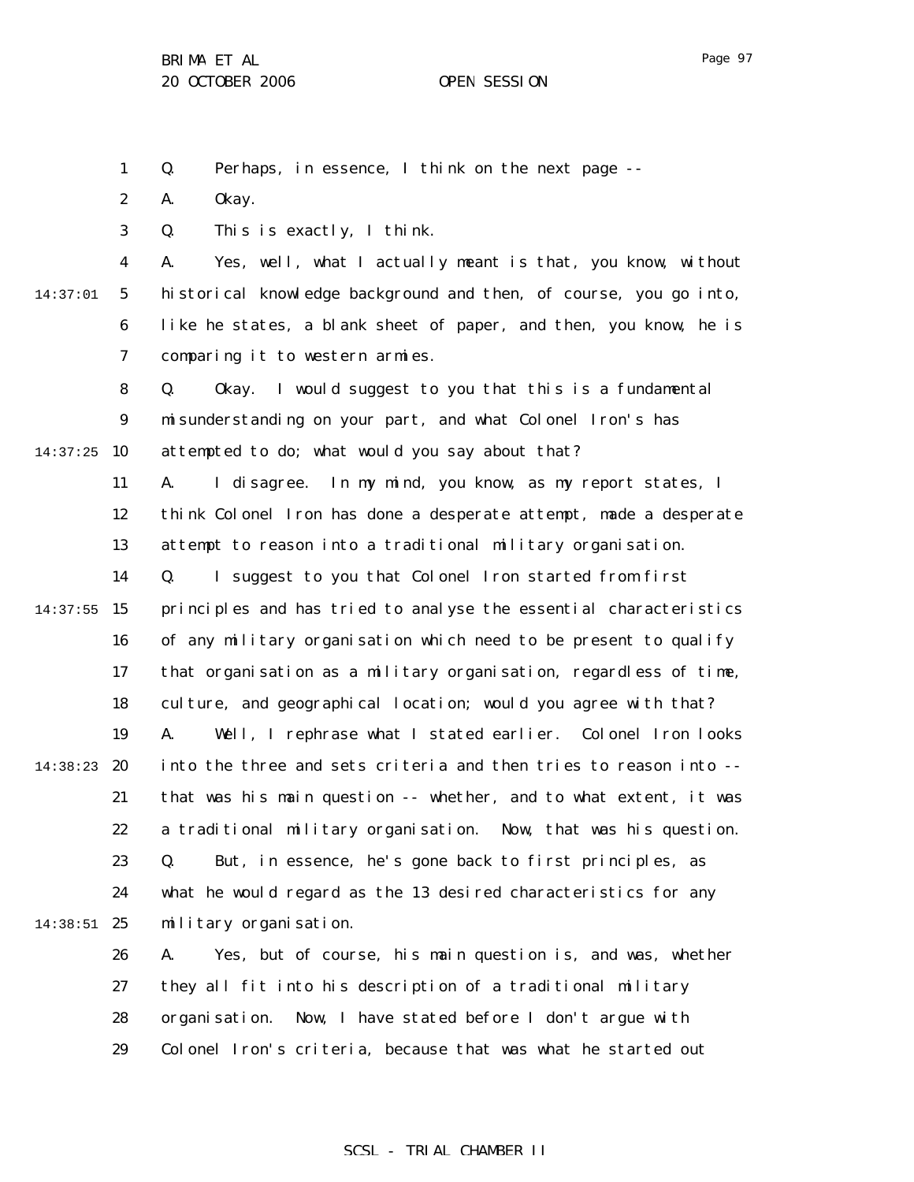Q. Perhaps, in essence, I think on the next page --

A. Okay.

Q. This is exactly, I think.

A. Yes, well, what I actually meant is that, you know, without historical knowledge background and then, of course, you go into, like he states, a blank sheet of paper, and then, you know, he is comparing it to western armies.

Q. Okay. I would suggest to you that this is a fundamental misunderstanding on your part, and what Colonel Iron's has attempted to do; what would you say about that?

A. I disagree. In my mind, you know, as my report states, I think Colonel Iron has done a desperate attempt, made a desperate attempt to reason into a traditional military organisation.

Q. I suggest to you that Colonel Iron started from first principles and has tried to analyse the essential characteristics of any military organisation which need to be present to qualify that organisation as a military organisation, regardless of time, culture, and geographical location; would you agree with that?

A. Well, I rephrase what I stated earlier. Colonel Iron looks into the three and sets criteria and then tries to reason into -- that was his main question -- whether, and to what extent, it was a traditional military organisation. Now, that was his question.

Q. But, in essence, he's gone back to first principles, as what he would regard as the 13 desired characteristics for any military organisation.

A. Yes, but of course, his main question is, and was, whether they all fit into his description of a traditional military organisation. Now, I have stated before I don't argue with Colonel Iron's criteria, because that was what he started out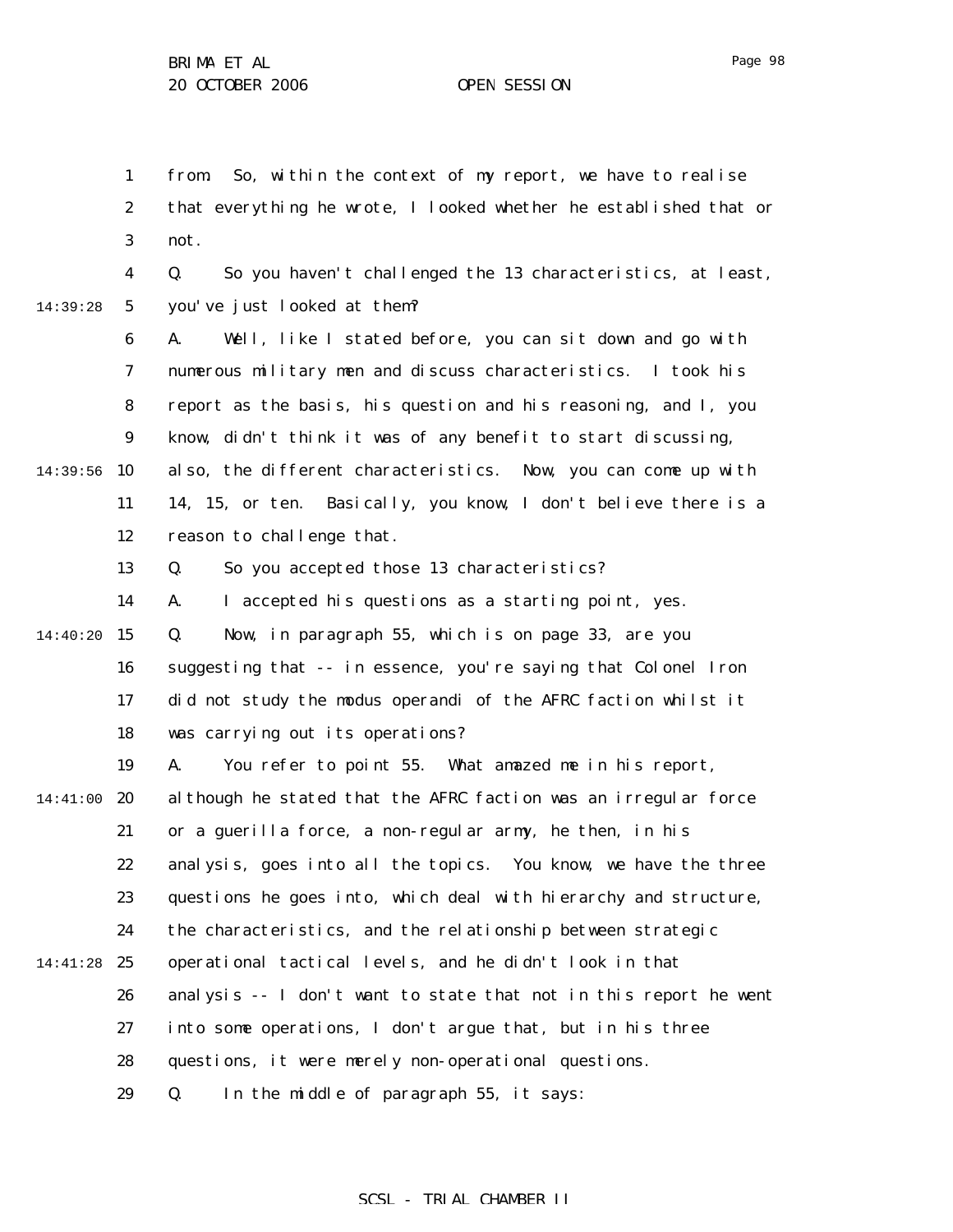from. So, within the context of my report, we have to realise that everything he wrote, I looked whether he established that or not.

Q. So you haven't challenged the 13 characteristics, at least, you've just looked at them?

A. Well, like I stated before, you can sit down and go with numerous military men and discuss characteristics. I took his report as the basis, his question and his reasoning, and I, you know, didn't think it was of any benefit to start discussing, also, the different characteristics. Now, you can come up with 14, 15, or ten. Basically, you know, I don't believe there is a reason to challenge that.

Q. So you accepted those 13 characteristics?

A. I accepted his questions as a starting point, yes.

Q. Now, in paragraph 55, which is on page 33, are you suggesting that -- in essence, you're saying that Colonel Iron did not study the modus operandi of the AFRC faction whilst it was carrying out its operations?

A. You refer to point 55. What amazed me in his report, although he stated that the AFRC faction was an irregular force or a guerilla force, a non-regular army, he then, in his analysis, goes into all the topics. You know, we have the three questions he goes into, which deal with hierarchy and structure, the characteristics, and the relationship between strategic operational tactical levels, and he didn't look in that analysis -- I don't want to state that not in this report he went into some operations, I don't argue that, but in his three questions, it were merely non-operational questions.

Q. In the middle of paragraph 55, it says: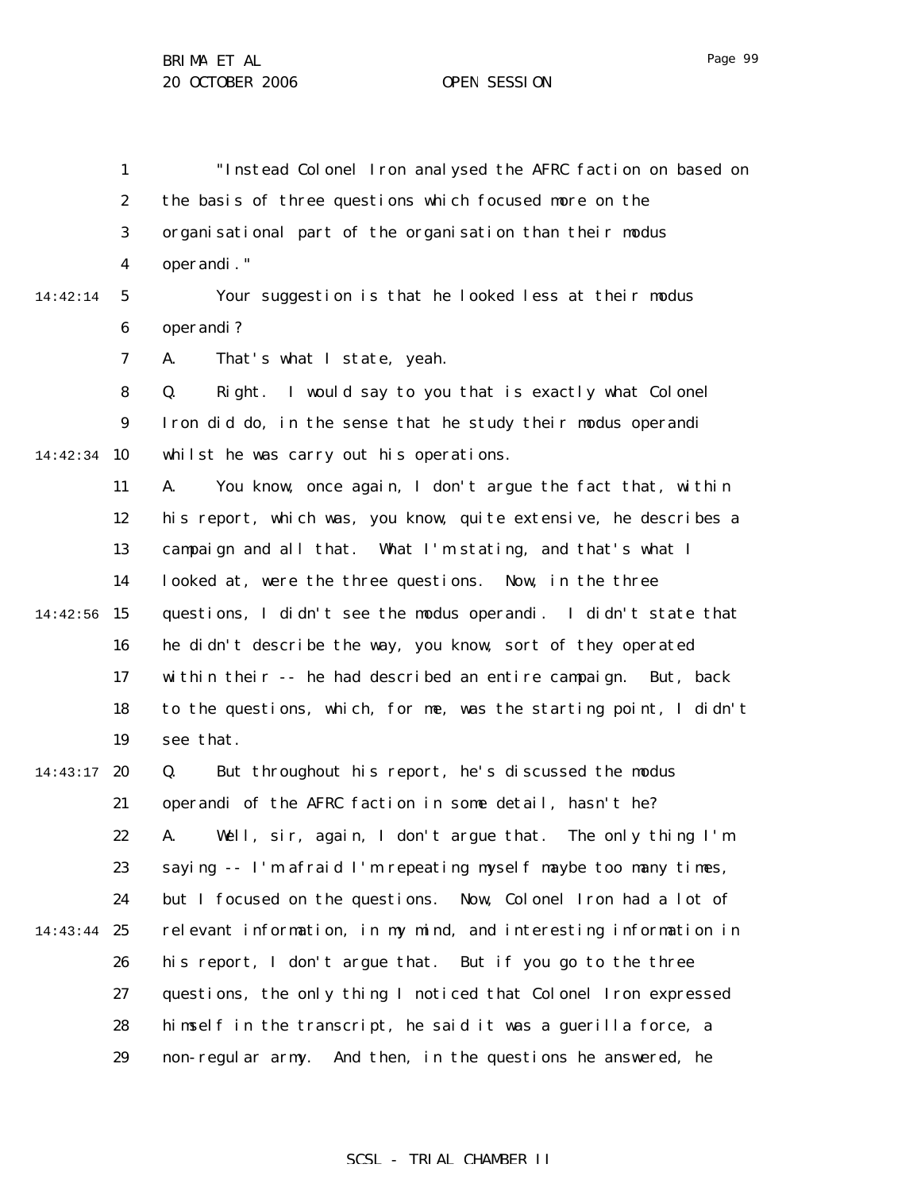"Instead Colonel Iron analysed the AFRC faction on based on the basis of three questions which focused more on the organisational part of the organisation than their modus operandi."

Your suggestion is that he looked less at their modus operandi?

A. That's what I state, yeah.

Q. Right. I would say to you that is exactly what Colonel Iron did do, in the sense that he study their modus operandi whilst he was carry out his operations.

A. You know, once again, I don't argue the fact that, within his report, which was, you know, quite extensive, he describes a campaign and all that. What I'm stating, and that's what I looked at, were the three questions. Now, in the three questions, I didn't see the modus operandi. I didn't state that he didn't describe the way, you know, sort of they operated within their -- he had described an entire campaign. But, back to the questions, which, for me, was the starting point, I didn't see that.

Q. But throughout his report, he's discussed the modus operandi of the AFRC faction in some detail, hasn't he?

A. Well, sir, again, I don't argue that. The only thing I'm saying -- I'm afraid I'm repeating myself maybe too many times, but I focused on the questions. Now, Colonel Iron had a lot of relevant information, in my mind, and interesting information in his report, I don't argue that. But if you go to the three questions, the only thing I noticed that Colonel Iron expressed himself in the transcript, he said it was a guerilla force, a non-regular army. And then, in the questions he answered, he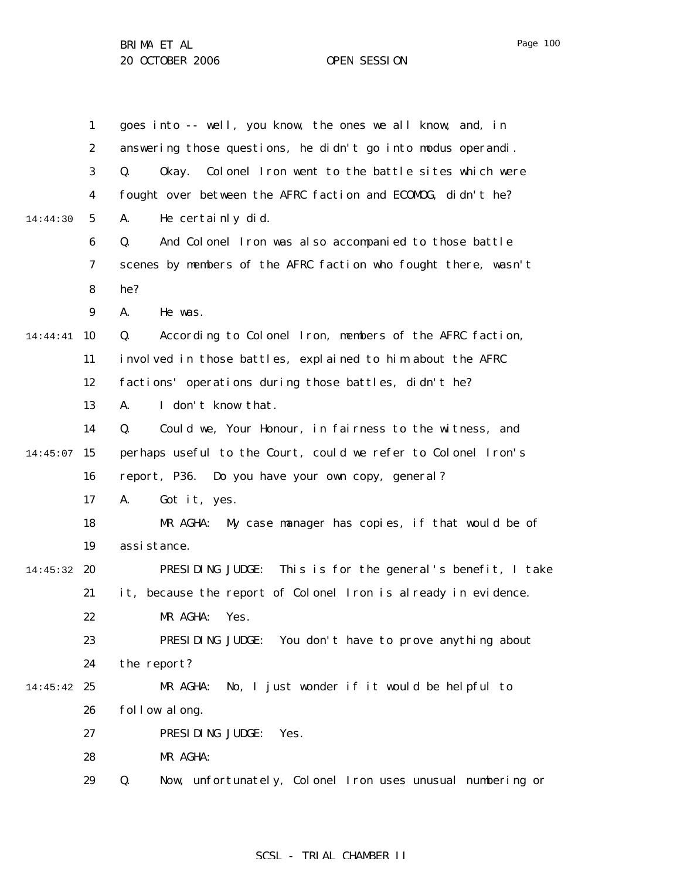goes into -- well, you know, the ones we all know, and, in answering those questions, he didn't go into modus operandi.

Q. Okay. Colonel Iron went to the battle sites which were fought over between the AFRC faction and ECOMOG, didn't he?

A. He certainly did.

Q. And Colonel Iron was also accompanied to those battle scenes by members of the AFRC faction who fought there, wasn't he?

A. He was.

Q. According to Colonel Iron, members of the AFRC faction, involved in those battles, explained to him about the AFRC factions' operations during those battles, didn't he?

A. I don't know that.

Q. Could we, Your Honour, in fairness to the witness, and perhaps useful to the Court, could we refer to Colonel Iron's report, P36. Do you have your own copy, general?

A. Got it, yes.

MR AGHA: My case manager has copies, if that would be of assistance.

PRESIDING JUDGE: This is for the general's benefit, I take it, because the report of Colonel Iron is already in evidence.

MR AGHA: Yes.

PRESIDING JUDGE: You don't have to prove anything about the report?

MR AGHA: No, I just wonder if it would be helpful to follow along.

PRESIDING JUDGE: Yes.

MR AGHA:

Q. Now, unfortunately, Colonel Iron uses unusual numbering or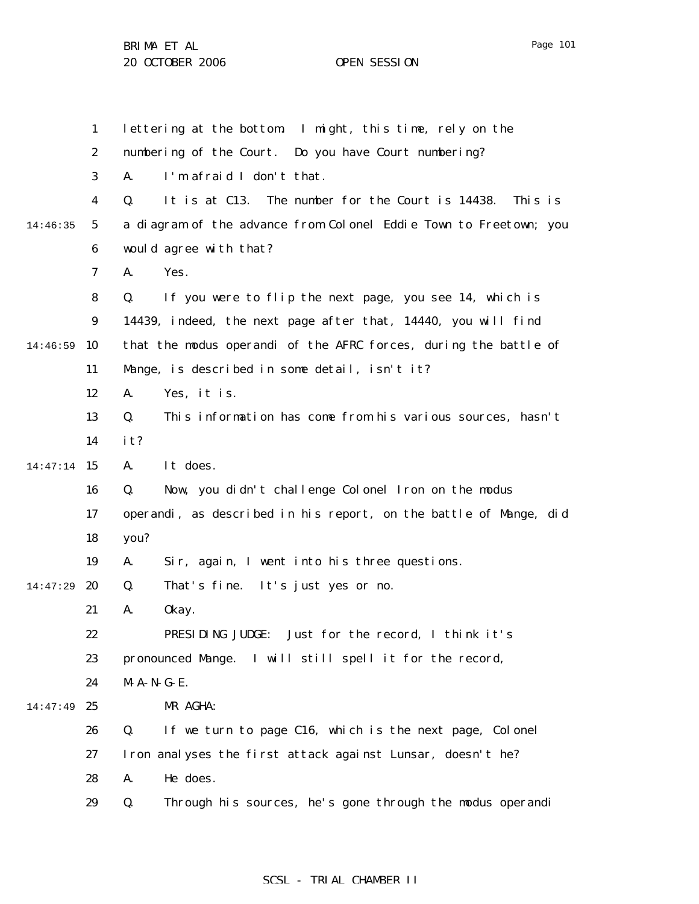lettering at the bottom. I might, this time, rely on the numbering of the Court. Do you have Court numbering?

A. I'm afraid I don't that.

Q. It is at C13. The number for the Court is 14438. This is a diagram of the advance from Colonel Eddie Town to Freetown; you would agree with that?

A. Yes.

Q. If you were to flip the next page, you see 14, which is 14439, indeed, the next page after that, 14440, you will find that the modus operandi of the AFRC forces, during the battle of Mange, is described in some detail, isn't it?

A. Yes, it is.

Q. This information has come from his various sources, hasn't it?

A. It does.

Q. Now, you didn't challenge Colonel Iron on the modus operandi, as described in his report, on the battle of Mange, did you?

A. Sir, again, I went into his three questions.

Q. That's fine. It's just yes or no.

A. Okay.

PRESIDING JUDGE: Just for the record, I think it's pronounced Mange. I will still spell it for the record, M-A-N-G-E.

MR AGHA:

Q. If we turn to page C16, which is the next page, Colonel Iron analyses the first attack against Lunsar, doesn't he?

A. He does.

Q. Through his sources, he's gone through the modus operandi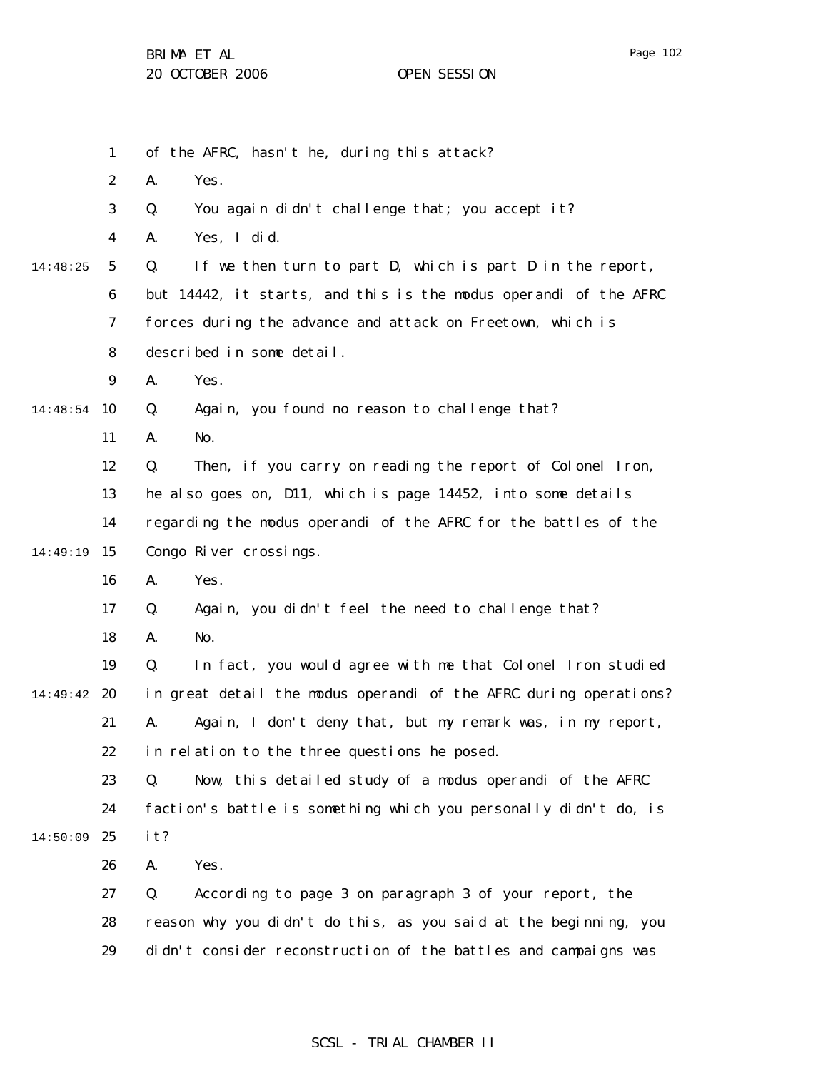1 of the AFRC, hasn't he, during this attack?

2 A. Yes.

3 Q. You again didn't challenge that; you accept it?

4 A. Yes, I did.

14:48:25 5 Q. If we then turn to part D, which is part D in the report,

6 but 14442, it starts, and this is the modus operandi of the AFRC

7 forces during the advance and attack on Freetown, which is

8 described in some detail.

9 A. Yes.

14:48:54 10 Q. Again, you found no reason to challenge that?

11 A. No.

12 Q. Then, if you carry on reading the report of Colonel Iron,

13 he also goes on, D11, which is page 14452, into some details

14 regarding the modus operandi of the AFRC for the battles of the

14:49:19 15 Congo River crossings.

16 A. Yes.

17 Q. Again, you didn't feel the need to challenge that?

18 A. No.

19 Q. In fact, you would agree with me that Colonel Iron studied

14:49:42 20 in great detail the modus operandi of the AFRC during operations?

21 A. Again, I don't deny that, but my remark was, in my report,

22 in relation to the three questions he posed.

23 Q. Now, this detailed study of a modus operandi of the AFRC

24 faction's battle is something which you personally didn't do, is

14:50:09 25 it?

26 A. Yes.

27 Q. According to page 3 on paragraph 3 of your report, the

28 reason why you didn't do this, as you said at the beginning, you

29 didn't consider reconstruction of the battles and campaigns was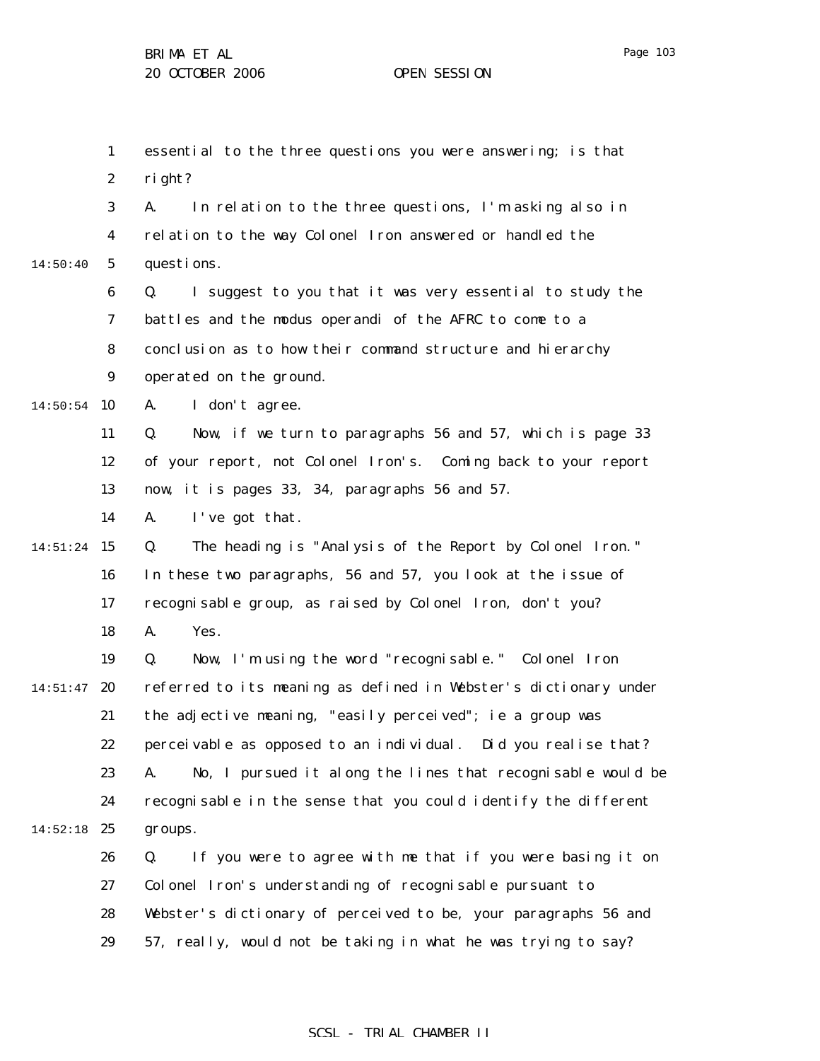essential to the three questions you were answering; is that right?

A. In relation to the three questions, I'm asking also in relation to the way Colonel Iron answered or handled the questions.

Q. I suggest to you that it was very essential to study the battles and the modus operandi of the AFRC to come to a conclusion as to how their command structure and hierarchy operated on the ground.

A. I don't agree.

Q. Now, if we turn to paragraphs 56 and 57, which is page 33 of your report, not Colonel Iron's. Coming back to your report now, it is pages 33, 34, paragraphs 56 and 57.

A. I've got that.

Q. The heading is "Analysis of the Report by Colonel Iron." In these two paragraphs, 56 and 57, you look at the issue of recognisable group, as raised by Colonel Iron, don't you?

A. Yes.

Q. Now, I'm using the word "recognisable." Colonel Iron referred to its meaning as defined in Webster's dictionary under the adjective meaning, "easily perceived"; ie a group was perceivable as opposed to an individual. Did you realise that?

A. No, I pursued it along the lines that recognisable would be recognisable in the sense that you could identify the different groups.

Q. If you were to agree with me that if you were basing it on Colonel Iron's understanding of recognisable pursuant to Webster's dictionary of perceived to be, your paragraphs 56 and 57, really, would not be taking in what he was trying to say?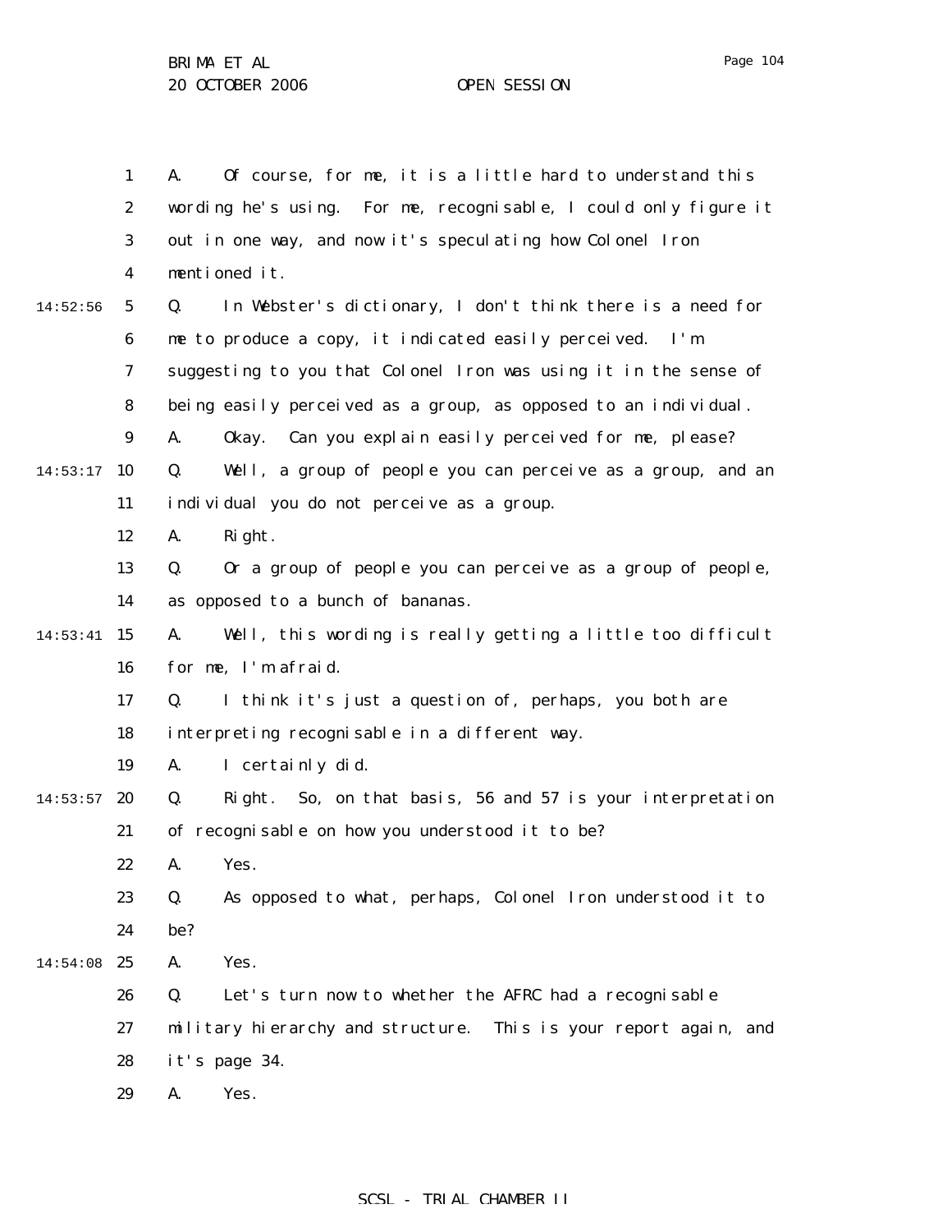A. Of course, for me, it is a little hard to understand this wording he's using. For me, recognisable, I could only figure it out in one way, and now it's speculating how Colonel Iron mentioned it.

Q. In Webster's dictionary, I don't think there is a need for me to produce a copy, it indicated easily perceived. I'm suggesting to you that Colonel Iron was using it in the sense of being easily perceived as a group, as opposed to an individual.

A. Okay. Can you explain easily perceived for me, please?

Q. Well, a group of people you can perceive as a group, and an individual you do not perceive as a group.

A. Right.

Q. Or a group of people you can perceive as a group of people, as opposed to a bunch of bananas.

A. Well, this wording is really getting a little too difficult for me, I'm afraid.

Q. I think it's just a question of, perhaps, you both are interpreting recognisable in a different way.

A. I certainly did.

Q. Right. So, on that basis, 56 and 57 is your interpretation of recognisable on how you understood it to be?

A. Yes.

Q. As opposed to what, perhaps, Colonel Iron understood it to be?

A. Yes.

Q. Let's turn now to whether the AFRC had a recognisable military hierarchy and structure. This is your report again, and it's page 34.

A. Yes.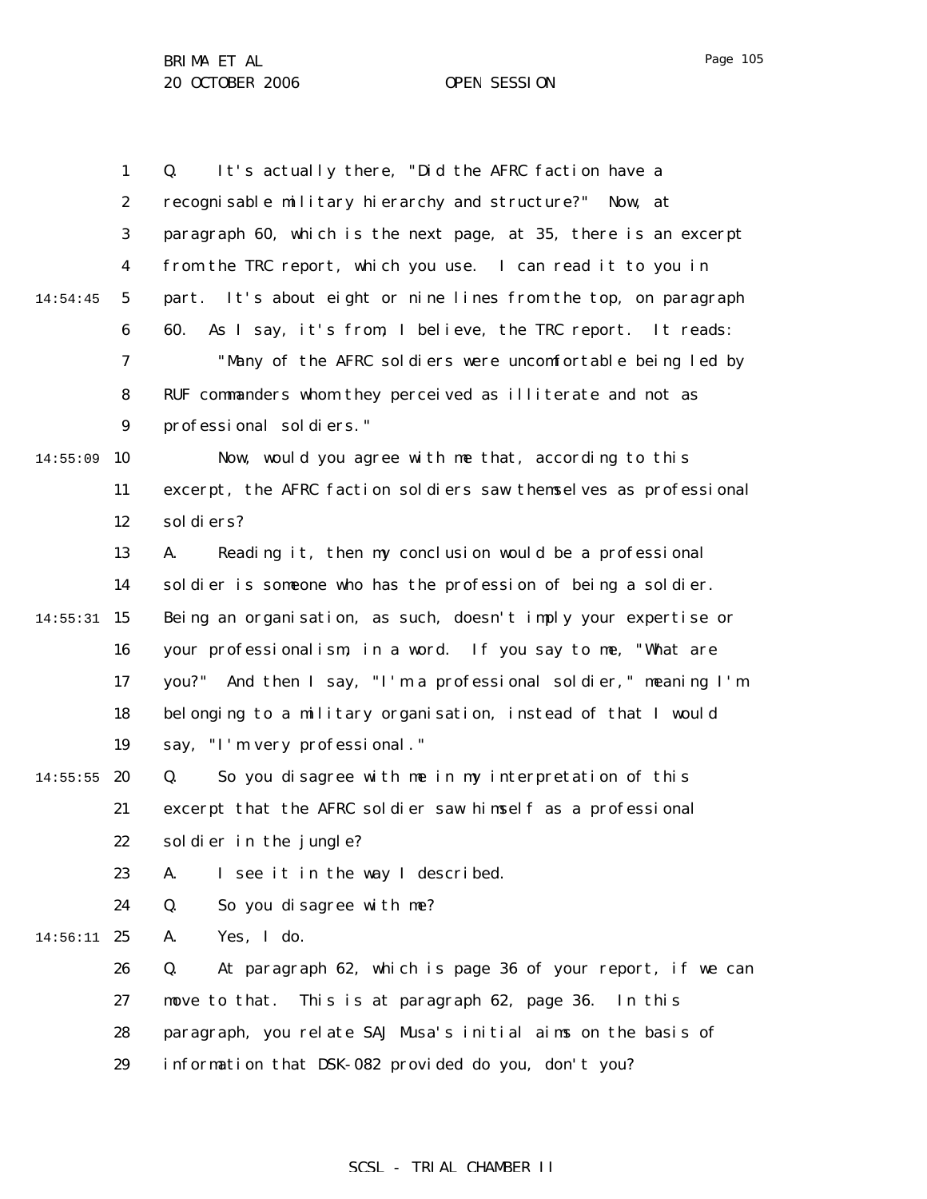Q. It's actually there, "Did the AFRC faction have a recognisable military hierarchy and structure?" Now, at paragraph 60, which is the next page, at 35, there is an excerpt from the TRC report, which you use. I can read it to you in part. It's about eight or nine lines from the top, on paragraph 60. As I say, it's from, I believe, the TRC report. It reads:

"Many of the AFRC soldiers were uncomfortable being led by RUF commanders whom they perceived as illiterate and not as professional soldiers."

Now, would you agree with me that, according to this excerpt, the AFRC faction soldiers saw themselves as professional soldiers?

A. Reading it, then my conclusion would be a professional soldier is someone who has the profession of being a soldier. Being an organisation, as such, doesn't imply your expertise or your professionalism, in a word. If you say to me, "What are you?" And then I say, "I'm a professional soldier," meaning I'm belonging to a military organisation, instead of that I would say, "I'm very professional."

Q. So you disagree with me in my interpretation of this excerpt that the AFRC soldier saw himself as a professional soldier in the jungle?

A. I see it in the way I described.

Q. So you disagree with me?

A. Yes, I do.

Q. At paragraph 62, which is page 36 of your report, if we can move to that. This is at paragraph 62, page 36. In this paragraph, you relate SAJ Musa's initial aims on the basis of information that DSK-082 provided do you, don't you?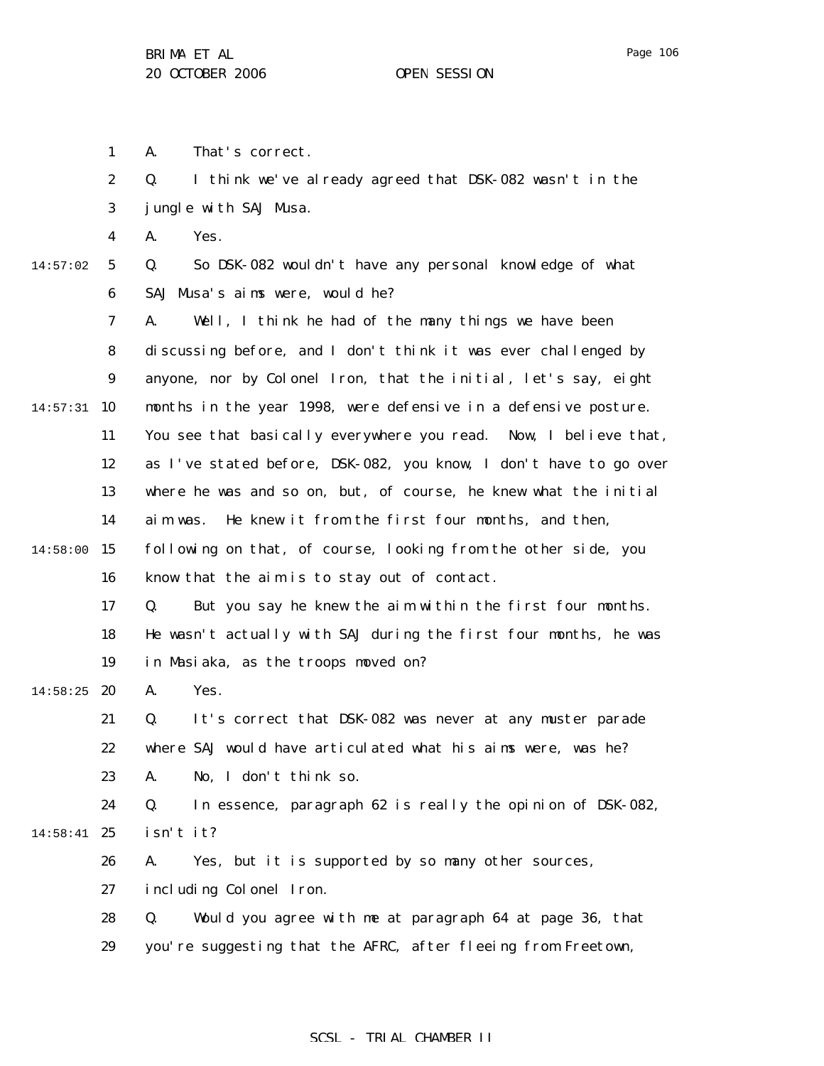A. That's correct.

Q. I think we've already agreed that DSK-082 wasn't in the jungle with SAJ Musa.

A. Yes.

Q. So DSK-082 wouldn't have any personal knowledge of what SAJ Musa's aims were, would he?

A. Well, I think he had of the many things we have been discussing before, and I don't think it was ever challenged by anyone, nor by Colonel Iron, that the initial, let's say, eight months in the year 1998, were defensive in a defensive posture. You see that basically everywhere you read. Now, I believe that, as I've stated before, DSK-082, you know, I don't have to go over where he was and so on, but, of course, he knew what the initial aim was. He knew it from the first four months, and then, following on that, of course, looking from the other side, you know that the aim is to stay out of contact.

Q. But you say he knew the aim within the first four months. He wasn't actually with SAJ during the first four months, he was in Masiaka, as the troops moved on?

A. Yes.

Q. It's correct that DSK-082 was never at any muster parade where SAJ would have articulated what his aims were, was he?

A. No, I don't think so.

Q. In essence, paragraph 62 is really the opinion of DSK-082, isn't it?

A. Yes, but it is supported by so many other sources, including Colonel Iron.

Q. Would you agree with me at paragraph 64 at page 36, that you're suggesting that the AFRC, after fleeing from Freetown,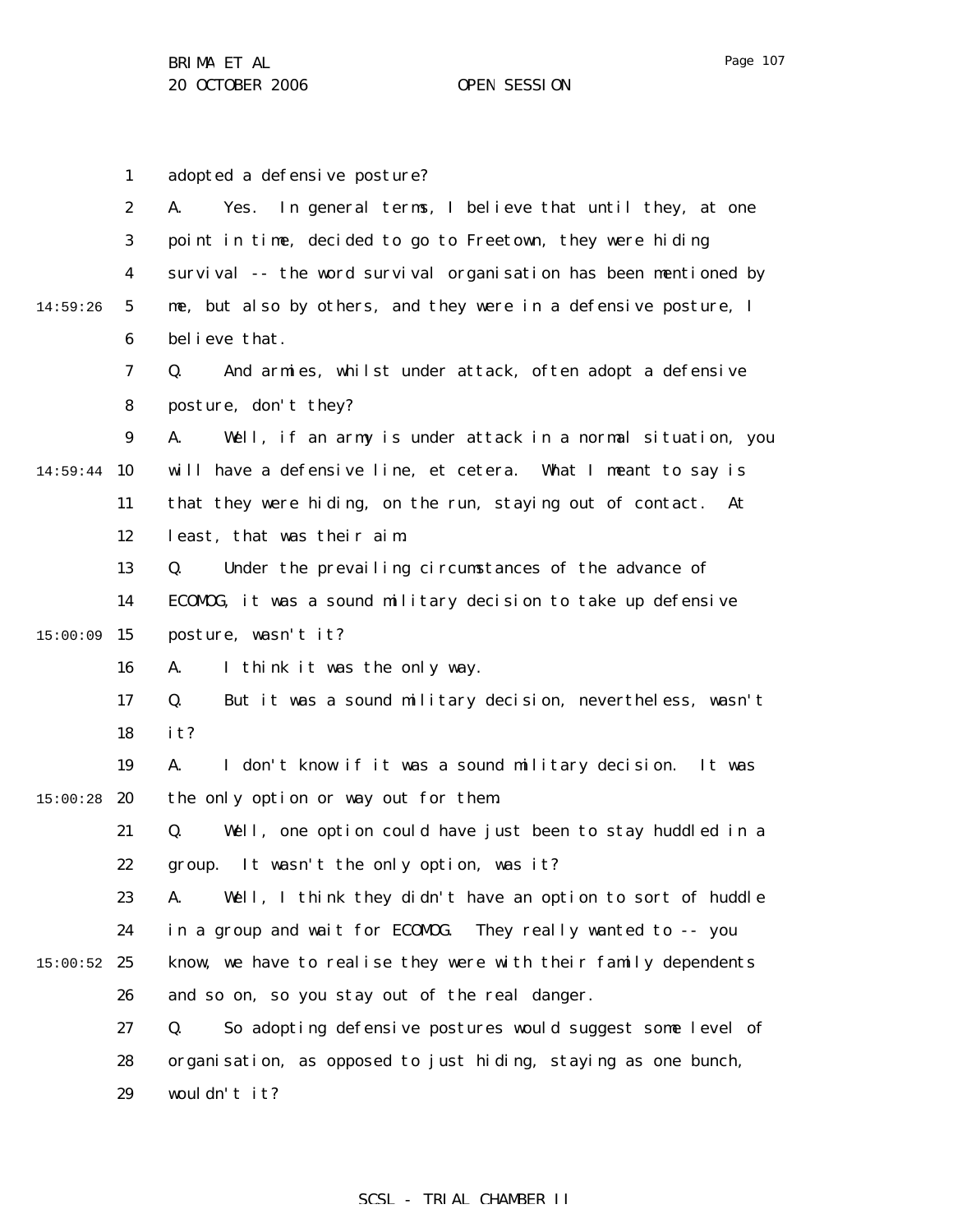adopted a defensive posture?

A. Yes. In general terms, I believe that until they, at one point in time, decided to go to Freetown, they were hiding survival -- the word survival organisation has been mentioned by me, but also by others, and they were in a defensive posture, I believe that.

Q. And armies, whilst under attack, often adopt a defensive posture, don't they?

A. Well, if an army is under attack in a normal situation, you will have a defensive line, et cetera. What I meant to say is that they were hiding, on the run, staying out of contact. At least, that was their aim.

Q. Under the prevailing circumstances of the advance of ECOMOG, it was a sound military decision to take up defensive posture, wasn't it?

A. I think it was the only way.

Q. But it was a sound military decision, nevertheless, wasn't it?

A. I don't know if it was a sound military decision. It was the only option or way out for them.

Q. Well, one option could have just been to stay huddled in a group. It wasn't the only option, was it?

A. Well, I think they didn't have an option to sort of huddle in a group and wait for ECOMOG. They really wanted to -- you know, we have to realise they were with their family dependents and so on, so you stay out of the real danger.

Q. So adopting defensive postures would suggest some level of organisation, as opposed to just hiding, staying as one bunch, wouldn't it?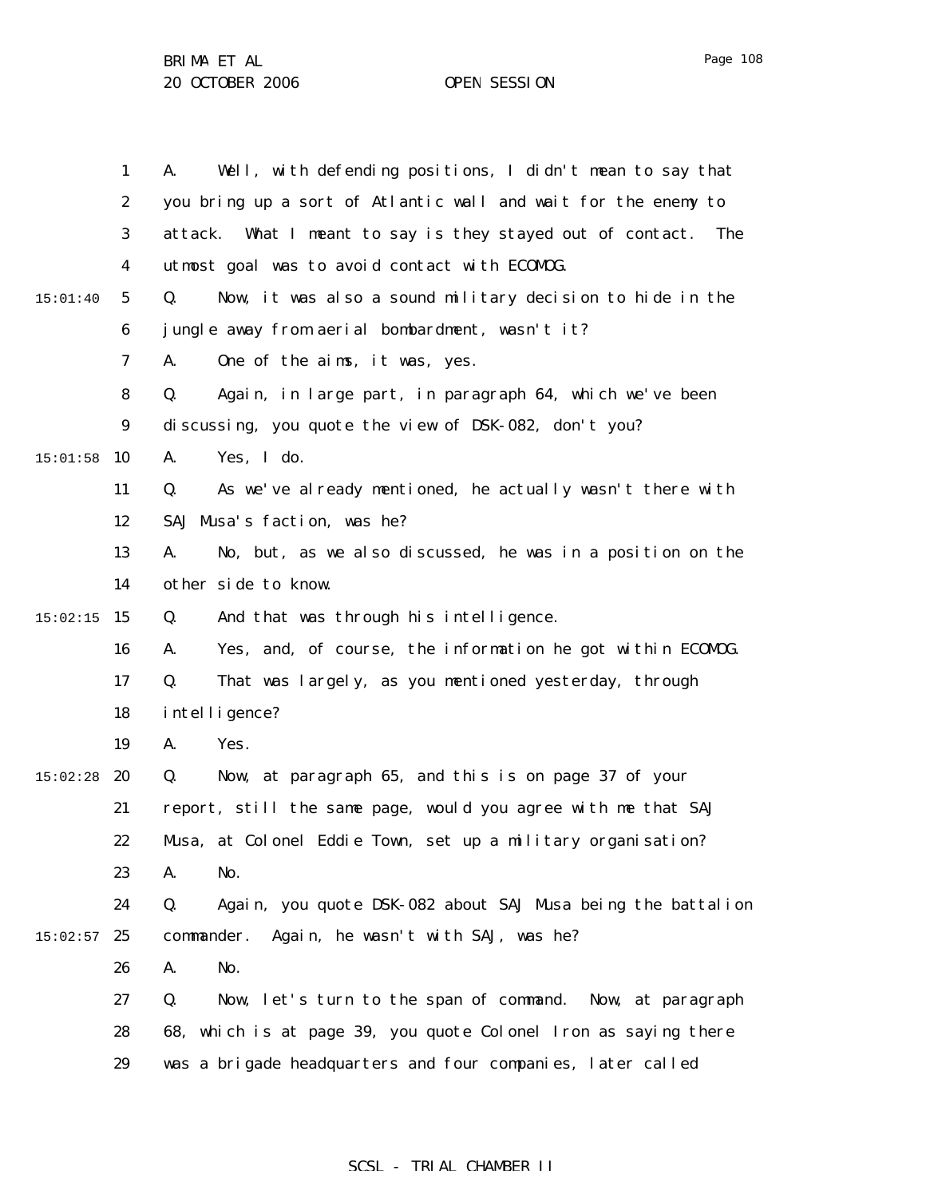A. Well, with defending positions, I didn't mean to say that you bring up a sort of Atlantic wall and wait for the enemy to attack. What I meant to say is they stayed out of contact. The utmost goal was to avoid contact with ECOMOG.

Q. Now, it was also a sound military decision to hide in the jungle away from aerial bombardment, wasn't it?

A. One of the aims, it was, yes.

Q. Again, in large part, in paragraph 64, which we've been discussing, you quote the view of DSK-082, don't you?

A. Yes, I do.

Q. As we've already mentioned, he actually wasn't there with SAJ Musa's faction, was he?

A. No, but, as we also discussed, he was in a position on the other side to know.

Q. And that was through his intelligence.

A. Yes, and, of course, the information he got within ECOMOG.

Q. That was largely, as you mentioned yesterday, through intelligence?

A. Yes.

Q. Now, at paragraph 65, and this is on page 37 of your report, still the same page, would you agree with me that SAJ Musa, at Colonel Eddie Town, set up a military organisation?

A. No.

Q. Again, you quote DSK-082 about SAJ Musa being the battalion commander. Again, he wasn't with SAJ, was he?

A. No.

Q. Now, let's turn to the span of command. Now, at paragraph 68, which is at page 39, you quote Colonel Iron as saying there was a brigade headquarters and four companies, later called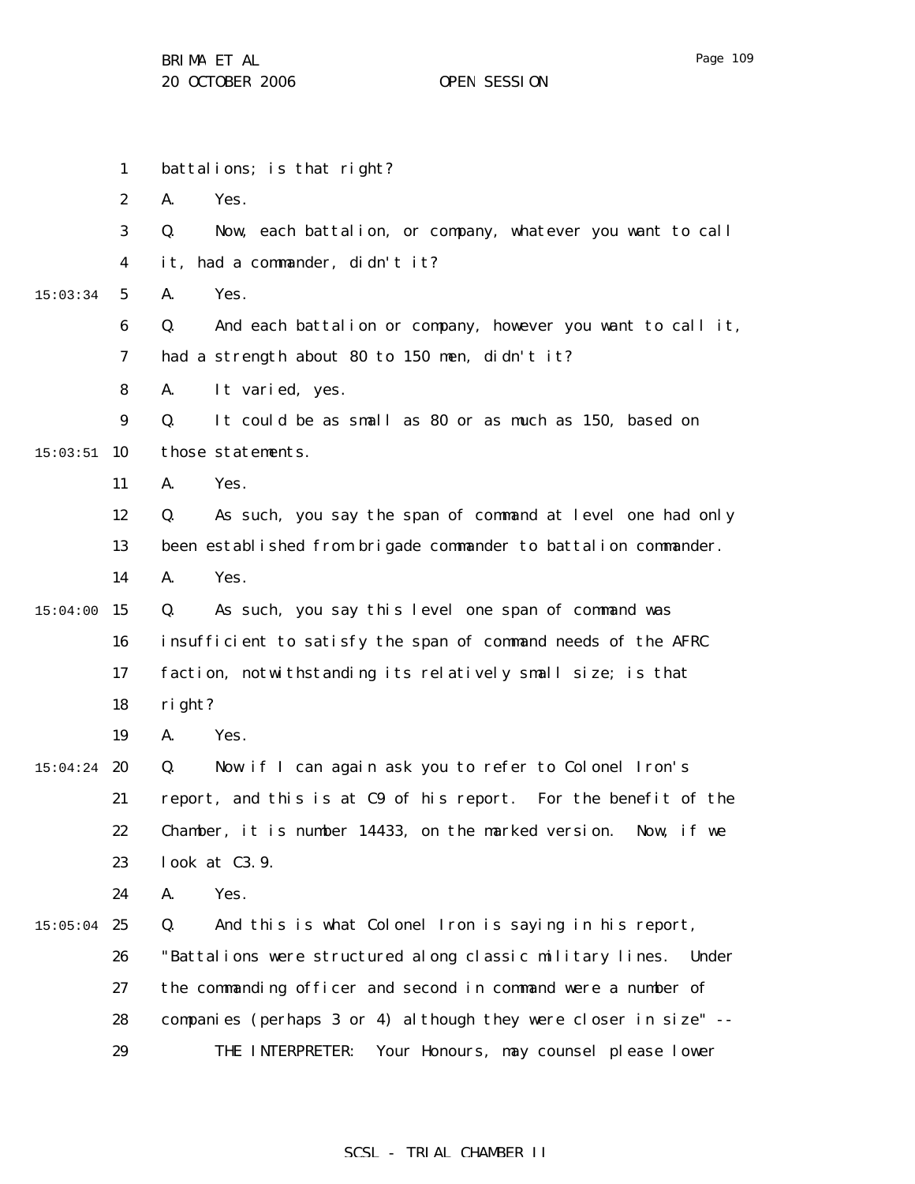battalions; is that right?

A. Yes.

Q. Now, each battalion, or company, whatever you want to call it, had a commander, didn't it?

A. Yes.

Q. And each battalion or company, however you want to call it, had a strength about 80 to 150 men, didn't it?

A. It varied, yes.

Q. It could be as small as 80 or as much as 150, based on those statements.

A. Yes.

Q. As such, you say the span of command at level one had only been established from brigade commander to battalion commander.

A. Yes.

Q. As such, you say this level one span of command was insufficient to satisfy the span of command needs of the AFRC faction, notwithstanding its relatively small size; is that right?

A. Yes.

Q. Now if I can again ask you to refer to Colonel Iron's report, and this is at C9 of his report. For the benefit of the Chamber, it is number 14433, on the marked version. Now, if we look at C3.9.

A. Yes.

Q. And this is what Colonel Iron is saying in his report, "Battalions were structured along classic military lines. Under the commanding officer and second in command were a number of companies (perhaps 3 or 4) although they were closer in size" --

THE INTERPRETER: Your Honours, may counsel please lower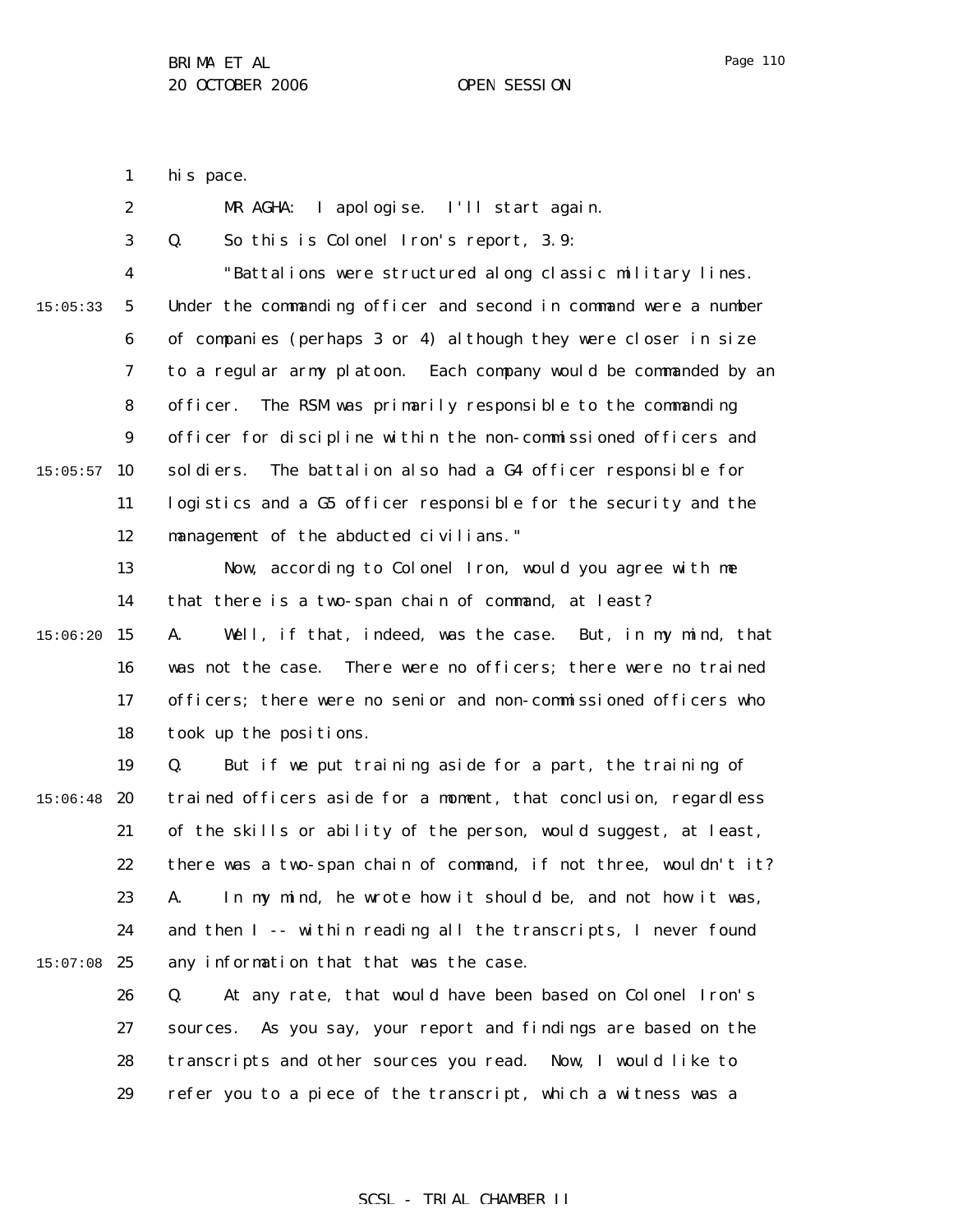his pace.

MR AGHA: I apologise. I'll start again.

Q. So this is Colonel Iron's report, 3.9:

"Battalions were structured along classic military lines. Under the commanding officer and second in command were a number of companies (perhaps 3 or 4) although they were closer in size to a regular army platoon. Each company would be commanded by an officer. The RSM was primarily responsible to the commanding officer for discipline within the non-commissioned officers and soldiers. The battalion also had a G4 officer responsible for logistics and a G5 officer responsible for the security and the management of the abducted civilians."

Now, according to Colonel Iron, would you agree with me that there is a two-span chain of command, at least?

A. Well, if that, indeed, was the case. But, in my mind, that was not the case. There were no officers; there were no trained officers; there were no senior and non-commissioned officers who took up the positions.

Q. But if we put training aside for a part, the training of trained officers aside for a moment, that conclusion, regardless of the skills or ability of the person, would suggest, at least, there was a two-span chain of command, if not three, wouldn't it?

A. In my mind, he wrote how it should be, and not how it was, and then I -- within reading all the transcripts, I never found any information that that was the case.

Q. At any rate, that would have been based on Colonel Iron's sources. As you say, your report and findings are based on the transcripts and other sources you read. Now, I would like to refer you to a piece of the transcript, which a witness was a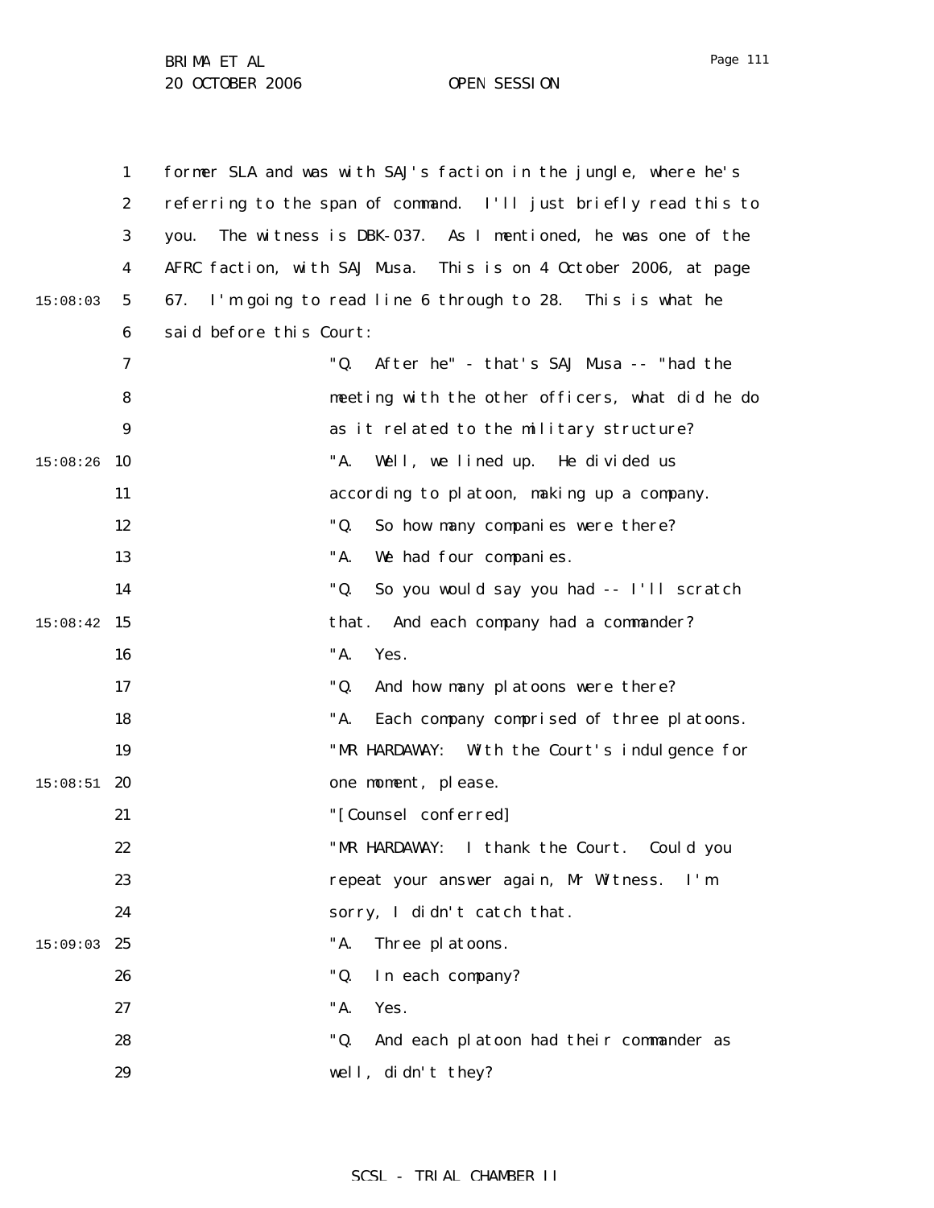former SLA and was with SAJ's faction in the jungle, where he's referring to the span of command. I'll just briefly read this to you. The witness is DBK-037. As I mentioned, he was one of the AFRC faction, with SAJ Musa. This is on 4 October 2006, at page 67. I'm going to read line 6 through to 28. This is what he said before this Court:

"Q. After he" - that's SAJ Musa -- "had the meeting with the other officers, what did he do as it related to the military structure?

"A. Well, we lined up. He divided us according to platoon, making up a company.

"Q. So how many companies were there?

"A. We had four companies.

"Q. So you would say you had -- I'll scratch that. And each company had a commander?

"A. Yes.

"Q. And how many platoons were there?

"A. Each company comprised of three platoons.

"MR HARDAWAY: With the Court's indulgence for one moment, please.

"[Counsel conferred]

"MR HARDAWAY: I thank the Court. Could you repeat your answer again, Mr Witness. I'm sorry, I didn't catch that.

"A. Three platoons.

"Q. In each company?

"A. Yes.

"Q. And each platoon had their commander as well, didn't they?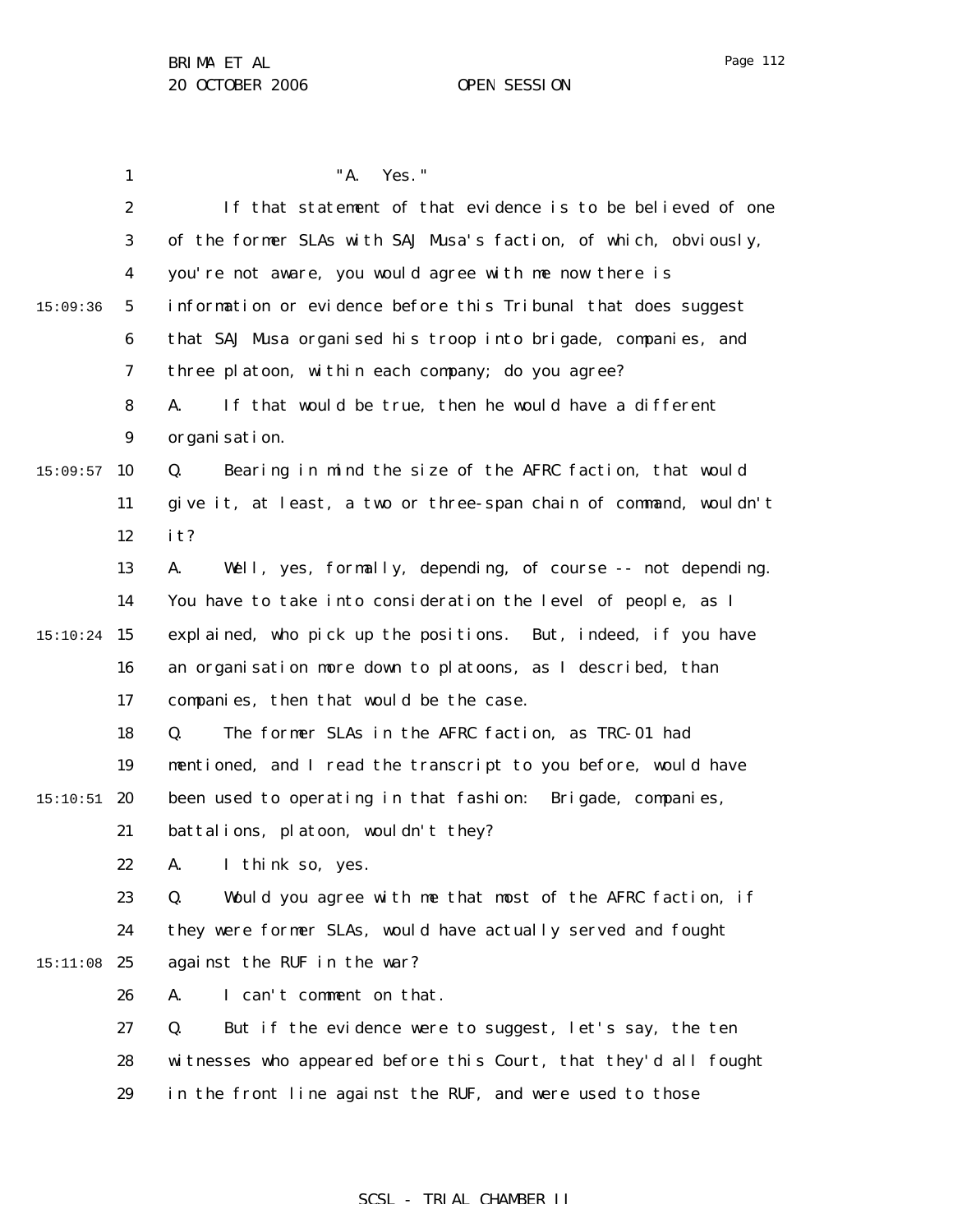"A. Yes."

If that statement of that evidence is to be believed of one of the former SLAs with SAJ Musa's faction, of which, obviously, you're not aware, you would agree with me now there is information or evidence before this Tribunal that does suggest that SAJ Musa organised his troop into brigade, companies, and three platoon, within each company; do you agree?

A. If that would be true, then he would have a different organisation.

Q. Bearing in mind the size of the AFRC faction, that would give it, at least, a two or three-span chain of command, wouldn't it?

A. Well, yes, formally, depending, of course -- not depending. You have to take into consideration the level of people, as I explained, who pick up the positions. But, indeed, if you have an organisation more down to platoons, as I described, than companies, then that would be the case.

Q. The former SLAs in the AFRC faction, as TRC-01 had mentioned, and I read the transcript to you before, would have been used to operating in that fashion: Brigade, companies, battalions, platoon, wouldn't they?

A. I think so, yes.

Q. Would you agree with me that most of the AFRC faction, if they were former SLAs, would have actually served and fought against the RUF in the war?

A. I can't comment on that.

Q. But if the evidence were to suggest, let's say, the ten witnesses who appeared before this Court, that they'd all fought in the front line against the RUF, and were used to those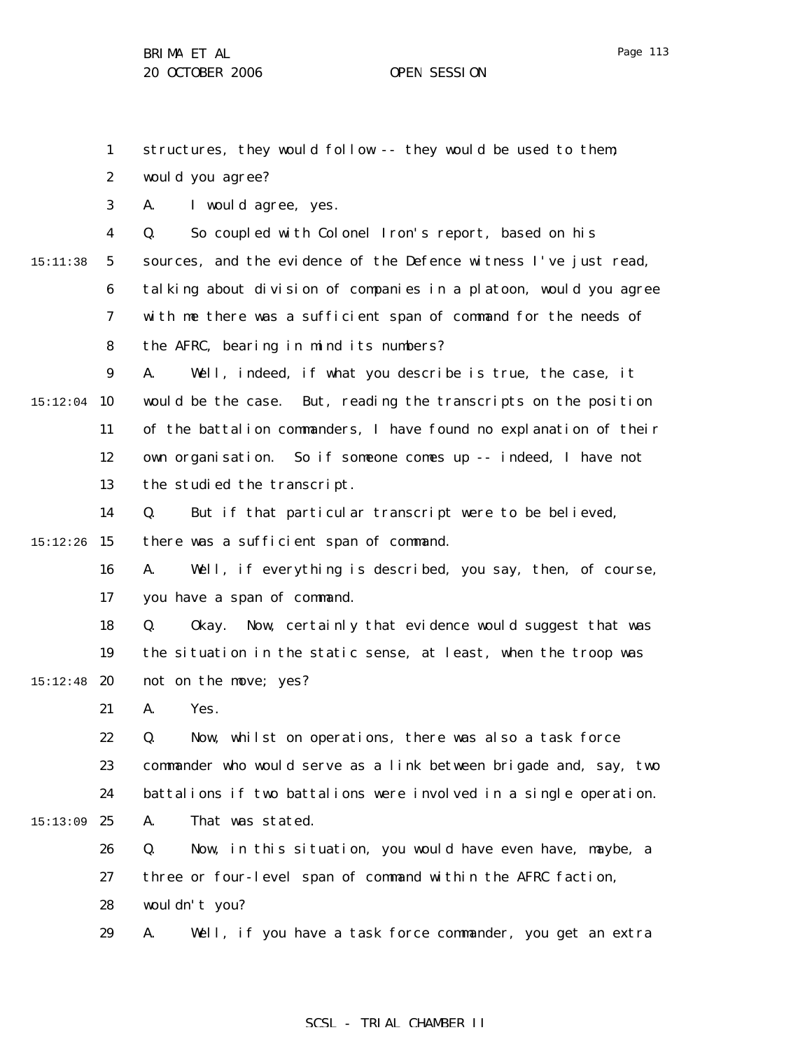structures, they would follow -- they would be used to them; would you agree?

A. I would agree, yes.

Q. So coupled with Colonel Iron's report, based on his sources, and the evidence of the Defence witness I've just read, talking about division of companies in a platoon, would you agree with me there was a sufficient span of command for the needs of the AFRC, bearing in mind its numbers?

A. Well, indeed, if what you describe is true, the case, it would be the case. But, reading the transcripts on the position of the battalion commanders, I have found no explanation of their own organisation. So if someone comes up -- indeed, I have not the studied the transcript.

Q. But if that particular transcript were to be believed, there was a sufficient span of command.

A. Well, if everything is described, you say, then, of course, you have a span of command.

Q. Okay. Now, certainly that evidence would suggest that was the situation in the static sense, at least, when the troop was not on the move; yes?

A. Yes.

Q. Now, whilst on operations, there was also a task force commander who would serve as a link between brigade and, say, two battalions if two battalions were involved in a single operation.

A. That was stated.

Q. Now, in this situation, you would have even have, maybe, a three or four-level span of command within the AFRC faction, wouldn't you?

A. Well, if you have a task force commander, you get an extra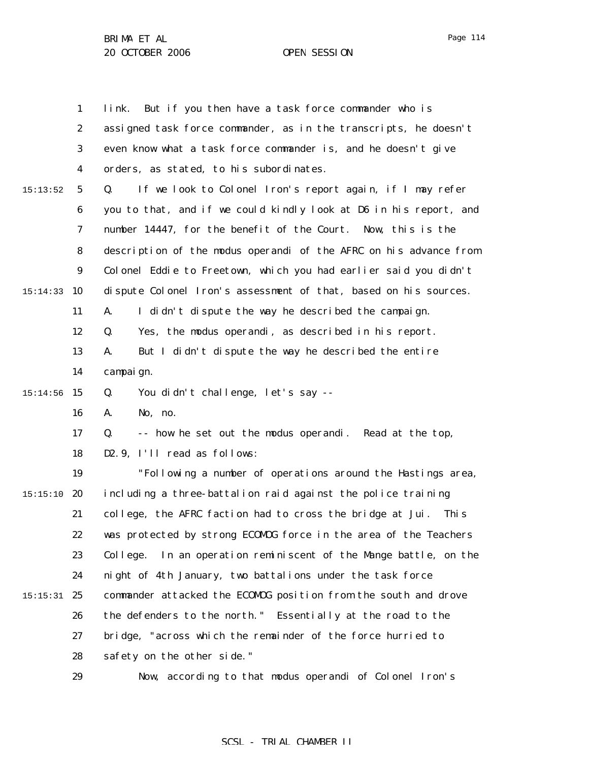link. But if you then have a task force commander who is assigned task force commander, as in the transcripts, he doesn't even know what a task force commander is, and he doesn't give orders, as stated, to his subordinates.

Q. If we look to Colonel Iron's report again, if I may refer you to that, and if we could kindly look at D6 in his report, and number 14447, for the benefit of the Court. Now, this is the description of the modus operandi of the AFRC on his advance from Colonel Eddie to Freetown, which you had earlier said you didn't dispute Colonel Iron's assessment of that, based on his sources.

A. I didn't dispute the way he described the campaign.

Q. Yes, the modus operandi, as described in his report.

A. But I didn't dispute the way he described the entire campaign.

Q. You didn't challenge, let's say --

A. No, no.

Q. -- how he set out the modus operandi. Read at the top, D2.9, I'll read as follows:

"Following a number of operations around the Hastings area, including a three-battalion raid against the police training college, the AFRC faction had to cross the bridge at Jui. This was protected by strong ECOMOG force in the area of the Teachers College. In an operation reminiscent of the Mange battle, on the night of 4th January, two battalions under the task force commander attacked the ECOMOG position from the south and drove the defenders to the north." Essentially at the road to the bridge, "across which the remainder of the force hurried to safety on the other side."

Now, according to that modus operandi of Colonel Iron's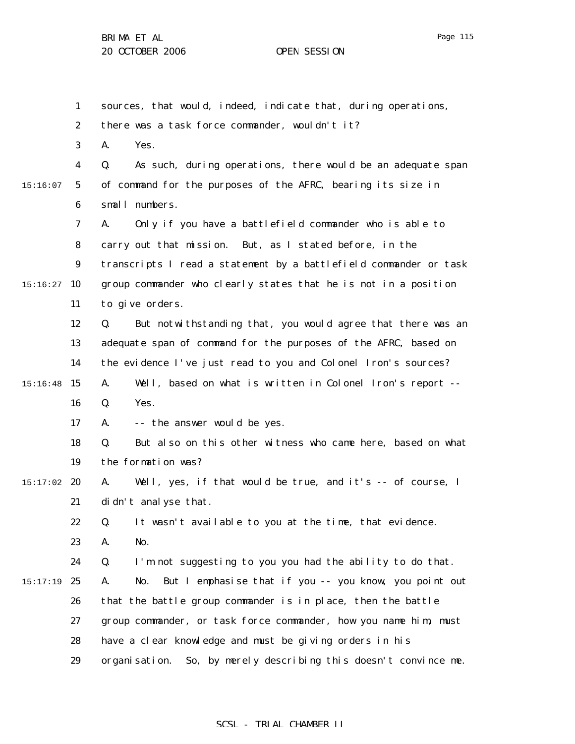sources, that would, indeed, indicate that, during operations, there was a task force commander, wouldn't it?

A. Yes.

Q. As such, during operations, there would be an adequate span of command for the purposes of the AFRC, bearing its size in small numbers.

A. Only if you have a battlefield commander who is able to carry out that mission. But, as I stated before, in the transcripts I read a statement by a battlefield commander or task group commander who clearly states that he is not in a position to give orders.

Q. But notwithstanding that, you would agree that there was an adequate span of command for the purposes of the AFRC, based on the evidence I've just read to you and Colonel Iron's sources?

A. Well, based on what is written in Colonel Iron's report --

Q. Yes.

A. -- the answer would be yes.

Q. But also on this other witness who came here, based on what the formation was?

A. Well, yes, if that would be true, and it's -- of course, I didn't analyse that.

Q. It wasn't available to you at the time, that evidence.

A. No.

Q. I'm not suggesting to you you had the ability to do that.

A. No. But I emphasise that if you -- you know, you point out that the battle group commander is in place, then the battle group commander, or task force commander, how you name him, must have a clear knowledge and must be giving orders in his organisation. So, by merely describing this doesn't convince me.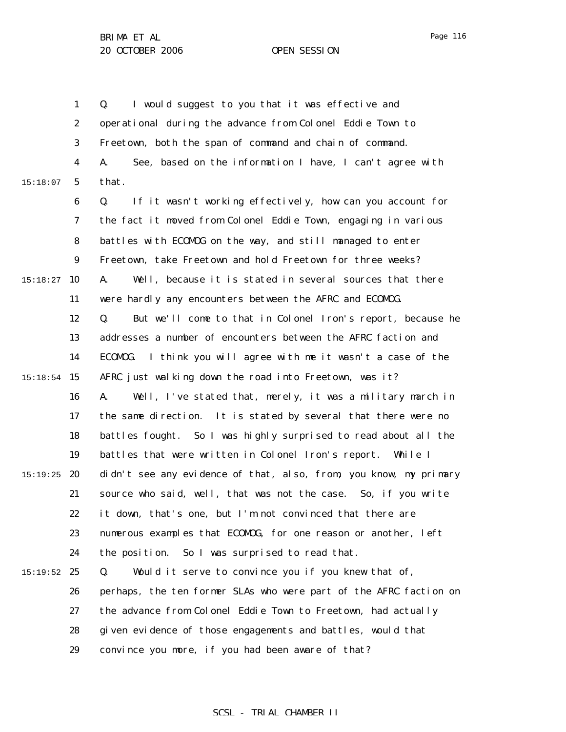Q. I would suggest to you that it was effective and operational during the advance from Colonel Eddie Town to Freetown, both the span of command and chain of command.

A. See, based on the information I have, I can't agree with that.

Q. If it wasn't working effectively, how can you account for the fact it moved from Colonel Eddie Town, engaging in various battles with ECOMOG on the way, and still managed to enter Freetown, take Freetown and hold Freetown for three weeks?

A. Well, because it is stated in several sources that there were hardly any encounters between the AFRC and ECOMOG.

Q. But we'll come to that in Colonel Iron's report, because he addresses a number of encounters between the AFRC faction and ECOMOG. I think you will agree with me it wasn't a case of the AFRC just walking down the road into Freetown, was it?

A. Well, I've stated that, merely, it was a military march in the same direction. It is stated by several that there were no battles fought. So I was highly surprised to read about all the battles that were written in Colonel Iron's report. While I didn't see any evidence of that, also, from, you know, my primary source who said, well, that was not the case. So, if you write it down, that's one, but I'm not convinced that there are numerous examples that ECOMOG, for one reason or another, left the position. So I was surprised to read that.

Q. Would it serve to convince you if you knew that of, perhaps, the ten former SLAs who were part of the AFRC faction on the advance from Colonel Eddie Town to Freetown, had actually given evidence of those engagements and battles, would that convince you more, if you had been aware of that?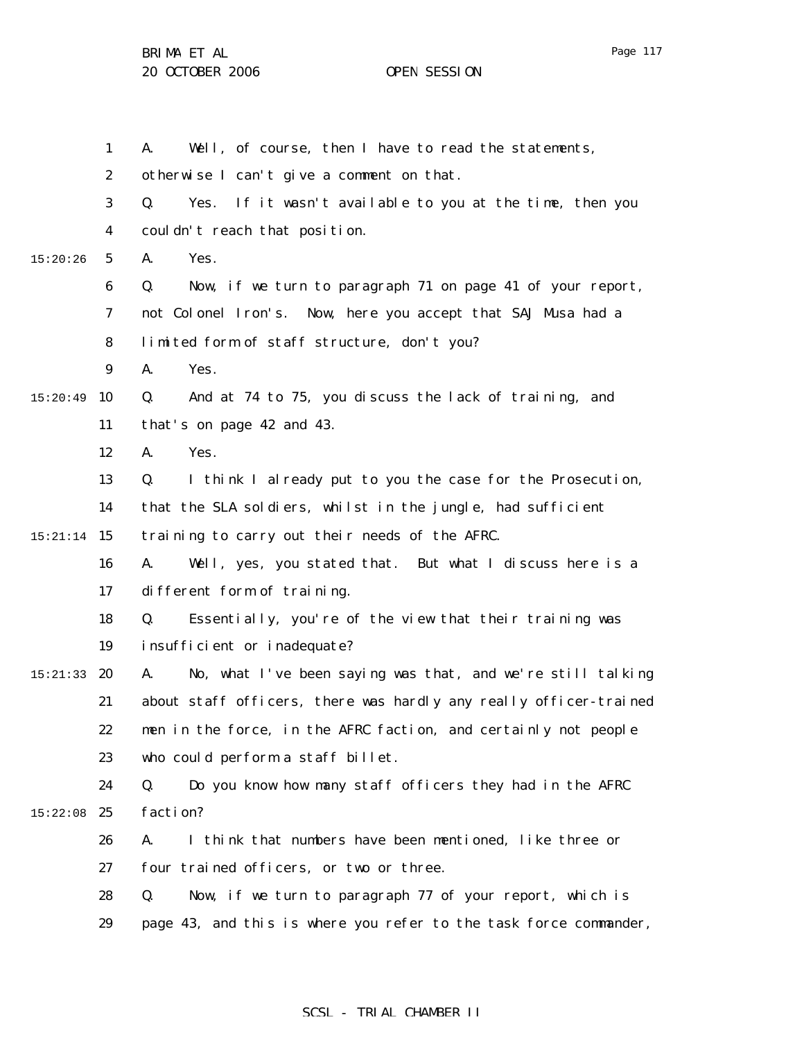A. Well, of course, then I have to read the statements, otherwise I can't give a comment on that.

Q. Yes. If it wasn't available to you at the time, then you couldn't reach that position.

A. Yes.

Q. Now, if we turn to paragraph 71 on page 41 of your report, not Colonel Iron's. Now, here you accept that SAJ Musa had a limited form of staff structure, don't you?

A. Yes.

Q. And at 74 to 75, you discuss the lack of training, and that's on page 42 and 43.

A. Yes.

Q. I think I already put to you the case for the Prosecution, that the SLA soldiers, whilst in the jungle, had sufficient training to carry out their needs of the AFRC.

A. Well, yes, you stated that. But what I discuss here is a different form of training.

Q. Essentially, you're of the view that their training was insufficient or inadequate?

A. No, what I've been saying was that, and we're still talking about staff officers, there was hardly any really officer-trained men in the force, in the AFRC faction, and certainly not people who could perform a staff billet.

Q. Do you know how many staff officers they had in the AFRC faction?

A. I think that numbers have been mentioned, like three or four trained officers, or two or three.

Q. Now, if we turn to paragraph 77 of your report, which is page 43, and this is where you refer to the task force commander,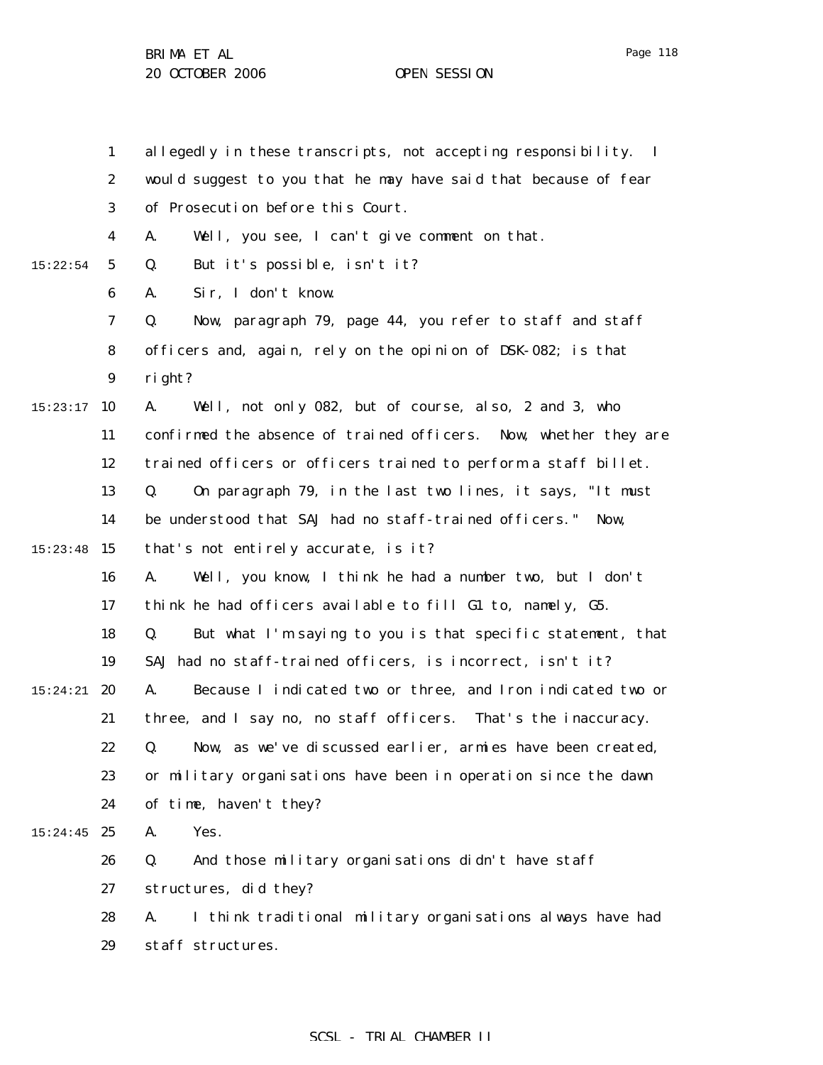allegedly in these transcripts, not accepting responsibility. I would suggest to you that he may have said that because of fear of Prosecution before this Court.

A. Well, you see, I can't give comment on that.

Q. But it's possible, isn't it?

A. Sir, I don't know.

Q. Now, paragraph 79, page 44, you refer to staff and staff officers and, again, rely on the opinion of DSK-082; is that right?

A. Well, not only 082, but of course, also, 2 and 3, who confirmed the absence of trained officers. Now, whether they are trained officers or officers trained to perform a staff billet.

Q. On paragraph 79, in the last two lines, it says, "It must be understood that SAJ had no staff-trained officers." Now, that's not entirely accurate, is it?

A. Well, you know, I think he had a number two, but I don't think he had officers available to fill G1 to, namely, G5.

Q. But what I'm saying to you is that specific statement, that SAJ had no staff-trained officers, is incorrect, isn't it?

A. Because I indicated two or three, and Iron indicated two or three, and I say no, no staff officers. That's the inaccuracy.

Q. Now, as we've discussed earlier, armies have been created, or military organisations have been in operation since the dawn of time, haven't they?

A. Yes.

Q. And those military organisations didn't have staff structures, did they?

A. I think traditional military organisations always have had staff structures.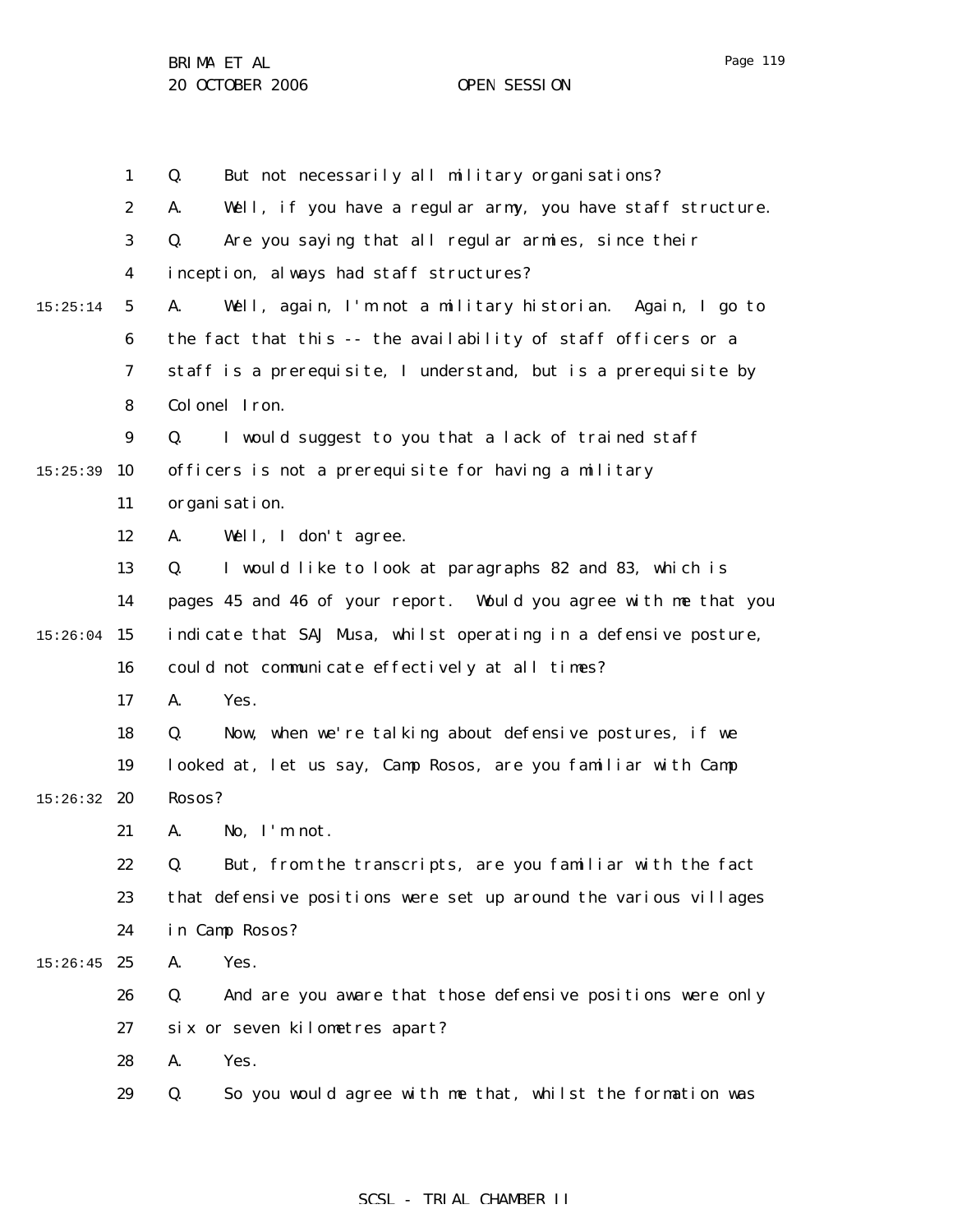Q. But not necessarily all military organisations?

A. Well, if you have a regular army, you have staff structure.

Q. Are you saying that all regular armies, since their inception, always had staff structures?

A. Well, again, I'm not a military historian. Again, I go to the fact that this -- the availability of staff officers or a staff is a prerequisite, I understand, but is a prerequisite by Colonel Iron.

Q. I would suggest to you that a lack of trained staff officers is not a prerequisite for having a military organisation.

A. Well, I don't agree.

Q. I would like to look at paragraphs 82 and 83, which is pages 45 and 46 of your report. Would you agree with me that you indicate that SAJ Musa, whilst operating in a defensive posture, could not communicate effectively at all times?

A. Yes.

Q. Now, when we're talking about defensive postures, if we looked at, let us say, Camp Rosos, are you familiar with Camp Rosos?

A. No, I'm not.

Q. But, from the transcripts, are you familiar with the fact that defensive positions were set up around the various villages in Camp Rosos?

A. Yes.

Q. And are you aware that those defensive positions were only six or seven kilometres apart?

A. Yes.

Q. So you would agree with me that, whilst the formation was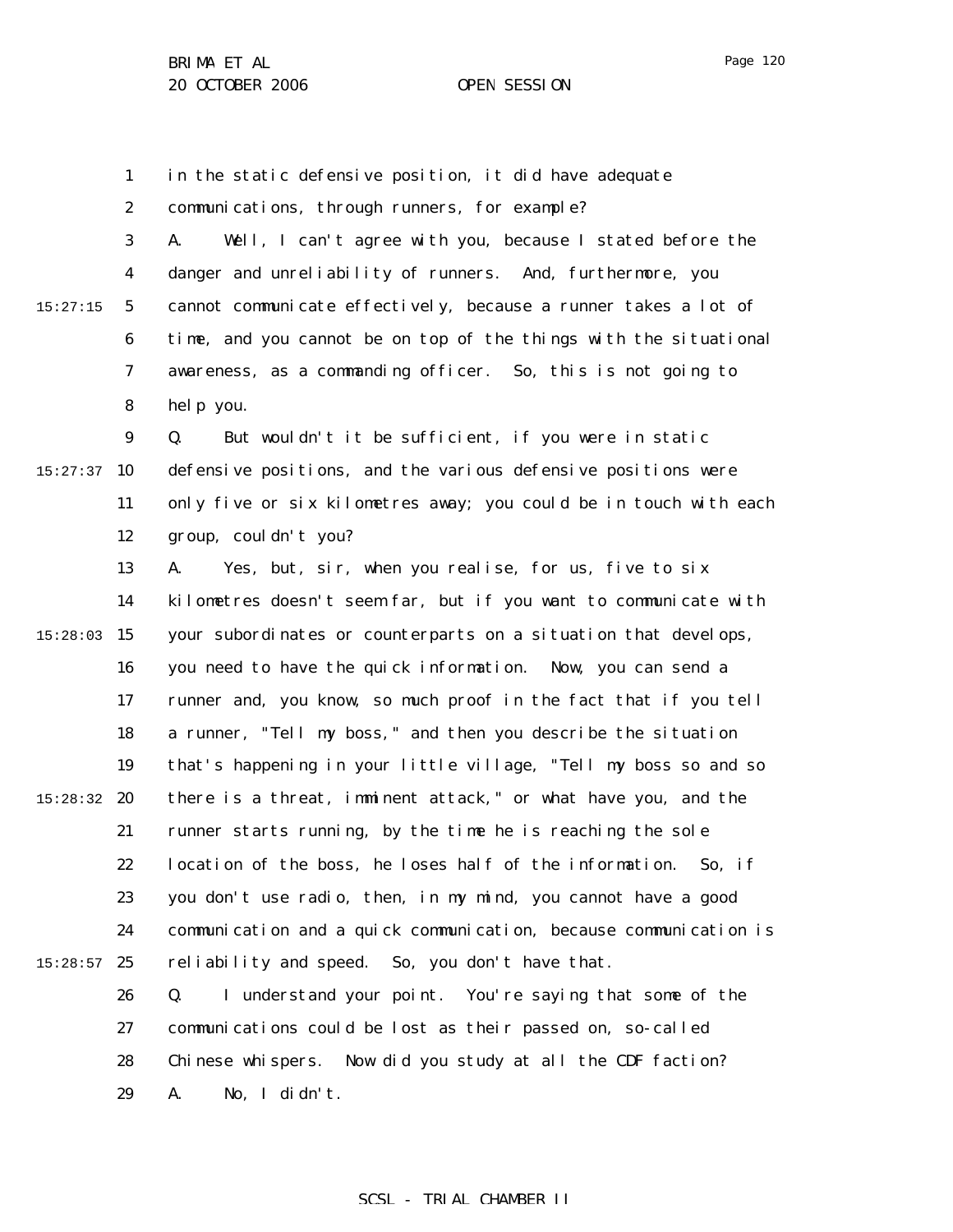in the static defensive position, it did have adequate communications, through runners, for example?

A. Well, I can't agree with you, because I stated before the danger and unreliability of runners. And, furthermore, you cannot communicate effectively, because a runner takes a lot of time, and you cannot be on top of the things with the situational awareness, as a commanding officer. So, this is not going to help you.

Q. But wouldn't it be sufficient, if you were in static defensive positions, and the various defensive positions were only five or six kilometres away; you could be in touch with each group, couldn't you?

A. Yes, but, sir, when you realise, for us, five to six kilometres doesn't seem far, but if you want to communicate with your subordinates or counterparts on a situation that develops, you need to have the quick information. Now, you can send a runner and, you know, so much proof in the fact that if you tell a runner, "Tell my boss," and then you describe the situation that's happening in your little village, "Tell my boss so and so there is a threat, imminent attack," or what have you, and the runner starts running, by the time he is reaching the sole location of the boss, he loses half of the information. So, if you don't use radio, then, in my mind, you cannot have a good communication and a quick communication, because communication is reliability and speed. So, you don't have that.

Q. I understand your point. You're saying that some of the communications could be lost as their passed on, so-called Chinese whispers. Now did you study at all the CDF faction?

A. No, I didn't.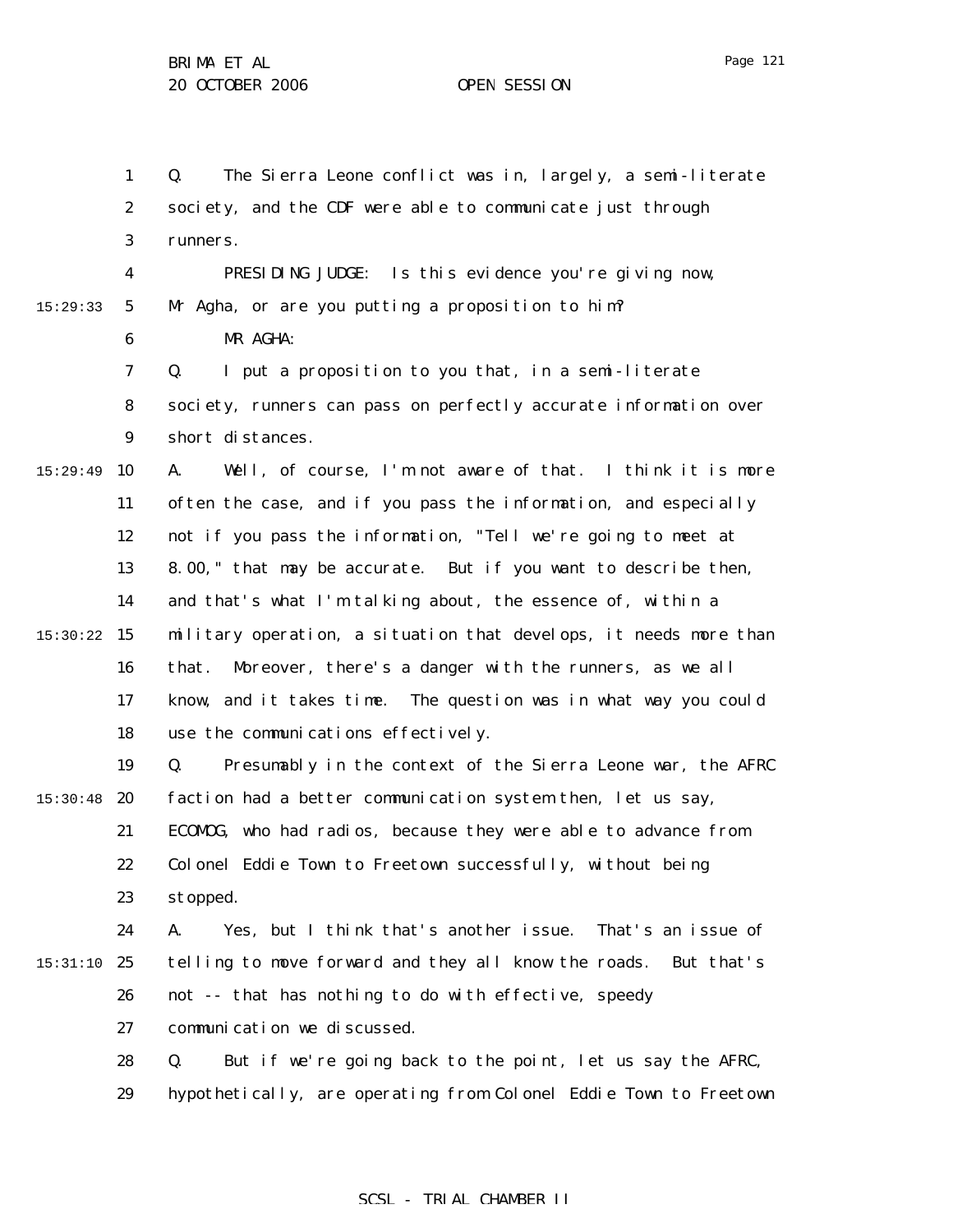Q. The Sierra Leone conflict was in, largely, a semi-literate society, and the CDF were able to communicate just through runners.

PRESIDING JUDGE: Is this evidence you're giving now, Mr Agha, or are you putting a proposition to him?

MR AGHA:

Q. I put a proposition to you that, in a semi-literate society, runners can pass on perfectly accurate information over short distances.

A. Well, of course, I'm not aware of that. I think it is more often the case, and if you pass the information, and especially not if you pass the information, "Tell we're going to meet at 8.00," that may be accurate. But if you want to describe then, and that's what I'm talking about, the essence of, within a military operation, a situation that develops, it needs more than that. Moreover, there's a danger with the runners, as we all know, and it takes time. The question was in what way you could use the communications effectively.

Q. Presumably in the context of the Sierra Leone war, the AFRC faction had a better communication system then, let us say, ECOMOG, who had radios, because they were able to advance from Colonel Eddie Town to Freetown successfully, without being stopped.

A. Yes, but I think that's another issue. That's an issue of telling to move forward and they all know the roads. But that's not -- that has nothing to do with effective, speedy communication we discussed.

Q. But if we're going back to the point, let us say the AFRC, hypothetically, are operating from Colonel Eddie Town to Freetown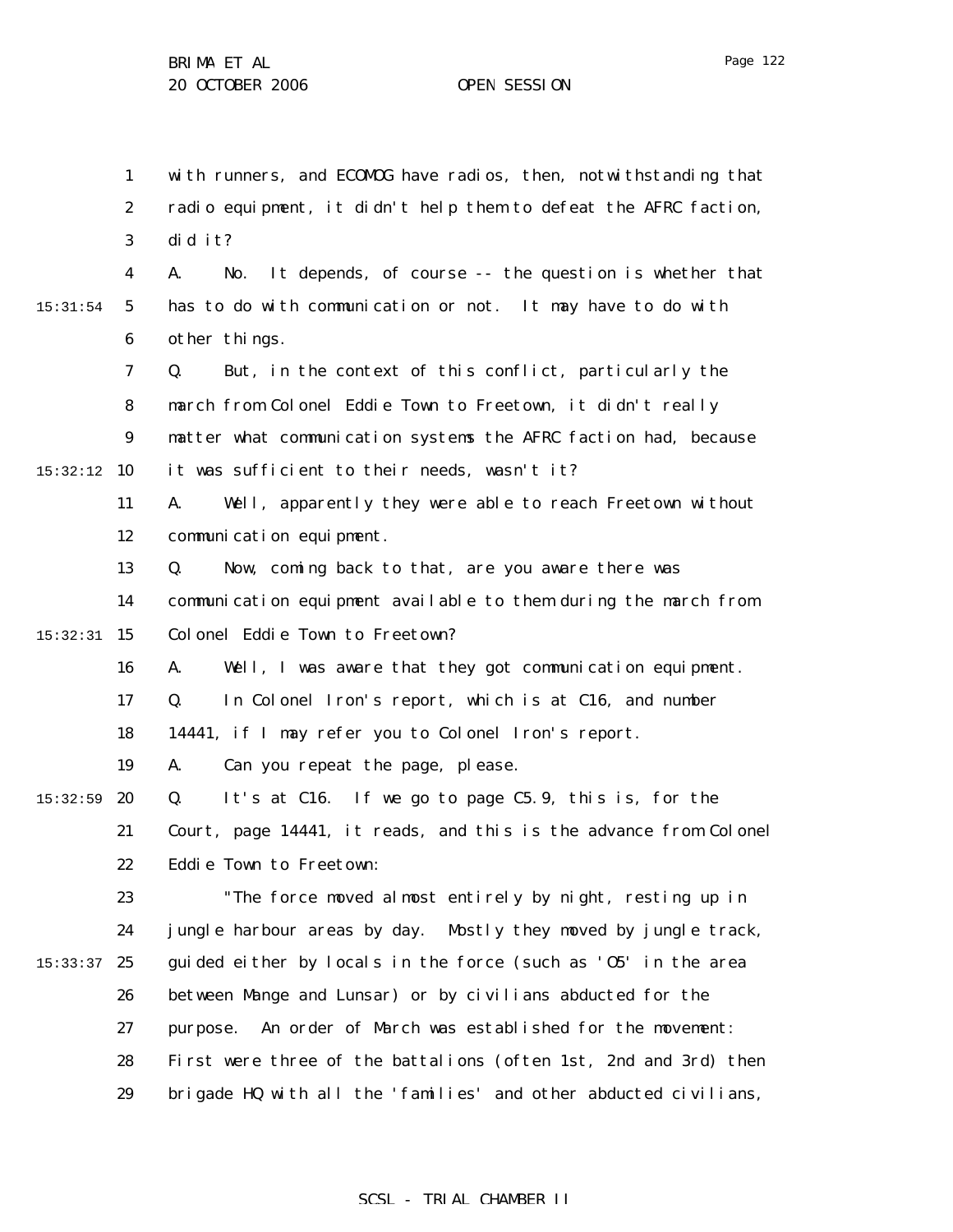with runners, and ECOMOG have radios, then, notwithstanding that radio equipment, it didn't help them to defeat the AFRC faction, did it?

A. No. It depends, of course -- the question is whether that has to do with communication or not. It may have to do with other things.

Q. But, in the context of this conflict, particularly the march from Colonel Eddie Town to Freetown, it didn't really matter what communication systems the AFRC faction had, because it was sufficient to their needs, wasn't it?

A. Well, apparently they were able to reach Freetown without communication equipment.

Q. Now, coming back to that, are you aware there was communication equipment available to them during the march from Colonel Eddie Town to Freetown?

A. Well, I was aware that they got communication equipment.

Q. In Colonel Iron's report, which is at C16, and number 14441, if I may refer you to Colonel Iron's report.

A. Can you repeat the page, please.

Q. It's at C16. If we go to page C5.9, this is, for the Court, page 14441, it reads, and this is the advance from Colonel Eddie Town to Freetown:

"The force moved almost entirely by night, resting up in jungle harbour areas by day. Mostly they moved by jungle track, guided either by locals in the force (such as 'O5' in the area between Mange and Lunsar) or by civilians abducted for the purpose. An order of March was established for the movement: First were three of the battalions (often 1st, 2nd and 3rd) then brigade HQ with all the 'families' and other abducted civilians,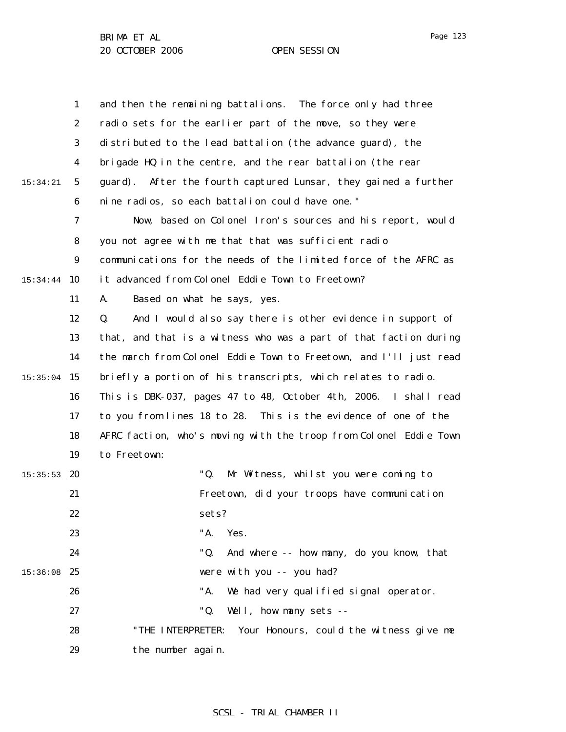and then the remaining battalions. The force only had three radio sets for the earlier part of the move, so they were distributed to the lead battalion (the advance guard), the brigade HQ in the centre, and the rear battalion (the rear guard). After the fourth captured Lunsar, they gained a further nine radios, so each battalion could have one."

Now, based on Colonel Iron's sources and his report, would you not agree with me that that was sufficient radio communications for the needs of the limited force of the AFRC as it advanced from Colonel Eddie Town to Freetown?

A. Based on what he says, yes.

Q. And I would also say there is other evidence in support of that, and that is a witness who was a part of that faction during the march from Colonel Eddie Town to Freetown, and I'll just read briefly a portion of his transcripts, which relates to radio. This is DBK-037, pages 47 to 48, October 4th, 2006. I shall read to you from lines 18 to 28. This is the evidence of one of the AFRC faction, who's moving with the troop from Colonel Eddie Town to Freetown:

> "Q. Mr Witness, whilst you were coming to Freetown, did your troops have communication sets?
>
> "A. Yes.
>
> "Q. And where -- how many, do you know, that were with you -- you had?
>
> "A. We had very qualified signal operator.
>
> "Q. Well, how many sets --

"THE INTERPRETER: Your Honours, could the witness give me the number again.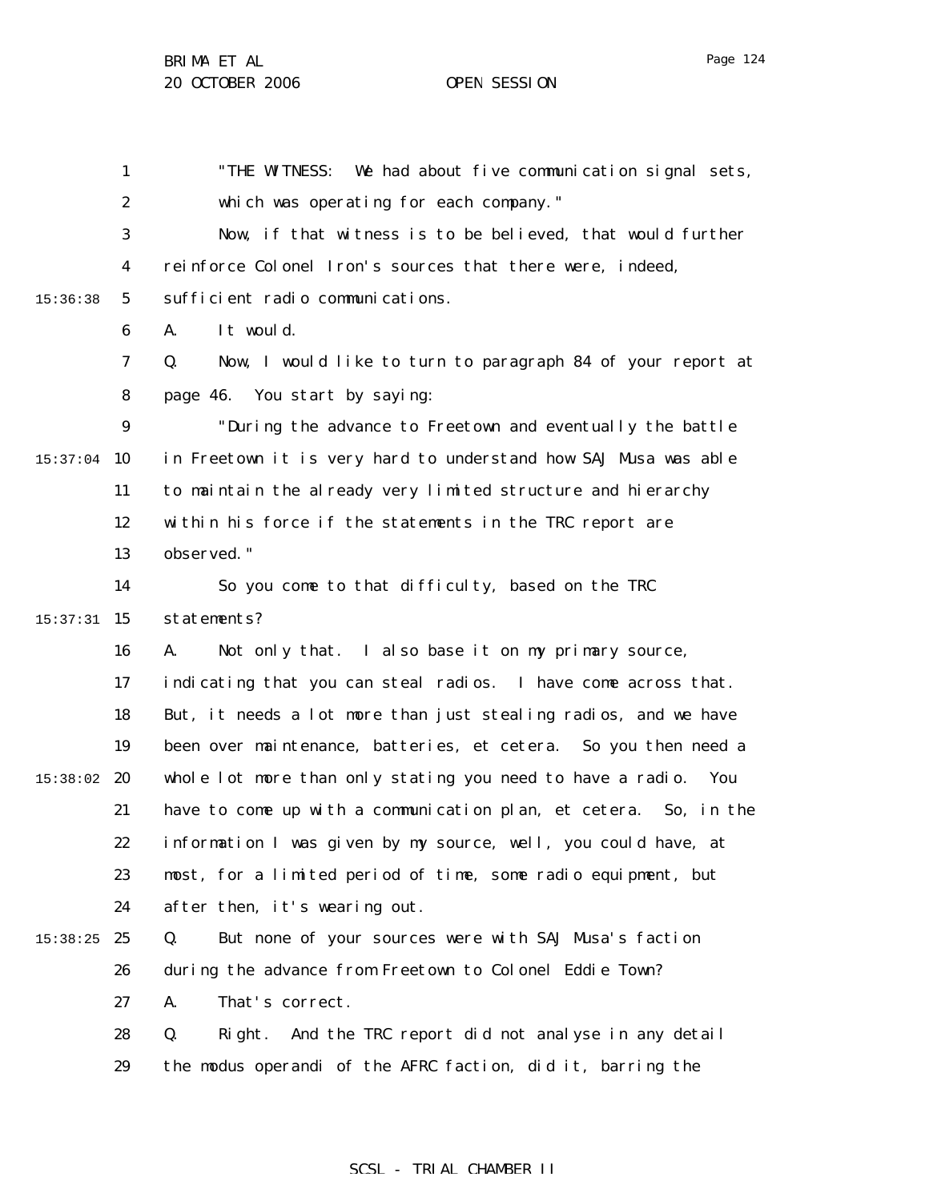"THE WITNESS: We had about five communication signal sets, which was operating for each company."

Now, if that witness is to be believed, that would further reinforce Colonel Iron's sources that there were, indeed, sufficient radio communications.

A. It would.

Q. Now, I would like to turn to paragraph 84 of your report at page 46. You start by saying:

"During the advance to Freetown and eventually the battle in Freetown it is very hard to understand how SAJ Musa was able to maintain the already very limited structure and hierarchy within his force if the statements in the TRC report are observed."

So you come to that difficulty, based on the TRC statements?

A. Not only that. I also base it on my primary source, indicating that you can steal radios. I have come across that. But, it needs a lot more than just stealing radios, and we have been over maintenance, batteries, et cetera. So you then need a whole lot more than only stating you need to have a radio. You have to come up with a communication plan, et cetera. So, in the information I was given by my source, well, you could have, at most, for a limited period of time, some radio equipment, but after then, it's wearing out.

Q. But none of your sources were with SAJ Musa's faction during the advance from Freetown to Colonel Eddie Town?

A. That's correct.

Q. Right. And the TRC report did not analyse in any detail the modus operandi of the AFRC faction, did it, barring the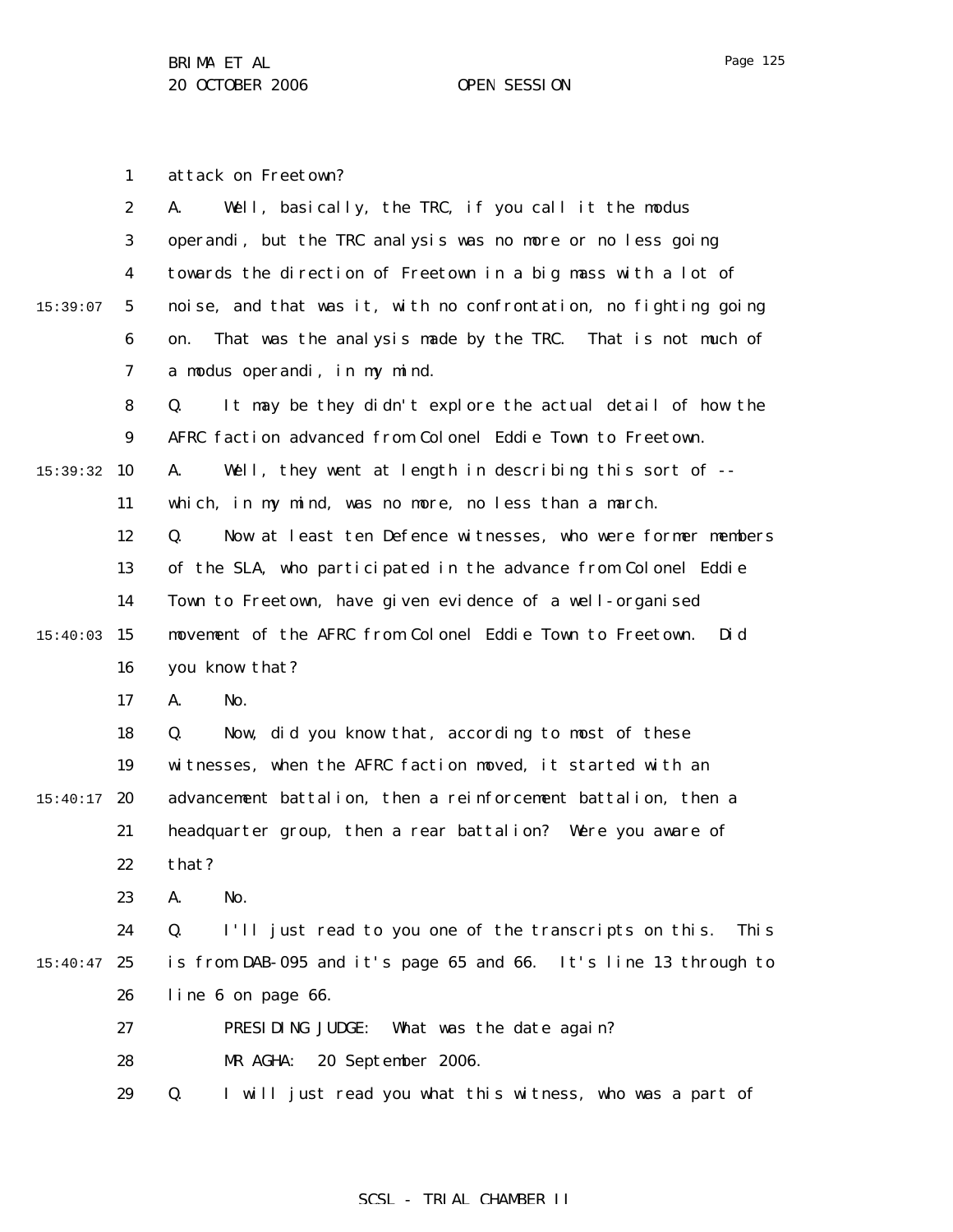attack on Freetown?

A. Well, basically, the TRC, if you call it the modus operandi, but the TRC analysis was no more or no less going towards the direction of Freetown in a big mass with a lot of noise, and that was it, with no confrontation, no fighting going on. That was the analysis made by the TRC. That is not much of a modus operandi, in my mind.

Q. It may be they didn't explore the actual detail of how the AFRC faction advanced from Colonel Eddie Town to Freetown.

A. Well, they went at length in describing this sort of -- which, in my mind, was no more, no less than a march.

Q. Now at least ten Defence witnesses, who were former members of the SLA, who participated in the advance from Colonel Eddie Town to Freetown, have given evidence of a well-organised movement of the AFRC from Colonel Eddie Town to Freetown. Did you know that?

A. No.

Q. Now, did you know that, according to most of these witnesses, when the AFRC faction moved, it started with an advancement battalion, then a reinforcement battalion, then a headquarter group, then a rear battalion? Were you aware of that?

A. No.

Q. I'll just read to you one of the transcripts on this. This is from DAB-095 and it's page 65 and 66. It's line 13 through to line 6 on page 66.

PRESIDING JUDGE: What was the date again?

MR AGHA: 20 September 2006.

Q. I will just read you what this witness, who was a part of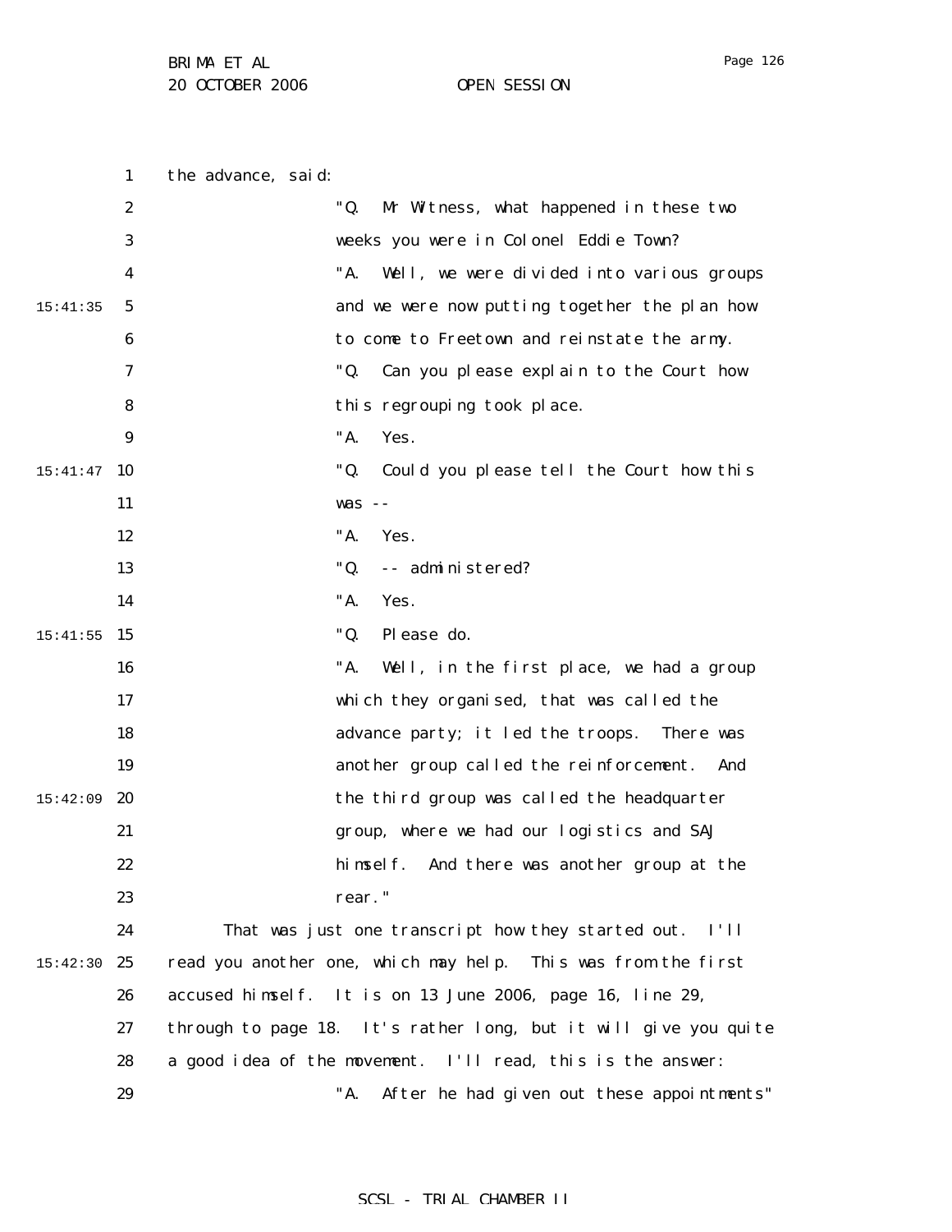the advance, said:

> "Q. Mr Witness, what happened in these two weeks you were in Colonel Eddie Town?
>
> "A. Well, we were divided into various groups and we were now putting together the plan how to come to Freetown and reinstate the army.
>
> "Q. Can you please explain to the Court how this regrouping took place.
>
> "A. Yes.
>
> "Q. Could you please tell the Court how this was --
>
> "A. Yes.
>
> "Q. -- administered?
>
> "A. Yes.
>
> "Q. Please do.
>
> "A. Well, in the first place, we had a group which they organised, that was called the advance party; it led the troops. There was another group called the reinforcement. And the third group was called the headquarter group, where we had our logistics and SAJ himself. And there was another group at the rear."

That was just one transcript how they started out. I'll read you another one, which may help. This was from the first accused himself. It is on 13 June 2006, page 16, line 29, through to page 18. It's rather long, but it will give you quite a good idea of the movement. I'll read, this is the answer:

> "A. After he had given out these appointments"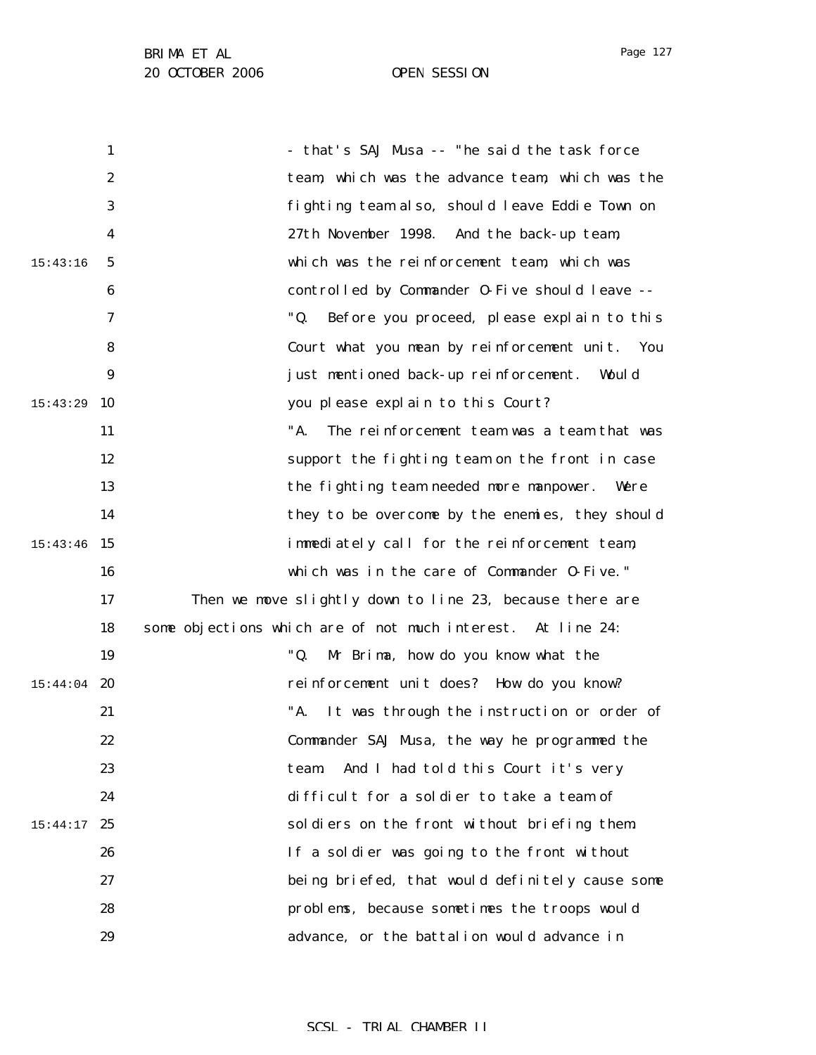- that's SAJ Musa -- "he said the task force team, which was the advance team, which was the fighting team also, should leave Eddie Town on 27th November 1998. And the back-up team, which was the reinforcement team, which was controlled by Commander O-Five should leave --

"Q. Before you proceed, please explain to this Court what you mean by reinforcement unit. You just mentioned back-up reinforcement. Would you please explain to this Court?

"A. The reinforcement team was a team that was support the fighting team on the front in case the fighting team needed more manpower. Were they to be overcome by the enemies, they should immediately call for the reinforcement team, which was in the care of Commander O-Five."

Then we move slightly down to line 23, because there are some objections which are of not much interest. At line 24:

"Q. Mr Brima, how do you know what the reinforcement unit does? How do you know?

"A. It was through the instruction or order of Commander SAJ Musa, the way he programmed the team. And I had told this Court it's very difficult for a soldier to take a team of soldiers on the front without briefing them. If a soldier was going to the front without being briefed, that would definitely cause some problems, because sometimes the troops would advance, or the battalion would advance in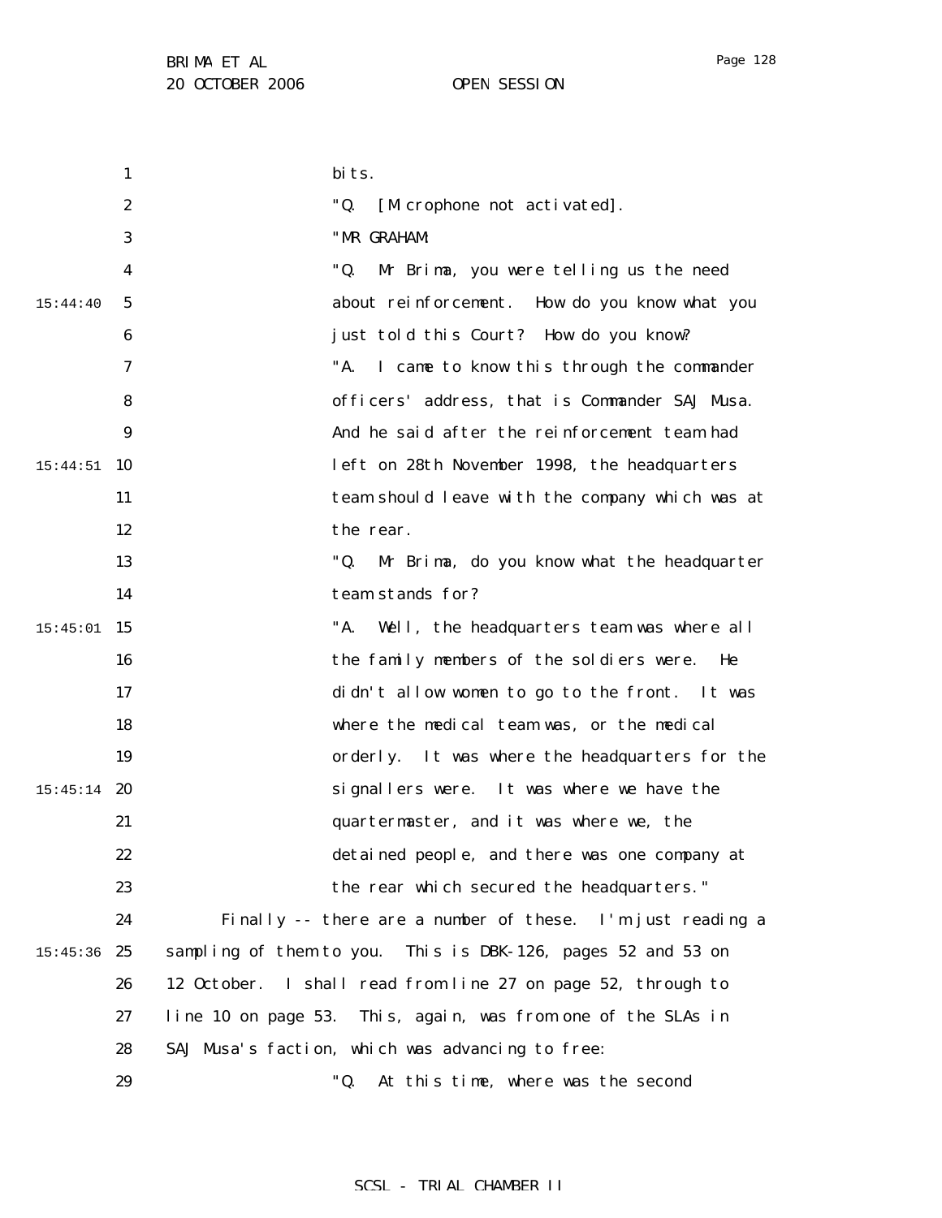bits.

"Q. [Microphone not activated].

"MR GRAHAM:

"Q. Mr Brima, you were telling us the need about reinforcement. How do you know what you just told this Court? How do you know?

"A. I came to know this through the commander officers' address, that is Commander SAJ Musa. And he said after the reinforcement team had left on 28th November 1998, the headquarters team should leave with the company which was at the rear.

"Q. Mr Brima, do you know what the headquarter team stands for?

"A. Well, the headquarters team was where all the family members of the soldiers were. He didn't allow women to go to the front. It was where the medical team was, or the medical orderly. It was where the headquarters for the signallers were. It was where we have the quartermaster, and it was where we, the detained people, and there was one company at the rear which secured the headquarters."

Finally -- there are a number of these. I'm just reading a sampling of them to you. This is DBK-126, pages 52 and 53 on 12 October. I shall read from line 27 on page 52, through to line 10 on page 53. This, again, was from one of the SLAs in SAJ Musa's faction, which was advancing to free:

"Q. At this time, where was the second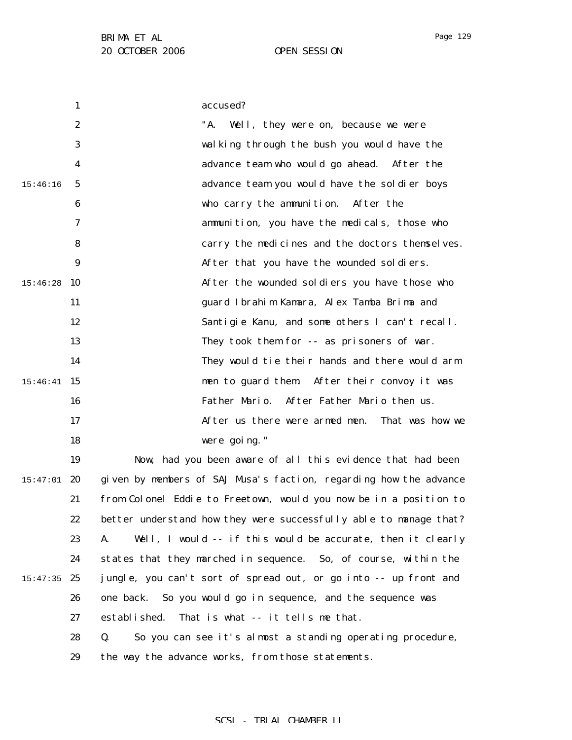accused?

"A. Well, they were on, because we were walking through the bush you would have the advance team who would go ahead. After the advance team you would have the soldier boys who carry the ammunition. After the ammunition, you have the medicals, those who carry the medicines and the doctors themselves. After that you have the wounded soldiers. After the wounded soldiers you have those who guard Ibrahim Kamara, Alex Tamba Brima and Santigie Kanu, and some others I can't recall. They took them for -- as prisoners of war. They would tie their hands and there would arm men to guard them. After their convoy it was Father Mario. After Father Mario then us. After us there were armed men. That was how we were going."

Now, had you been aware of all this evidence that had been given by members of SAJ Musa's faction, regarding how the advance from Colonel Eddie to Freetown, would you now be in a position to better understand how they were successfully able to manage that?

A. Well, I would -- if this would be accurate, then it clearly states that they marched in sequence. So, of course, within the jungle, you can't sort of spread out, or go into -- up front and one back. So you would go in sequence, and the sequence was established. That is what -- it tells me that.

Q. So you can see it's almost a standing operating procedure, the way the advance works, from those statements.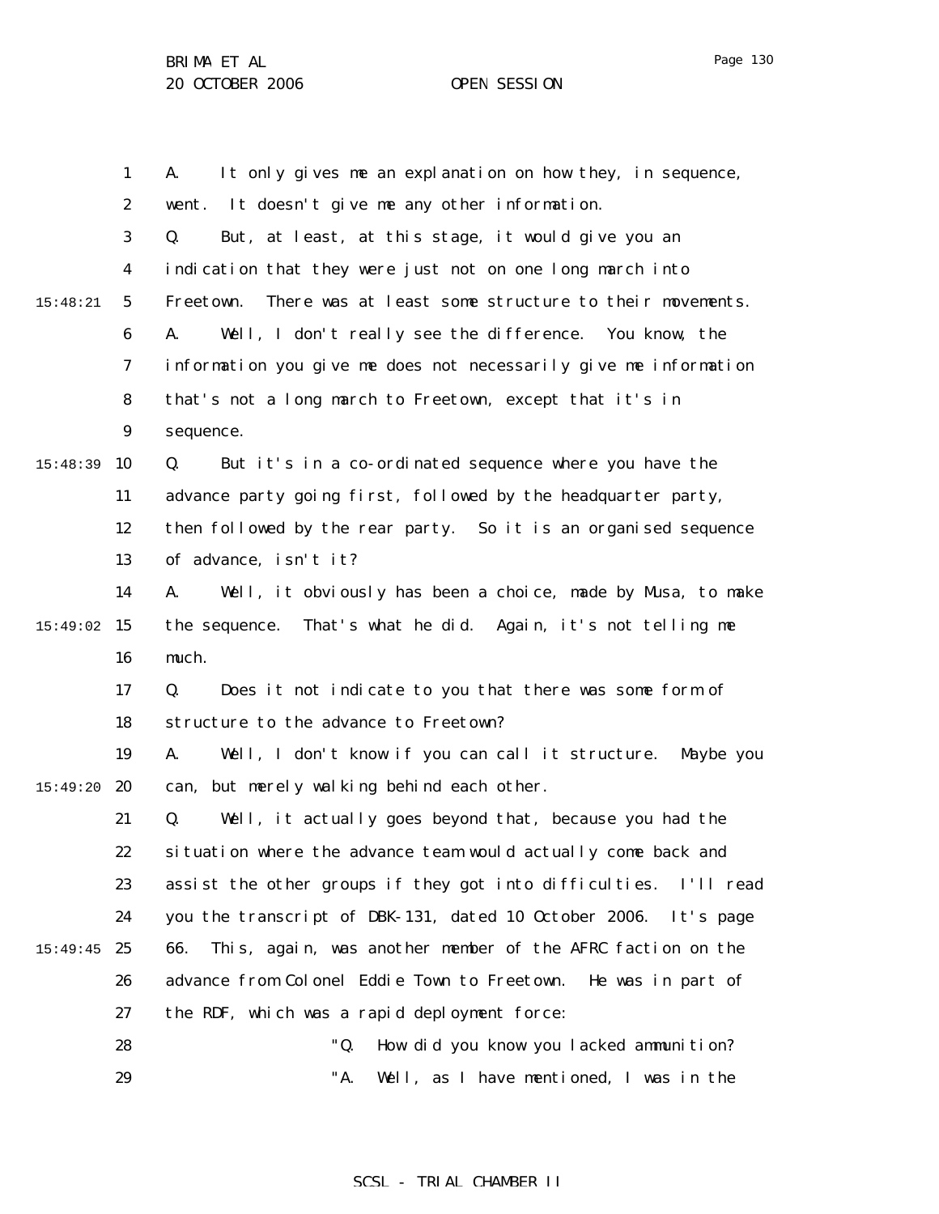A. It only gives me an explanation on how they, in sequence, went. It doesn't give me any other information.

Q. But, at least, at this stage, it would give you an indication that they were just not on one long march into Freetown. There was at least some structure to their movements.

A. Well, I don't really see the difference. You know, the information you give me does not necessarily give me information that's not a long march to Freetown, except that it's in sequence.

Q. But it's in a co-ordinated sequence where you have the advance party going first, followed by the headquarter party, then followed by the rear party. So it is an organised sequence of advance, isn't it?

A. Well, it obviously has been a choice, made by Musa, to make the sequence. That's what he did. Again, it's not telling me much.

Q. Does it not indicate to you that there was some form of structure to the advance to Freetown?

A. Well, I don't know if you can call it structure. Maybe you can, but merely walking behind each other.

Q. Well, it actually goes beyond that, because you had the situation where the advance team would actually come back and assist the other groups if they got into difficulties. I'll read you the transcript of DBK-131, dated 10 October 2006. It's page 66. This, again, was another member of the AFRC faction on the advance from Colonel Eddie Town to Freetown. He was in part of the RDF, which was a rapid deployment force:

> "Q. How did you know you lacked ammunition?
>
> "A. Well, as I have mentioned, I was in the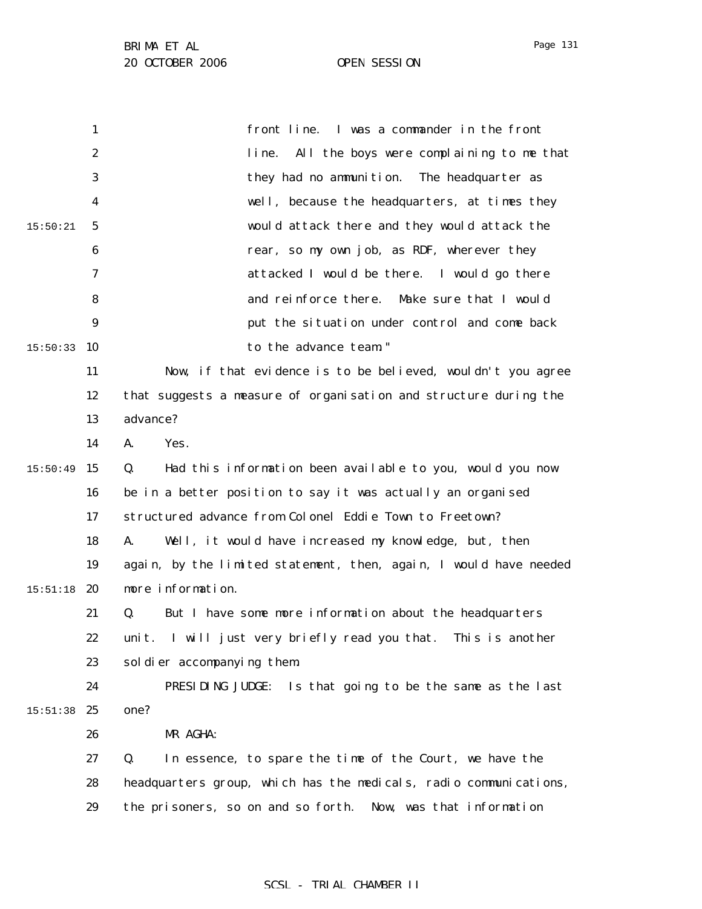front line. I was a commander in the front line. All the boys were complaining to me that they had no ammunition. The headquarter as well, because the headquarters, at times they would attack there and they would attack the rear, so my own job, as RDF, wherever they attacked I would be there. I would go there and reinforce there. Make sure that I would put the situation under control and come back to the advance team."

Now, if that evidence is to be believed, wouldn't you agree that suggests a measure of organisation and structure during the advance?

A. Yes.

Q. Had this information been available to you, would you now be in a better position to say it was actually an organised structured advance from Colonel Eddie Town to Freetown?

A. Well, it would have increased my knowledge, but, then again, by the limited statement, then, again, I would have needed more information.

Q. But I have some more information about the headquarters unit. I will just very briefly read you that. This is another soldier accompanying them.

PRESIDING JUDGE: Is that going to be the same as the last one?

MR AGHA:

Q. In essence, to spare the time of the Court, we have the headquarters group, which has the medicals, radio communications, the prisoners, so on and so forth. Now, was that information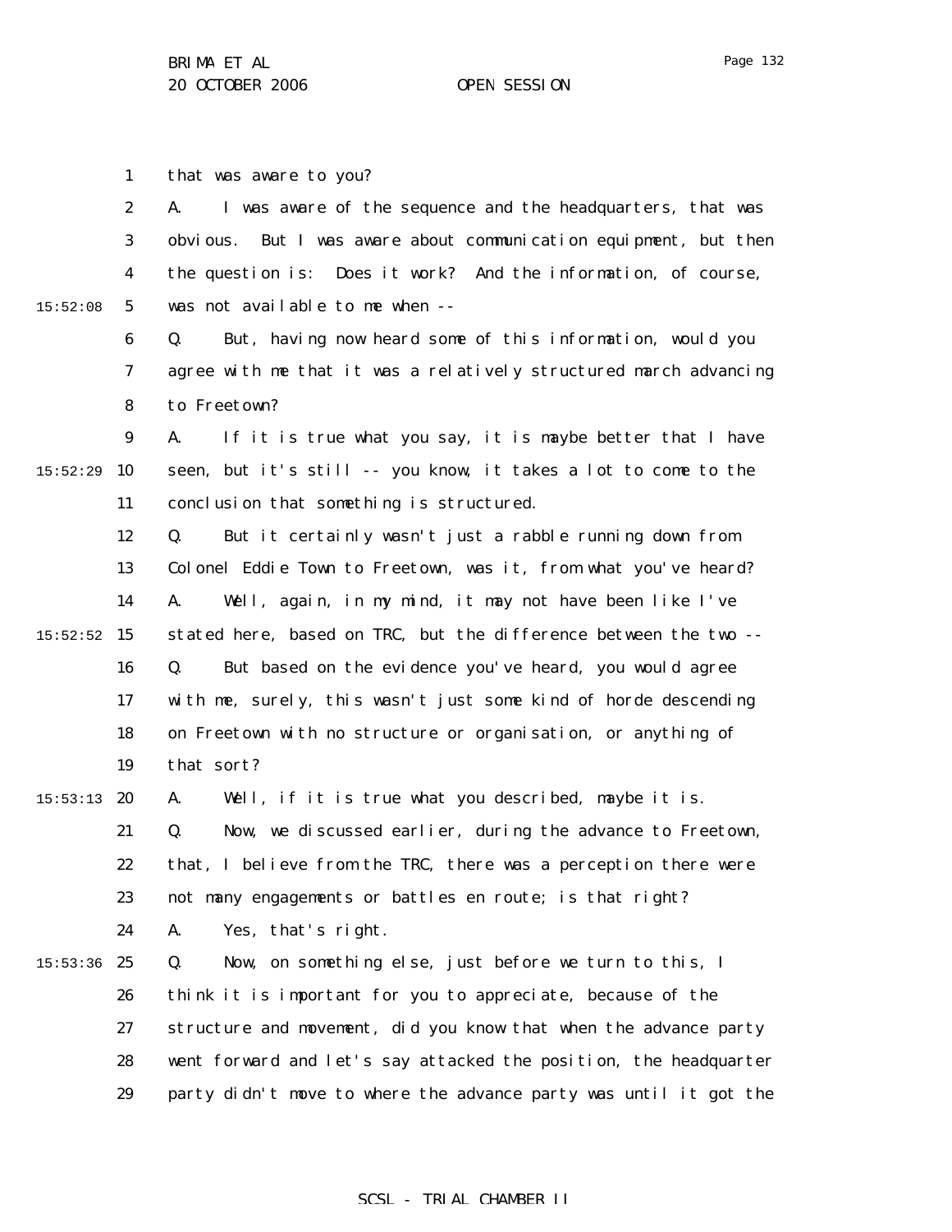that was aware to you?

A. I was aware of the sequence and the headquarters, that was obvious. But I was aware about communication equipment, but then the question is: Does it work? And the information, of course, was not available to me when --

Q. But, having now heard some of this information, would you agree with me that it was a relatively structured march advancing to Freetown?

A. If it is true what you say, it is maybe better that I have seen, but it's still -- you know, it takes a lot to come to the conclusion that something is structured.

Q. But it certainly wasn't just a rabble running down from Colonel Eddie Town to Freetown, was it, from what you've heard?

A. Well, again, in my mind, it may not have been like I've stated here, based on TRC, but the difference between the two --

Q. But based on the evidence you've heard, you would agree with me, surely, this wasn't just some kind of horde descending on Freetown with no structure or organisation, or anything of that sort?

A. Well, if it is true what you described, maybe it is.

Q. Now, we discussed earlier, during the advance to Freetown, that, I believe from the TRC, there was a perception there were not many engagements or battles en route; is that right?

A. Yes, that's right.

Q. Now, on something else, just before we turn to this, I think it is important for you to appreciate, because of the structure and movement, did you know that when the advance party went forward and let's say attacked the position, the headquarter party didn't move to where the advance party was until it got the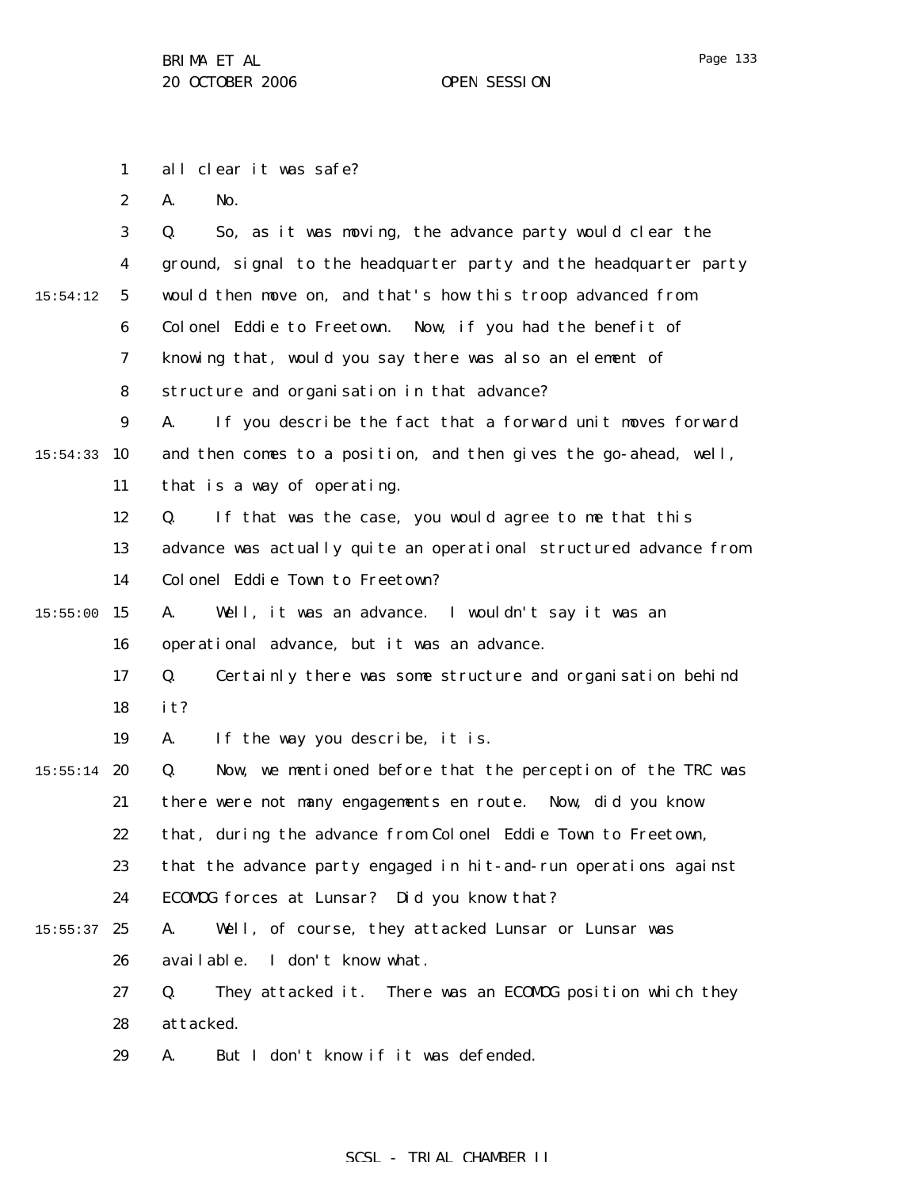all clear it was safe?

A. No.

Q. So, as it was moving, the advance party would clear the ground, signal to the headquarter party and the headquarter party would then move on, and that's how this troop advanced from Colonel Eddie to Freetown. Now, if you had the benefit of knowing that, would you say there was also an element of structure and organisation in that advance?

A. If you describe the fact that a forward unit moves forward and then comes to a position, and then gives the go-ahead, well, that is a way of operating.

Q. If that was the case, you would agree to me that this advance was actually quite an operational structured advance from Colonel Eddie Town to Freetown?

A. Well, it was an advance. I wouldn't say it was an operational advance, but it was an advance.

Q. Certainly there was some structure and organisation behind it?

A. If the way you describe, it is.

Q. Now, we mentioned before that the perception of the TRC was there were not many engagements en route. Now, did you know that, during the advance from Colonel Eddie Town to Freetown, that the advance party engaged in hit-and-run operations against ECOMOG forces at Lunsar? Did you know that?

A. Well, of course, they attacked Lunsar or Lunsar was available. I don't know what.

Q. They attacked it. There was an ECOMOG position which they attacked.

A. But I don't know if it was defended.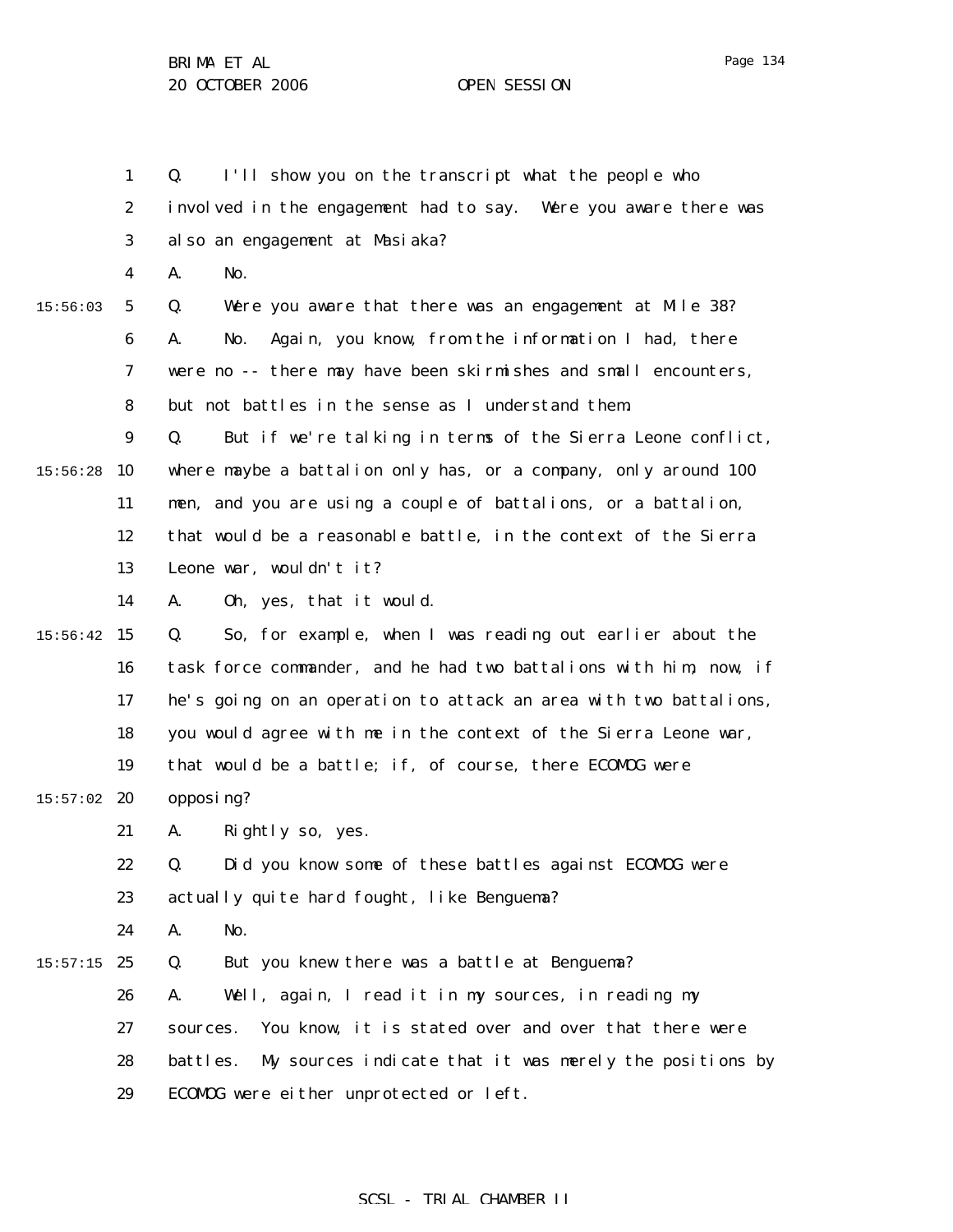Q. I'll show you on the transcript what the people who involved in the engagement had to say. Were you aware there was also an engagement at Masiaka?

A. No.

Q. Were you aware that there was an engagement at Mile 38?

A. No. Again, you know, from the information I had, there were no -- there may have been skirmishes and small encounters, but not battles in the sense as I understand them.

Q. But if we're talking in terms of the Sierra Leone conflict, where maybe a battalion only has, or a company, only around 100 men, and you are using a couple of battalions, or a battalion, that would be a reasonable battle, in the context of the Sierra Leone war, wouldn't it?

A. Oh, yes, that it would.

Q. So, for example, when I was reading out earlier about the task force commander, and he had two battalions with him, now, if he's going on an operation to attack an area with two battalions, you would agree with me in the context of the Sierra Leone war, that would be a battle; if, of course, there ECOMOG were opposing?

A. Rightly so, yes.

Q. Did you know some of these battles against ECOMOG were actually quite hard fought, like Benguema?

A. No.

Q. But you knew there was a battle at Benguema?

A. Well, again, I read it in my sources, in reading my sources. You know, it is stated over and over that there were battles. My sources indicate that it was merely the positions by ECOMOG were either unprotected or left.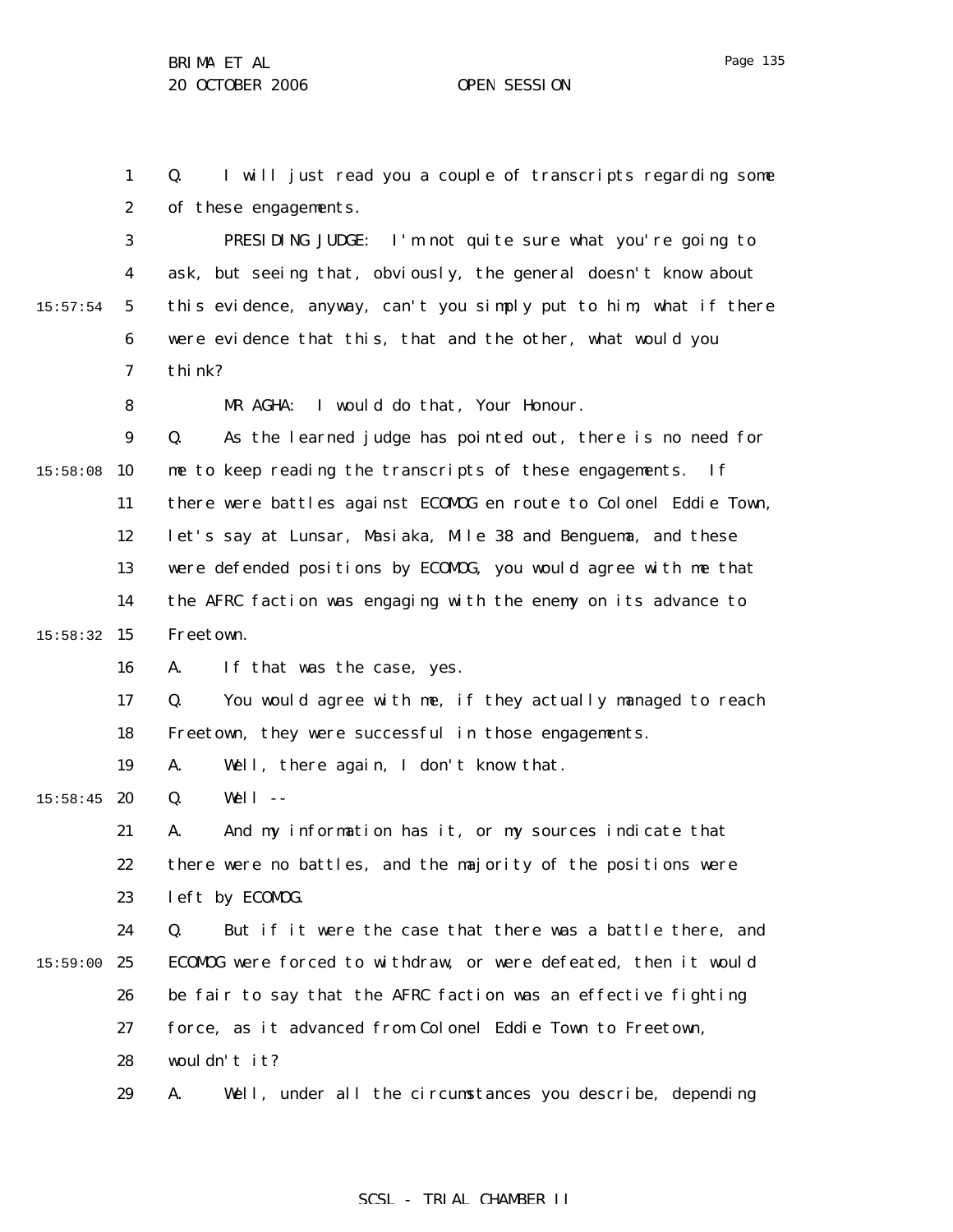Q. I will just read you a couple of transcripts regarding some of these engagements.

PRESIDING JUDGE: I'm not quite sure what you're going to ask, but seeing that, obviously, the general doesn't know about this evidence, anyway, can't you simply put to him, what if there were evidence that this, that and the other, what would you think?

MR AGHA: I would do that, Your Honour.

Q. As the learned judge has pointed out, there is no need for me to keep reading the transcripts of these engagements. If there were battles against ECOMOG en route to Colonel Eddie Town, let's say at Lunsar, Masiaka, Mile 38 and Benguema, and these were defended positions by ECOMOG, you would agree with me that the AFRC faction was engaging with the enemy on its advance to Freetown.

A. If that was the case, yes.

Q. You would agree with me, if they actually managed to reach Freetown, they were successful in those engagements.

A. Well, there again, I don't know that.

Q. Well --

A. And my information has it, or my sources indicate that there were no battles, and the majority of the positions were left by ECOMOG.

Q. But if it were the case that there was a battle there, and ECOMOG were forced to withdraw, or were defeated, then it would be fair to say that the AFRC faction was an effective fighting force, as it advanced from Colonel Eddie Town to Freetown, wouldn't it?

A. Well, under all the circumstances you describe, depending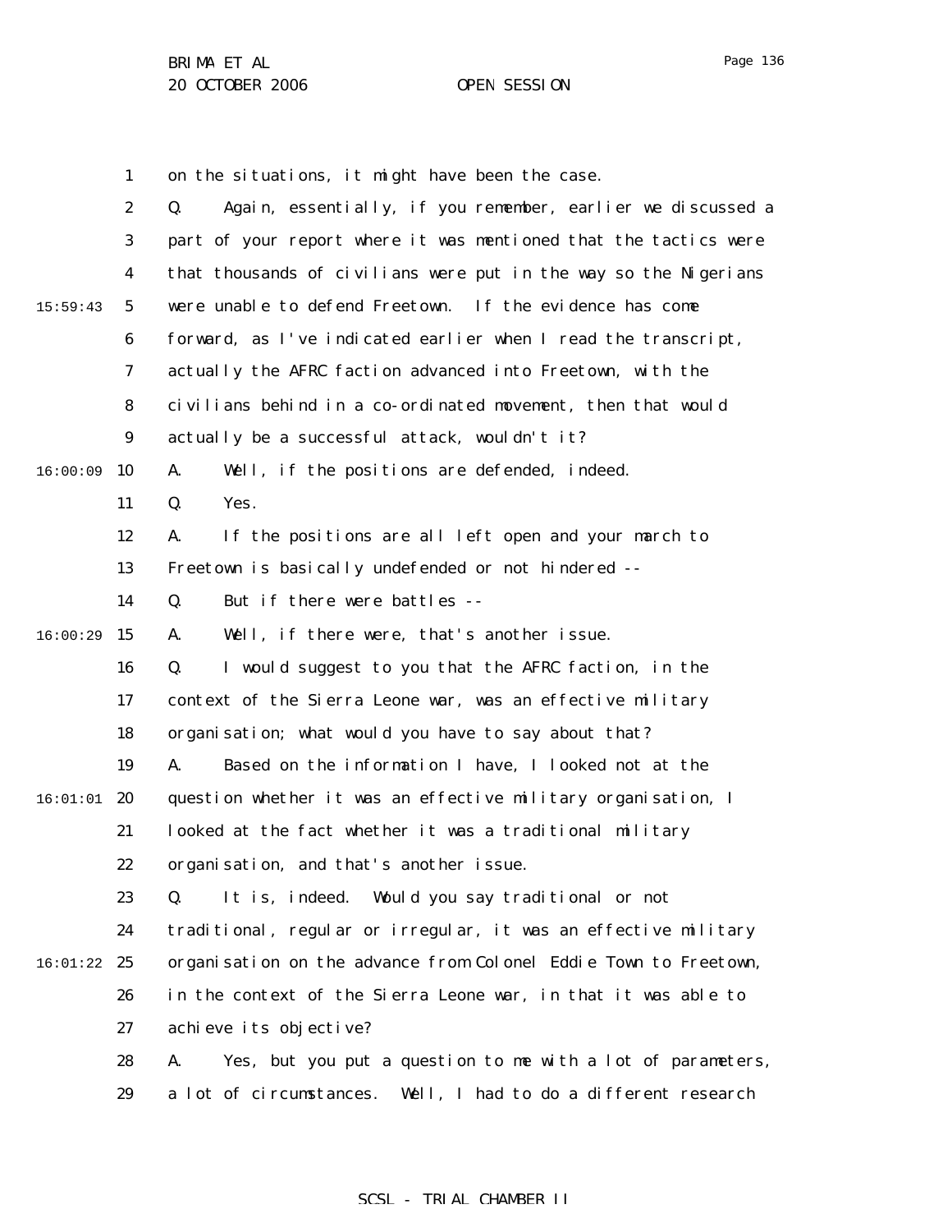on the situations, it might have been the case.

Q. Again, essentially, if you remember, earlier we discussed a part of your report where it was mentioned that the tactics were that thousands of civilians were put in the way so the Nigerians were unable to defend Freetown. If the evidence has come forward, as I've indicated earlier when I read the transcript, actually the AFRC faction advanced into Freetown, with the civilians behind in a co-ordinated movement, then that would actually be a successful attack, wouldn't it?

A. Well, if the positions are defended, indeed.

Q. Yes.

A. If the positions are all left open and your march to Freetown is basically undefended or not hindered --

Q. But if there were battles --

A. Well, if there were, that's another issue.

Q. I would suggest to you that the AFRC faction, in the context of the Sierra Leone war, was an effective military organisation; what would you have to say about that?

A. Based on the information I have, I looked not at the question whether it was an effective military organisation, I looked at the fact whether it was a traditional military organisation, and that's another issue.

Q. It is, indeed. Would you say traditional or not traditional, regular or irregular, it was an effective military organisation on the advance from Colonel Eddie Town to Freetown, in the context of the Sierra Leone war, in that it was able to achieve its objective?

A. Yes, but you put a question to me with a lot of parameters, a lot of circumstances. Well, I had to do a different research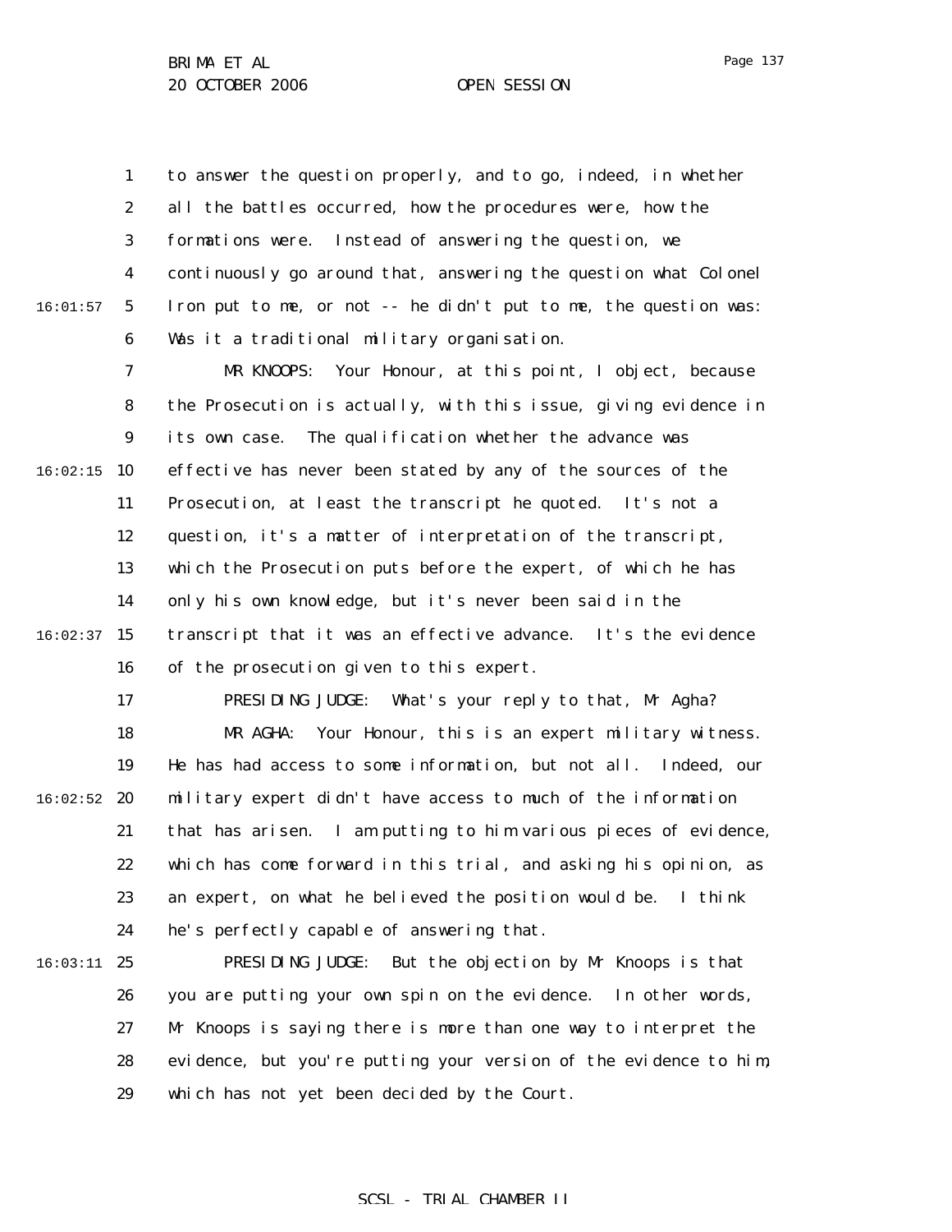to answer the question properly, and to go, indeed, in whether all the battles occurred, how the procedures were, how the formations were. Instead of answering the question, we continuously go around that, answering the question what Colonel Iron put to me, or not -- he didn't put to me, the question was: Was it a traditional military organisation.

MR KNOOPS: Your Honour, at this point, I object, because the Prosecution is actually, with this issue, giving evidence in its own case. The qualification whether the advance was effective has never been stated by any of the sources of the Prosecution, at least the transcript he quoted. It's not a question, it's a matter of interpretation of the transcript, which the Prosecution puts before the expert, of which he has only his own knowledge, but it's never been said in the transcript that it was an effective advance. It's the evidence of the prosecution given to this expert.

PRESIDING JUDGE: What's your reply to that, Mr Agha?

MR AGHA: Your Honour, this is an expert military witness. He has had access to some information, but not all. Indeed, our military expert didn't have access to much of the information that has arisen. I am putting to him various pieces of evidence, which has come forward in this trial, and asking his opinion, as an expert, on what he believed the position would be. I think he's perfectly capable of answering that.

PRESIDING JUDGE: But the objection by Mr Knoops is that you are putting your own spin on the evidence. In other words, Mr Knoops is saying there is more than one way to interpret the evidence, but you're putting your version of the evidence to him, which has not yet been decided by the Court.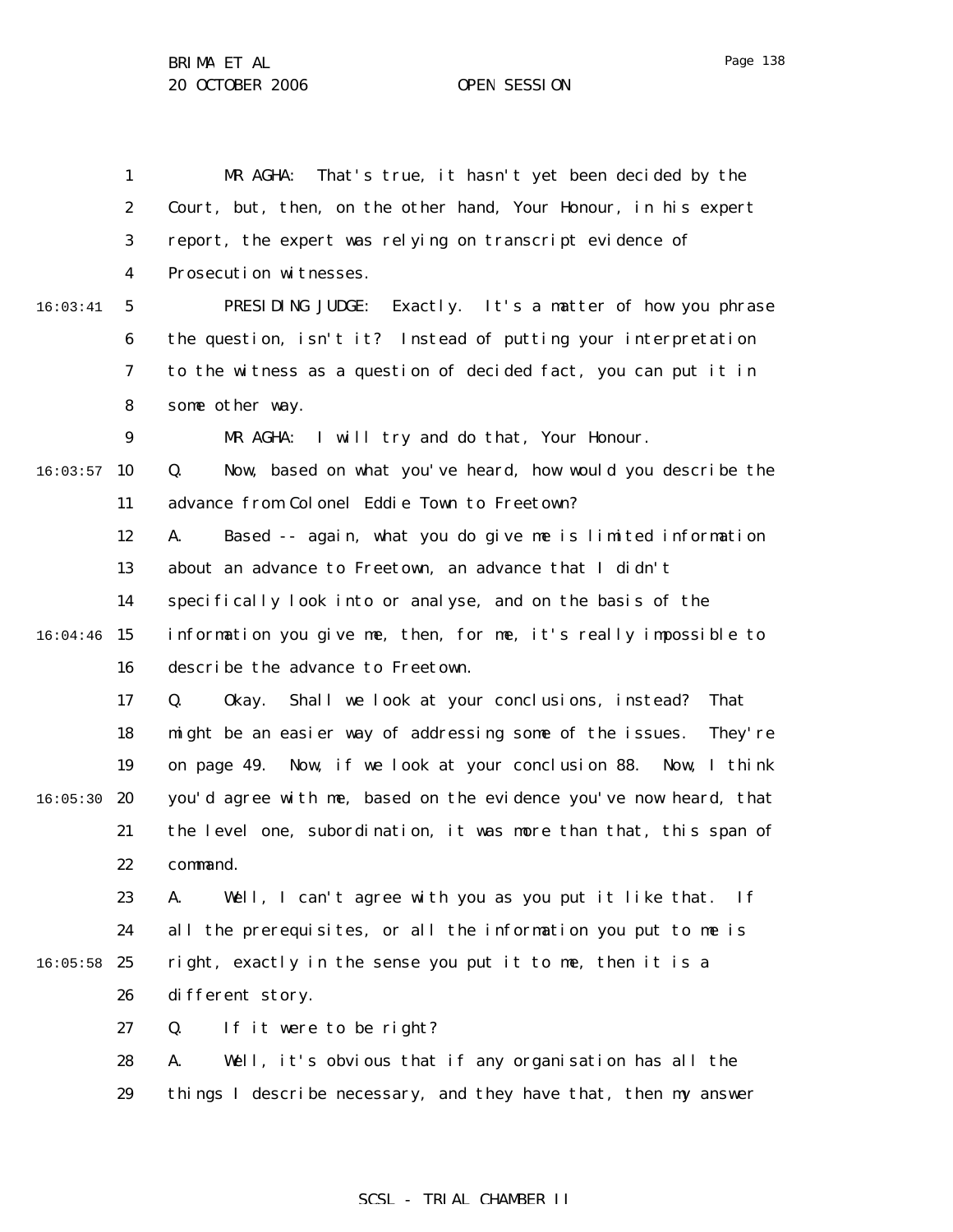MR AGHA: That's true, it hasn't yet been decided by the Court, but, then, on the other hand, Your Honour, in his expert report, the expert was relying on transcript evidence of Prosecution witnesses.

PRESIDING JUDGE: Exactly. It's a matter of how you phrase the question, isn't it? Instead of putting your interpretation to the witness as a question of decided fact, you can put it in some other way.

MR AGHA: I will try and do that, Your Honour.

Q. Now, based on what you've heard, how would you describe the advance from Colonel Eddie Town to Freetown?

A. Based -- again, what you do give me is limited information about an advance to Freetown, an advance that I didn't specifically look into or analyse, and on the basis of the information you give me, then, for me, it's really impossible to describe the advance to Freetown.

Q. Okay. Shall we look at your conclusions, instead? That might be an easier way of addressing some of the issues. They're on page 49. Now, if we look at your conclusion 88. Now, I think you'd agree with me, based on the evidence you've now heard, that the level one, subordination, it was more than that, this span of command.

A. Well, I can't agree with you as you put it like that. If all the prerequisites, or all the information you put to me is right, exactly in the sense you put it to me, then it is a different story.

Q. If it were to be right?

A. Well, it's obvious that if any organisation has all the things I describe necessary, and they have that, then my answer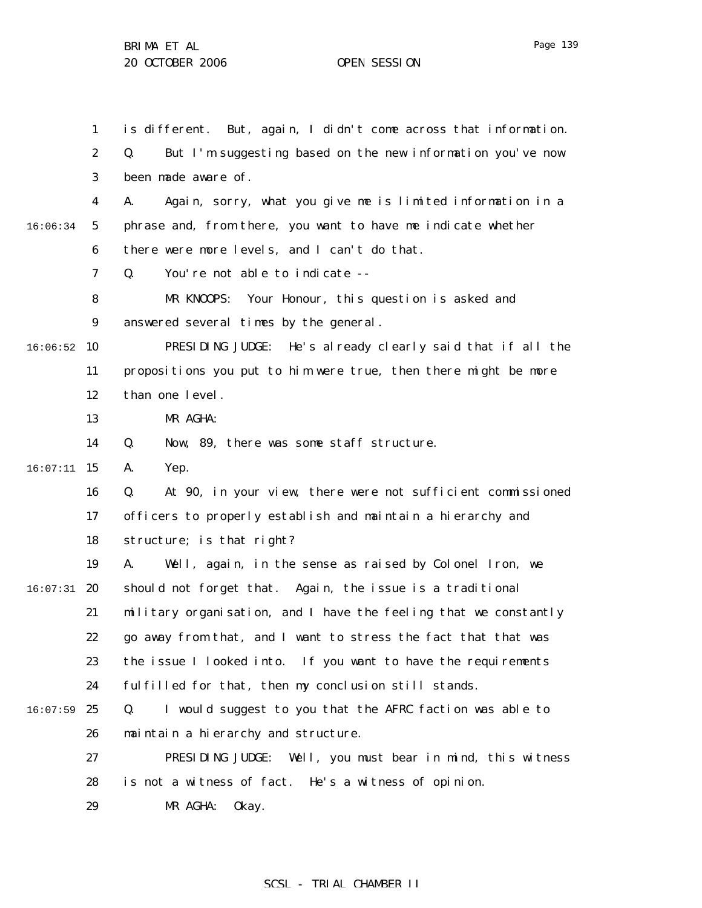is different. But, again, I didn't come across that information.

Q. But I'm suggesting based on the new information you've now been made aware of.

A. Again, sorry, what you give me is limited information in a phrase and, from there, you want to have me indicate whether there were more levels, and I can't do that.

Q. You're not able to indicate --

MR KNOOPS: Your Honour, this question is asked and answered several times by the general.

PRESIDING JUDGE: He's already clearly said that if all the propositions you put to him were true, then there might be more than one level.

MR AGHA:

Q. Now, 89, there was some staff structure.

A. Yep.

Q. At 90, in your view, there were not sufficient commissioned officers to properly establish and maintain a hierarchy and structure; is that right?

A. Well, again, in the sense as raised by Colonel Iron, we should not forget that. Again, the issue is a traditional military organisation, and I have the feeling that we constantly go away from that, and I want to stress the fact that that was the issue I looked into. If you want to have the requirements fulfilled for that, then my conclusion still stands.

Q. I would suggest to you that the AFRC faction was able to maintain a hierarchy and structure.

PRESIDING JUDGE: Well, you must bear in mind, this witness is not a witness of fact. He's a witness of opinion.

MR AGHA: Okay.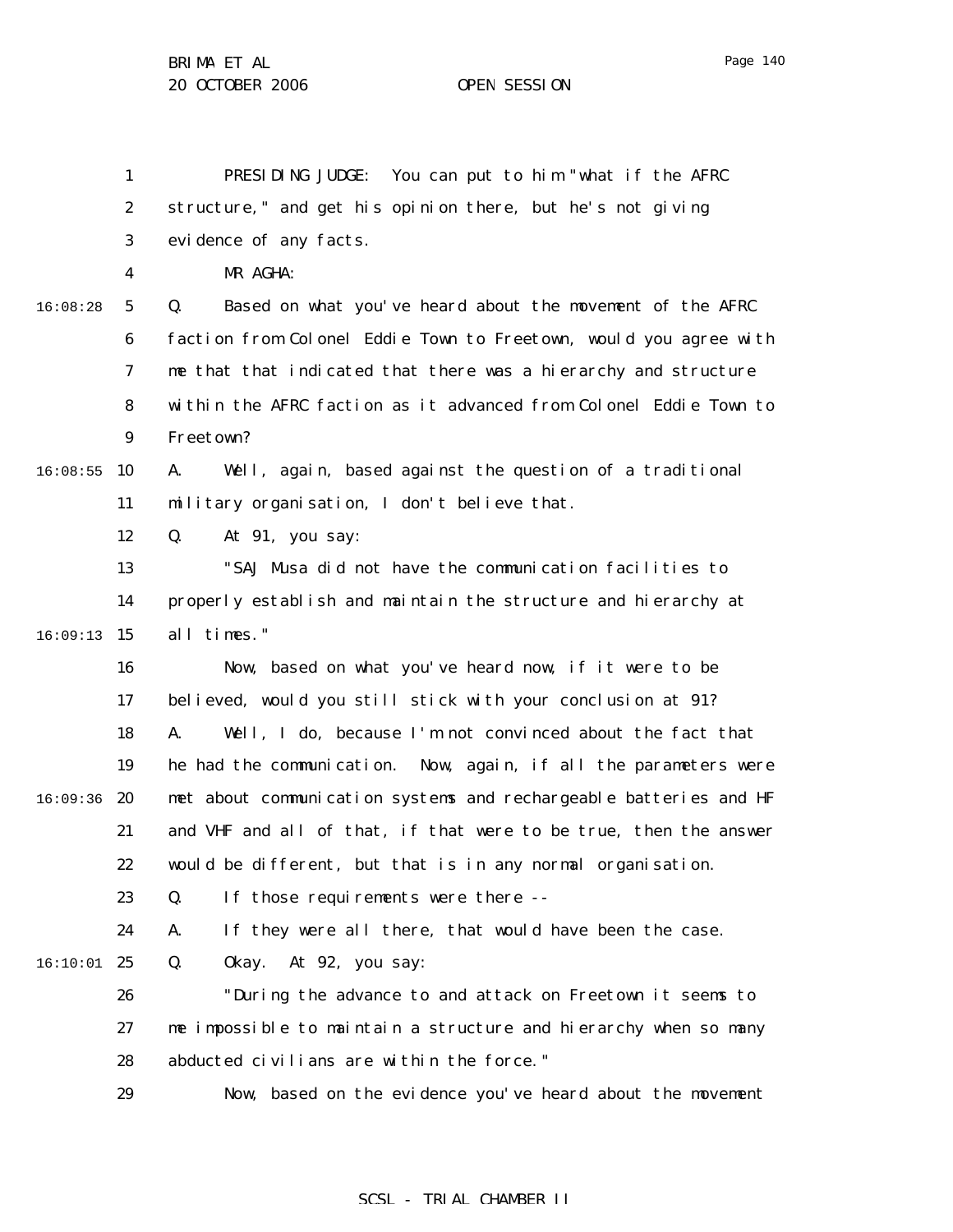PRESIDING JUDGE: You can put to him "what if the AFRC structure," and get his opinion there, but he's not giving evidence of any facts.

MR AGHA:

Q. Based on what you've heard about the movement of the AFRC faction from Colonel Eddie Town to Freetown, would you agree with me that that indicated that there was a hierarchy and structure within the AFRC faction as it advanced from Colonel Eddie Town to Freetown?

A. Well, again, based against the question of a traditional military organisation, I don't believe that.

Q. At 91, you say:

"SAJ Musa did not have the communication facilities to properly establish and maintain the structure and hierarchy at all times."

Now, based on what you've heard now, if it were to be believed, would you still stick with your conclusion at 91?

A. Well, I do, because I'm not convinced about the fact that he had the communication. Now, again, if all the parameters were met about communication systems and rechargeable batteries and HF and VHF and all of that, if that were to be true, then the answer would be different, but that is in any normal organisation.

Q. If those requirements were there --

A. If they were all there, that would have been the case.

Q. Okay. At 92, you say:

"During the advance to and attack on Freetown it seems to me impossible to maintain a structure and hierarchy when so many abducted civilians are within the force."

Now, based on the evidence you've heard about the movement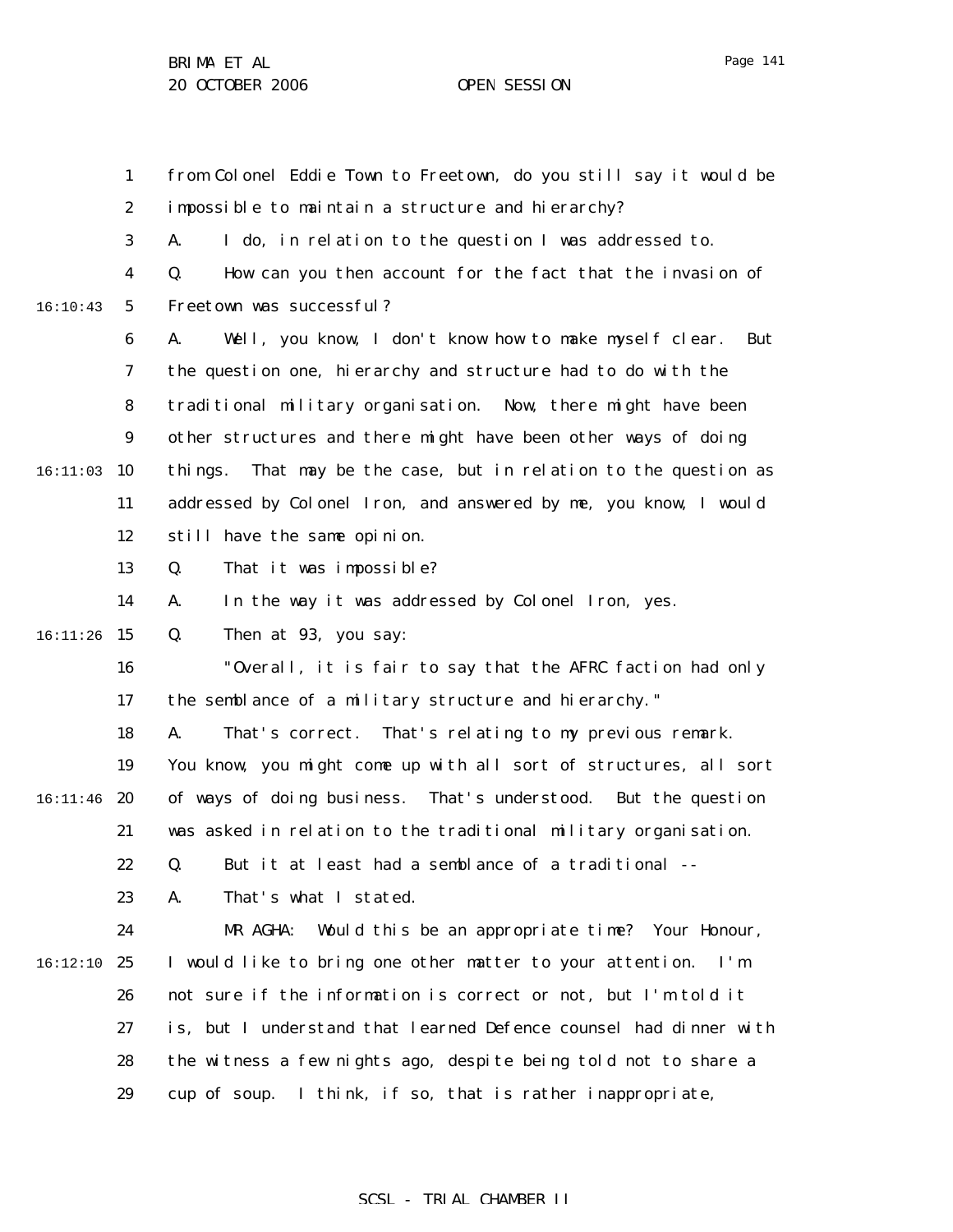from Colonel Eddie Town to Freetown, do you still say it would be impossible to maintain a structure and hierarchy?

A. I do, in relation to the question I was addressed to.

Q. How can you then account for the fact that the invasion of Freetown was successful?

A. Well, you know, I don't know how to make myself clear. But the question one, hierarchy and structure had to do with the traditional military organisation. Now, there might have been other structures and there might have been other ways of doing things. That may be the case, but in relation to the question as addressed by Colonel Iron, and answered by me, you know, I would still have the same opinion.

Q. That it was impossible?

A. In the way it was addressed by Colonel Iron, yes.

Q. Then at 93, you say:

"Overall, it is fair to say that the AFRC faction had only the semblance of a military structure and hierarchy."

A. That's correct. That's relating to my previous remark. You know, you might come up with all sort of structures, all sort of ways of doing business. That's understood. But the question was asked in relation to the traditional military organisation.

Q. But it at least had a semblance of a traditional --

A. That's what I stated.

MR AGHA: Would this be an appropriate time? Your Honour, I would like to bring one other matter to your attention. I'm not sure if the information is correct or not, but I'm told it is, but I understand that learned Defence counsel had dinner with the witness a few nights ago, despite being told not to share a cup of soup. I think, if so, that is rather inappropriate,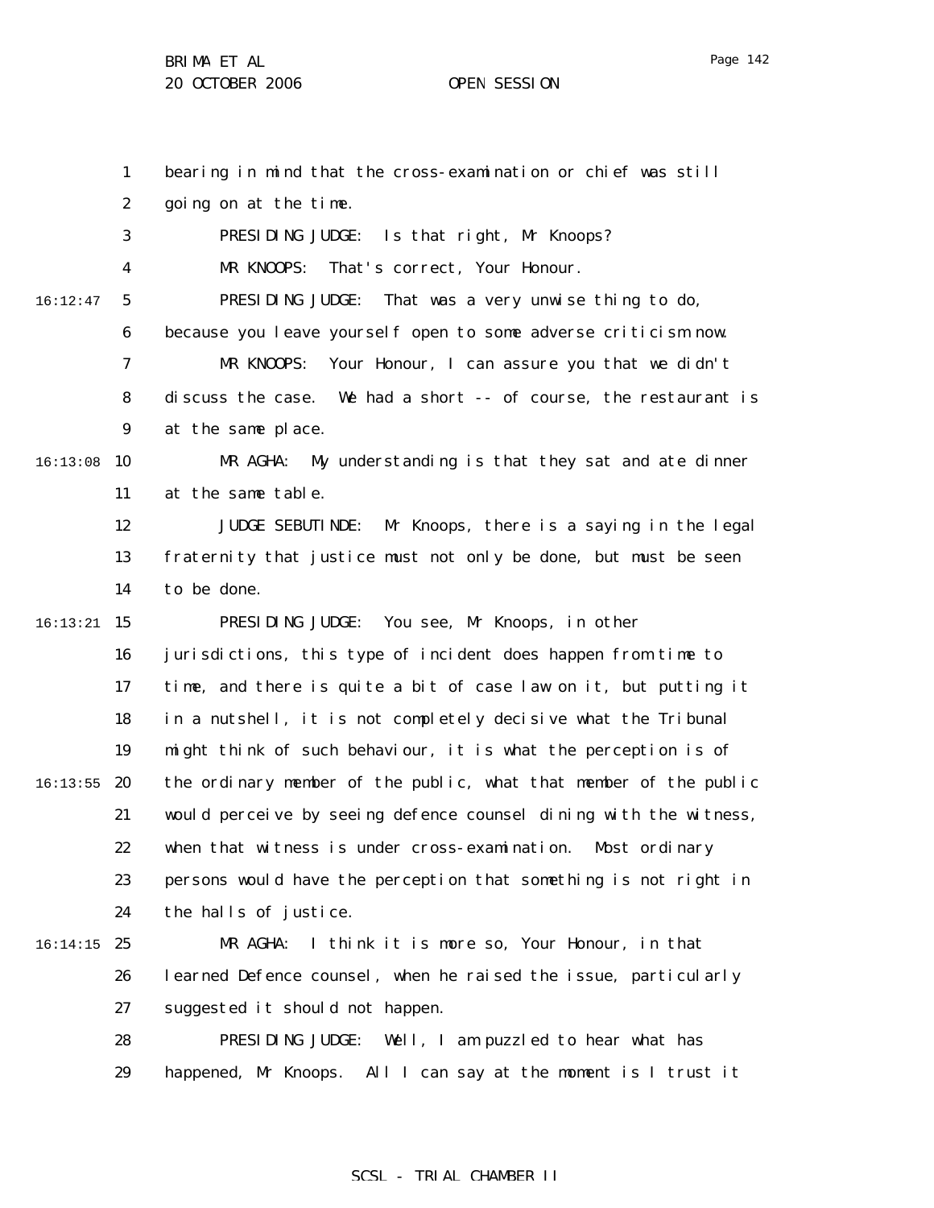bearing in mind that the cross-examination or chief was still going on at the time.

PRESIDING JUDGE: Is that right, Mr Knoops?

MR KNOOPS: That's correct, Your Honour.

PRESIDING JUDGE: That was a very unwise thing to do, because you leave yourself open to some adverse criticism now.

MR KNOOPS: Your Honour, I can assure you that we didn't discuss the case. We had a short -- of course, the restaurant is at the same place.

MR AGHA: My understanding is that they sat and ate dinner at the same table.

JUDGE SEBUTINDE: Mr Knoops, there is a saying in the legal fraternity that justice must not only be done, but must be seen to be done.

PRESIDING JUDGE: You see, Mr Knoops, in other jurisdictions, this type of incident does happen from time to time, and there is quite a bit of case law on it, but putting it in a nutshell, it is not completely decisive what the Tribunal might think of such behaviour, it is what the perception is of the ordinary member of the public, what that member of the public would perceive by seeing defence counsel dining with the witness, when that witness is under cross-examination. Most ordinary persons would have the perception that something is not right in the halls of justice.

MR AGHA: I think it is more so, Your Honour, in that learned Defence counsel, when he raised the issue, particularly suggested it should not happen.

PRESIDING JUDGE: Well, I am puzzled to hear what has happened, Mr Knoops. All I can say at the moment is I trust it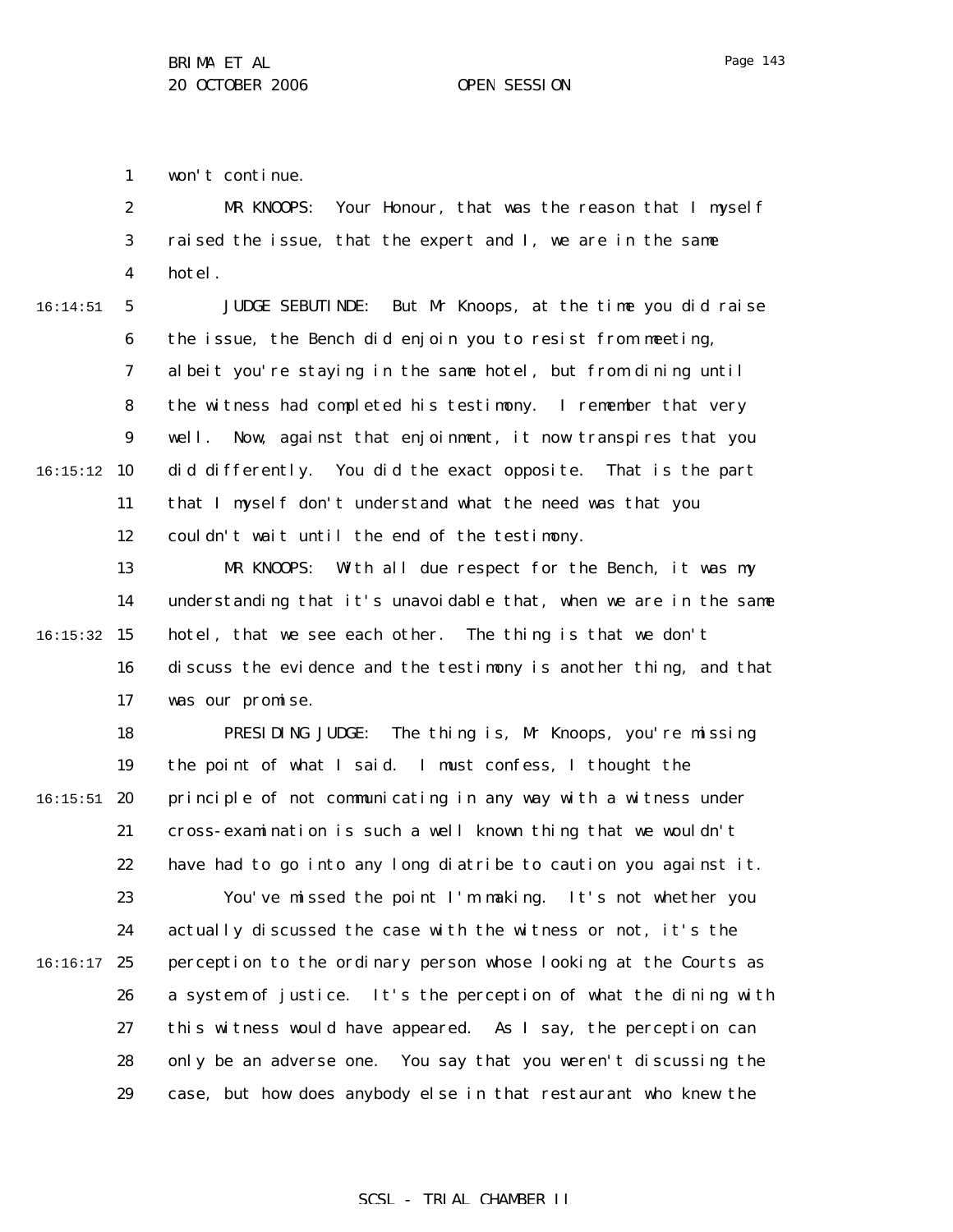won't continue.

MR KNOOPS: Your Honour, that was the reason that I myself raised the issue, that the expert and I, we are in the same hotel.

JUDGE SEBUTINDE: But Mr Knoops, at the time you did raise the issue, the Bench did enjoin you to resist from meeting, albeit you're staying in the same hotel, but from dining until the witness had completed his testimony. I remember that very well. Now, against that enjoinment, it now transpires that you did differently. You did the exact opposite. That is the part that I myself don't understand what the need was that you couldn't wait until the end of the testimony.

MR KNOOPS: With all due respect for the Bench, it was my understanding that it's unavoidable that, when we are in the same hotel, that we see each other. The thing is that we don't discuss the evidence and the testimony is another thing, and that was our promise.

PRESIDING JUDGE: The thing is, Mr Knoops, you're missing the point of what I said. I must confess, I thought the principle of not communicating in any way with a witness under cross-examination is such a well known thing that we wouldn't have had to go into any long diatribe to caution you against it.

You've missed the point I'm making. It's not whether you actually discussed the case with the witness or not, it's the perception to the ordinary person whose looking at the Courts as a system of justice. It's the perception of what the dining with this witness would have appeared. As I say, the perception can only be an adverse one. You say that you weren't discussing the case, but how does anybody else in that restaurant who knew the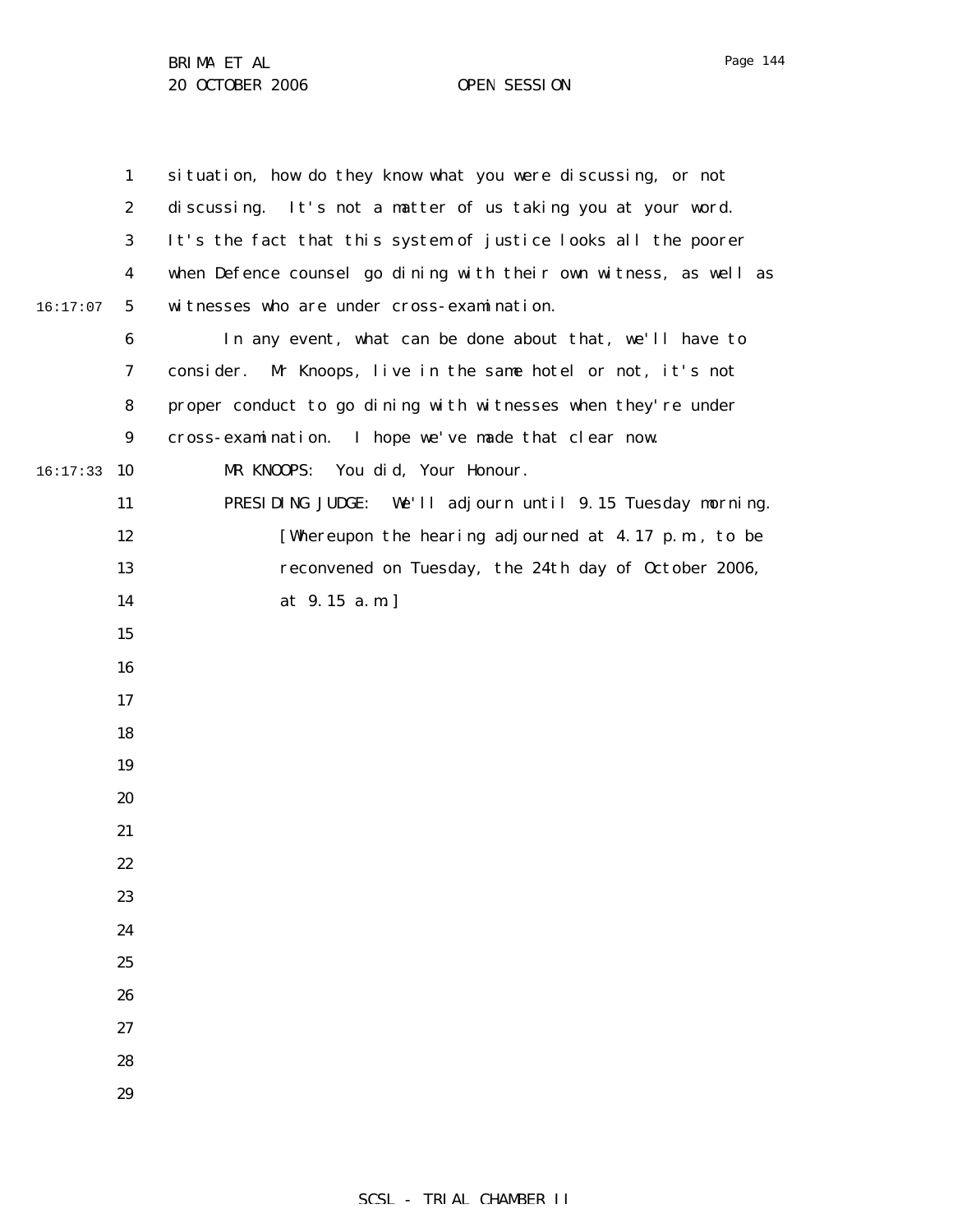situation, how do they know what you were discussing, or not discussing. It's not a matter of us taking you at your word. It's the fact that this system of justice looks all the poorer when Defence counsel go dining with their own witness, as well as witnesses who are under cross-examination.

In any event, what can be done about that, we'll have to consider. Mr Knoops, live in the same hotel or not, it's not proper conduct to go dining with witnesses when they're under cross-examination. I hope we've made that clear now.

MR KNOOPS: You did, Your Honour.

PRESIDING JUDGE: We'll adjourn until 9.15 Tuesday morning.

[Whereupon the hearing adjourned at 4.17 p.m., to be reconvened on Tuesday, the 24th day of October 2006, at 9.15 a.m.]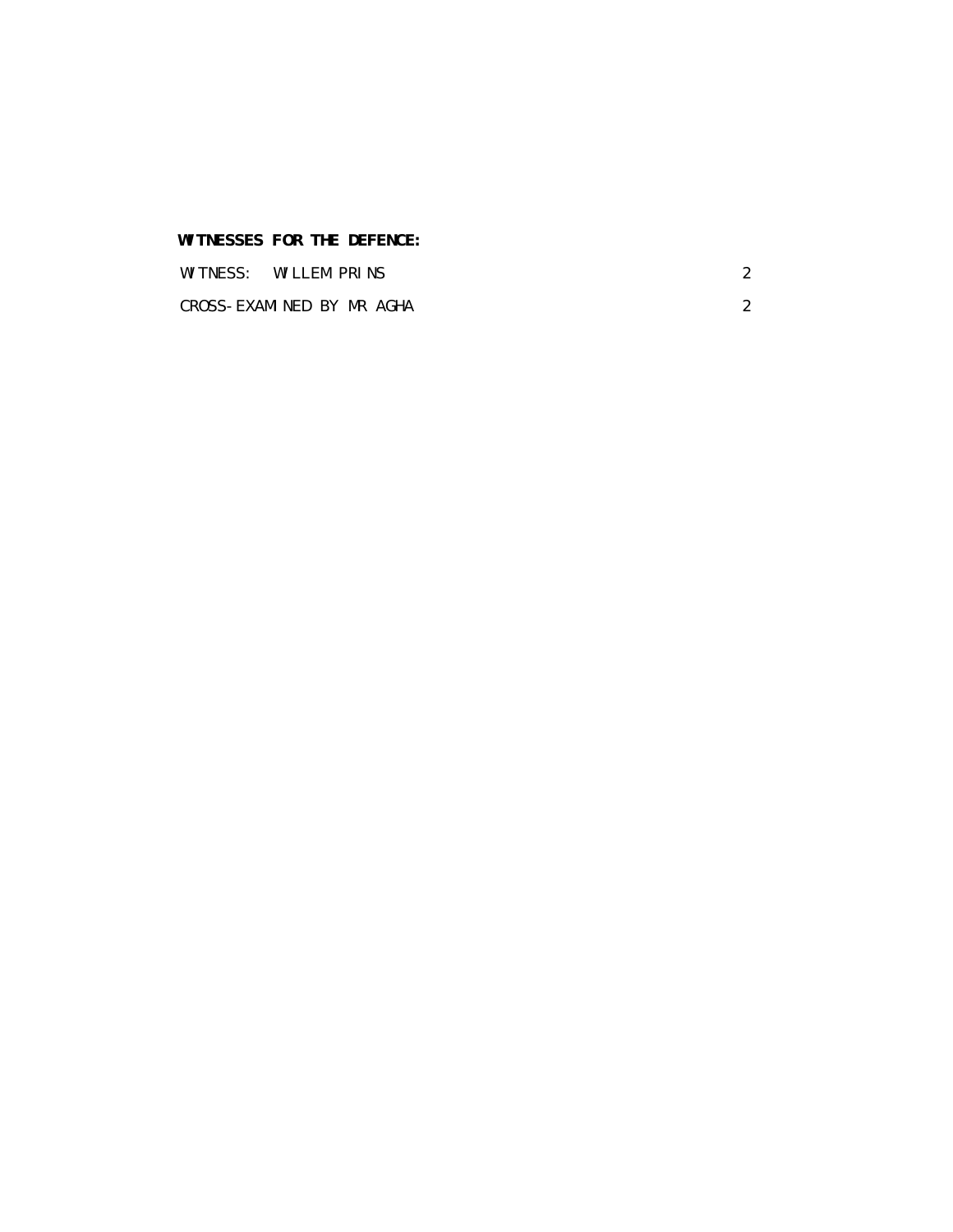**WITNESSES FOR THE DEFENCE:**

| | |
|---|---|
| WITNESS: WILLEM PRINS | 2 |
| CROSS-EXAMINED BY MR AGHA | 2 |